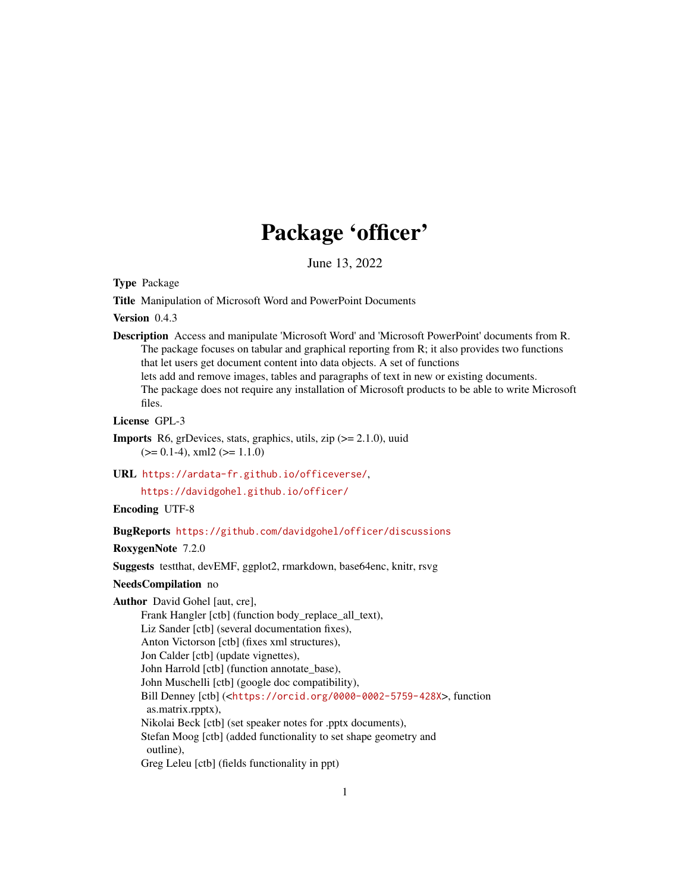# Package 'officer'

June 13, 2022

**Type** Package

**Title** Manipulation of Microsoft Word and PowerPoint Documents

**Version** 0.4.3

**Description** Access and manipulate 'Microsoft Word' and 'Microsoft PowerPoint' documents from R. The package focuses on tabular and graphical reporting from R; it also provides two functions that let users get document content into data objects. A set of functions lets add and remove images, tables and paragraphs of text in new or existing documents. The package does not require any installation of Microsoft products to be able to write Microsoft files.

**License** GPL-3

**Imports** R6, grDevices, stats, graphics, utils, zip (>= 2.1.0), uuid (>= 0.1-4), xml2 (>= 1.1.0)

**URL** https://ardata-fr.github.io/officeverse/, https://davidgohel.github.io/officer/

**Encoding** UTF-8

**BugReports** https://github.com/davidgohel/officer/discussions

**RoxygenNote** 7.2.0

**Suggests** testthat, devEMF, ggplot2, rmarkdown, base64enc, knitr, rsvg

**NeedsCompilation** no

**Author** David Gohel [aut, cre],
Frank Hangler [ctb] (function body_replace_all_text),
Liz Sander [ctb] (several documentation fixes),
Anton Victorson [ctb] (fixes xml structures),
Jon Calder [ctb] (update vignettes),
John Harrold [ctb] (function annotate_base),
John Muschelli [ctb] (google doc compatibility),
Bill Denney [ctb] (<https://orcid.org/0000-0002-5759-428X>, function as.matrix.rpptx),
Nikolai Beck [ctb] (set speaker notes for .pptx documents),
Stefan Moog [ctb] (added functionality to set shape geometry and outline),
Greg Leleu [ctb] (fields functionality in ppt)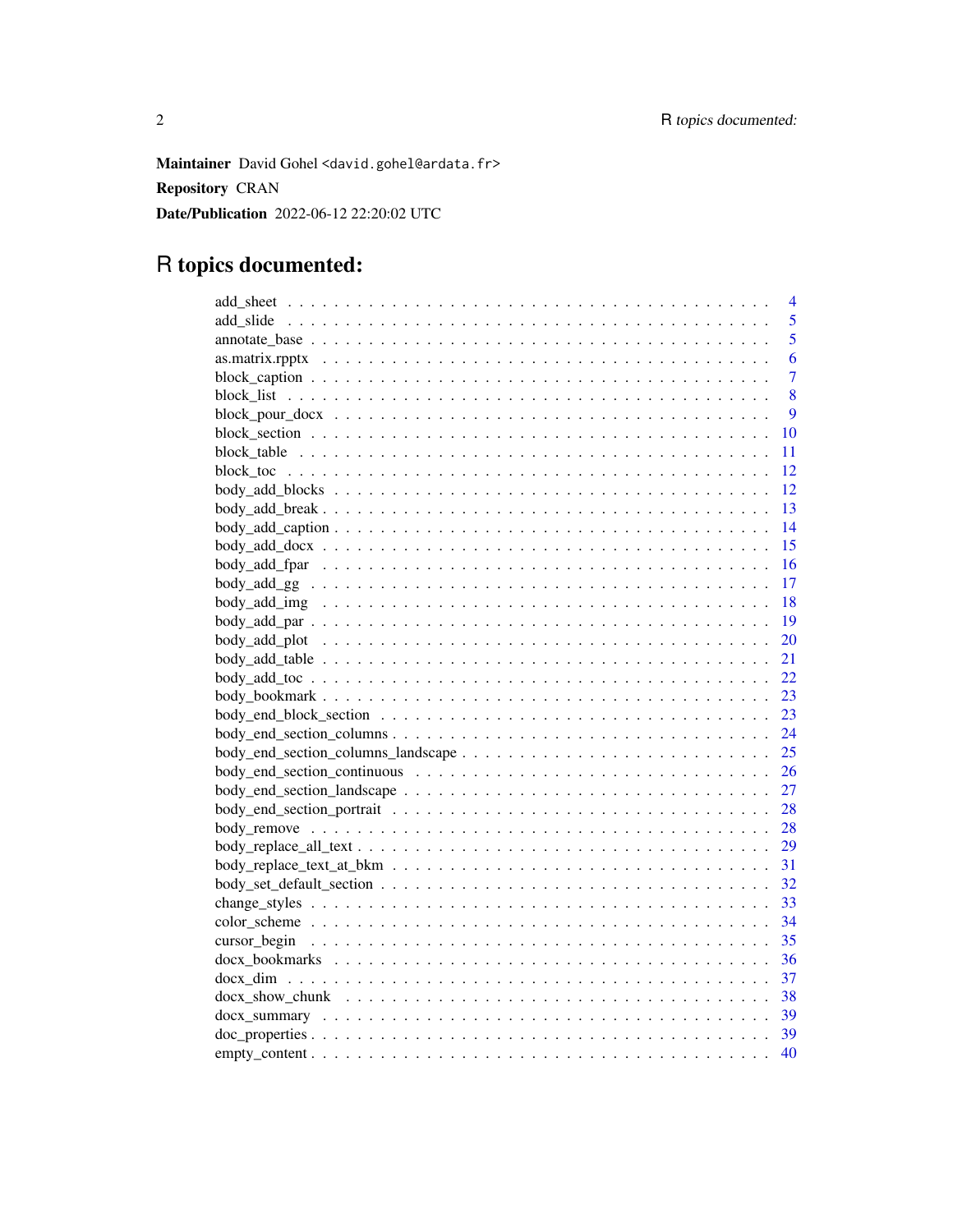**Maintainer** David Gohel <david.gohel@ardata.fr>

**Repository** CRAN

**Date/Publication** 2022-06-12 22:20:02 UTC

# R topics documented:

| | |
|---|---|
| add_sheet | 4 |
| add_slide | 5 |
| annotate_base | 5 |
| as.matrix.rpptx | 6 |
| block_caption | 7 |
| block_list | 8 |
| block_pour_docx | 9 |
| block_section | 10 |
| block_table | 11 |
| block_toc | 12 |
| body_add_blocks | 12 |
| body_add_break | 13 |
| body_add_caption | 14 |
| body_add_docx | 15 |
| body_add_fpar | 16 |
| body_add_gg | 17 |
| body_add_img | 18 |
| body_add_par | 19 |
| body_add_plot | 20 |
| body_add_table | 21 |
| body_add_toc | 22 |
| body_bookmark | 23 |
| body_end_block_section | 23 |
| body_end_section_columns | 24 |
| body_end_section_columns_landscape | 25 |
| body_end_section_continuous | 26 |
| body_end_section_landscape | 27 |
| body_end_section_portrait | 28 |
| body_remove | 28 |
| body_replace_all_text | 29 |
| body_replace_text_at_bkm | 31 |
| body_set_default_section | 32 |
| change_styles | 33 |
| color_scheme | 34 |
| cursor_begin | 35 |
| docx_bookmarks | 36 |
| docx_dim | 37 |
| docx_show_chunk | 38 |
| docx_summary | 39 |
| doc_properties | 39 |
| empty_content | 40 |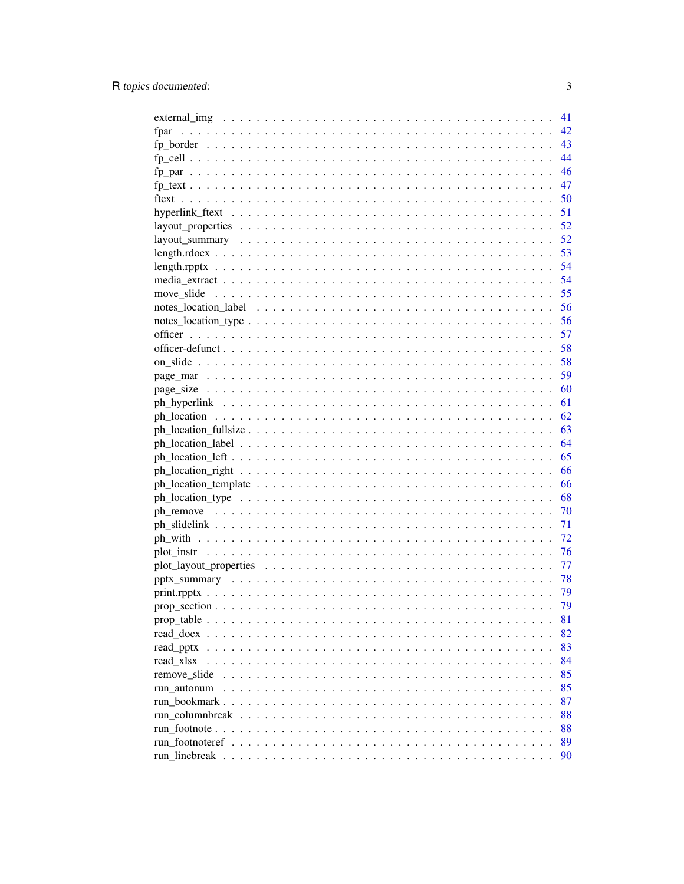external_img . . . . . . . . . . . . . . . . . . . . . . . . . . . . . . . . . . . 41
fpar . . . . . . . . . . . . . . . . . . . . . . . . . . . . . . . . . . . . . . . 42
fp_border . . . . . . . . . . . . . . . . . . . . . . . . . . . . . . . . . . . . 43
fp_cell . . . . . . . . . . . . . . . . . . . . . . . . . . . . . . . . . . . . . 44
fp_par . . . . . . . . . . . . . . . . . . . . . . . . . . . . . . . . . . . . . . 46
fp_text . . . . . . . . . . . . . . . . . . . . . . . . . . . . . . . . . . . . . 47
ftext . . . . . . . . . . . . . . . . . . . . . . . . . . . . . . . . . . . . . . 50
hyperlink_ftext . . . . . . . . . . . . . . . . . . . . . . . . . . . . . . . . . 51
layout_properties . . . . . . . . . . . . . . . . . . . . . . . . . . . . . . . . 52
layout_summary . . . . . . . . . . . . . . . . . . . . . . . . . . . . . . . . . 52
length.rdocx . . . . . . . . . . . . . . . . . . . . . . . . . . . . . . . . . . . 53
length.rpptx . . . . . . . . . . . . . . . . . . . . . . . . . . . . . . . . . . . 54
media_extract . . . . . . . . . . . . . . . . . . . . . . . . . . . . . . . . . . 54
move_slide . . . . . . . . . . . . . . . . . . . . . . . . . . . . . . . . . . . . 55
notes_location_label . . . . . . . . . . . . . . . . . . . . . . . . . . . . . . . 56
notes_location_type . . . . . . . . . . . . . . . . . . . . . . . . . . . . . . . 56
officer . . . . . . . . . . . . . . . . . . . . . . . . . . . . . . . . . . . . . . 57
officer-defunct . . . . . . . . . . . . . . . . . . . . . . . . . . . . . . . . . . 58
on_slide . . . . . . . . . . . . . . . . . . . . . . . . . . . . . . . . . . . . . 58
page_mar . . . . . . . . . . . . . . . . . . . . . . . . . . . . . . . . . . . . . 59
page_size . . . . . . . . . . . . . . . . . . . . . . . . . . . . . . . . . . . . . 60
ph_hyperlink . . . . . . . . . . . . . . . . . . . . . . . . . . . . . . . . . . . 61
ph_location . . . . . . . . . . . . . . . . . . . . . . . . . . . . . . . . . . . . 62
ph_location_fullsize . . . . . . . . . . . . . . . . . . . . . . . . . . . . . . . 63
ph_location_label . . . . . . . . . . . . . . . . . . . . . . . . . . . . . . . . 64
ph_location_left . . . . . . . . . . . . . . . . . . . . . . . . . . . . . . . . . 65
ph_location_right . . . . . . . . . . . . . . . . . . . . . . . . . . . . . . . . 66
ph_location_template . . . . . . . . . . . . . . . . . . . . . . . . . . . . . . . 66
ph_location_type . . . . . . . . . . . . . . . . . . . . . . . . . . . . . . . . . 68
ph_remove . . . . . . . . . . . . . . . . . . . . . . . . . . . . . . . . . . . . 70
ph_slidelink . . . . . . . . . . . . . . . . . . . . . . . . . . . . . . . . . . . 71
ph_with . . . . . . . . . . . . . . . . . . . . . . . . . . . . . . . . . . . . . . 72
plot_instr . . . . . . . . . . . . . . . . . . . . . . . . . . . . . . . . . . . . 76
plot_layout_properties . . . . . . . . . . . . . . . . . . . . . . . . . . . . . . 77
pptx_summary . . . . . . . . . . . . . . . . . . . . . . . . . . . . . . . . . . . 78
print.rpptx . . . . . . . . . . . . . . . . . . . . . . . . . . . . . . . . . . . . 79
prop_section . . . . . . . . . . . . . . . . . . . . . . . . . . . . . . . . . . . 79
prop_table . . . . . . . . . . . . . . . . . . . . . . . . . . . . . . . . . . . . 81
read_docx . . . . . . . . . . . . . . . . . . . . . . . . . . . . . . . . . . . . 82
read_pptx . . . . . . . . . . . . . . . . . . . . . . . . . . . . . . . . . . . . 83
read_xlsx . . . . . . . . . . . . . . . . . . . . . . . . . . . . . . . . . . . . 84
remove_slide . . . . . . . . . . . . . . . . . . . . . . . . . . . . . . . . . . . 85
run_autonum . . . . . . . . . . . . . . . . . . . . . . . . . . . . . . . . . . . 85
run_bookmark . . . . . . . . . . . . . . . . . . . . . . . . . . . . . . . . . . . 87
run_columnbreak . . . . . . . . . . . . . . . . . . . . . . . . . . . . . . . . . 88
run_footnote . . . . . . . . . . . . . . . . . . . . . . . . . . . . . . . . . . . 88
run_footnoteref . . . . . . . . . . . . . . . . . . . . . . . . . . . . . . . . . . 89
run_linebreak . . . . . . . . . . . . . . . . . . . . . . . . . . . . . . . . . . . 90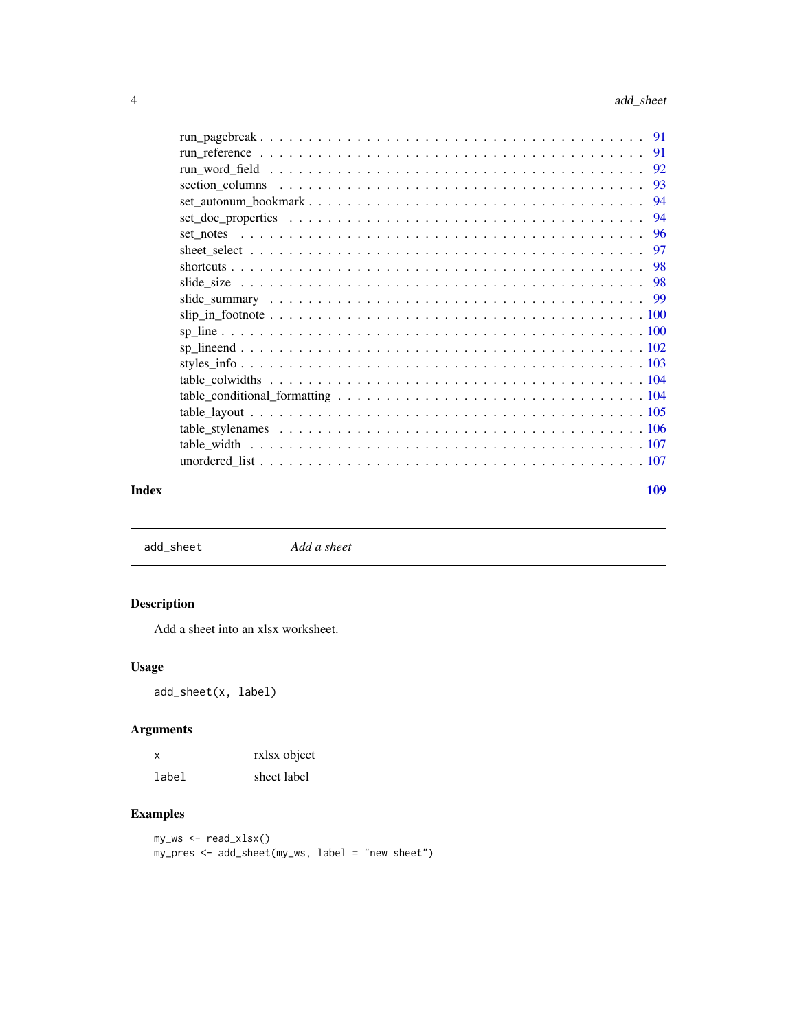run_pagebreak . . . . . . . . . . . . . . . . . . . . . . . . . . . . . . . . . . . . . . 91
run_reference . . . . . . . . . . . . . . . . . . . . . . . . . . . . . . . . . . . . . . 91
run_word_field . . . . . . . . . . . . . . . . . . . . . . . . . . . . . . . . . . . . . 92
section_columns . . . . . . . . . . . . . . . . . . . . . . . . . . . . . . . . . . . . . 93
set_autonum_bookmark . . . . . . . . . . . . . . . . . . . . . . . . . . . . . . . . . 94
set_doc_properties . . . . . . . . . . . . . . . . . . . . . . . . . . . . . . . . . . . 94
set_notes . . . . . . . . . . . . . . . . . . . . . . . . . . . . . . . . . . . . . . . . 96
sheet_select . . . . . . . . . . . . . . . . . . . . . . . . . . . . . . . . . . . . . . 97
shortcuts . . . . . . . . . . . . . . . . . . . . . . . . . . . . . . . . . . . . . . . . 98
slide_size . . . . . . . . . . . . . . . . . . . . . . . . . . . . . . . . . . . . . . . 98
slide_summary . . . . . . . . . . . . . . . . . . . . . . . . . . . . . . . . . . . . . 99
slip_in_footnote . . . . . . . . . . . . . . . . . . . . . . . . . . . . . . . . . . . . 100
sp_line . . . . . . . . . . . . . . . . . . . . . . . . . . . . . . . . . . . . . . . . . 100
sp_lineend . . . . . . . . . . . . . . . . . . . . . . . . . . . . . . . . . . . . . . . 102
styles_info . . . . . . . . . . . . . . . . . . . . . . . . . . . . . . . . . . . . . . . 103
table_colwidths . . . . . . . . . . . . . . . . . . . . . . . . . . . . . . . . . . . . 104
table_conditional_formatting . . . . . . . . . . . . . . . . . . . . . . . . . . . . . 104
table_layout . . . . . . . . . . . . . . . . . . . . . . . . . . . . . . . . . . . . . . 105
table_stylenames . . . . . . . . . . . . . . . . . . . . . . . . . . . . . . . . . . . . 106
table_width . . . . . . . . . . . . . . . . . . . . . . . . . . . . . . . . . . . . . . . 107
unordered_list . . . . . . . . . . . . . . . . . . . . . . . . . . . . . . . . . . . . . 107

**Index** **109**

---

## add_sheet — *Add a sheet*

### Description

Add a sheet into an xlsx worksheet.

### Usage

```
add_sheet(x, label)
```

### Arguments

| | |
|---|---|
| x | rxlsx object |
| label | sheet label |

### Examples

```
my_ws <- read_xlsx()
my_pres <- add_sheet(my_ws, label = "new sheet")
```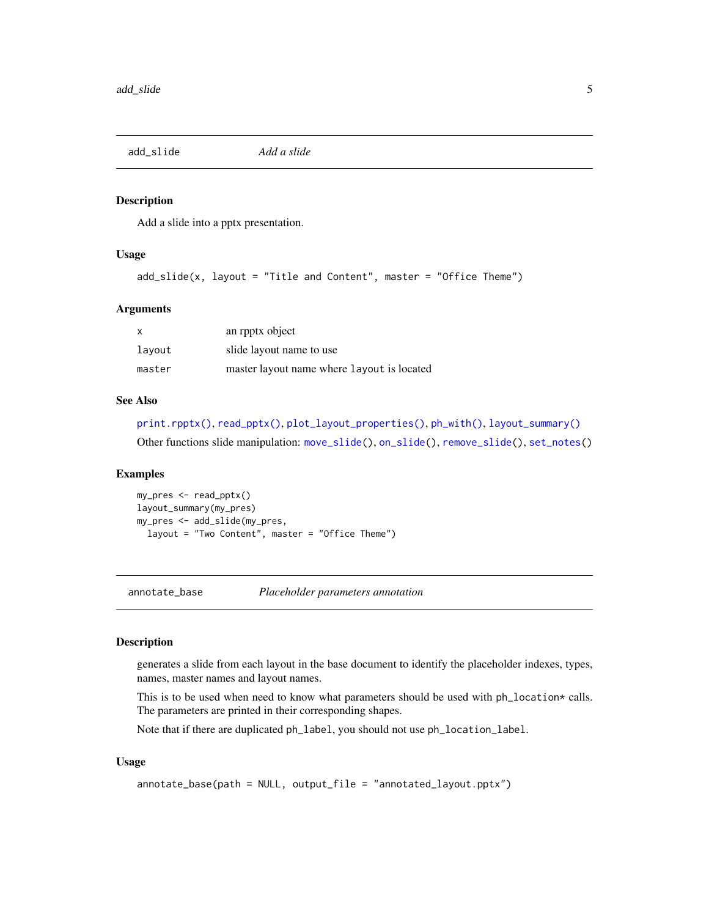## add_slide *Add a slide*

### Description

Add a slide into a pptx presentation.

### Usage

```
add_slide(x, layout = "Title and Content", master = "Office Theme")
```

### Arguments

| | |
|---|---|
| `x` | an rpptx object |
| `layout` | slide layout name to use |
| `master` | master layout name where `layout` is located |

### See Also

`print.rpptx()`, `read_pptx()`, `plot_layout_properties()`, `ph_with()`, `layout_summary()`

Other functions slide manipulation: `move_slide()`, `on_slide()`, `remove_slide()`, `set_notes()`

### Examples

```
my_pres <- read_pptx()
layout_summary(my_pres)
my_pres <- add_slide(my_pres,
  layout = "Two Content", master = "Office Theme")
```

## annotate_base *Placeholder parameters annotation*

### Description

generates a slide from each layout in the base document to identify the placeholder indexes, types, names, master names and layout names.

This is to be used when need to know what parameters should be used with `ph_location*` calls. The parameters are printed in their corresponding shapes.

Note that if there are duplicated `ph_label`, you should not use `ph_location_label`.

### Usage

```
annotate_base(path = NULL, output_file = "annotated_layout.pptx")
```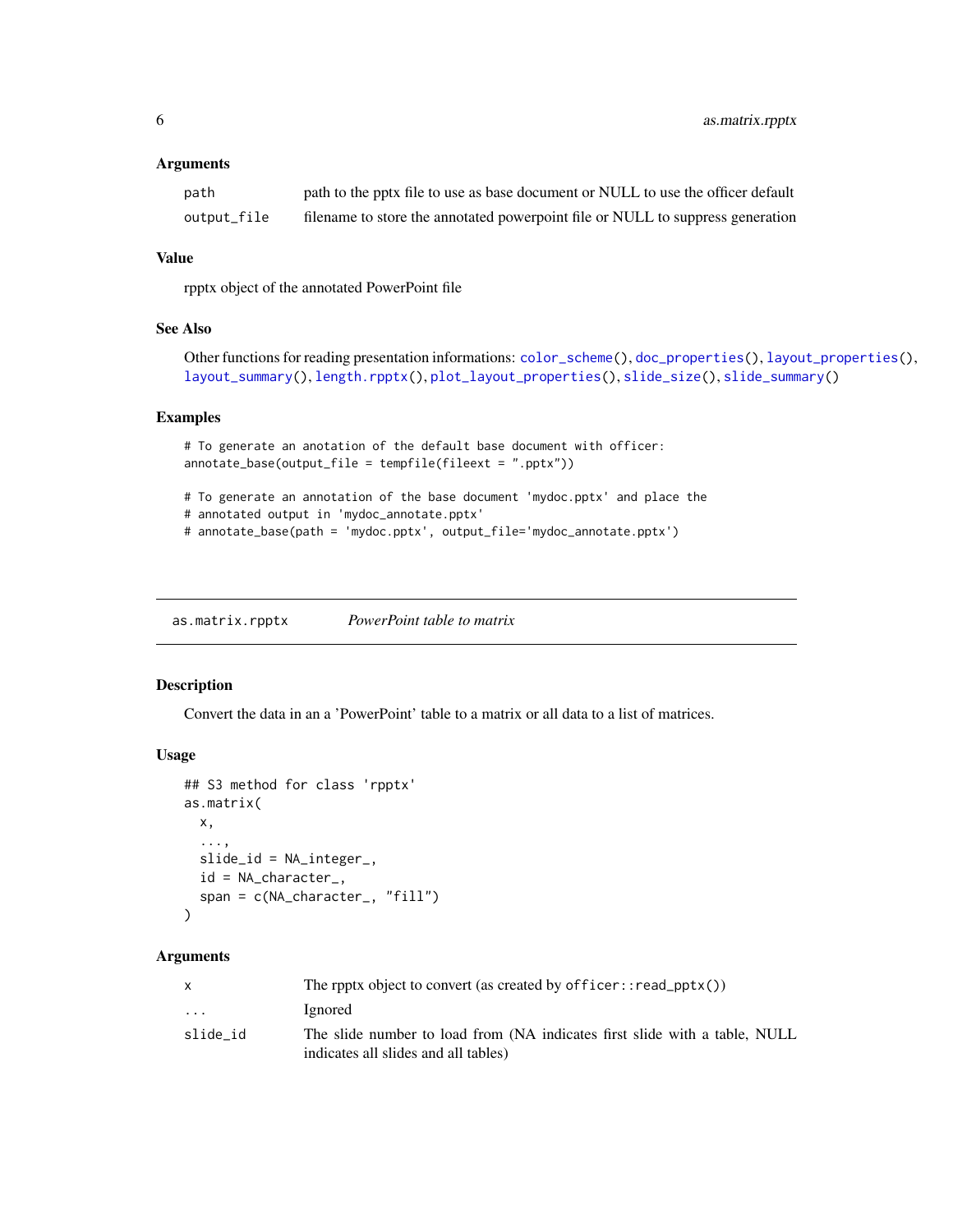### Arguments

| | |
|---|---|
| `path` | path to the pptx file to use as base document or NULL to use the officer default |
| `output_file` | filename to store the annotated powerpoint file or NULL to suppress generation |

### Value

rpptx object of the annotated PowerPoint file

### See Also

Other functions for reading presentation informations: `color_scheme()`, `doc_properties()`, `layout_properties()`, `layout_summary()`, `length.rpptx()`, `plot_layout_properties()`, `slide_size()`, `slide_summary()`

### Examples

```
# To generate an anotation of the default base document with officer:
annotate_base(output_file = tempfile(fileext = ".pptx"))

# To generate an annotation of the base document 'mydoc.pptx' and place the
# annotated output in 'mydoc_annotate.pptx'
# annotate_base(path = 'mydoc.pptx', output_file='mydoc_annotate.pptx')
```

---

## `as.matrix.rpptx` *PowerPoint table to matrix*

---

### Description

Convert the data in an a 'PowerPoint' table to a matrix or all data to a list of matrices.

### Usage

```
## S3 method for class 'rpptx'
as.matrix(
  x,
  ...,
  slide_id = NA_integer_,
  id = NA_character_,
  span = c(NA_character_, "fill")
)
```

### Arguments

| | |
|---|---|
| `x` | The rpptx object to convert (as created by `officer::read_pptx()`) |
| `...` | Ignored |
| `slide_id` | The slide number to load from (NA indicates first slide with a table, NULL indicates all slides and all tables) |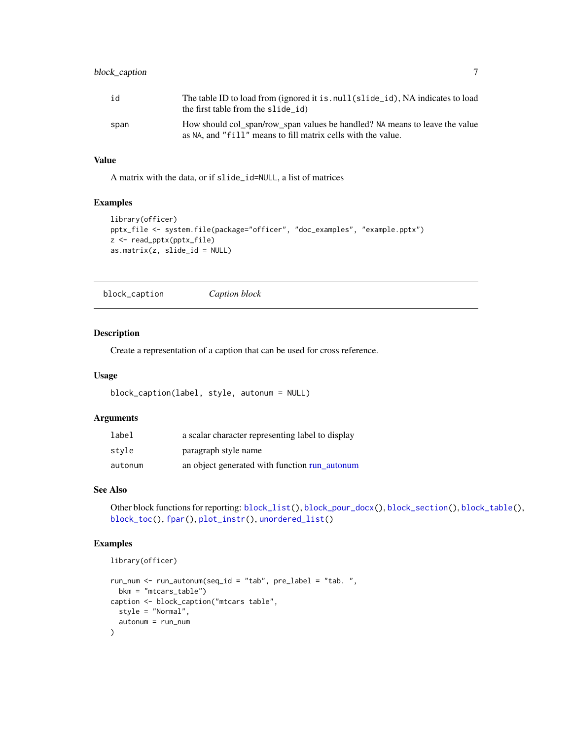| | |
|---|---|
| id | The table ID to load from (ignored it `is.null(slide_id)`, NA indicates to load the first table from the `slide_id`) |
| span | How should col_span/row_span values be handled? `NA` means to leave the value as `NA`, and `"fill"` means to fill matrix cells with the value. |

### Value

A matrix with the data, or if `slide_id=NULL`, a list of matrices

### Examples

```
library(officer)
pptx_file <- system.file(package="officer", "doc_examples", "example.pptx")
z <- read_pptx(pptx_file)
as.matrix(z, slide_id = NULL)
```

---

## block_caption — *Caption block*

---

### Description

Create a representation of a caption that can be used for cross reference.

### Usage

```
block_caption(label, style, autonum = NULL)
```

### Arguments

| | |
|---|---|
| label | a scalar character representing label to display |
| style | paragraph style name |
| autonum | an object generated with function run_autonum |

### See Also

Other block functions for reporting: `block_list()`, `block_pour_docx()`, `block_section()`, `block_table()`, `block_toc()`, `fpar()`, `plot_instr()`, `unordered_list()`

### Examples

```
library(officer)

run_num <- run_autonum(seq_id = "tab", pre_label = "tab. ",
  bkm = "mtcars_table")
caption <- block_caption("mtcars table",
  style = "Normal",
  autonum = run_num
)
```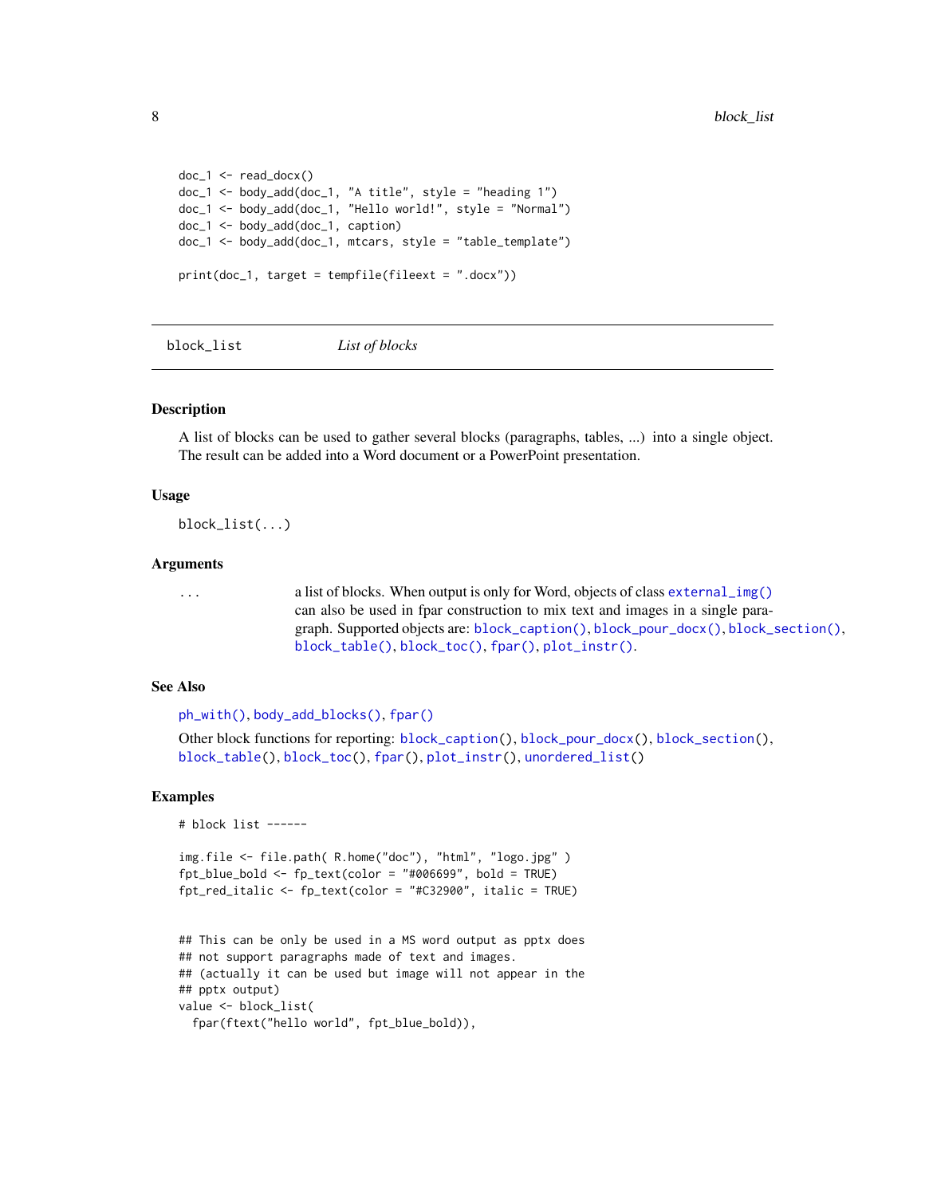```
doc_1 <- read_docx()
doc_1 <- body_add(doc_1, "A title", style = "heading 1")
doc_1 <- body_add(doc_1, "Hello world!", style = "Normal")
doc_1 <- body_add(doc_1, caption)
doc_1 <- body_add(doc_1, mtcars, style = "table_template")

print(doc_1, target = tempfile(fileext = ".docx"))
```

## block_list — *List of blocks*

### Description

A list of blocks can be used to gather several blocks (paragraphs, tables, ...) into a single object. The result can be added into a Word document or a PowerPoint presentation.

### Usage

```
block_list(...)
```

### Arguments

| | |
|---|---|
| `...` | a list of blocks. When output is only for Word, objects of class `external_img()` can also be used in fpar construction to mix text and images in a single paragraph. Supported objects are: `block_caption()`, `block_pour_docx()`, `block_section()`, `block_table()`, `block_toc()`, `fpar()`, `plot_instr()`. |

### See Also

`ph_with()`, `body_add_blocks()`, `fpar()`

Other block functions for reporting: `block_caption()`, `block_pour_docx()`, `block_section()`, `block_table()`, `block_toc()`, `fpar()`, `plot_instr()`, `unordered_list()`

### Examples

```
# block list ------

img.file <- file.path( R.home("doc"), "html", "logo.jpg" )
fpt_blue_bold <- fp_text(color = "#006699", bold = TRUE)
fpt_red_italic <- fp_text(color = "#C32900", italic = TRUE)


## This can be only be used in a MS word output as pptx does
## not support paragraphs made of text and images.
## (actually it can be used but image will not appear in the
## pptx output)
value <- block_list(
  fpar(ftext("hello world", fpt_blue_bold)),
```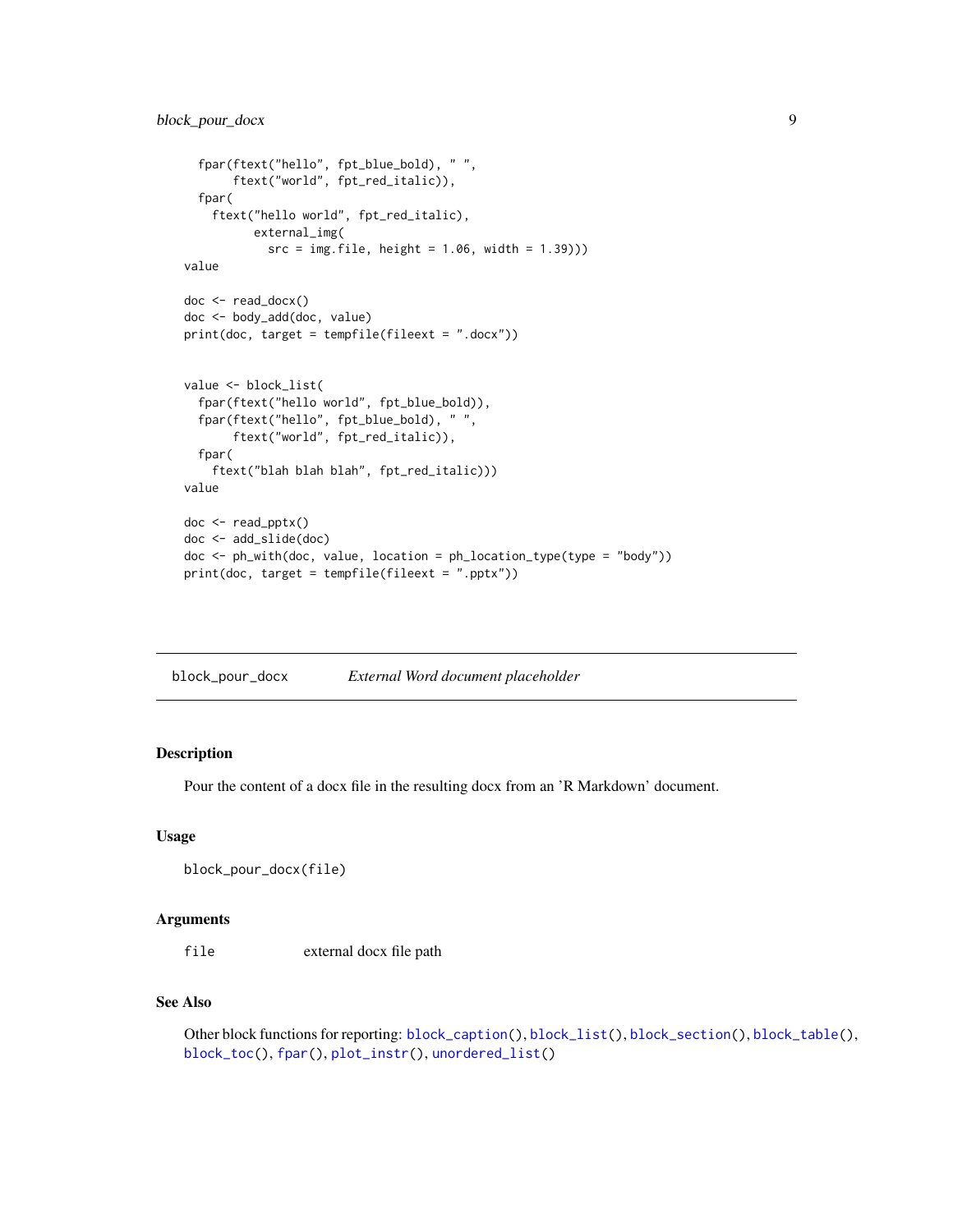```
  fpar(ftext("hello", fpt_blue_bold), " ",
       ftext("world", fpt_red_italic)),
  fpar(
    ftext("hello world", fpt_red_italic),
          external_img(
            src = img.file, height = 1.06, width = 1.39)))
value

doc <- read_docx()
doc <- body_add(doc, value)
print(doc, target = tempfile(fileext = ".docx"))


value <- block_list(
  fpar(ftext("hello world", fpt_blue_bold)),
  fpar(ftext("hello", fpt_blue_bold), " ",
       ftext("world", fpt_red_italic)),
  fpar(
    ftext("blah blah blah", fpt_red_italic)))
value

doc <- read_pptx()
doc <- add_slide(doc)
doc <- ph_with(doc, value, location = ph_location_type(type = "body"))
print(doc, target = tempfile(fileext = ".pptx"))
```

## block_pour_docx — *External Word document placeholder*

### Description

Pour the content of a docx file in the resulting docx from an 'R Markdown' document.

### Usage

```
block_pour_docx(file)
```

### Arguments

| | |
|---|---|
| `file` | external docx file path |

### See Also

Other block functions for reporting: `block_caption()`, `block_list()`, `block_section()`, `block_table()`, `block_toc()`, `fpar()`, `plot_instr()`, `unordered_list()`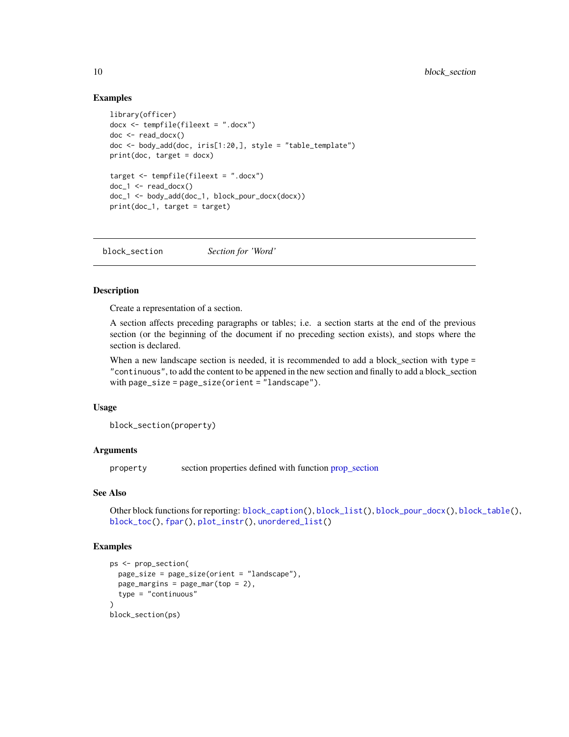## Examples

```
library(officer)
docx <- tempfile(fileext = ".docx")
doc <- read_docx()
doc <- body_add(doc, iris[1:20,], style = "table_template")
print(doc, target = docx)

target <- tempfile(fileext = ".docx")
doc_1 <- read_docx()
doc_1 <- body_add(doc_1, block_pour_docx(docx))
print(doc_1, target = target)
```

---

# block_section    *Section for 'Word'*

---

## Description

Create a representation of a section.

A section affects preceding paragraphs or tables; i.e. a section starts at the end of the previous section (or the beginning of the document if no preceding section exists), and stops where the section is declared.

When a new landscape section is needed, it is recommended to add a block_section with `type = "continuous"`, to add the content to be appened in the new section and finally to add a block_section with `page_size = page_size(orient = "landscape")`.

## Usage

```
block_section(property)
```

## Arguments

| | |
|---|---|
| `property` | section properties defined with function prop_section |

## See Also

Other block functions for reporting: `block_caption()`, `block_list()`, `block_pour_docx()`, `block_table()`, `block_toc()`, `fpar()`, `plot_instr()`, `unordered_list()`

## Examples

```
ps <- prop_section(
  page_size = page_size(orient = "landscape"),
  page_margins = page_mar(top = 2),
  type = "continuous"
)
block_section(ps)
```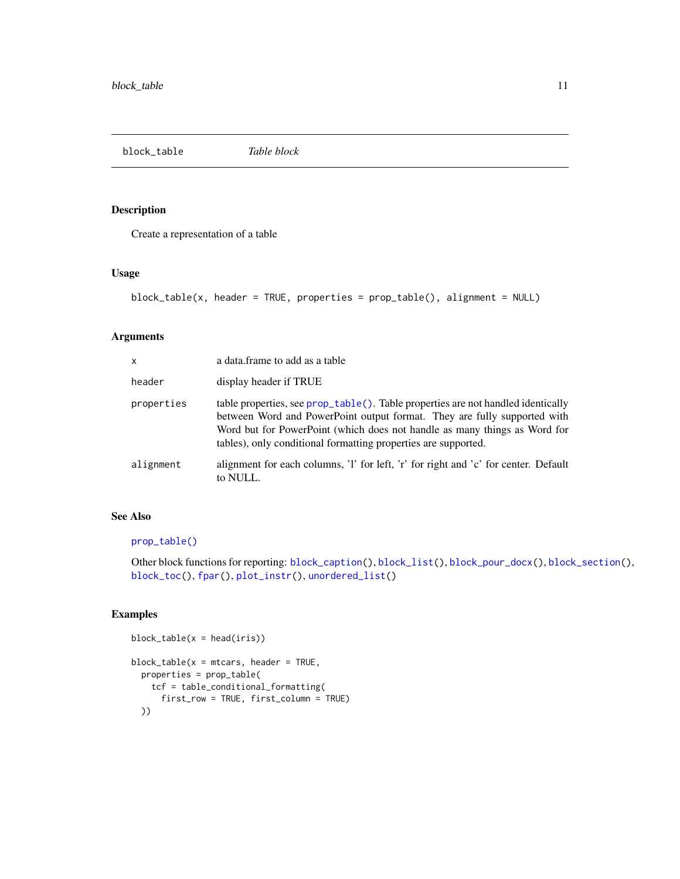## block_table *Table block*

### Description

Create a representation of a table

### Usage

```
block_table(x, header = TRUE, properties = prop_table(), alignment = NULL)
```

### Arguments

| | |
|---|---|
| x | a data.frame to add as a table |
| header | display header if TRUE |
| properties | table properties, see prop_table(). Table properties are not handled identically between Word and PowerPoint output format. They are fully supported with Word but for PowerPoint (which does not handle as many things as Word for tables), only conditional formatting properties are supported. |
| alignment | alignment for each columns, 'l' for left, 'r' for right and 'c' for center. Default to NULL. |

### See Also

prop_table()

Other block functions for reporting: block_caption(), block_list(), block_pour_docx(), block_section(), block_toc(), fpar(), plot_instr(), unordered_list()

### Examples

```
block_table(x = head(iris))

block_table(x = mtcars, header = TRUE,
  properties = prop_table(
    tcf = table_conditional_formatting(
      first_row = TRUE, first_column = TRUE)
  ))
```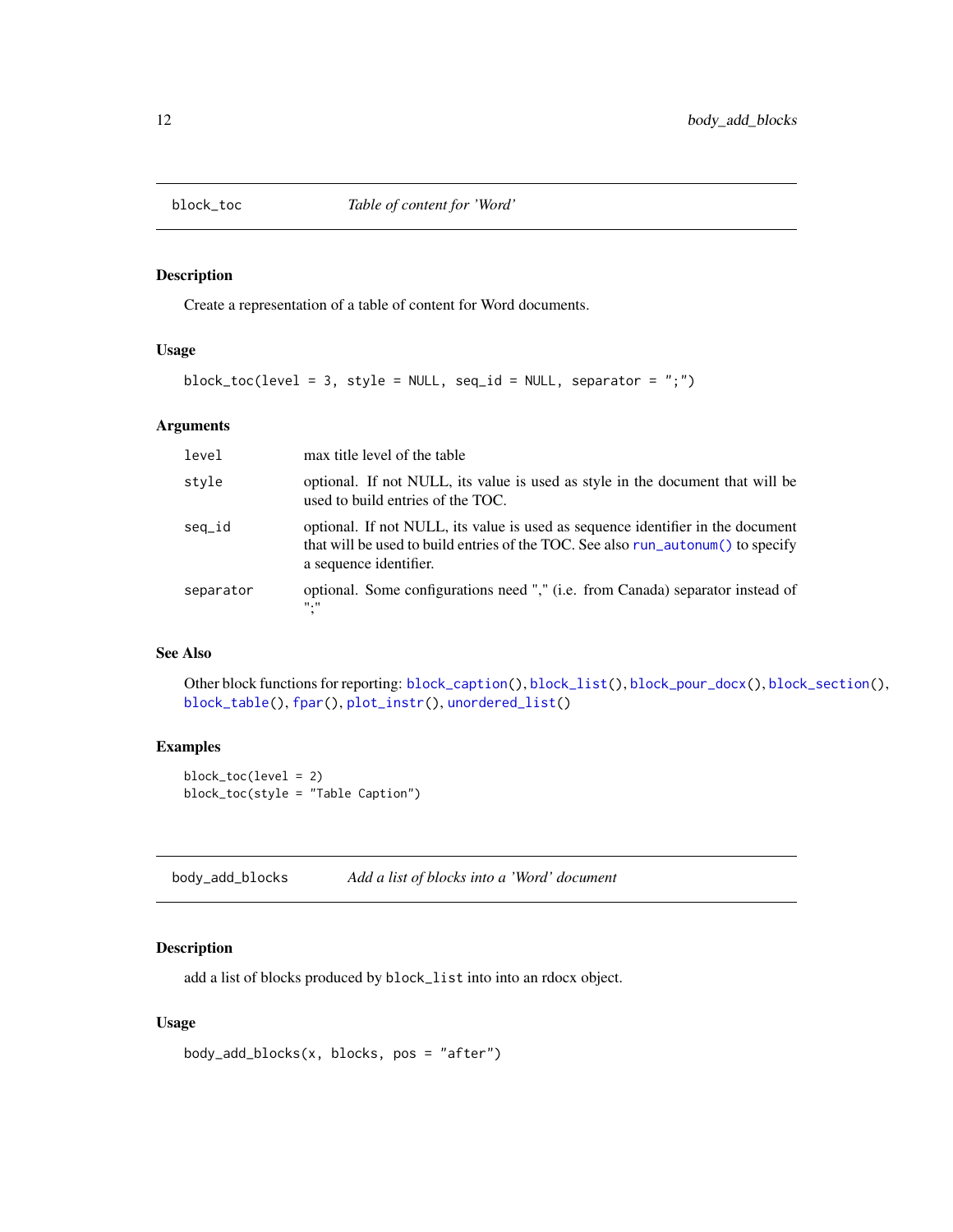## block_toc — *Table of content for 'Word'*

### Description

Create a representation of a table of content for Word documents.

### Usage

```
block_toc(level = 3, style = NULL, seq_id = NULL, separator = ";")
```

### Arguments

| | |
|---|---|
| `level` | max title level of the table |
| `style` | optional. If not NULL, its value is used as style in the document that will be used to build entries of the TOC. |
| `seq_id` | optional. If not NULL, its value is used as sequence identifier in the document that will be used to build entries of the TOC. See also `run_autonum()` to specify a sequence identifier. |
| `separator` | optional. Some configurations need "," (i.e. from Canada) separator instead of ";" |

### See Also

Other block functions for reporting: `block_caption()`, `block_list()`, `block_pour_docx()`, `block_section()`, `block_table()`, `fpar()`, `plot_instr()`, `unordered_list()`

### Examples

```
block_toc(level = 2)
block_toc(style = "Table Caption")
```

## body_add_blocks — *Add a list of blocks into a 'Word' document*

### Description

add a list of blocks produced by `block_list` into into an rdocx object.

### Usage

```
body_add_blocks(x, blocks, pos = "after")
```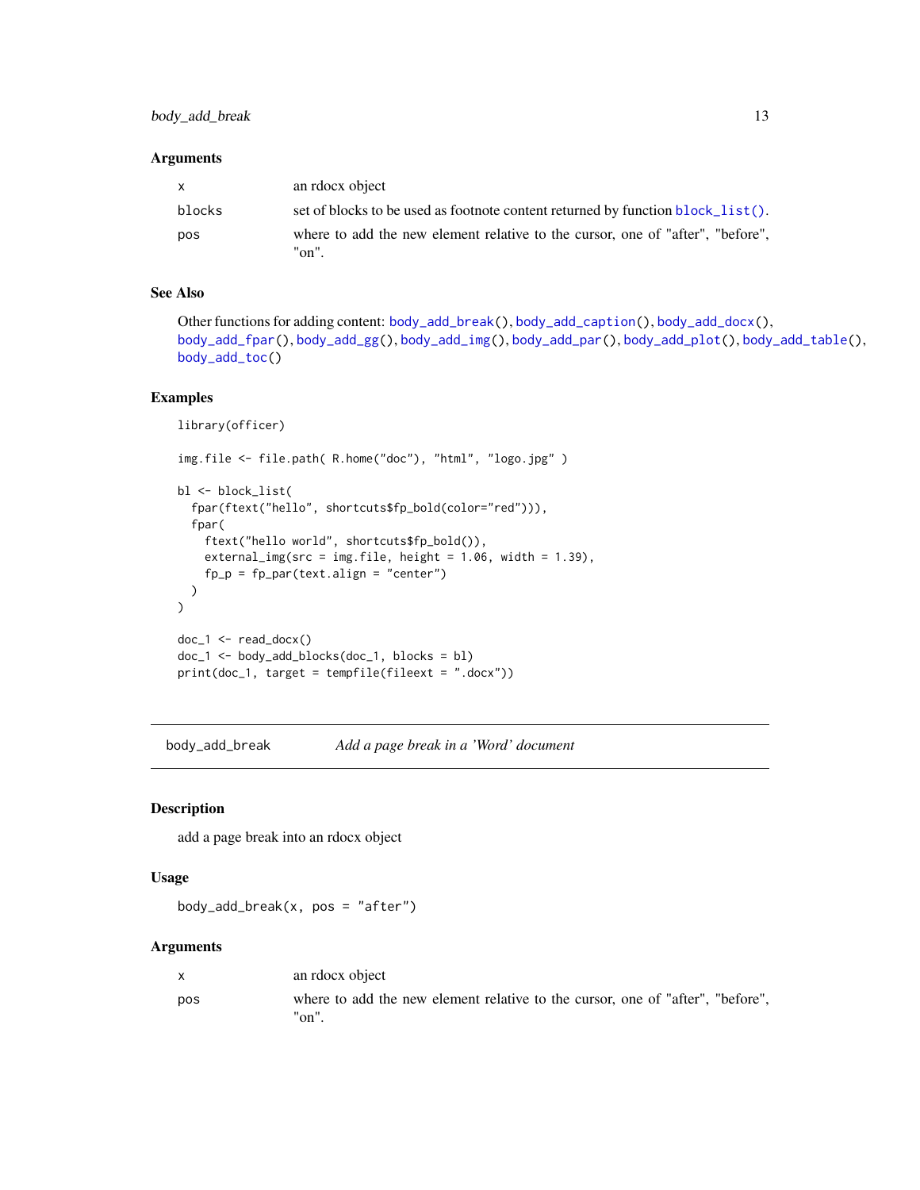### Arguments

| | |
|---|---|
| x | an rdocx object |
| blocks | set of blocks to be used as footnote content returned by function block_list(). |
| pos | where to add the new element relative to the cursor, one of "after", "before", "on". |

### See Also

Other functions for adding content: body_add_break(), body_add_caption(), body_add_docx(), body_add_fpar(), body_add_gg(), body_add_img(), body_add_par(), body_add_plot(), body_add_table(), body_add_toc()

### Examples

```
library(officer)

img.file <- file.path( R.home("doc"), "html", "logo.jpg" )

bl <- block_list(
  fpar(ftext("hello", shortcuts$fp_bold(color="red"))),
  fpar(
    ftext("hello world", shortcuts$fp_bold()),
    external_img(src = img.file, height = 1.06, width = 1.39),
    fp_p = fp_par(text.align = "center")
  )
)

doc_1 <- read_docx()
doc_1 <- body_add_blocks(doc_1, blocks = bl)
print(doc_1, target = tempfile(fileext = ".docx"))
```

---

## body_add_break — *Add a page break in a 'Word' document*

---

### Description

add a page break into an rdocx object

### Usage

```
body_add_break(x, pos = "after")
```

### Arguments

| | |
|---|---|
| x | an rdocx object |
| pos | where to add the new element relative to the cursor, one of "after", "before", "on". |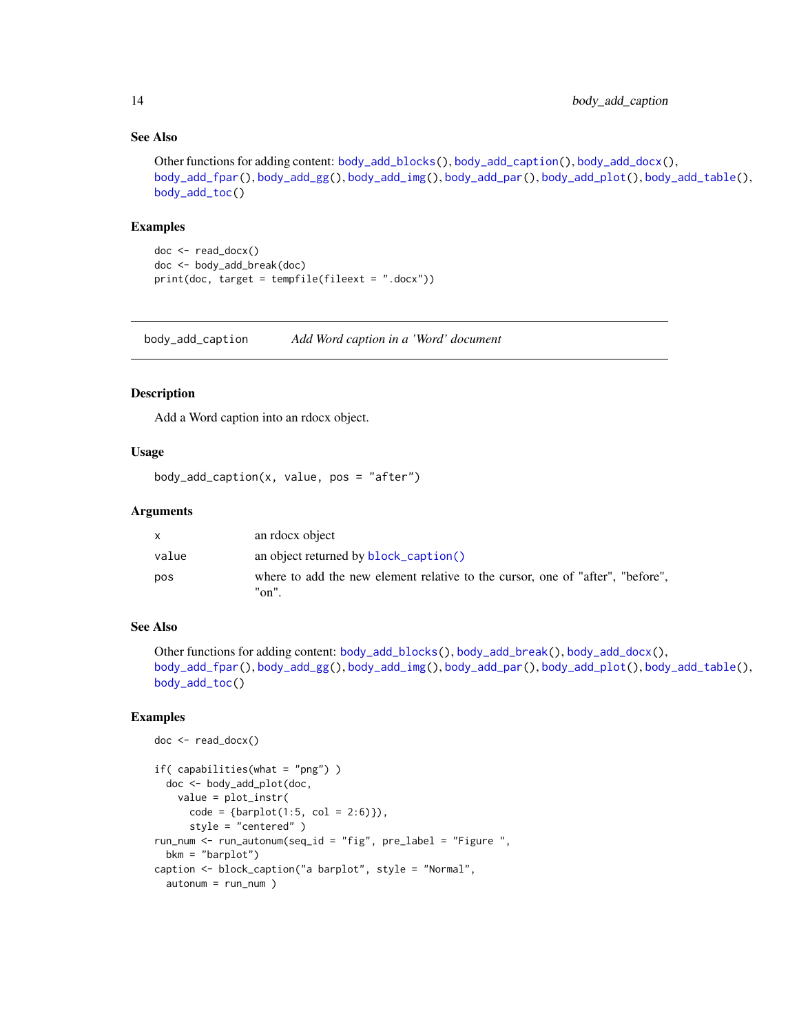### See Also

Other functions for adding content: `body_add_blocks()`, `body_add_caption()`, `body_add_docx()`, `body_add_fpar()`, `body_add_gg()`, `body_add_img()`, `body_add_par()`, `body_add_plot()`, `body_add_table()`, `body_add_toc()`

### Examples

```
doc <- read_docx()
doc <- body_add_break(doc)
print(doc, target = tempfile(fileext = ".docx"))
```

---

## body_add_caption — *Add Word caption in a 'Word' document*

---

### Description

Add a Word caption into an rdocx object.

### Usage

```
body_add_caption(x, value, pos = "after")
```

### Arguments

| | |
|---|---|
| `x` | an rdocx object |
| `value` | an object returned by `block_caption()` |
| `pos` | where to add the new element relative to the cursor, one of "after", "before", "on". |

### See Also

Other functions for adding content: `body_add_blocks()`, `body_add_break()`, `body_add_docx()`, `body_add_fpar()`, `body_add_gg()`, `body_add_img()`, `body_add_par()`, `body_add_plot()`, `body_add_table()`, `body_add_toc()`

### Examples

```
doc <- read_docx()

if( capabilities(what = "png") )
  doc <- body_add_plot(doc,
    value = plot_instr(
      code = {barplot(1:5, col = 2:6)}),
      style = "centered" )
run_num <- run_autonum(seq_id = "fig", pre_label = "Figure ",
  bkm = "barplot")
caption <- block_caption("a barplot", style = "Normal",
  autonum = run_num )
```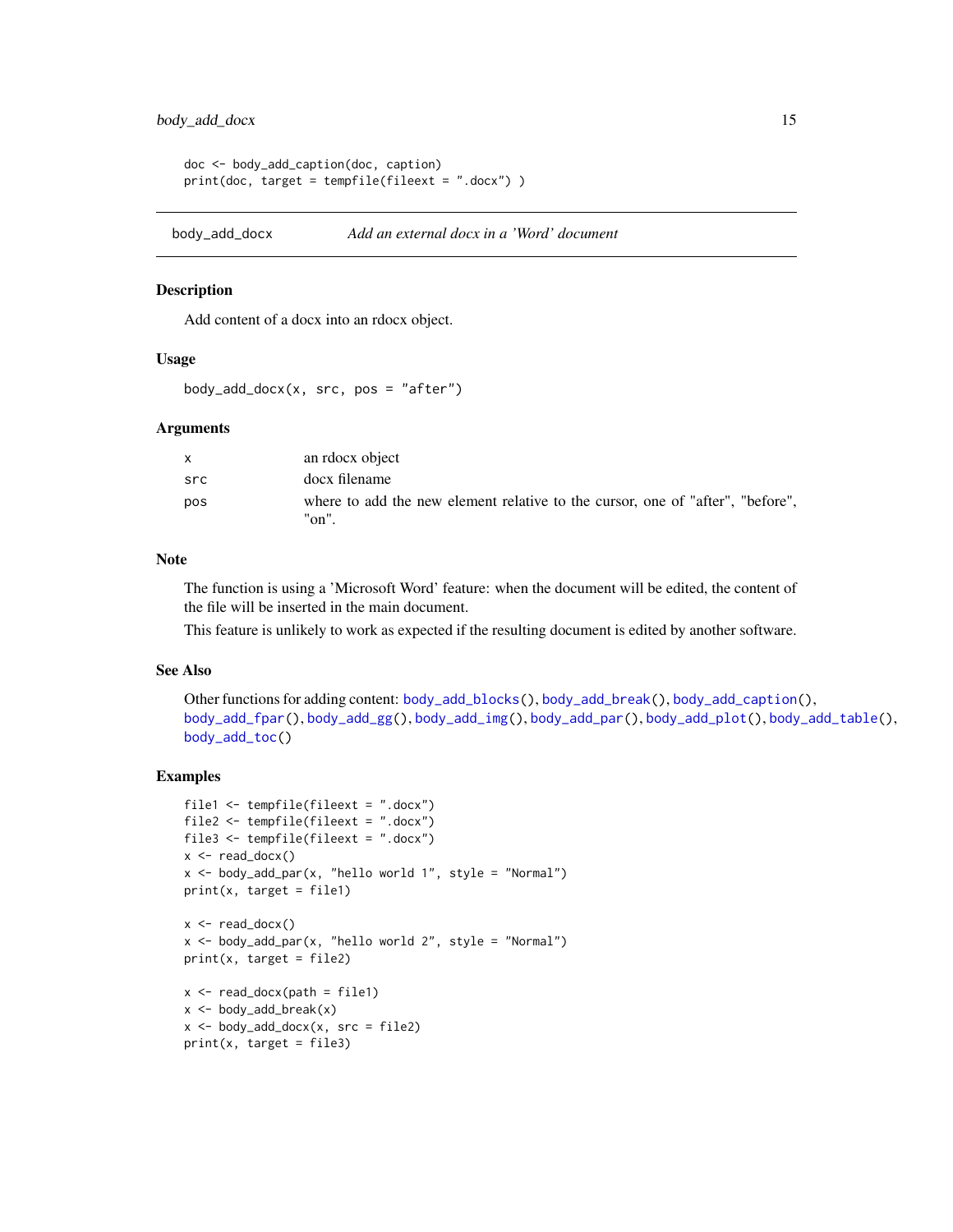```
doc <- body_add_caption(doc, caption)
print(doc, target = tempfile(fileext = ".docx") )
```

## body_add_docx — *Add an external docx in a 'Word' document*

### Description

Add content of a docx into an rdocx object.

### Usage

```
body_add_docx(x, src, pos = "after")
```

### Arguments

| | |
|---|---|
| x | an rdocx object |
| src | docx filename |
| pos | where to add the new element relative to the cursor, one of "after", "before", "on". |

### Note

The function is using a 'Microsoft Word' feature: when the document will be edited, the content of the file will be inserted in the main document.

This feature is unlikely to work as expected if the resulting document is edited by another software.

### See Also

Other functions for adding content: body_add_blocks(), body_add_break(), body_add_caption(), body_add_fpar(), body_add_gg(), body_add_img(), body_add_par(), body_add_plot(), body_add_table(), body_add_toc()

### Examples

```
file1 <- tempfile(fileext = ".docx")
file2 <- tempfile(fileext = ".docx")
file3 <- tempfile(fileext = ".docx")
x <- read_docx()
x <- body_add_par(x, "hello world 1", style = "Normal")
print(x, target = file1)

x <- read_docx()
x <- body_add_par(x, "hello world 2", style = "Normal")
print(x, target = file2)

x <- read_docx(path = file1)
x <- body_add_break(x)
x <- body_add_docx(x, src = file2)
print(x, target = file3)
```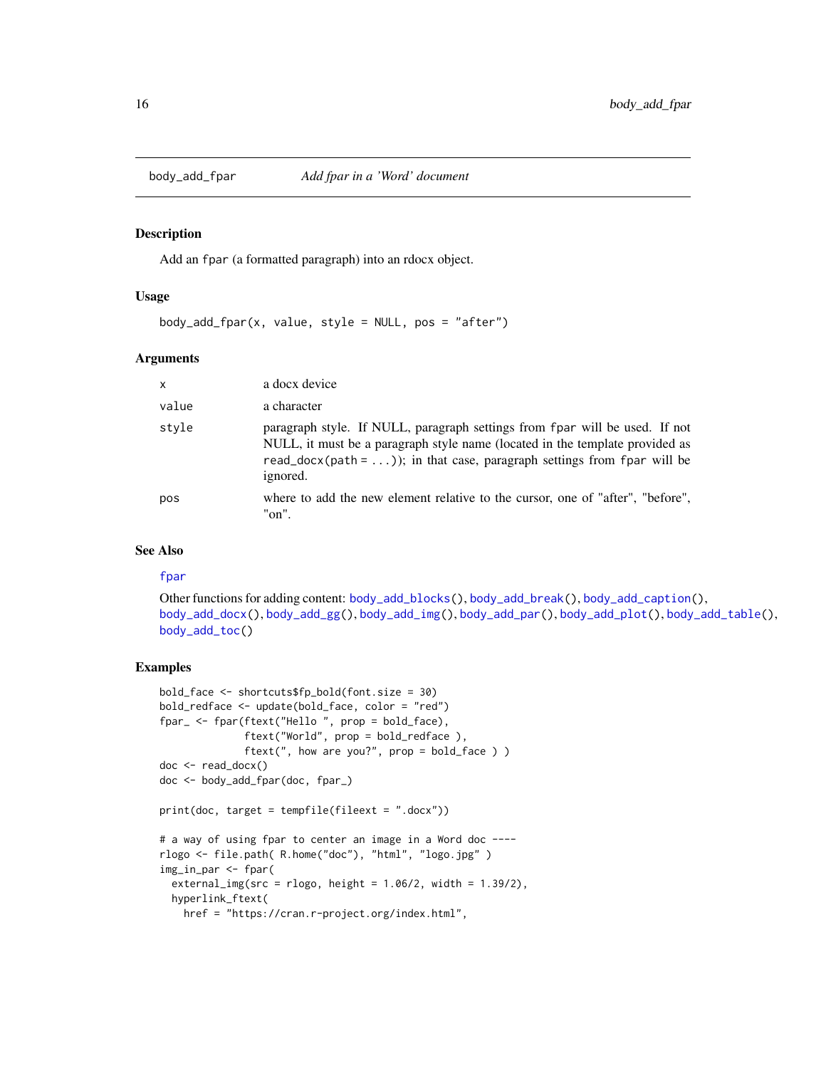## body_add_fpar *Add fpar in a 'Word' document*

### Description

Add an `fpar` (a formatted paragraph) into an rdocx object.

### Usage

```
body_add_fpar(x, value, style = NULL, pos = "after")
```

### Arguments

| | |
|---|---|
| x | a docx device |
| value | a character |
| style | paragraph style. If NULL, paragraph settings from `fpar` will be used. If not NULL, it must be a paragraph style name (located in the template provided as `read_docx(path = ...)`); in that case, paragraph settings from `fpar` will be ignored. |
| pos | where to add the new element relative to the cursor, one of "after", "before", "on". |

### See Also

`fpar`

Other functions for adding content: `body_add_blocks()`, `body_add_break()`, `body_add_caption()`, `body_add_docx()`, `body_add_gg()`, `body_add_img()`, `body_add_par()`, `body_add_plot()`, `body_add_table()`, `body_add_toc()`

### Examples

```
bold_face <- shortcuts$fp_bold(font.size = 30)
bold_redface <- update(bold_face, color = "red")
fpar_ <- fpar(ftext("Hello ", prop = bold_face),
              ftext("World", prop = bold_redface ),
              ftext(", how are you?", prop = bold_face ) )
doc <- read_docx()
doc <- body_add_fpar(doc, fpar_)

print(doc, target = tempfile(fileext = ".docx"))

# a way of using fpar to center an image in a Word doc ----
rlogo <- file.path( R.home("doc"), "html", "logo.jpg" )
img_in_par <- fpar(
  external_img(src = rlogo, height = 1.06/2, width = 1.39/2),
  hyperlink_ftext(
    href = "https://cran.r-project.org/index.html",
```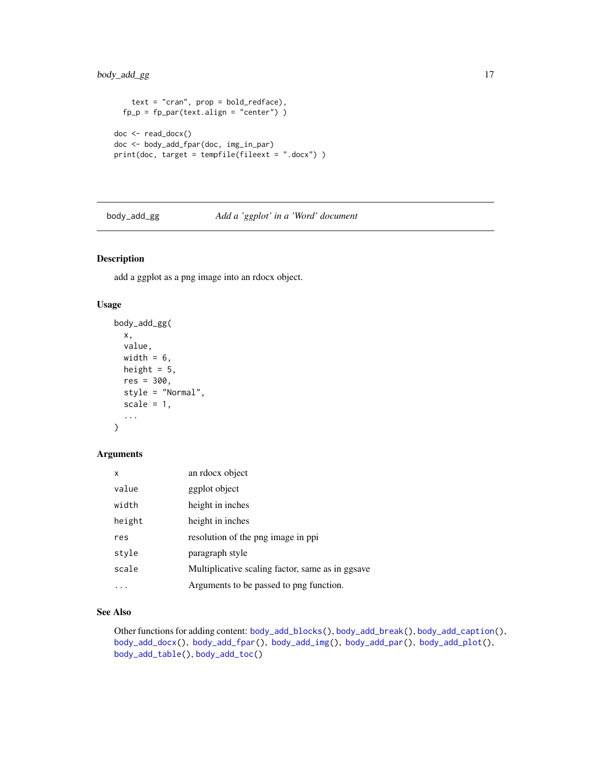```
    text = "cran", prop = bold_redface),
  fp_p = fp_par(text.align = "center") )

doc <- read_docx()
doc <- body_add_fpar(doc, img_in_par)
print(doc, target = tempfile(fileext = ".docx") )
```

---

## body_add_gg — *Add a 'ggplot' in a 'Word' document*

---

### Description

add a ggplot as a png image into an rdocx object.

### Usage

```
body_add_gg(
  x,
  value,
  width = 6,
  height = 5,
  res = 300,
  style = "Normal",
  scale = 1,
  ...
)
```

### Arguments

| | |
|---|---|
| `x` | an rdocx object |
| `value` | ggplot object |
| `width` | height in inches |
| `height` | height in inches |
| `res` | resolution of the png image in ppi |
| `style` | paragraph style |
| `scale` | Multiplicative scaling factor, same as in ggsave |
| `...` | Arguments to be passed to png function. |

### See Also

Other functions for adding content: `body_add_blocks()`, `body_add_break()`, `body_add_caption()`, `body_add_docx()`, `body_add_fpar()`, `body_add_img()`, `body_add_par()`, `body_add_plot()`, `body_add_table()`, `body_add_toc()`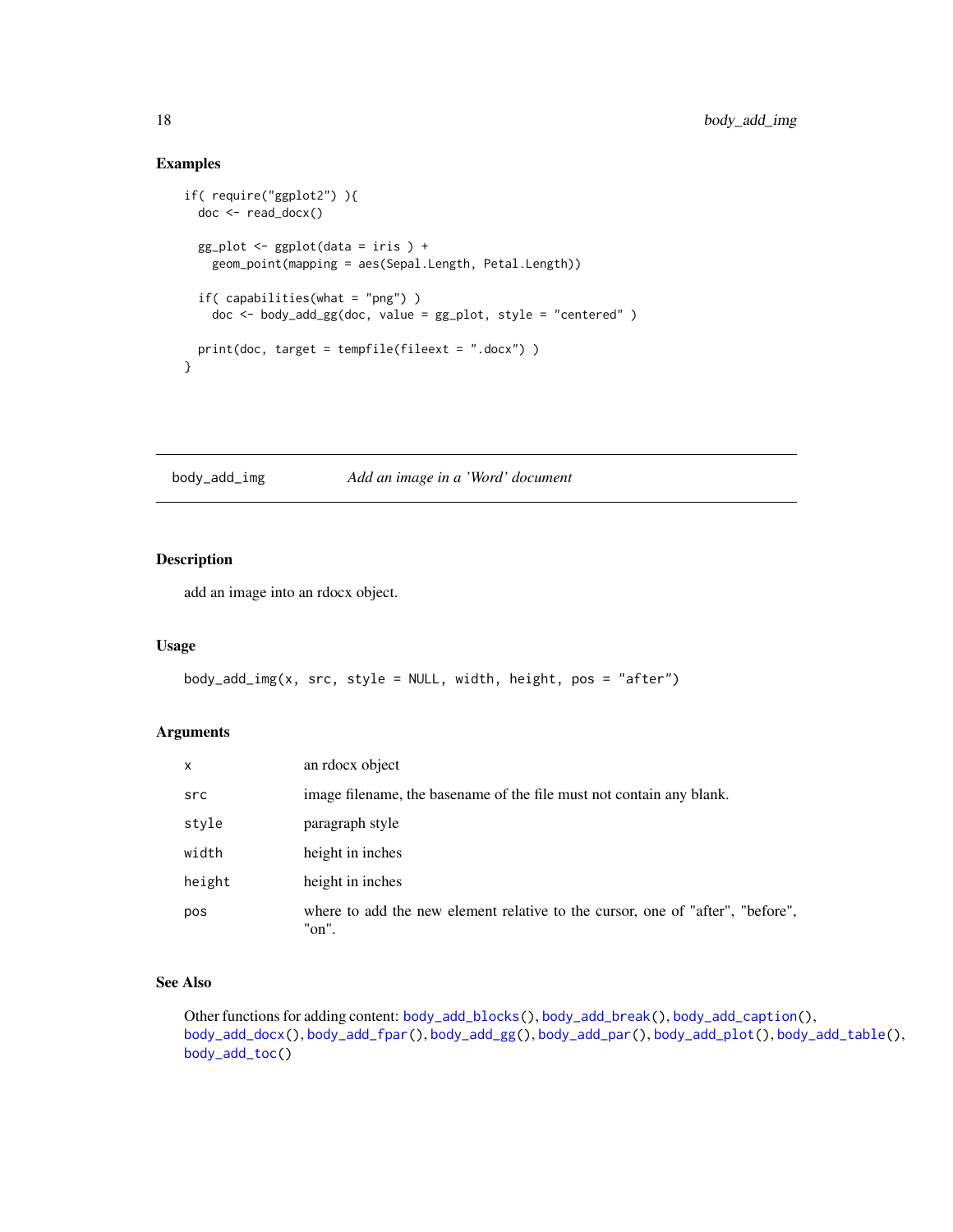## Examples

```
if( require("ggplot2") ){
  doc <- read_docx()

  gg_plot <- ggplot(data = iris ) +
    geom_point(mapping = aes(Sepal.Length, Petal.Length))

  if( capabilities(what = "png") )
    doc <- body_add_gg(doc, value = gg_plot, style = "centered" )

  print(doc, target = tempfile(fileext = ".docx") )
}
```

---

# body_add_img    *Add an image in a 'Word' document*

---

## Description

add an image into an rdocx object.

## Usage

```
body_add_img(x, src, style = NULL, width, height, pos = "after")
```

## Arguments

| | |
|---|---|
| x | an rdocx object |
| src | image filename, the basename of the file must not contain any blank. |
| style | paragraph style |
| width | height in inches |
| height | height in inches |
| pos | where to add the new element relative to the cursor, one of "after", "before", "on". |

## See Also

Other functions for adding content: body_add_blocks(), body_add_break(), body_add_caption(), body_add_docx(), body_add_fpar(), body_add_gg(), body_add_par(), body_add_plot(), body_add_table(), body_add_toc()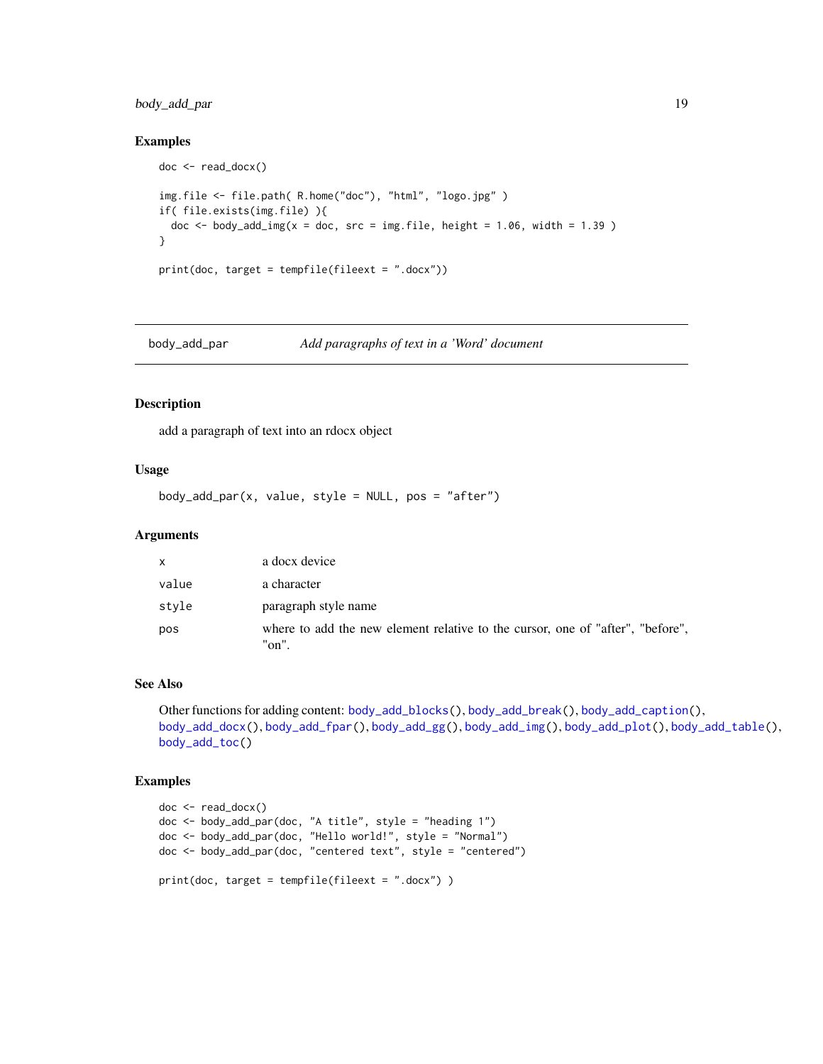## Examples

```
doc <- read_docx()

img.file <- file.path( R.home("doc"), "html", "logo.jpg" )
if( file.exists(img.file) ){
  doc <- body_add_img(x = doc, src = img.file, height = 1.06, width = 1.39 )
}

print(doc, target = tempfile(fileext = ".docx"))
```

---

# body_add_par    *Add paragraphs of text in a 'Word' document*

---

## Description

add a paragraph of text into an rdocx object

## Usage

```
body_add_par(x, value, style = NULL, pos = "after")
```

## Arguments

| | |
|---|---|
| `x` | a docx device |
| `value` | a character |
| `style` | paragraph style name |
| `pos` | where to add the new element relative to the cursor, one of "after", "before", "on". |

## See Also

Other functions for adding content: `body_add_blocks()`, `body_add_break()`, `body_add_caption()`, `body_add_docx()`, `body_add_fpar()`, `body_add_gg()`, `body_add_img()`, `body_add_plot()`, `body_add_table()`, `body_add_toc()`

## Examples

```
doc <- read_docx()
doc <- body_add_par(doc, "A title", style = "heading 1")
doc <- body_add_par(doc, "Hello world!", style = "Normal")
doc <- body_add_par(doc, "centered text", style = "centered")

print(doc, target = tempfile(fileext = ".docx") )
```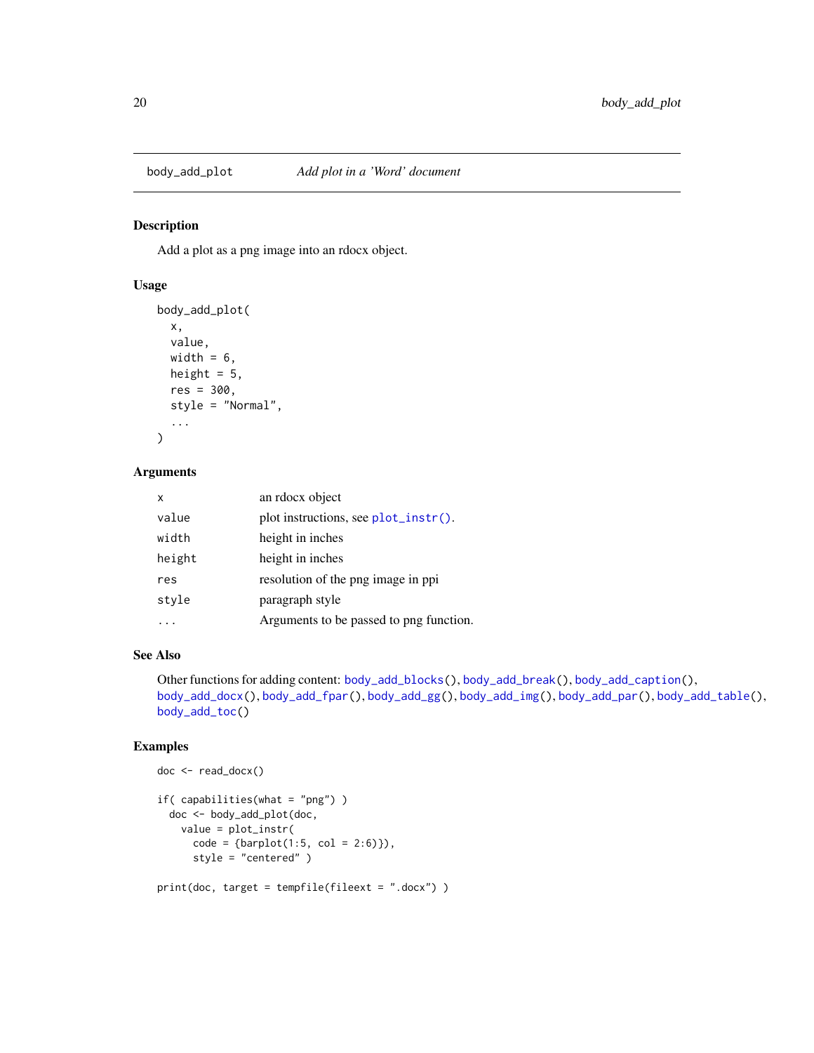## body_add_plot — *Add plot in a 'Word' document*

### Description

Add a plot as a png image into an rdocx object.

### Usage

```
body_add_plot(
  x,
  value,
  width = 6,
  height = 5,
  res = 300,
  style = "Normal",
  ...
)
```

### Arguments

| | |
|---|---|
| x | an rdocx object |
| value | plot instructions, see plot_instr(). |
| width | height in inches |
| height | height in inches |
| res | resolution of the png image in ppi |
| style | paragraph style |
| ... | Arguments to be passed to png function. |

### See Also

Other functions for adding content: body_add_blocks(), body_add_break(), body_add_caption(), body_add_docx(), body_add_fpar(), body_add_gg(), body_add_img(), body_add_par(), body_add_table(), body_add_toc()

### Examples

```
doc <- read_docx()

if( capabilities(what = "png") )
  doc <- body_add_plot(doc,
    value = plot_instr(
      code = {barplot(1:5, col = 2:6)}),
      style = "centered" )

print(doc, target = tempfile(fileext = ".docx") )
```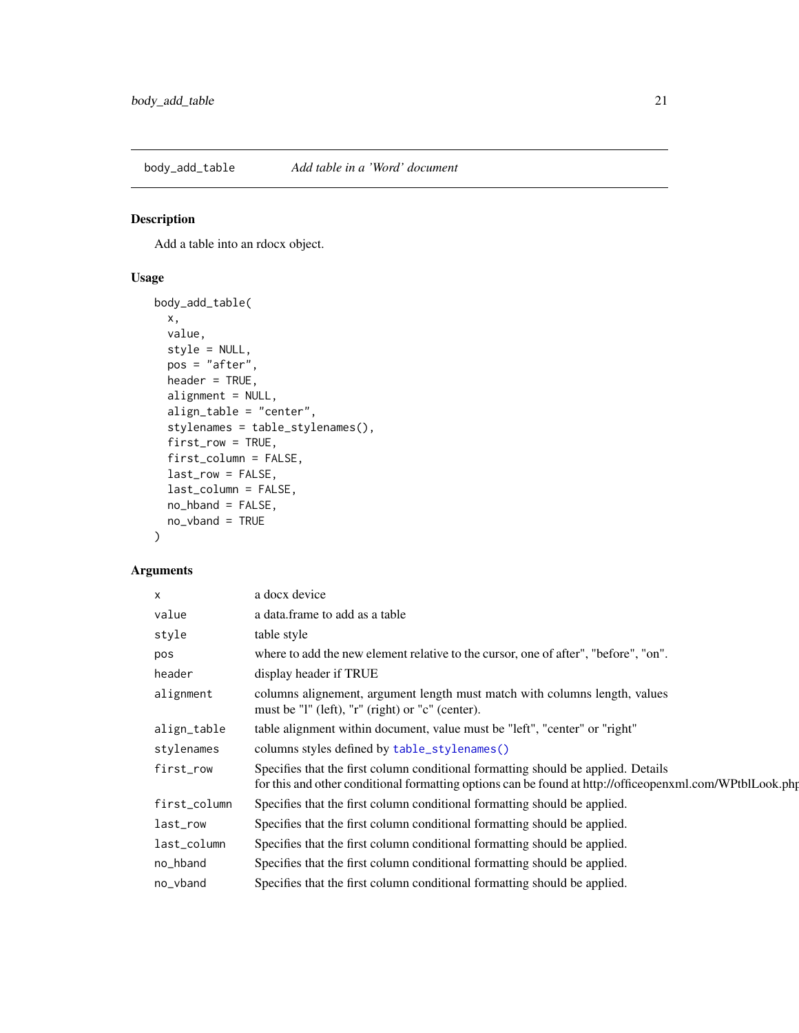body_add_table — *Add table in a 'Word' document*

## Description

Add a table into an rdocx object.

## Usage

```
body_add_table(
  x,
  value,
  style = NULL,
  pos = "after",
  header = TRUE,
  alignment = NULL,
  align_table = "center",
  stylenames = table_stylenames(),
  first_row = TRUE,
  first_column = FALSE,
  last_row = FALSE,
  last_column = FALSE,
  no_hband = FALSE,
  no_vband = TRUE
)
```

## Arguments

| | |
|---|---|
| x | a docx device |
| value | a data.frame to add as a table |
| style | table style |
| pos | where to add the new element relative to the cursor, one of after", "before", "on". |
| header | display header if TRUE |
| alignment | columns alignement, argument length must match with columns length, values must be "l" (left), "r" (right) or "c" (center). |
| align_table | table alignment within document, value must be "left", "center" or "right" |
| stylenames | columns styles defined by table_stylenames() |
| first_row | Specifies that the first column conditional formatting should be applied. Details for this and other conditional formatting options can be found at http://officeopenxml.com/WPtblLook.php |
| first_column | Specifies that the first column conditional formatting should be applied. |
| last_row | Specifies that the first column conditional formatting should be applied. |
| last_column | Specifies that the first column conditional formatting should be applied. |
| no_hband | Specifies that the first column conditional formatting should be applied. |
| no_vband | Specifies that the first column conditional formatting should be applied. |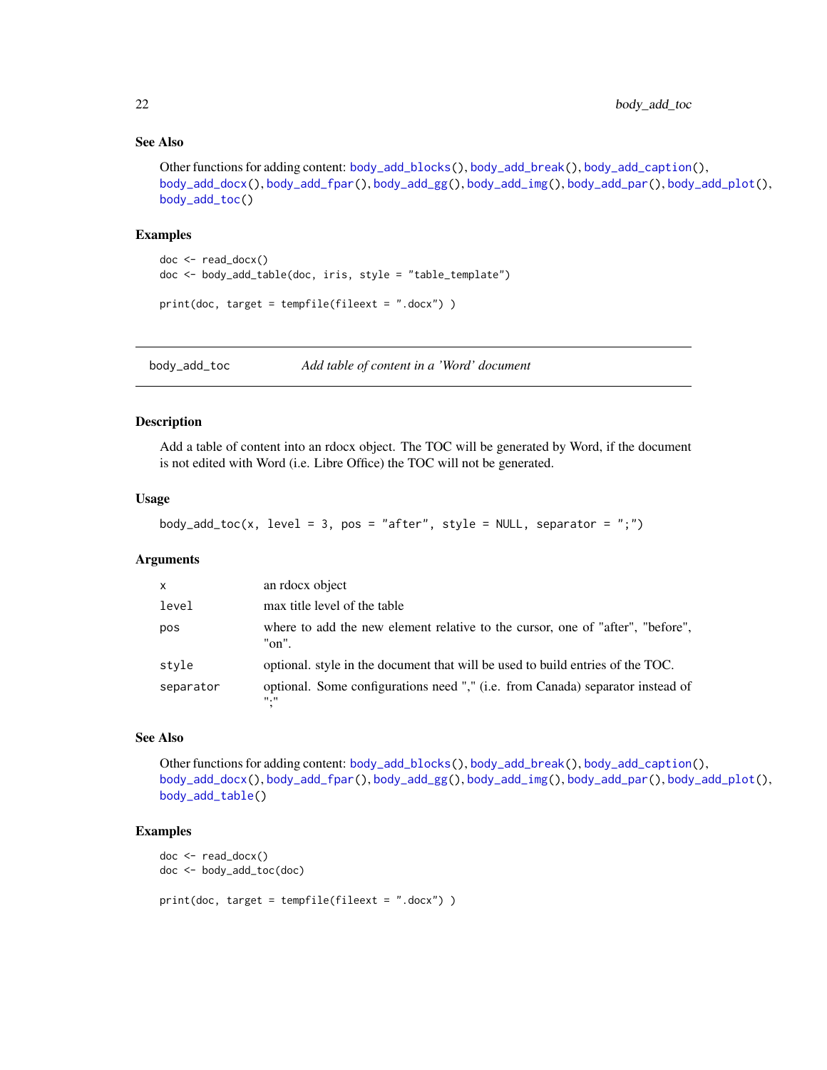### See Also

Other functions for adding content: body_add_blocks(), body_add_break(), body_add_caption(), body_add_docx(), body_add_fpar(), body_add_gg(), body_add_img(), body_add_par(), body_add_plot(), body_add_toc()

### Examples

```
doc <- read_docx()
doc <- body_add_table(doc, iris, style = "table_template")

print(doc, target = tempfile(fileext = ".docx") )
```

---

## body_add_toc — *Add table of content in a 'Word' document*

### Description

Add a table of content into an rdocx object. The TOC will be generated by Word, if the document is not edited with Word (i.e. Libre Office) the TOC will not be generated.

### Usage

```
body_add_toc(x, level = 3, pos = "after", style = NULL, separator = ";")
```

### Arguments

| | |
|---|---|
| x | an rdocx object |
| level | max title level of the table |
| pos | where to add the new element relative to the cursor, one of "after", "before", "on". |
| style | optional. style in the document that will be used to build entries of the TOC. |
| separator | optional. Some configurations need "," (i.e. from Canada) separator instead of ";" |

### See Also

Other functions for adding content: body_add_blocks(), body_add_break(), body_add_caption(), body_add_docx(), body_add_fpar(), body_add_gg(), body_add_img(), body_add_par(), body_add_plot(), body_add_table()

### Examples

```
doc <- read_docx()
doc <- body_add_toc(doc)

print(doc, target = tempfile(fileext = ".docx") )
```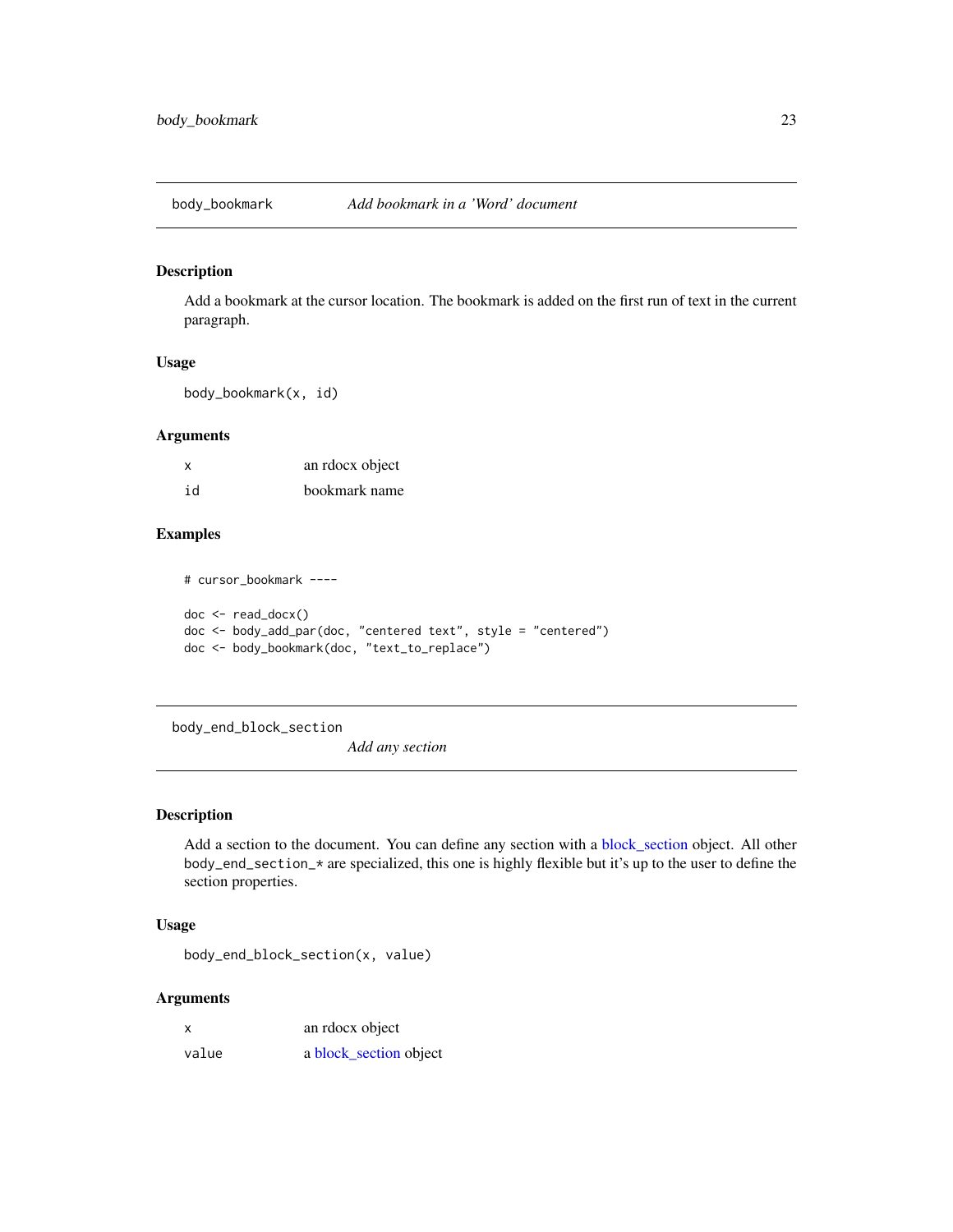## body_bookmark — *Add bookmark in a 'Word' document*

### Description

Add a bookmark at the cursor location. The bookmark is added on the first run of text in the current paragraph.

### Usage

```
body_bookmark(x, id)
```

### Arguments

| | |
|---|---|
| x | an rdocx object |
| id | bookmark name |

### Examples

```
# cursor_bookmark ----

doc <- read_docx()
doc <- body_add_par(doc, "centered text", style = "centered")
doc <- body_bookmark(doc, "text_to_replace")
```

## body_end_block_section — *Add any section*

### Description

Add a section to the document. You can define any section with a block_section object. All other body_end_section_* are specialized, this one is highly flexible but it's up to the user to define the section properties.

### Usage

```
body_end_block_section(x, value)
```

### Arguments

| | |
|---|---|
| x | an rdocx object |
| value | a block_section object |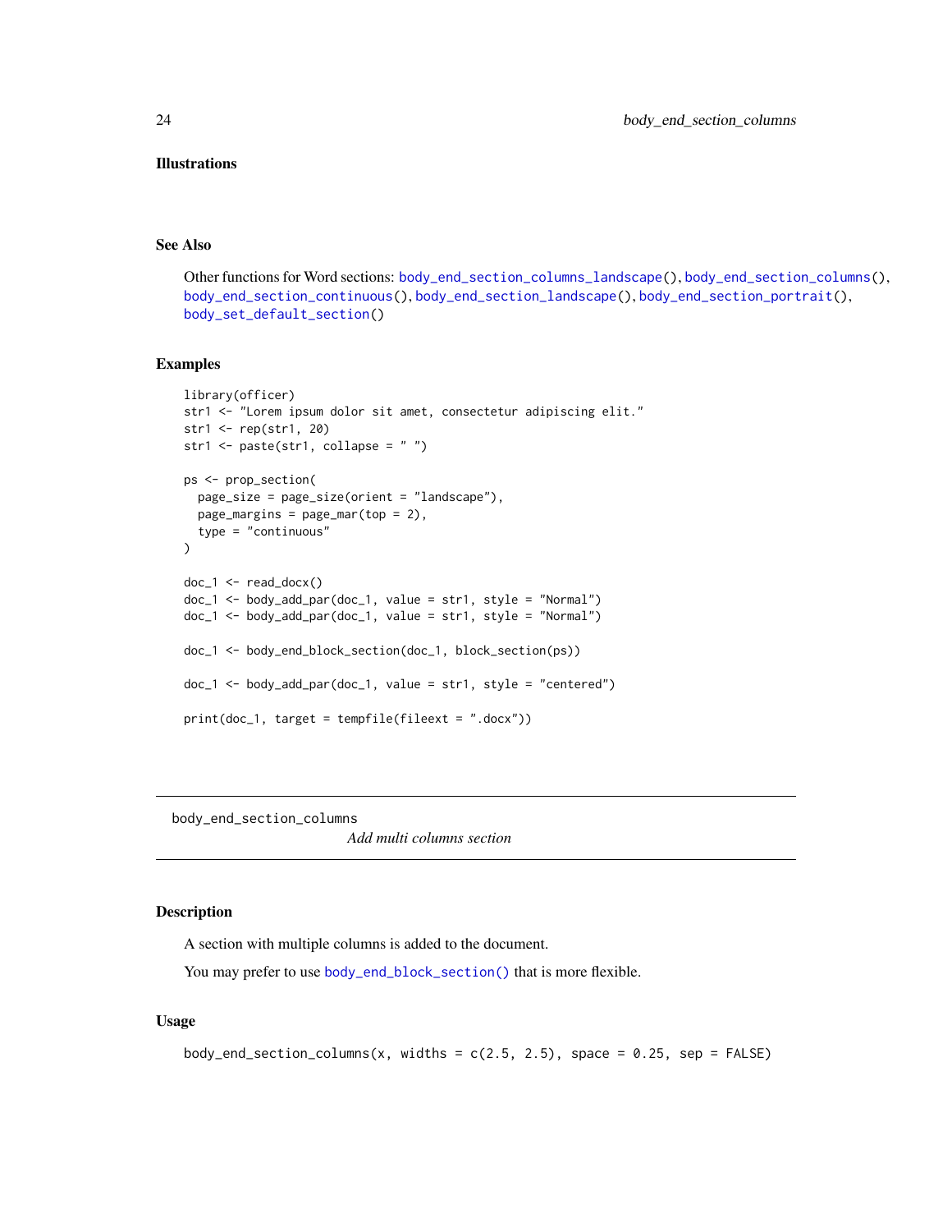### Illustrations

### See Also

Other functions for Word sections: body_end_section_columns_landscape(), body_end_section_columns(), body_end_section_continuous(), body_end_section_landscape(), body_end_section_portrait(), body_set_default_section()

### Examples

```
library(officer)
str1 <- "Lorem ipsum dolor sit amet, consectetur adipiscing elit."
str1 <- rep(str1, 20)
str1 <- paste(str1, collapse = " ")

ps <- prop_section(
  page_size = page_size(orient = "landscape"),
  page_margins = page_mar(top = 2),
  type = "continuous"
)

doc_1 <- read_docx()
doc_1 <- body_add_par(doc_1, value = str1, style = "Normal")
doc_1 <- body_add_par(doc_1, value = str1, style = "Normal")

doc_1 <- body_end_block_section(doc_1, block_section(ps))

doc_1 <- body_add_par(doc_1, value = str1, style = "centered")

print(doc_1, target = tempfile(fileext = ".docx"))
```

---

## body_end_section_columns

*Add multi columns section*

---

### Description

A section with multiple columns is added to the document.

You may prefer to use body_end_block_section() that is more flexible.

### Usage

```
body_end_section_columns(x, widths = c(2.5, 2.5), space = 0.25, sep = FALSE)
```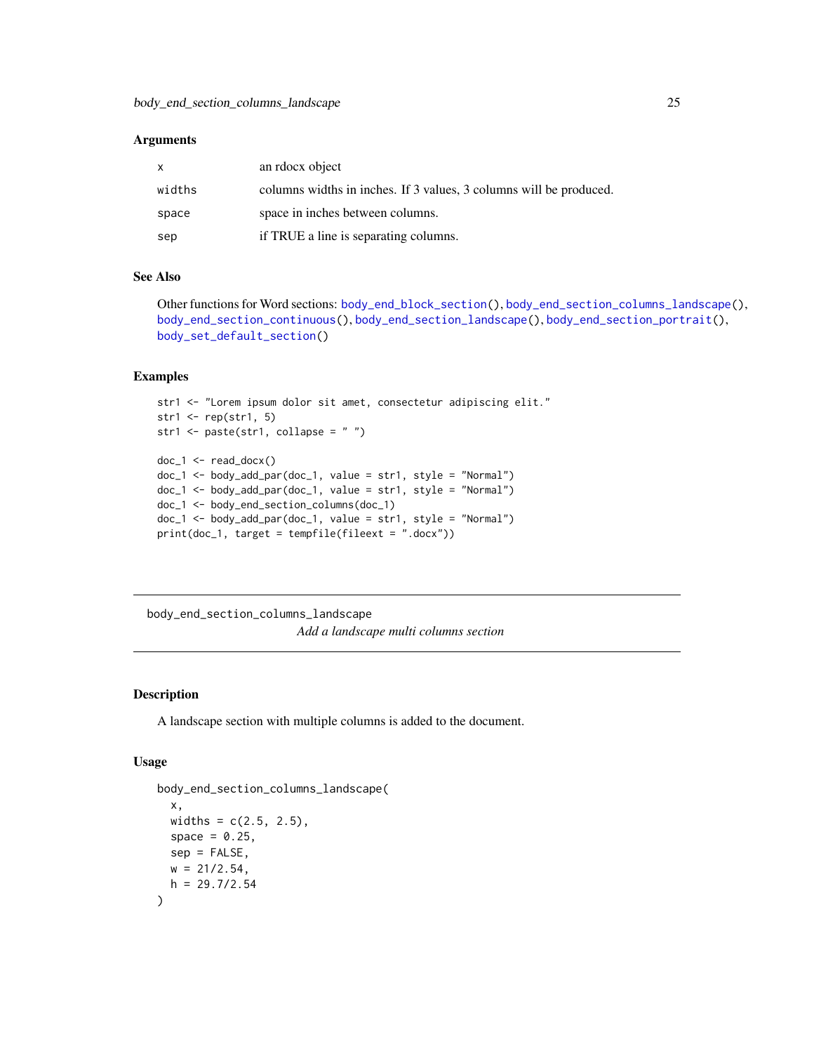### Arguments

| | |
|---|---|
| x | an rdocx object |
| widths | columns widths in inches. If 3 values, 3 columns will be produced. |
| space | space in inches between columns. |
| sep | if TRUE a line is separating columns. |

### See Also

Other functions for Word sections: body_end_block_section(), body_end_section_columns_landscape(), body_end_section_continuous(), body_end_section_landscape(), body_end_section_portrait(), body_set_default_section()

### Examples

```
str1 <- "Lorem ipsum dolor sit amet, consectetur adipiscing elit."
str1 <- rep(str1, 5)
str1 <- paste(str1, collapse = " ")

doc_1 <- read_docx()
doc_1 <- body_add_par(doc_1, value = str1, style = "Normal")
doc_1 <- body_add_par(doc_1, value = str1, style = "Normal")
doc_1 <- body_end_section_columns(doc_1)
doc_1 <- body_add_par(doc_1, value = str1, style = "Normal")
print(doc_1, target = tempfile(fileext = ".docx"))
```

---

## body_end_section_columns_landscape

*Add a landscape multi columns section*

---

### Description

A landscape section with multiple columns is added to the document.

### Usage

```
body_end_section_columns_landscape(
  x,
  widths = c(2.5, 2.5),
  space = 0.25,
  sep = FALSE,
  w = 21/2.54,
  h = 29.7/2.54
)
```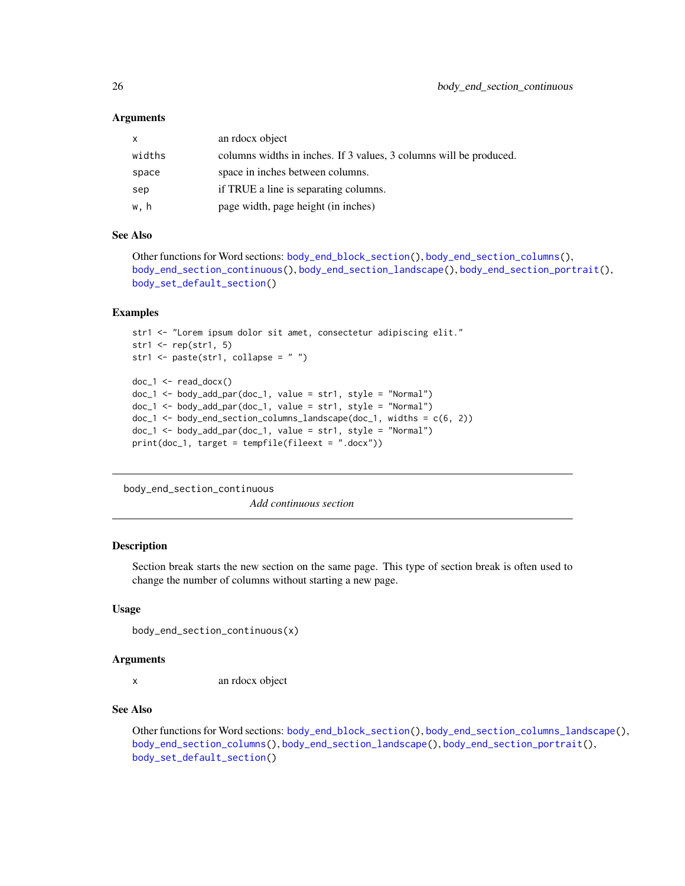### Arguments

| | |
|---|---|
| x | an rdocx object |
| widths | columns widths in inches. If 3 values, 3 columns will be produced. |
| space | space in inches between columns. |
| sep | if TRUE a line is separating columns. |
| w, h | page width, page height (in inches) |

### See Also

Other functions for Word sections: body_end_block_section(), body_end_section_columns(), body_end_section_continuous(), body_end_section_landscape(), body_end_section_portrait(), body_set_default_section()

### Examples

```
str1 <- "Lorem ipsum dolor sit amet, consectetur adipiscing elit."
str1 <- rep(str1, 5)
str1 <- paste(str1, collapse = " ")

doc_1 <- read_docx()
doc_1 <- body_add_par(doc_1, value = str1, style = "Normal")
doc_1 <- body_add_par(doc_1, value = str1, style = "Normal")
doc_1 <- body_end_section_columns_landscape(doc_1, widths = c(6, 2))
doc_1 <- body_add_par(doc_1, value = str1, style = "Normal")
print(doc_1, target = tempfile(fileext = ".docx"))
```

---

## body_end_section_continuous

*Add continuous section*

---

### Description

Section break starts the new section on the same page. This type of section break is often used to change the number of columns without starting a new page.

### Usage

```
body_end_section_continuous(x)
```

### Arguments

| | |
|---|---|
| x | an rdocx object |

### See Also

Other functions for Word sections: body_end_block_section(), body_end_section_columns_landscape(), body_end_section_columns(), body_end_section_landscape(), body_end_section_portrait(), body_set_default_section()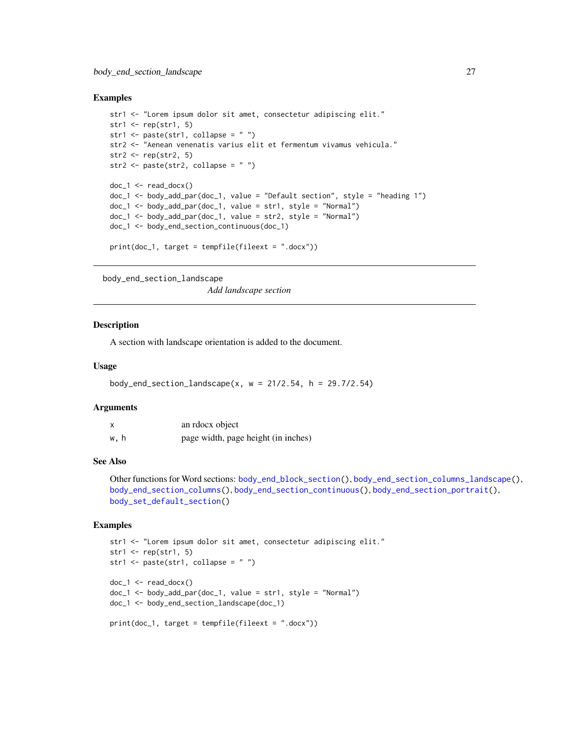### Examples

```
str1 <- "Lorem ipsum dolor sit amet, consectetur adipiscing elit."
str1 <- rep(str1, 5)
str1 <- paste(str1, collapse = " ")
str2 <- "Aenean venenatis varius elit et fermentum vivamus vehicula."
str2 <- rep(str2, 5)
str2 <- paste(str2, collapse = " ")

doc_1 <- read_docx()
doc_1 <- body_add_par(doc_1, value = "Default section", style = "heading 1")
doc_1 <- body_add_par(doc_1, value = str1, style = "Normal")
doc_1 <- body_add_par(doc_1, value = str2, style = "Normal")
doc_1 <- body_end_section_continuous(doc_1)

print(doc_1, target = tempfile(fileext = ".docx"))
```

## body_end_section_landscape    *Add landscape section*

### Description

A section with landscape orientation is added to the document.

### Usage

```
body_end_section_landscape(x, w = 21/2.54, h = 29.7/2.54)
```

### Arguments

| | |
|---|---|
| x | an rdocx object |
| w, h | page width, page height (in inches) |

### See Also

Other functions for Word sections: body_end_block_section(), body_end_section_columns_landscape(), body_end_section_columns(), body_end_section_continuous(), body_end_section_portrait(), body_set_default_section()

### Examples

```
str1 <- "Lorem ipsum dolor sit amet, consectetur adipiscing elit."
str1 <- rep(str1, 5)
str1 <- paste(str1, collapse = " ")

doc_1 <- read_docx()
doc_1 <- body_add_par(doc_1, value = str1, style = "Normal")
doc_1 <- body_end_section_landscape(doc_1)

print(doc_1, target = tempfile(fileext = ".docx"))
```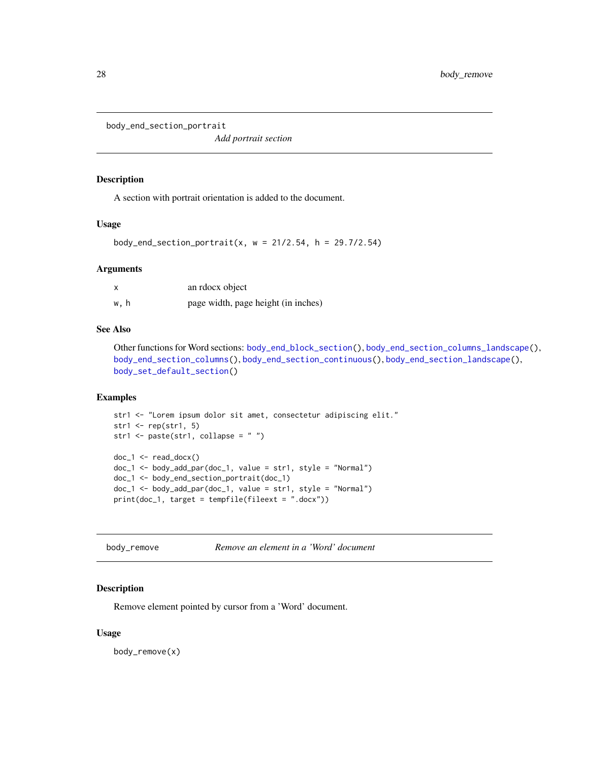## body_end_section_portrait

*Add portrait section*

### Description

A section with portrait orientation is added to the document.

### Usage

```
body_end_section_portrait(x, w = 21/2.54, h = 29.7/2.54)
```

### Arguments

| | |
|---|---|
| x | an rdocx object |
| w, h | page width, page height (in inches) |

### See Also

Other functions for Word sections: body_end_block_section(), body_end_section_columns_landscape(), body_end_section_columns(), body_end_section_continuous(), body_end_section_landscape(), body_set_default_section()

### Examples

```
str1 <- "Lorem ipsum dolor sit amet, consectetur adipiscing elit."
str1 <- rep(str1, 5)
str1 <- paste(str1, collapse = " ")

doc_1 <- read_docx()
doc_1 <- body_add_par(doc_1, value = str1, style = "Normal")
doc_1 <- body_end_section_portrait(doc_1)
doc_1 <- body_add_par(doc_1, value = str1, style = "Normal")
print(doc_1, target = tempfile(fileext = ".docx"))
```

## body_remove

*Remove an element in a 'Word' document*

### Description

Remove element pointed by cursor from a 'Word' document.

### Usage

```
body_remove(x)
```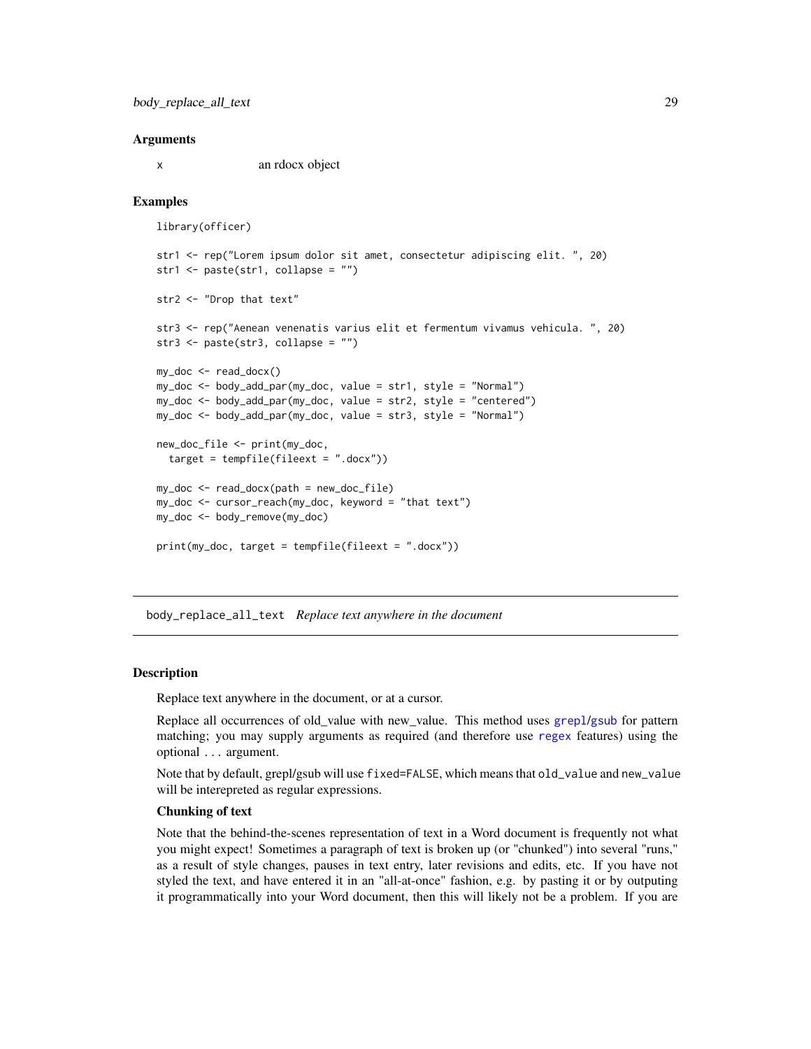### Arguments

x an rdocx object

### Examples

```
library(officer)

str1 <- rep("Lorem ipsum dolor sit amet, consectetur adipiscing elit. ", 20)
str1 <- paste(str1, collapse = "")

str2 <- "Drop that text"

str3 <- rep("Aenean venenatis varius elit et fermentum vivamus vehicula. ", 20)
str3 <- paste(str3, collapse = "")

my_doc <- read_docx()
my_doc <- body_add_par(my_doc, value = str1, style = "Normal")
my_doc <- body_add_par(my_doc, value = str2, style = "centered")
my_doc <- body_add_par(my_doc, value = str3, style = "Normal")

new_doc_file <- print(my_doc,
  target = tempfile(fileext = ".docx"))

my_doc <- read_docx(path = new_doc_file)
my_doc <- cursor_reach(my_doc, keyword = "that text")
my_doc <- body_remove(my_doc)

print(my_doc, target = tempfile(fileext = ".docx"))
```

## body_replace_all_text *Replace text anywhere in the document*

### Description

Replace text anywhere in the document, or at a cursor.

Replace all occurrences of old_value with new_value. This method uses grepl/gsub for pattern matching; you may supply arguments as required (and therefore use regex features) using the optional ... argument.

Note that by default, grepl/gsub will use `fixed=FALSE`, which means that `old_value` and `new_value` will be interepreted as regular expressions.

#### Chunking of text

Note that the behind-the-scenes representation of text in a Word document is frequently not what you might expect! Sometimes a paragraph of text is broken up (or "chunked") into several "runs," as a result of style changes, pauses in text entry, later revisions and edits, etc. If you have not styled the text, and have entered it in an "all-at-once" fashion, e.g. by pasting it or by outputing it programmatically into your Word document, then this will likely not be a problem. If you are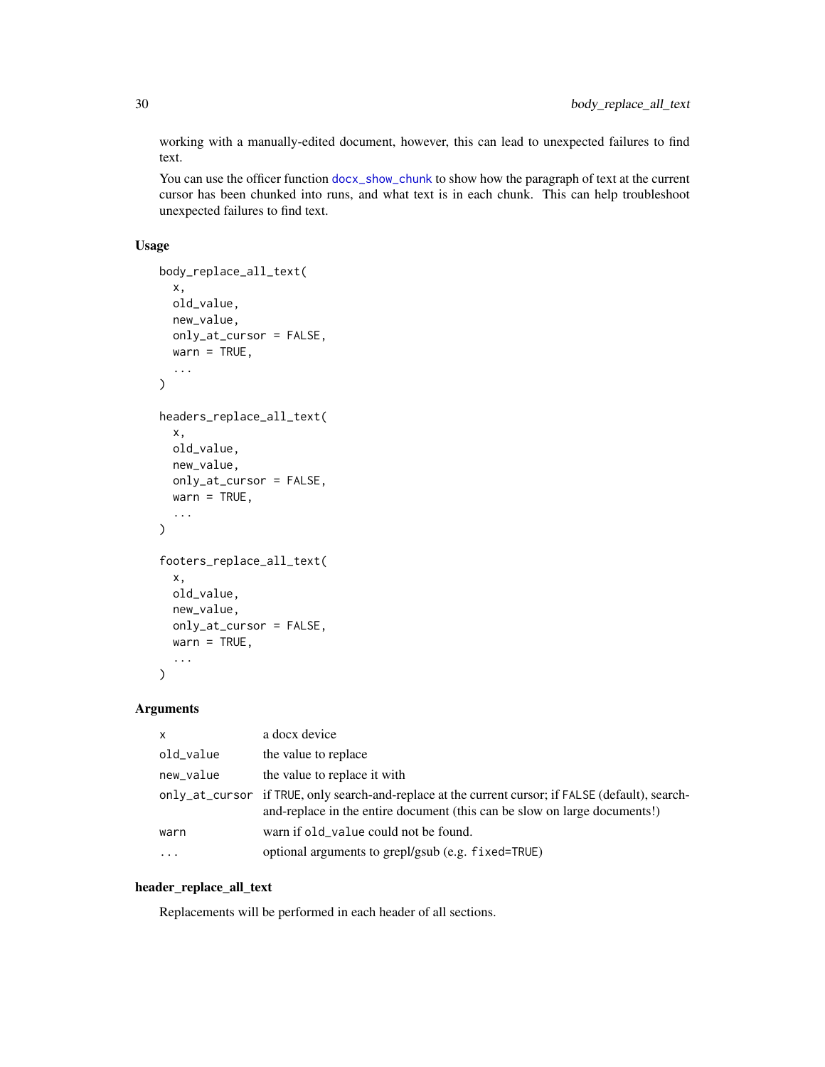working with a manually-edited document, however, this can lead to unexpected failures to find text.

You can use the officer function `docx_show_chunk` to show how the paragraph of text at the current cursor has been chunked into runs, and what text is in each chunk. This can help troubleshoot unexpected failures to find text.

### Usage

```
body_replace_all_text(
  x,
  old_value,
  new_value,
  only_at_cursor = FALSE,
  warn = TRUE,
  ...
)

headers_replace_all_text(
  x,
  old_value,
  new_value,
  only_at_cursor = FALSE,
  warn = TRUE,
  ...
)

footers_replace_all_text(
  x,
  old_value,
  new_value,
  only_at_cursor = FALSE,
  warn = TRUE,
  ...
)
```

### Arguments

| | |
|---|---|
| `x` | a docx device |
| `old_value` | the value to replace |
| `new_value` | the value to replace it with |
| `only_at_cursor` | if `TRUE`, only search-and-replace at the current cursor; if `FALSE` (default), search-and-replace in the entire document (this can be slow on large documents!) |
| `warn` | warn if `old_value` could not be found. |
| `...` | optional arguments to grepl/gsub (e.g. `fixed=TRUE`) |

### header_replace_all_text

Replacements will be performed in each header of all sections.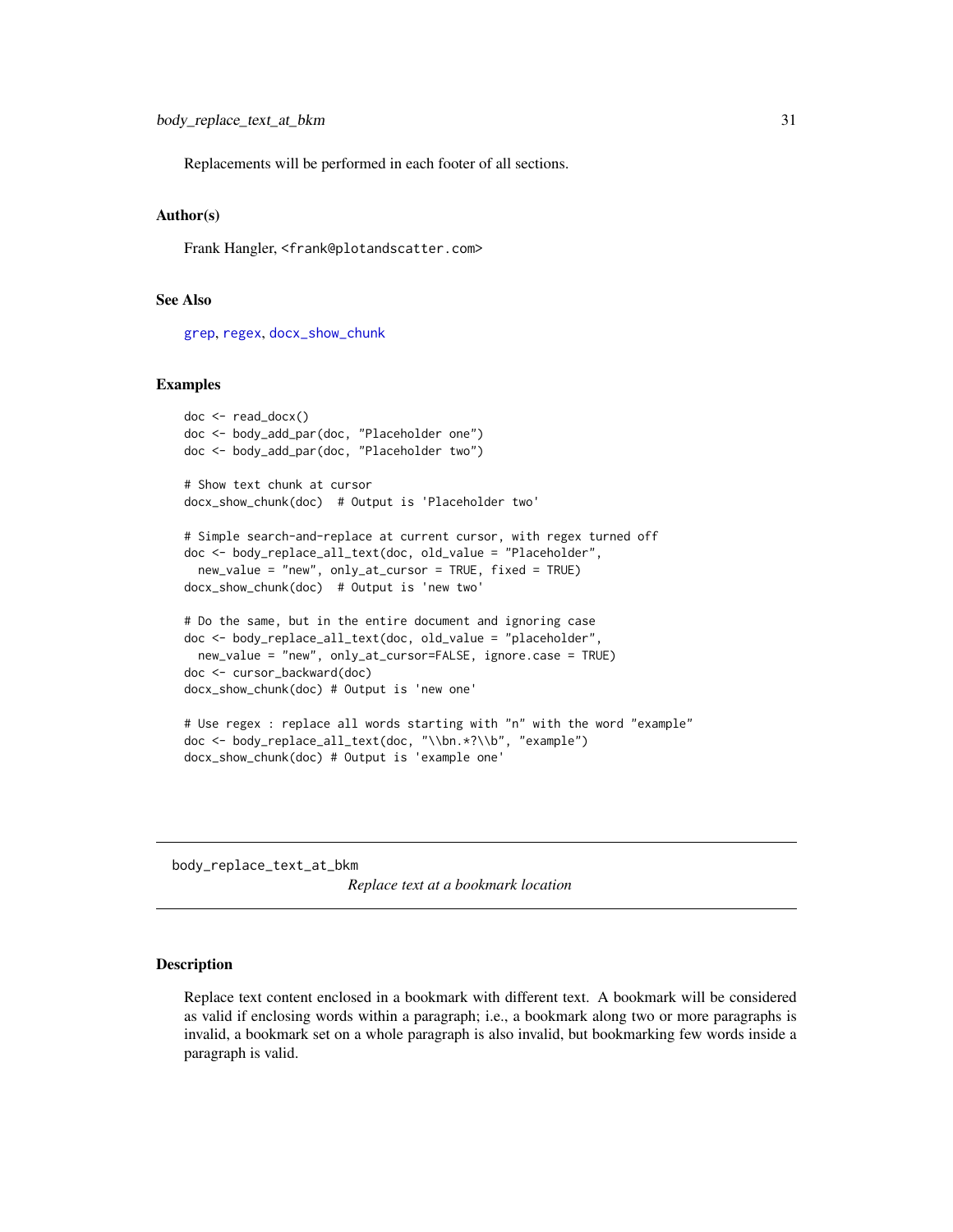Replacements will be performed in each footer of all sections.

### Author(s)

Frank Hangler, <frank@plotandscatter.com>

### See Also

grep, regex, docx_show_chunk

### Examples

```
doc <- read_docx()
doc <- body_add_par(doc, "Placeholder one")
doc <- body_add_par(doc, "Placeholder two")

# Show text chunk at cursor
docx_show_chunk(doc)  # Output is 'Placeholder two'

# Simple search-and-replace at current cursor, with regex turned off
doc <- body_replace_all_text(doc, old_value = "Placeholder",
  new_value = "new", only_at_cursor = TRUE, fixed = TRUE)
docx_show_chunk(doc)  # Output is 'new two'

# Do the same, but in the entire document and ignoring case
doc <- body_replace_all_text(doc, old_value = "placeholder",
  new_value = "new", only_at_cursor=FALSE, ignore.case = TRUE)
doc <- cursor_backward(doc)
docx_show_chunk(doc) # Output is 'new one'

# Use regex : replace all words starting with "n" with the word "example"
doc <- body_replace_all_text(doc, "\\bn.*?\\b", "example")
docx_show_chunk(doc) # Output is 'example one'
```

---

## body_replace_text_at_bkm

*Replace text at a bookmark location*

---

### Description

Replace text content enclosed in a bookmark with different text. A bookmark will be considered as valid if enclosing words within a paragraph; i.e., a bookmark along two or more paragraphs is invalid, a bookmark set on a whole paragraph is also invalid, but bookmarking few words inside a paragraph is valid.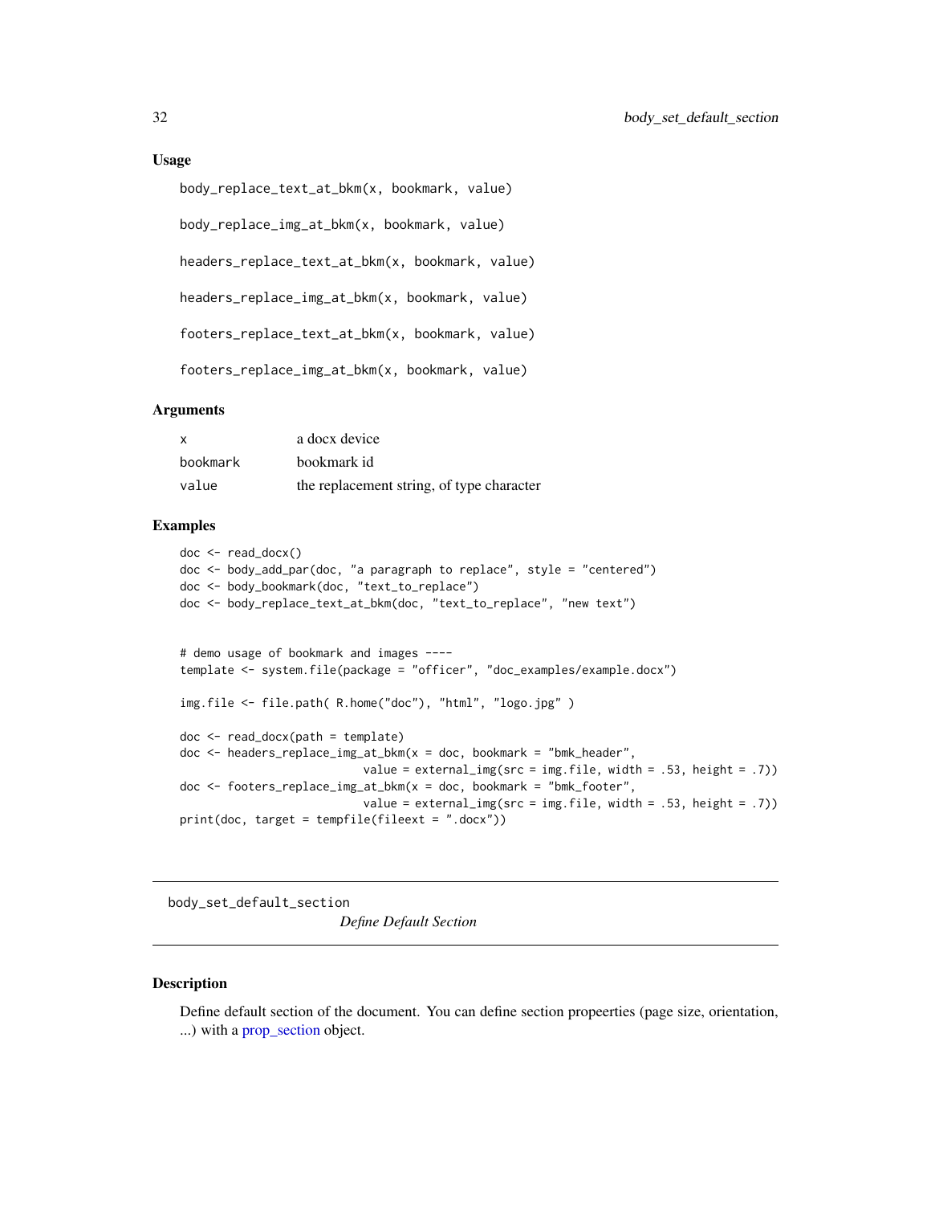### Usage

```
body_replace_text_at_bkm(x, bookmark, value)

body_replace_img_at_bkm(x, bookmark, value)

headers_replace_text_at_bkm(x, bookmark, value)

headers_replace_img_at_bkm(x, bookmark, value)

footers_replace_text_at_bkm(x, bookmark, value)

footers_replace_img_at_bkm(x, bookmark, value)
```

### Arguments

| | |
|---|---|
| x | a docx device |
| bookmark | bookmark id |
| value | the replacement string, of type character |

### Examples

```
doc <- read_docx()
doc <- body_add_par(doc, "a paragraph to replace", style = "centered")
doc <- body_bookmark(doc, "text_to_replace")
doc <- body_replace_text_at_bkm(doc, "text_to_replace", "new text")


# demo usage of bookmark and images ----
template <- system.file(package = "officer", "doc_examples/example.docx")

img.file <- file.path( R.home("doc"), "html", "logo.jpg" )

doc <- read_docx(path = template)
doc <- headers_replace_img_at_bkm(x = doc, bookmark = "bmk_header",
                            value = external_img(src = img.file, width = .53, height = .7))
doc <- footers_replace_img_at_bkm(x = doc, bookmark = "bmk_footer",
                            value = external_img(src = img.file, width = .53, height = .7))
print(doc, target = tempfile(fileext = ".docx"))
```

---

## body_set_default_section

*Define Default Section*

### Description

Define default section of the document. You can define section propeerties (page size, orientation, ...) with a prop_section object.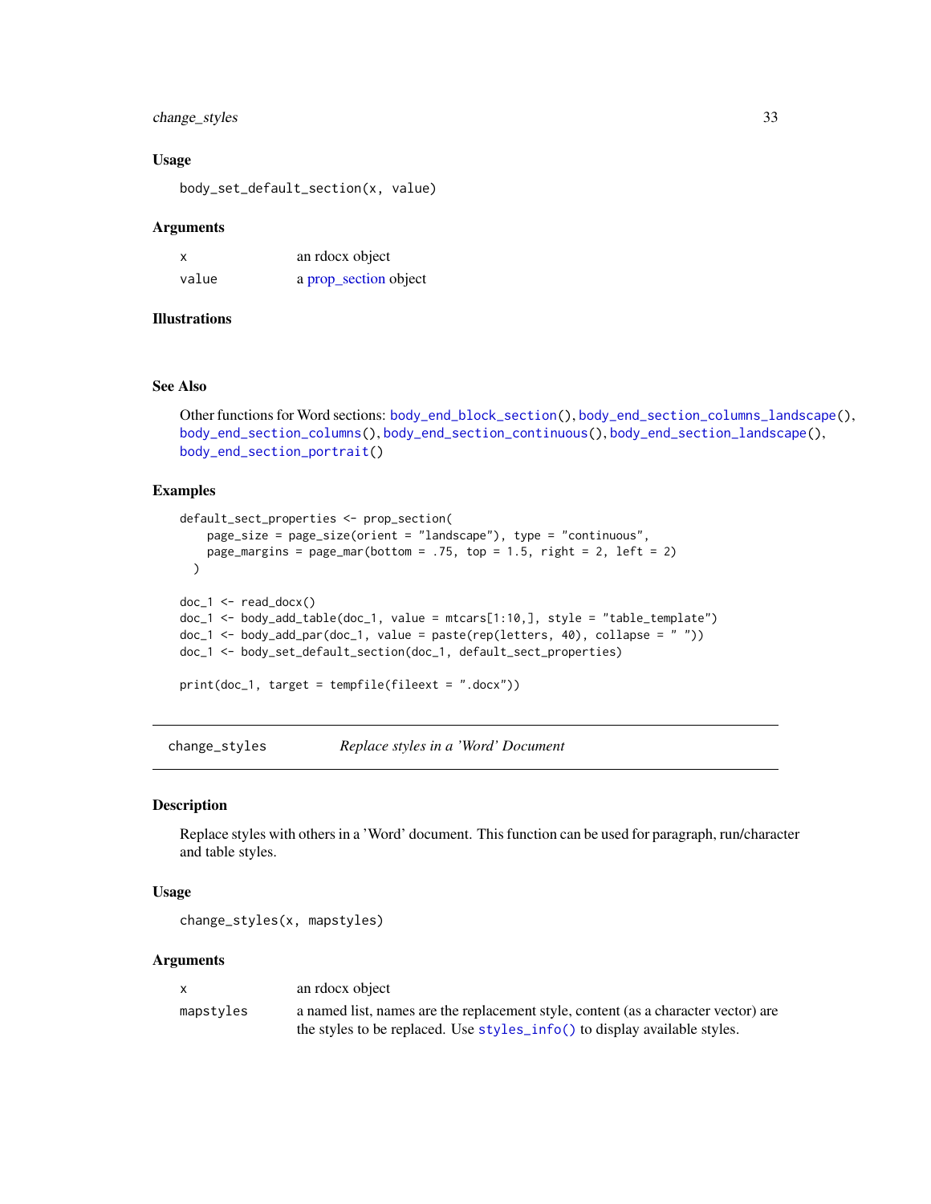### Usage

```
body_set_default_section(x, value)
```

### Arguments

| | |
|---|---|
| x | an rdocx object |
| value | a prop_section object |

### Illustrations

### See Also

Other functions for Word sections: `body_end_block_section()`, `body_end_section_columns_landscape()`, `body_end_section_columns()`, `body_end_section_continuous()`, `body_end_section_landscape()`, `body_end_section_portrait()`

### Examples

```
default_sect_properties <- prop_section(
    page_size = page_size(orient = "landscape"), type = "continuous",
    page_margins = page_mar(bottom = .75, top = 1.5, right = 2, left = 2)
  )

doc_1 <- read_docx()
doc_1 <- body_add_table(doc_1, value = mtcars[1:10,], style = "table_template")
doc_1 <- body_add_par(doc_1, value = paste(rep(letters, 40), collapse = " "))
doc_1 <- body_set_default_section(doc_1, default_sect_properties)

print(doc_1, target = tempfile(fileext = ".docx"))
```

---

## change_styles — *Replace styles in a 'Word' Document*

---

### Description

Replace styles with others in a 'Word' document. This function can be used for paragraph, run/character and table styles.

### Usage

```
change_styles(x, mapstyles)
```

### Arguments

| | |
|---|---|
| x | an rdocx object |
| mapstyles | a named list, names are the replacement style, content (as a character vector) are the styles to be replaced. Use `styles_info()` to display available styles. |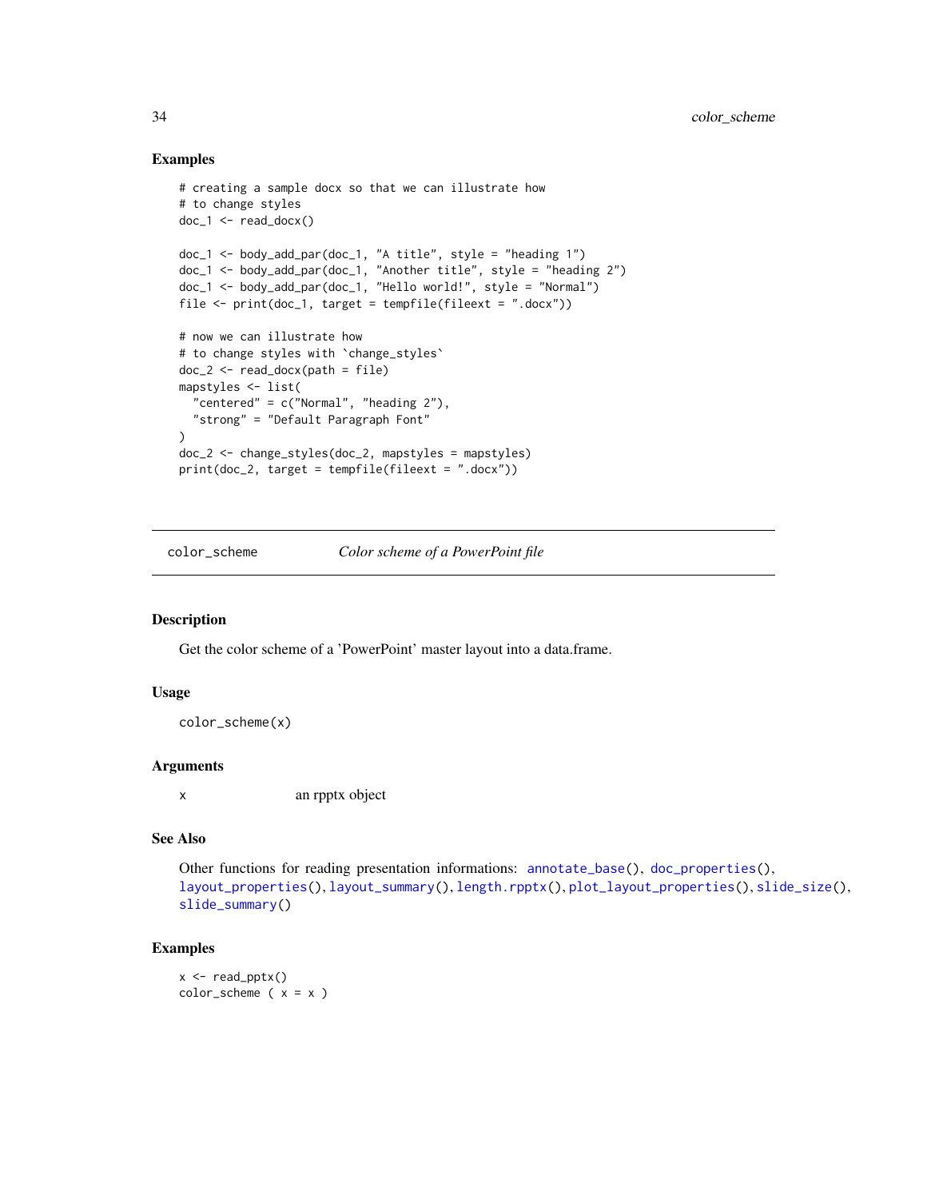## Examples

```
# creating a sample docx so that we can illustrate how
# to change styles
doc_1 <- read_docx()

doc_1 <- body_add_par(doc_1, "A title", style = "heading 1")
doc_1 <- body_add_par(doc_1, "Another title", style = "heading 2")
doc_1 <- body_add_par(doc_1, "Hello world!", style = "Normal")
file <- print(doc_1, target = tempfile(fileext = ".docx"))

# now we can illustrate how
# to change styles with `change_styles`
doc_2 <- read_docx(path = file)
mapstyles <- list(
  "centered" = c("Normal", "heading 2"),
  "strong" = "Default Paragraph Font"
)
doc_2 <- change_styles(doc_2, mapstyles = mapstyles)
print(doc_2, target = tempfile(fileext = ".docx"))
```

---

# color_scheme — *Color scheme of a PowerPoint file*

## Description

Get the color scheme of a 'PowerPoint' master layout into a data.frame.

## Usage

```
color_scheme(x)
```

## Arguments

| | |
|---|---|
| x | an rpptx object |

## See Also

Other functions for reading presentation informations: annotate_base(), doc_properties(), layout_properties(), layout_summary(), length.rpptx(), plot_layout_properties(), slide_size(), slide_summary()

## Examples

```
x <- read_pptx()
color_scheme ( x = x )
```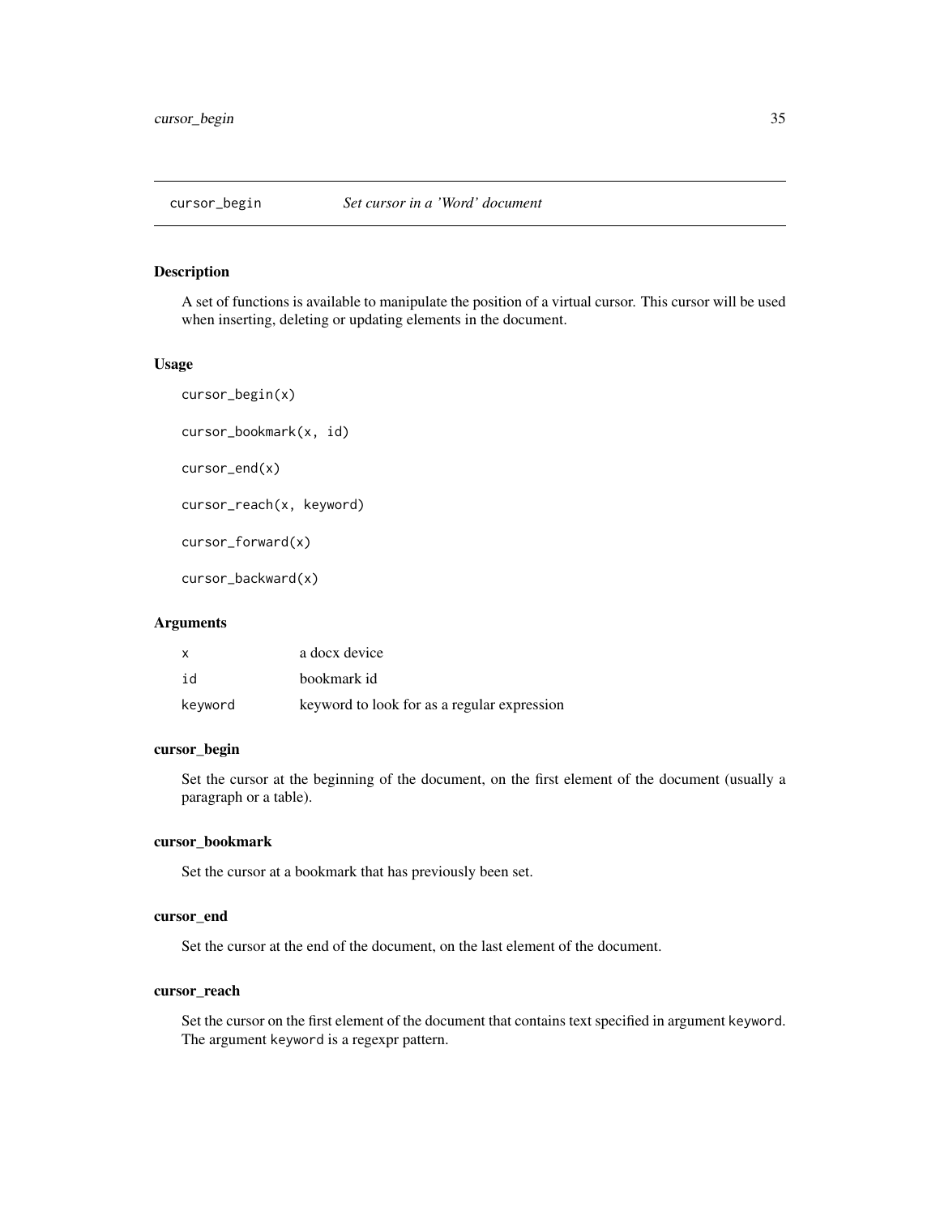cursor_begin *Set cursor in a 'Word' document*

## Description

A set of functions is available to manipulate the position of a virtual cursor. This cursor will be used when inserting, deleting or updating elements in the document.

## Usage

```
cursor_begin(x)

cursor_bookmark(x, id)

cursor_end(x)

cursor_reach(x, keyword)

cursor_forward(x)

cursor_backward(x)
```

## Arguments

| | |
|---|---|
| x | a docx device |
| id | bookmark id |
| keyword | keyword to look for as a regular expression |

## cursor_begin

Set the cursor at the beginning of the document, on the first element of the document (usually a paragraph or a table).

## cursor_bookmark

Set the cursor at a bookmark that has previously been set.

## cursor_end

Set the cursor at the end of the document, on the last element of the document.

## cursor_reach

Set the cursor on the first element of the document that contains text specified in argument `keyword`. The argument `keyword` is a regexpr pattern.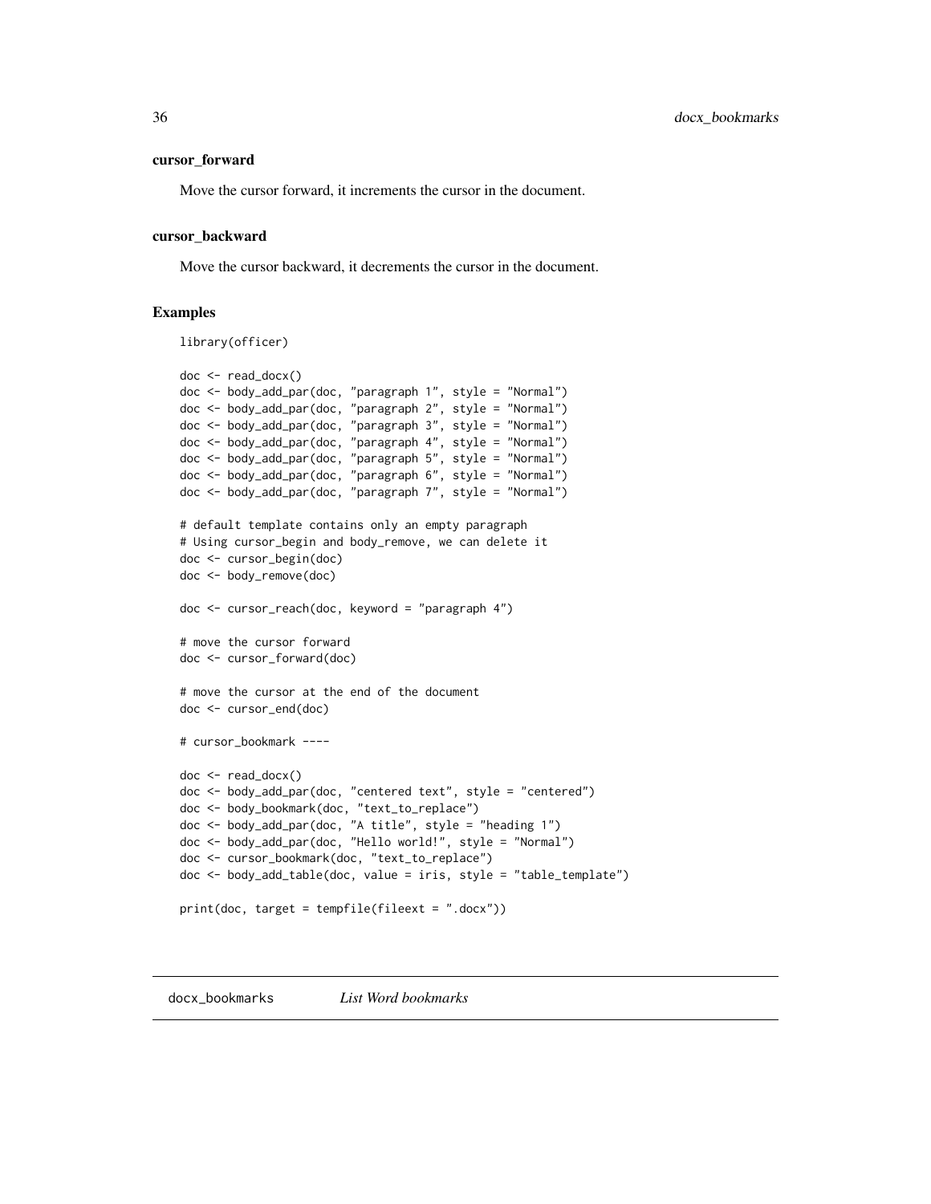### cursor_forward

Move the cursor forward, it increments the cursor in the document.

### cursor_backward

Move the cursor backward, it decrements the cursor in the document.

## Examples

```
library(officer)

doc <- read_docx()
doc <- body_add_par(doc, "paragraph 1", style = "Normal")
doc <- body_add_par(doc, "paragraph 2", style = "Normal")
doc <- body_add_par(doc, "paragraph 3", style = "Normal")
doc <- body_add_par(doc, "paragraph 4", style = "Normal")
doc <- body_add_par(doc, "paragraph 5", style = "Normal")
doc <- body_add_par(doc, "paragraph 6", style = "Normal")
doc <- body_add_par(doc, "paragraph 7", style = "Normal")

# default template contains only an empty paragraph
# Using cursor_begin and body_remove, we can delete it
doc <- cursor_begin(doc)
doc <- body_remove(doc)

doc <- cursor_reach(doc, keyword = "paragraph 4")

# move the cursor forward
doc <- cursor_forward(doc)

# move the cursor at the end of the document
doc <- cursor_end(doc)

# cursor_bookmark ----

doc <- read_docx()
doc <- body_add_par(doc, "centered text", style = "centered")
doc <- body_bookmark(doc, "text_to_replace")
doc <- body_add_par(doc, "A title", style = "heading 1")
doc <- body_add_par(doc, "Hello world!", style = "Normal")
doc <- cursor_bookmark(doc, "text_to_replace")
doc <- body_add_table(doc, value = iris, style = "table_template")

print(doc, target = tempfile(fileext = ".docx"))
```

---

docx_bookmarks *List Word bookmarks*

---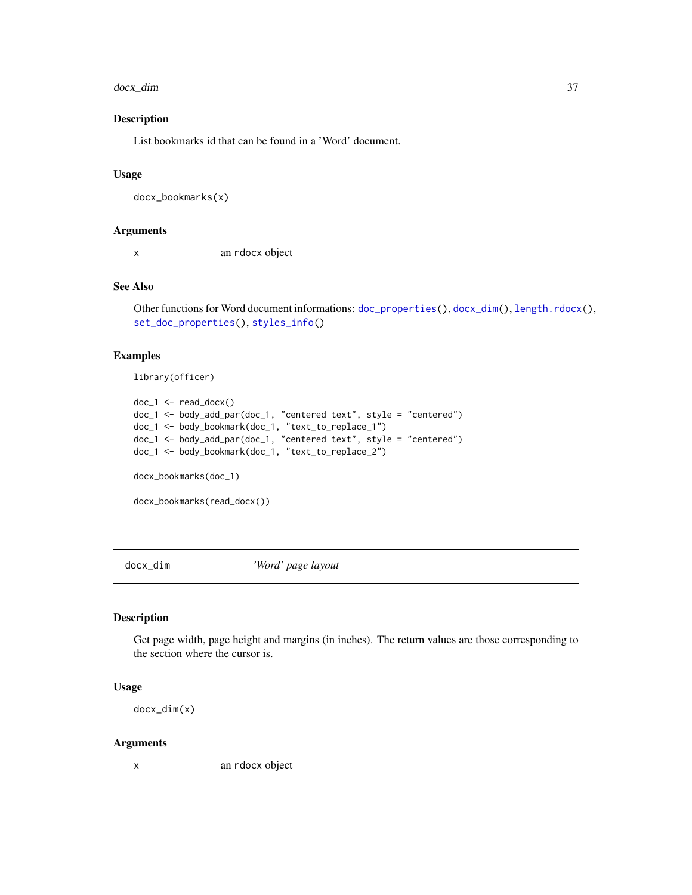## Description

List bookmarks id that can be found in a 'Word' document.

## Usage

```
docx_bookmarks(x)
```

## Arguments

| | |
|---|---|
| x | an rdocx object |

## See Also

Other functions for Word document informations: doc_properties(), docx_dim(), length.rdocx(), set_doc_properties(), styles_info()

## Examples

```
library(officer)

doc_1 <- read_docx()
doc_1 <- body_add_par(doc_1, "centered text", style = "centered")
doc_1 <- body_bookmark(doc_1, "text_to_replace_1")
doc_1 <- body_add_par(doc_1, "centered text", style = "centered")
doc_1 <- body_bookmark(doc_1, "text_to_replace_2")

docx_bookmarks(doc_1)

docx_bookmarks(read_docx())
```

---

# docx_dim &nbsp;&nbsp;&nbsp;&nbsp; *'Word' page layout*

---

## Description

Get page width, page height and margins (in inches). The return values are those corresponding to the section where the cursor is.

## Usage

```
docx_dim(x)
```

## Arguments

| | |
|---|---|
| x | an rdocx object |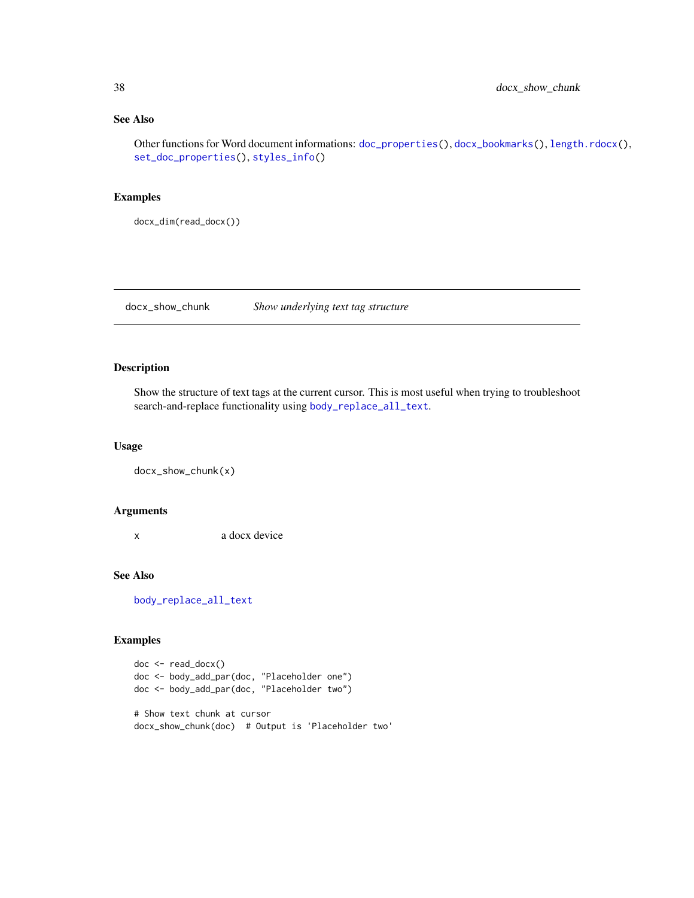### See Also

Other functions for Word document informations: `doc_properties()`, `docx_bookmarks()`, `length.rdocx()`, `set_doc_properties()`, `styles_info()`

### Examples

```
docx_dim(read_docx())
```

---

## docx_show_chunk — *Show underlying text tag structure*

### Description

Show the structure of text tags at the current cursor. This is most useful when trying to troubleshoot search-and-replace functionality using `body_replace_all_text`.

### Usage

```
docx_show_chunk(x)
```

### Arguments

| | |
|---|---|
| x | a docx device |

### See Also

`body_replace_all_text`

### Examples

```
doc <- read_docx()
doc <- body_add_par(doc, "Placeholder one")
doc <- body_add_par(doc, "Placeholder two")

# Show text chunk at cursor
docx_show_chunk(doc)  # Output is 'Placeholder two'
```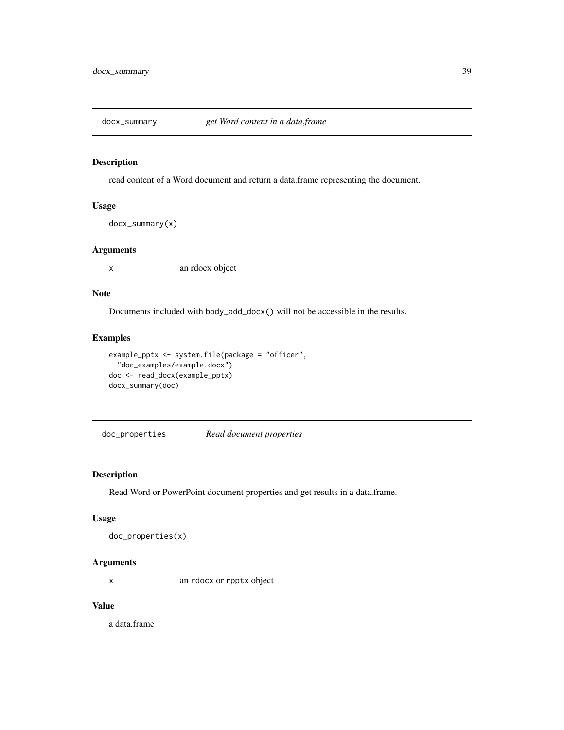## docx_summary *get Word content in a data.frame*

### Description

read content of a Word document and return a data.frame representing the document.

### Usage

```
docx_summary(x)
```

### Arguments

| | |
|---|---|
| x | an rdocx object |

### Note

Documents included with `body_add_docx()` will not be accessible in the results.

### Examples

```
example_pptx <- system.file(package = "officer",
  "doc_examples/example.docx")
doc <- read_docx(example_pptx)
docx_summary(doc)
```

## doc_properties *Read document properties*

### Description

Read Word or PowerPoint document properties and get results in a data.frame.

### Usage

```
doc_properties(x)
```

### Arguments

| | |
|---|---|
| x | an `rdocx` or `rpptx` object |

### Value

a data.frame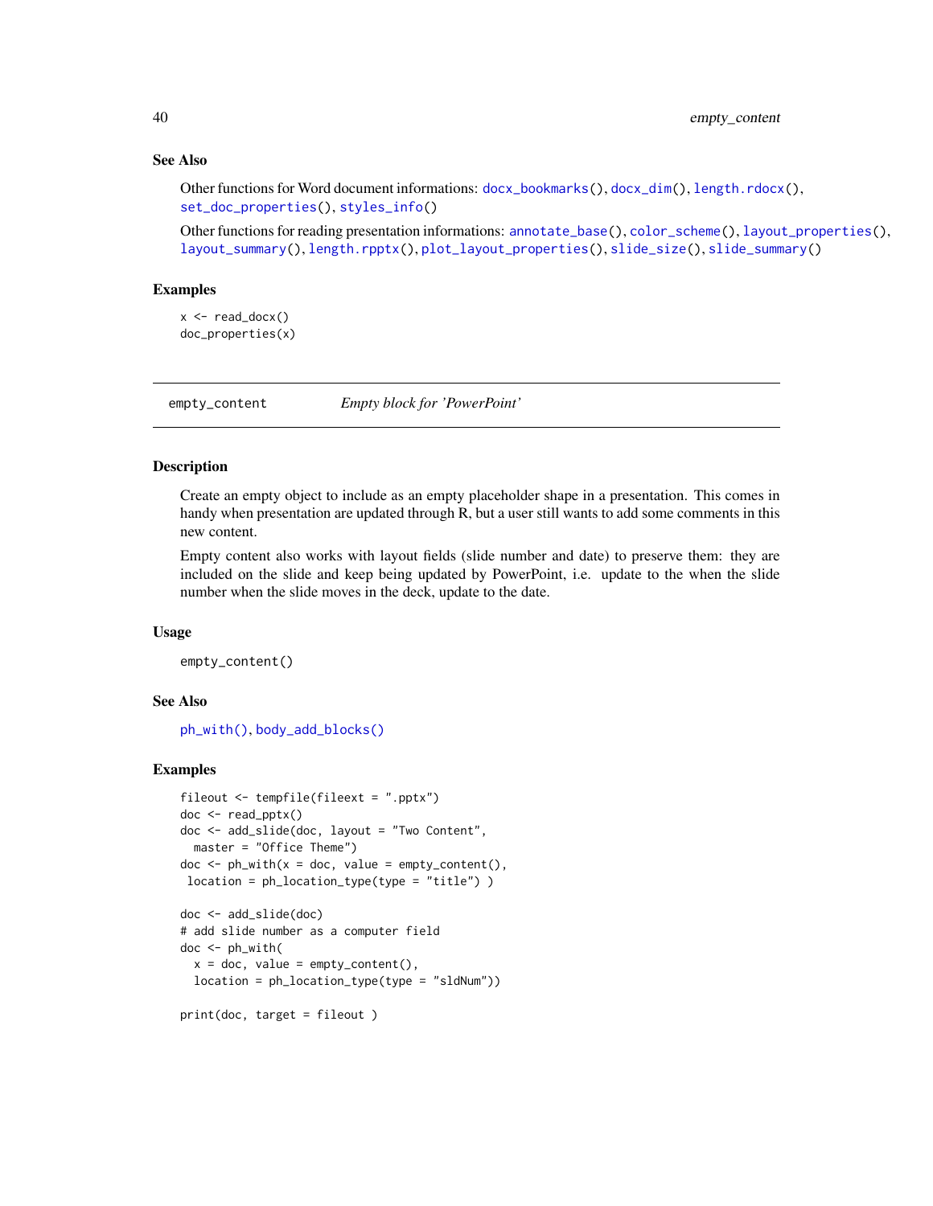### See Also

Other functions for Word document informations: docx_bookmarks(), docx_dim(), length.rdocx(), set_doc_properties(), styles_info()

Other functions for reading presentation informations: annotate_base(), color_scheme(), layout_properties(), layout_summary(), length.rpptx(), plot_layout_properties(), slide_size(), slide_summary()

### Examples

```
x <- read_docx()
doc_properties(x)
```

---

## empty_content — *Empty block for 'PowerPoint'*

---

### Description

Create an empty object to include as an empty placeholder shape in a presentation. This comes in handy when presentation are updated through R, but a user still wants to add some comments in this new content.

Empty content also works with layout fields (slide number and date) to preserve them: they are included on the slide and keep being updated by PowerPoint, i.e. update to the when the slide number when the slide moves in the deck, update to the date.

### Usage

```
empty_content()
```

### See Also

ph_with(), body_add_blocks()

### Examples

```
fileout <- tempfile(fileext = ".pptx")
doc <- read_pptx()
doc <- add_slide(doc, layout = "Two Content",
  master = "Office Theme")
doc <- ph_with(x = doc, value = empty_content(),
 location = ph_location_type(type = "title") )

doc <- add_slide(doc)
# add slide number as a computer field
doc <- ph_with(
  x = doc, value = empty_content(),
  location = ph_location_type(type = "sldNum"))

print(doc, target = fileout )
```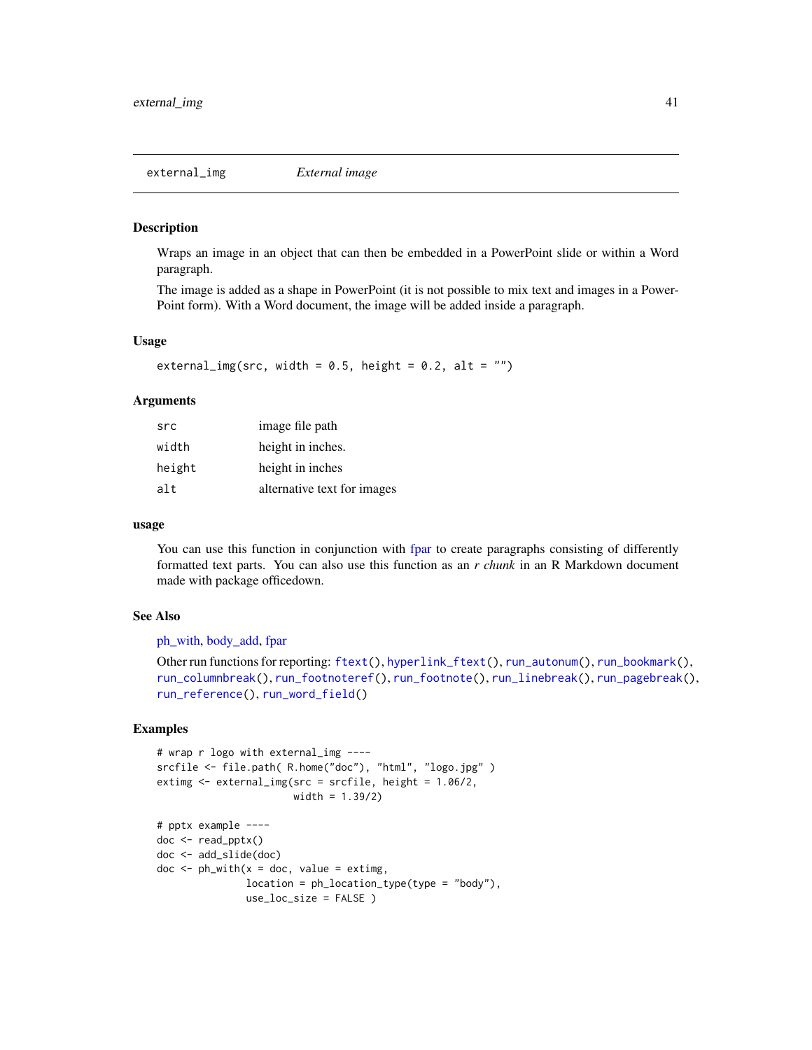# external_img — *External image*

## Description

Wraps an image in an object that can then be embedded in a PowerPoint slide or within a Word paragraph.

The image is added as a shape in PowerPoint (it is not possible to mix text and images in a PowerPoint form). With a Word document, the image will be added inside a paragraph.

## Usage

```
external_img(src, width = 0.5, height = 0.2, alt = "")
```

## Arguments

| | |
|---|---|
| src | image file path |
| width | height in inches. |
| height | height in inches |
| alt | alternative text for images |

## usage

You can use this function in conjunction with fpar to create paragraphs consisting of differently formatted text parts. You can also use this function as an *r chunk* in an R Markdown document made with package officedown.

## See Also

ph_with, body_add, fpar

Other run functions for reporting: `ftext()`, `hyperlink_ftext()`, `run_autonum()`, `run_bookmark()`, `run_columnbreak()`, `run_footnoteref()`, `run_footnote()`, `run_linebreak()`, `run_pagebreak()`, `run_reference()`, `run_word_field()`

## Examples

```
# wrap r logo with external_img ----
srcfile <- file.path( R.home("doc"), "html", "logo.jpg" )
extimg <- external_img(src = srcfile, height = 1.06/2,
                       width = 1.39/2)

# pptx example ----
doc <- read_pptx()
doc <- add_slide(doc)
doc <- ph_with(x = doc, value = extimg,
               location = ph_location_type(type = "body"),
               use_loc_size = FALSE )
```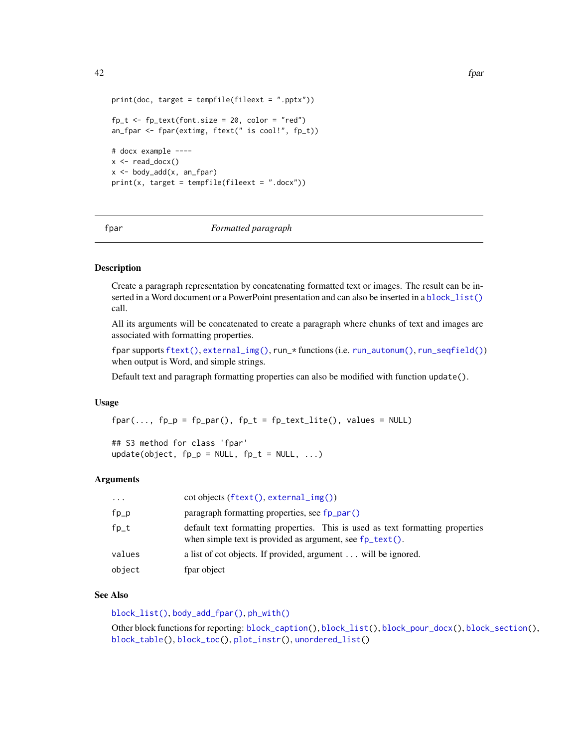```
print(doc, target = tempfile(fileext = ".pptx"))

fp_t <- fp_text(font.size = 20, color = "red")
an_fpar <- fpar(extimg, ftext(" is cool!", fp_t))

# docx example ----
x <- read_docx()
x <- body_add(x, an_fpar)
print(x, target = tempfile(fileext = ".docx"))
```

## fpar *Formatted paragraph*

### Description

Create a paragraph representation by concatenating formatted text or images. The result can be inserted in a Word document or a PowerPoint presentation and can also be inserted in a `block_list()` call.

All its arguments will be concatenated to create a paragraph where chunks of text and images are associated with formatting properties.

`fpar` supports `ftext()`, `external_img()`, `run_*` functions (i.e. `run_autonum()`, `run_seqfield()`) when output is Word, and simple strings.

Default text and paragraph formatting properties can also be modified with function `update()`.

### Usage

```
fpar(..., fp_p = fp_par(), fp_t = fp_text_lite(), values = NULL)

## S3 method for class 'fpar'
update(object, fp_p = NULL, fp_t = NULL, ...)
```

### Arguments

| | |
|---|---|
| `...` | cot objects (`ftext()`, `external_img()`) |
| `fp_p` | paragraph formatting properties, see `fp_par()` |
| `fp_t` | default text formatting properties. This is used as text formatting properties when simple text is provided as argument, see `fp_text()`. |
| `values` | a list of cot objects. If provided, argument `...` will be ignored. |
| `object` | fpar object |

### See Also

`block_list()`, `body_add_fpar()`, `ph_with()`

Other block functions for reporting: `block_caption()`, `block_list()`, `block_pour_docx()`, `block_section()`, `block_table()`, `block_toc()`, `plot_instr()`, `unordered_list()`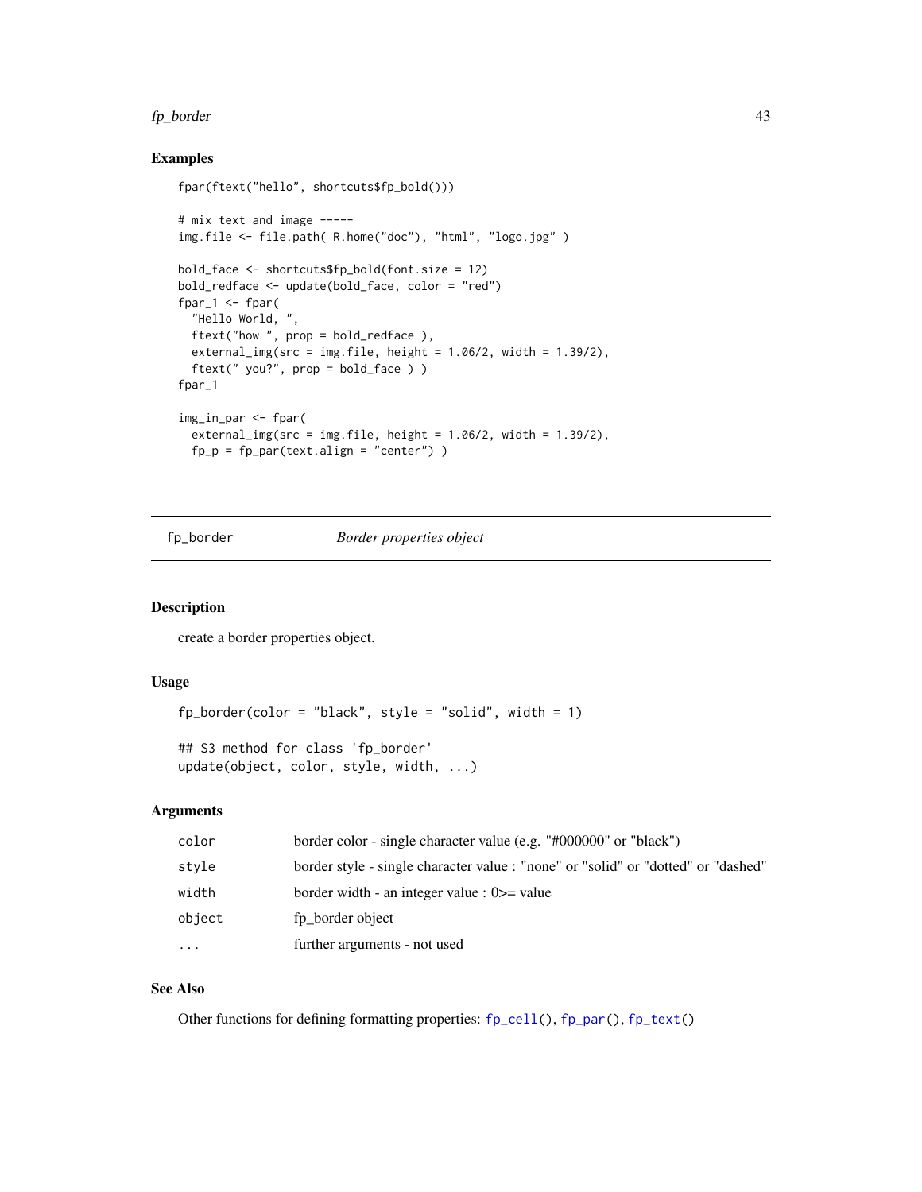### Examples

```
fpar(ftext("hello", shortcuts$fp_bold()))

# mix text and image -----
img.file <- file.path( R.home("doc"), "html", "logo.jpg" )

bold_face <- shortcuts$fp_bold(font.size = 12)
bold_redface <- update(bold_face, color = "red")
fpar_1 <- fpar(
  "Hello World, ",
  ftext("how ", prop = bold_redface ),
  external_img(src = img.file, height = 1.06/2, width = 1.39/2),
  ftext(" you?", prop = bold_face ) )
fpar_1

img_in_par <- fpar(
  external_img(src = img.file, height = 1.06/2, width = 1.39/2),
  fp_p = fp_par(text.align = "center") )
```

---

## fp_border — *Border properties object*

---

### Description

create a border properties object.

### Usage

```
fp_border(color = "black", style = "solid", width = 1)

## S3 method for class 'fp_border'
update(object, color, style, width, ...)
```

### Arguments

| | |
|---|---|
| `color` | border color - single character value (e.g. "#000000" or "black") |
| `style` | border style - single character value : "none" or "solid" or "dotted" or "dashed" |
| `width` | border width - an integer value : 0>= value |
| `object` | fp_border object |
| `...` | further arguments - not used |

### See Also

Other functions for defining formatting properties: `fp_cell()`, `fp_par()`, `fp_text()`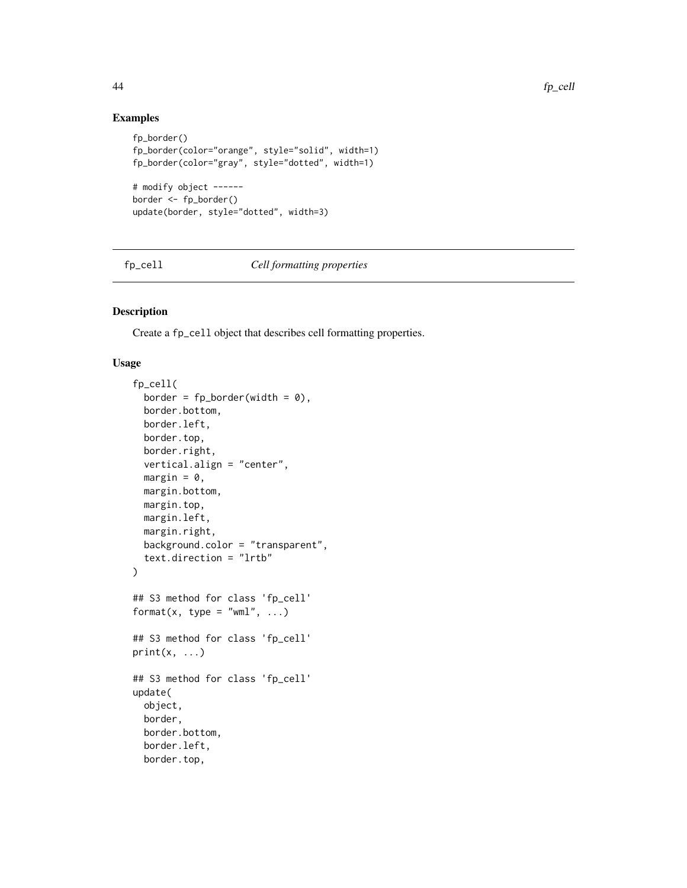## Examples

```
fp_border()
fp_border(color="orange", style="solid", width=1)
fp_border(color="gray", style="dotted", width=1)

# modify object ------
border <- fp_border()
update(border, style="dotted", width=3)
```

# fp_cell — *Cell formatting properties*

## Description

Create a `fp_cell` object that describes cell formatting properties.

## Usage

```
fp_cell(
  border = fp_border(width = 0),
  border.bottom,
  border.left,
  border.top,
  border.right,
  vertical.align = "center",
  margin = 0,
  margin.bottom,
  margin.top,
  margin.left,
  margin.right,
  background.color = "transparent",
  text.direction = "lrtb"
)

## S3 method for class 'fp_cell'
format(x, type = "wml", ...)

## S3 method for class 'fp_cell'
print(x, ...)

## S3 method for class 'fp_cell'
update(
  object,
  border,
  border.bottom,
  border.left,
  border.top,
```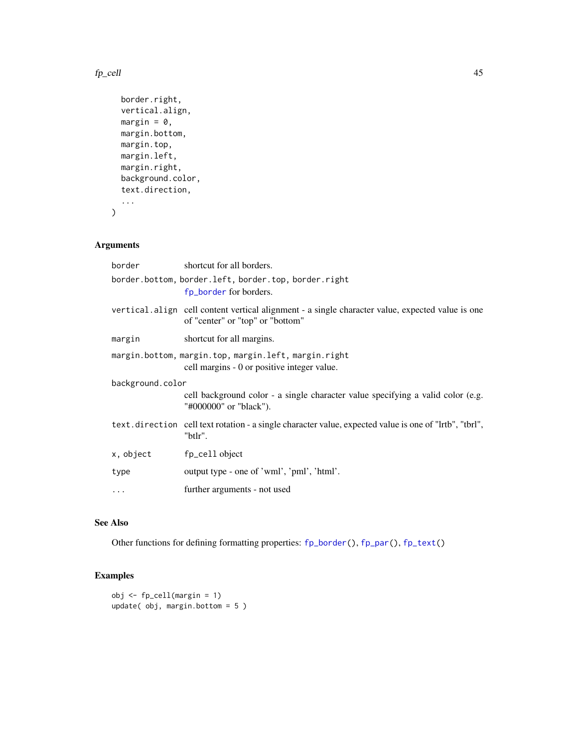```
  border.right,
  vertical.align,
  margin = 0,
  margin.bottom,
  margin.top,
  margin.left,
  margin.right,
  background.color,
  text.direction,
  ...
)
```

### Arguments

| | |
|---|---|
| `border` | shortcut for all borders. |
| `border.bottom, border.left, border.top, border.right` | `fp_border` for borders. |
| `vertical.align` | cell content vertical alignment - a single character value, expected value is one of "center" or "top" or "bottom" |
| `margin` | shortcut for all margins. |
| `margin.bottom, margin.top, margin.left, margin.right` | cell margins - 0 or positive integer value. |
| `background.color` | cell background color - a single character value specifying a valid color (e.g. "#000000" or "black"). |
| `text.direction` | cell text rotation - a single character value, expected value is one of "lrtb", "tbrl", "btlr". |
| `x, object` | `fp_cell` object |
| `type` | output type - one of 'wml', 'pml', 'html'. |
| `...` | further arguments - not used |

### See Also

Other functions for defining formatting properties: `fp_border()`, `fp_par()`, `fp_text()`

### Examples

```
obj <- fp_cell(margin = 1)
update( obj, margin.bottom = 5 )
```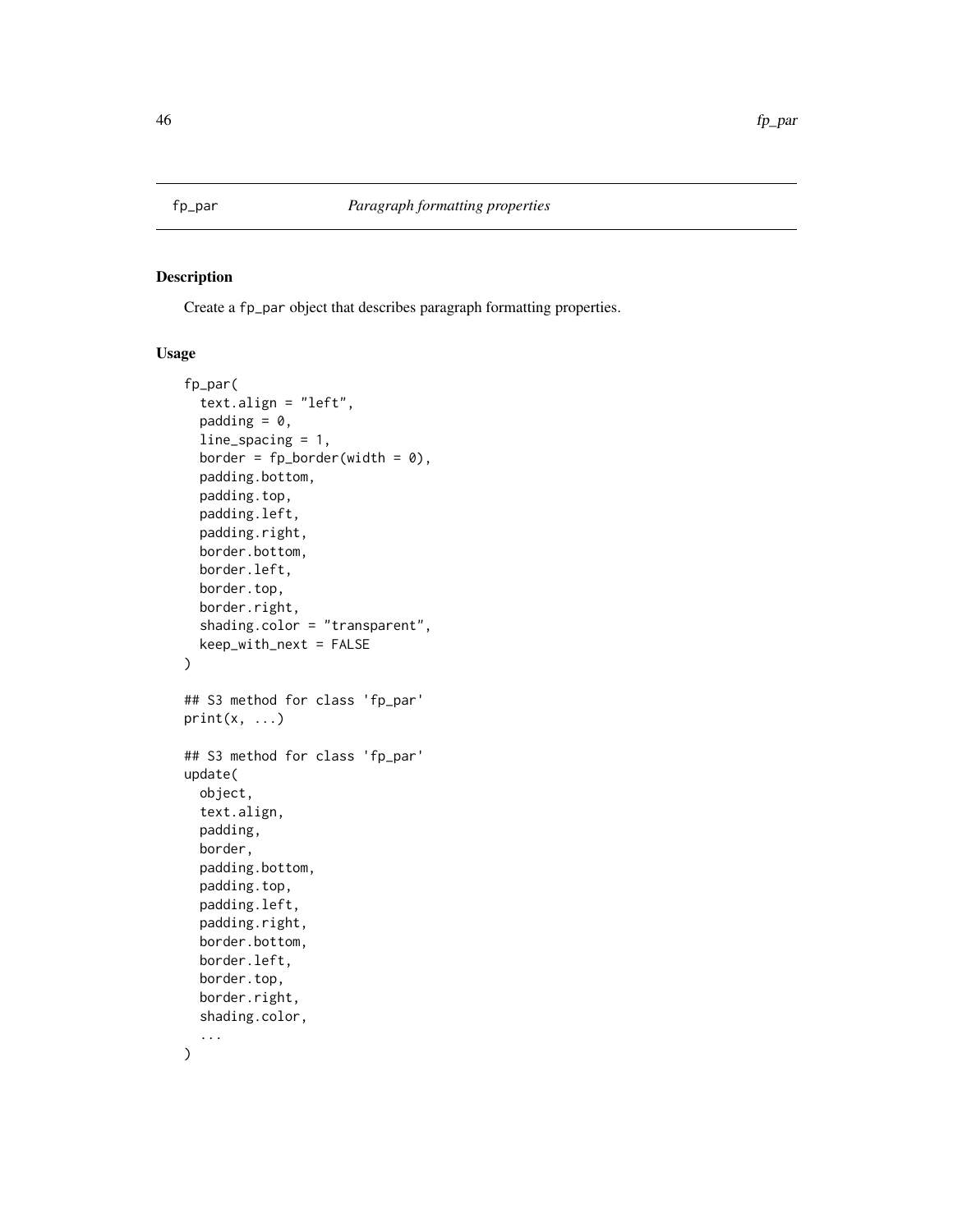fp_par *Paragraph formatting properties*

## Description

Create a `fp_par` object that describes paragraph formatting properties.

## Usage

```
fp_par(
  text.align = "left",
  padding = 0,
  line_spacing = 1,
  border = fp_border(width = 0),
  padding.bottom,
  padding.top,
  padding.left,
  padding.right,
  border.bottom,
  border.left,
  border.top,
  border.right,
  shading.color = "transparent",
  keep_with_next = FALSE
)

## S3 method for class 'fp_par'
print(x, ...)

## S3 method for class 'fp_par'
update(
  object,
  text.align,
  padding,
  border,
  padding.bottom,
  padding.top,
  padding.left,
  padding.right,
  border.bottom,
  border.left,
  border.top,
  border.right,
  shading.color,
  ...
)
```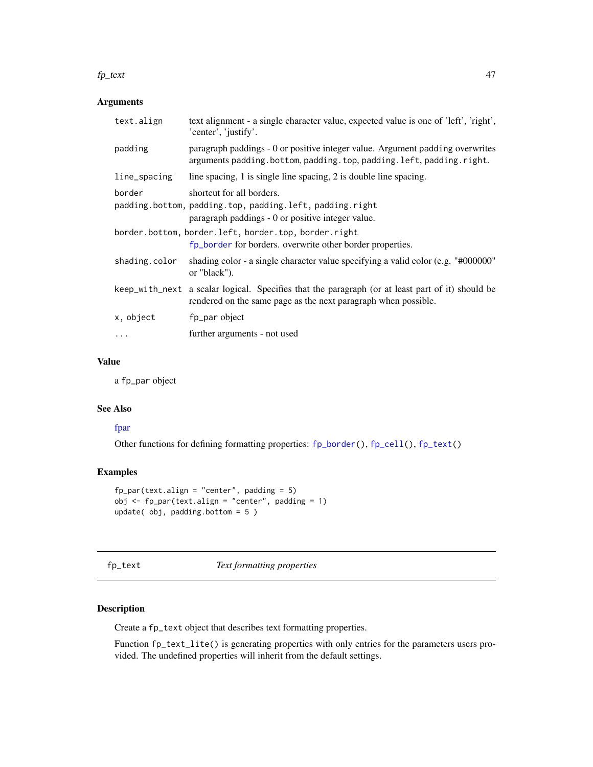### Arguments

| | |
|---|---|
| `text.align` | text alignment - a single character value, expected value is one of 'left', 'right', 'center', 'justify'. |
| `padding` | paragraph paddings - 0 or positive integer value. Argument `padding` overwrites arguments `padding.bottom`, `padding.top`, `padding.left`, `padding.right`. |
| `line_spacing` | line spacing, 1 is single line spacing, 2 is double line spacing. |
| `border` | shortcut for all borders. |
| `padding.bottom, padding.top, padding.left, padding.right` | paragraph paddings - 0 or positive integer value. |
| `border.bottom, border.left, border.top, border.right` | `fp_border` for borders. overwrite other border properties. |
| `shading.color` | shading color - a single character value specifying a valid color (e.g. "#000000" or "black"). |
| `keep_with_next` | a scalar logical. Specifies that the paragraph (or at least part of it) should be rendered on the same page as the next paragraph when possible. |
| `x, object` | `fp_par` object |
| `...` | further arguments - not used |

### Value

a `fp_par` object

### See Also

fpar

Other functions for defining formatting properties: `fp_border()`, `fp_cell()`, `fp_text()`

### Examples

```
fp_par(text.align = "center", padding = 5)
obj <- fp_par(text.align = "center", padding = 1)
update( obj, padding.bottom = 5 )
```

## fp_text — *Text formatting properties*

### Description

Create a `fp_text` object that describes text formatting properties.

Function `fp_text_lite()` is generating properties with only entries for the parameters users provided. The undefined properties will inherit from the default settings.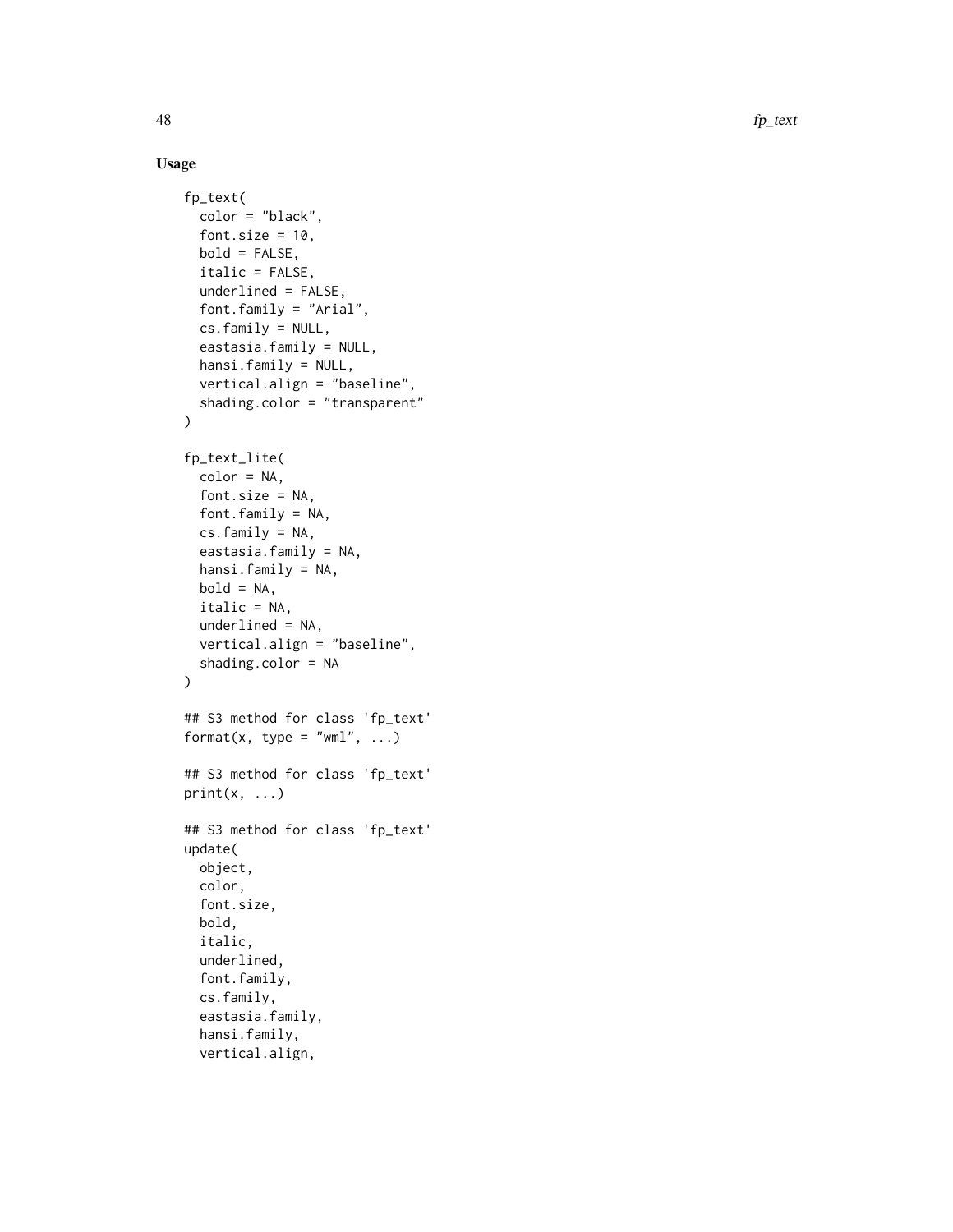## Usage

```
fp_text(
  color = "black",
  font.size = 10,
  bold = FALSE,
  italic = FALSE,
  underlined = FALSE,
  font.family = "Arial",
  cs.family = NULL,
  eastasia.family = NULL,
  hansi.family = NULL,
  vertical.align = "baseline",
  shading.color = "transparent"
)

fp_text_lite(
  color = NA,
  font.size = NA,
  font.family = NA,
  cs.family = NA,
  eastasia.family = NA,
  hansi.family = NA,
  bold = NA,
  italic = NA,
  underlined = NA,
  vertical.align = "baseline",
  shading.color = NA
)

## S3 method for class 'fp_text'
format(x, type = "wml", ...)

## S3 method for class 'fp_text'
print(x, ...)

## S3 method for class 'fp_text'
update(
  object,
  color,
  font.size,
  bold,
  italic,
  underlined,
  font.family,
  cs.family,
  eastasia.family,
  hansi.family,
  vertical.align,
```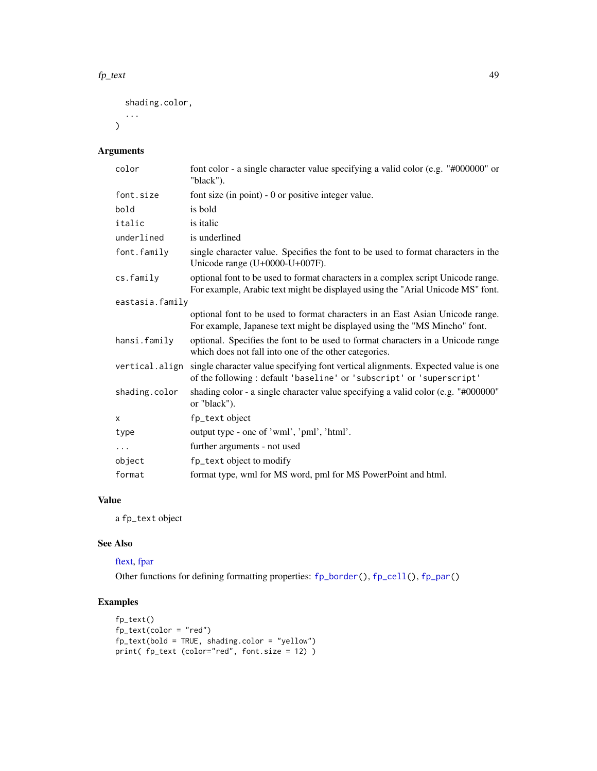```
  shading.color,
  ...
)
```

## Arguments

| | |
|---|---|
| color | font color - a single character value specifying a valid color (e.g. "#000000" or "black"). |
| font.size | font size (in point) - 0 or positive integer value. |
| bold | is bold |
| italic | is italic |
| underlined | is underlined |
| font.family | single character value. Specifies the font to be used to format characters in the Unicode range (U+0000-U+007F). |
| cs.family | optional font to be used to format characters in a complex script Unicode range. For example, Arabic text might be displayed using the "Arial Unicode MS" font. |
| eastasia.family | optional font to be used to format characters in an East Asian Unicode range. For example, Japanese text might be displayed using the "MS Mincho" font. |
| hansi.family | optional. Specifies the font to be used to format characters in a Unicode range which does not fall into one of the other categories. |
| vertical.align | single character value specifying font vertical alignments. Expected value is one of the following : default 'baseline' or 'subscript' or 'superscript' |
| shading.color | shading color - a single character value specifying a valid color (e.g. "#000000" or "black"). |
| x | fp_text object |
| type | output type - one of 'wml', 'pml', 'html'. |
| ... | further arguments - not used |
| object | fp_text object to modify |
| format | format type, wml for MS word, pml for MS PowerPoint and html. |

## Value

a fp_text object

## See Also

ftext, fpar

Other functions for defining formatting properties: fp_border(), fp_cell(), fp_par()

## Examples

```
fp_text()
fp_text(color = "red")
fp_text(bold = TRUE, shading.color = "yellow")
print( fp_text (color="red", font.size = 12) )
```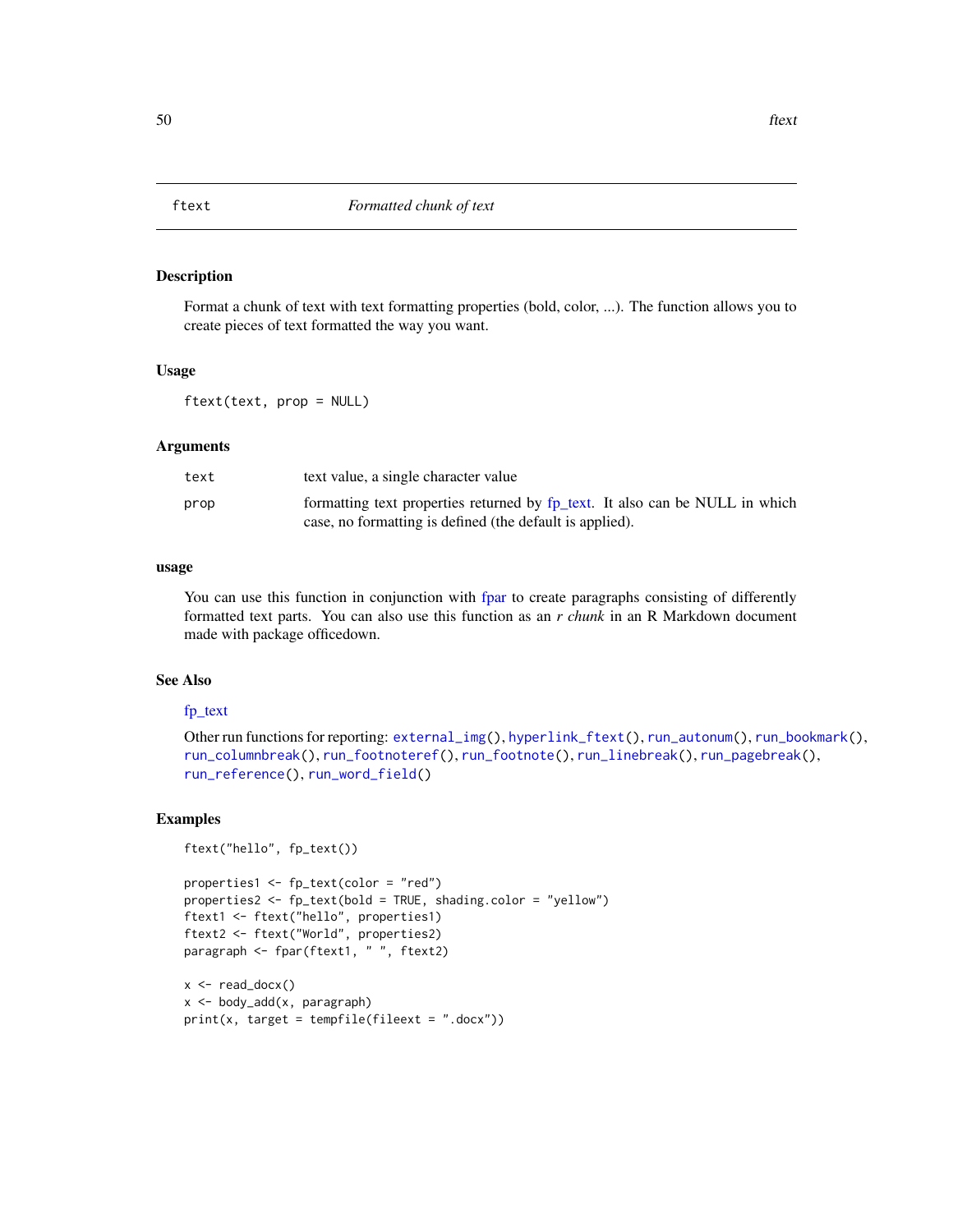## ftext — *Formatted chunk of text*

### Description

Format a chunk of text with text formatting properties (bold, color, ...). The function allows you to create pieces of text formatted the way you want.

### Usage

```
ftext(text, prop = NULL)
```

### Arguments

| | |
|---|---|
| text | text value, a single character value |
| prop | formatting text properties returned by fp_text. It also can be NULL in which case, no formatting is defined (the default is applied). |

### usage

You can use this function in conjunction with fpar to create paragraphs consisting of differently formatted text parts. You can also use this function as an *r chunk* in an R Markdown document made with package officedown.

### See Also

fp_text

Other run functions for reporting: `external_img()`, `hyperlink_ftext()`, `run_autonum()`, `run_bookmark()`, `run_columnbreak()`, `run_footnoteref()`, `run_footnote()`, `run_linebreak()`, `run_pagebreak()`, `run_reference()`, `run_word_field()`

### Examples

```
ftext("hello", fp_text())

properties1 <- fp_text(color = "red")
properties2 <- fp_text(bold = TRUE, shading.color = "yellow")
ftext1 <- ftext("hello", properties1)
ftext2 <- ftext("World", properties2)
paragraph <- fpar(ftext1, " ", ftext2)

x <- read_docx()
x <- body_add(x, paragraph)
print(x, target = tempfile(fileext = ".docx"))
```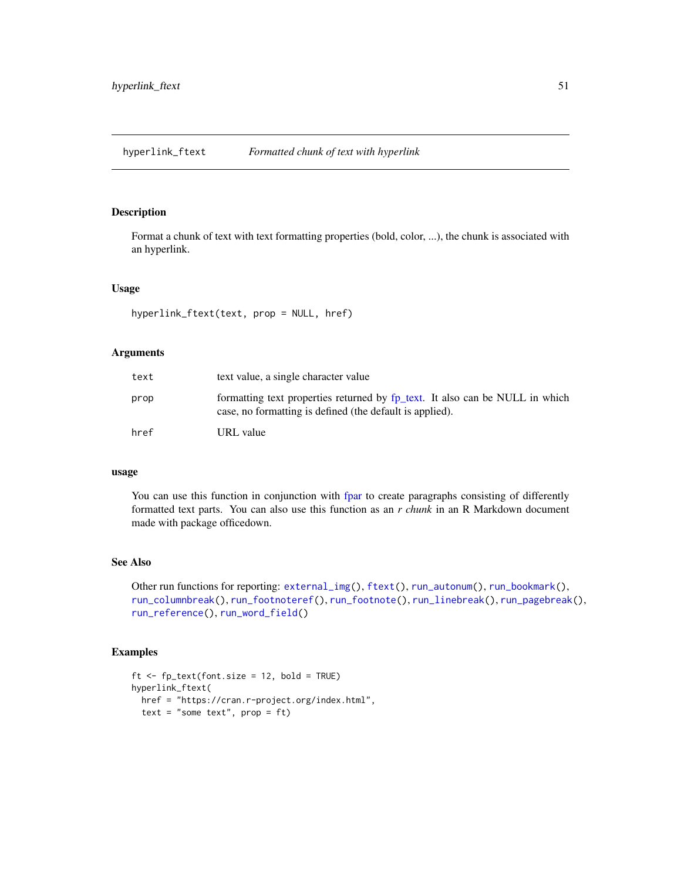# hyperlink_ftext — *Formatted chunk of text with hyperlink*

## Description

Format a chunk of text with text formatting properties (bold, color, ...), the chunk is associated with an hyperlink.

## Usage

```
hyperlink_ftext(text, prop = NULL, href)
```

## Arguments

| | |
|---|---|
| `text` | text value, a single character value |
| `prop` | formatting text properties returned by fp_text. It also can be NULL in which case, no formatting is defined (the default is applied). |
| `href` | URL value |

## usage

You can use this function in conjunction with fpar to create paragraphs consisting of differently formatted text parts. You can also use this function as an *r chunk* in an R Markdown document made with package officedown.

## See Also

Other run functions for reporting: `external_img()`, `ftext()`, `run_autonum()`, `run_bookmark()`, `run_columnbreak()`, `run_footnoteref()`, `run_footnote()`, `run_linebreak()`, `run_pagebreak()`, `run_reference()`, `run_word_field()`

## Examples

```
ft <- fp_text(font.size = 12, bold = TRUE)
hyperlink_ftext(
  href = "https://cran.r-project.org/index.html",
  text = "some text", prop = ft)
```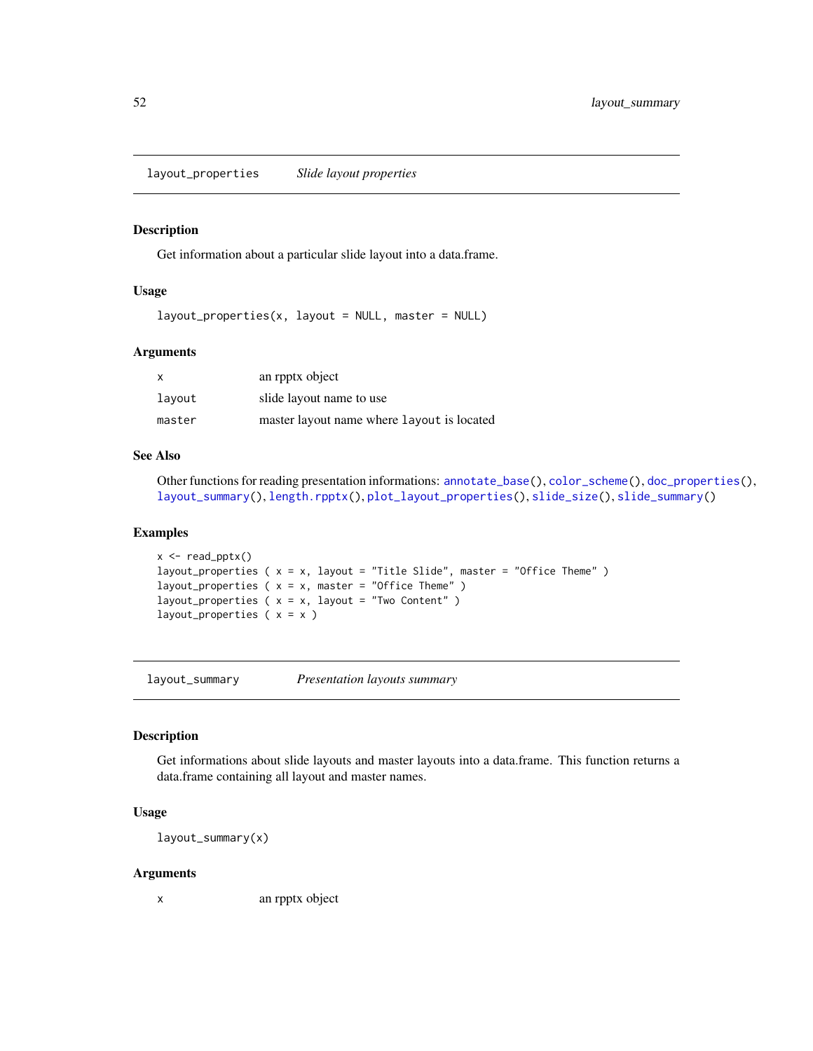## layout_properties    *Slide layout properties*

### Description

Get information about a particular slide layout into a data.frame.

### Usage

```
layout_properties(x, layout = NULL, master = NULL)
```

### Arguments

| | |
|---|---|
| x | an rpptx object |
| layout | slide layout name to use |
| master | master layout name where `layout` is located |

### See Also

Other functions for reading presentation informations: `annotate_base()`, `color_scheme()`, `doc_properties()`, `layout_summary()`, `length.rpptx()`, `plot_layout_properties()`, `slide_size()`, `slide_summary()`

### Examples

```
x <- read_pptx()
layout_properties ( x = x, layout = "Title Slide", master = "Office Theme" )
layout_properties ( x = x, master = "Office Theme" )
layout_properties ( x = x, layout = "Two Content" )
layout_properties ( x = x )
```

## layout_summary    *Presentation layouts summary*

### Description

Get informations about slide layouts and master layouts into a data.frame. This function returns a data.frame containing all layout and master names.

### Usage

```
layout_summary(x)
```

### Arguments

| | |
|---|---|
| x | an rpptx object |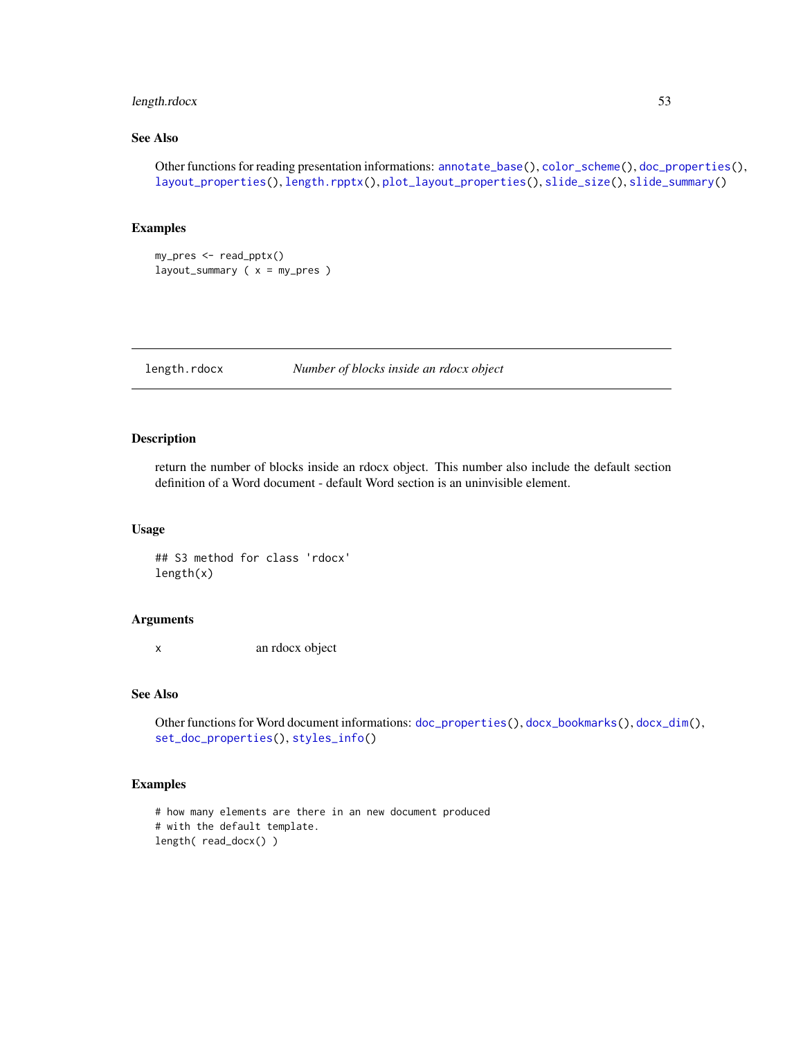## See Also

Other functions for reading presentation informations: annotate_base(), color_scheme(), doc_properties(), layout_properties(), length.rpptx(), plot_layout_properties(), slide_size(), slide_summary()

## Examples

```
my_pres <- read_pptx()
layout_summary ( x = my_pres )
```

---

# length.rdocx — *Number of blocks inside an rdocx object*

---

## Description

return the number of blocks inside an rdocx object. This number also include the default section definition of a Word document - default Word section is an uninvisible element.

## Usage

```
## S3 method for class 'rdocx'
length(x)
```

## Arguments

| | |
|---|---|
| x | an rdocx object |

## See Also

Other functions for Word document informations: doc_properties(), docx_bookmarks(), docx_dim(), set_doc_properties(), styles_info()

## Examples

```
# how many elements are there in an new document produced
# with the default template.
length( read_docx() )
```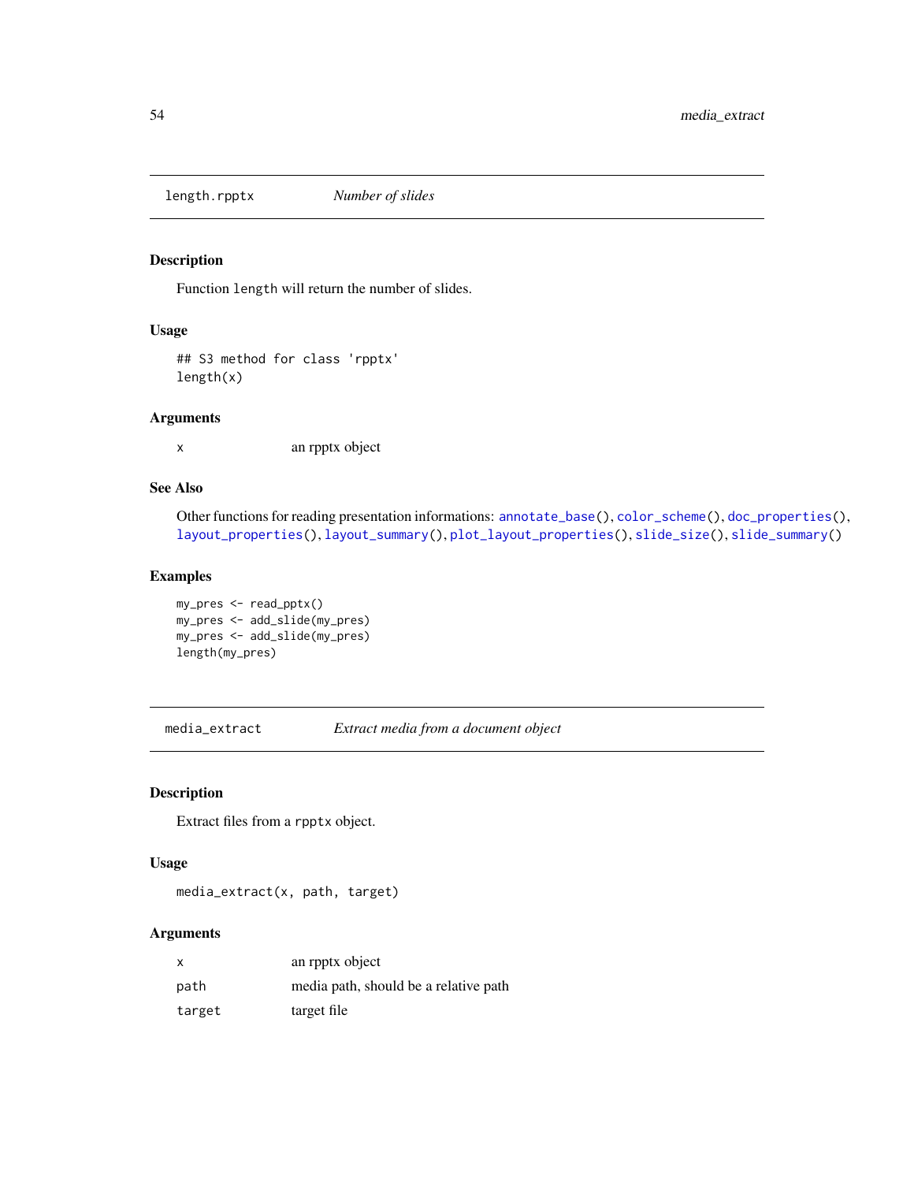## length.rpptx *Number of slides*

### Description

Function `length` will return the number of slides.

### Usage

```
## S3 method for class 'rpptx'
length(x)
```

### Arguments

| | |
|---|---|
| x | an rpptx object |

### See Also

Other functions for reading presentation informations: `annotate_base()`, `color_scheme()`, `doc_properties()`, `layout_properties()`, `layout_summary()`, `plot_layout_properties()`, `slide_size()`, `slide_summary()`

### Examples

```
my_pres <- read_pptx()
my_pres <- add_slide(my_pres)
my_pres <- add_slide(my_pres)
length(my_pres)
```

## media_extract *Extract media from a document object*

### Description

Extract files from a `rpptx` object.

### Usage

```
media_extract(x, path, target)
```

### Arguments

| | |
|---|---|
| x | an rpptx object |
| path | media path, should be a relative path |
| target | target file |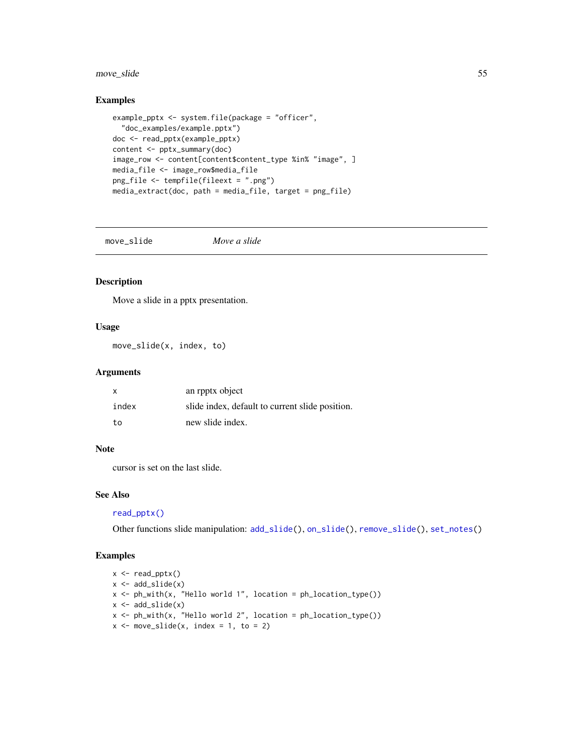### Examples

```
example_pptx <- system.file(package = "officer",
  "doc_examples/example.pptx")
doc <- read_pptx(example_pptx)
content <- pptx_summary(doc)
image_row <- content[content$content_type %in% "image", ]
media_file <- image_row$media_file
png_file <- tempfile(fileext = ".png")
media_extract(doc, path = media_file, target = png_file)
```

---

## move_slide *Move a slide*

### Description

Move a slide in a pptx presentation.

### Usage

```
move_slide(x, index, to)
```

### Arguments

| | |
|---|---|
| x | an rpptx object |
| index | slide index, default to current slide position. |
| to | new slide index. |

### Note

cursor is set on the last slide.

### See Also

read_pptx()

Other functions slide manipulation: add_slide(), on_slide(), remove_slide(), set_notes()

### Examples

```
x <- read_pptx()
x <- add_slide(x)
x <- ph_with(x, "Hello world 1", location = ph_location_type())
x <- add_slide(x)
x <- ph_with(x, "Hello world 2", location = ph_location_type())
x <- move_slide(x, index = 1, to = 2)
```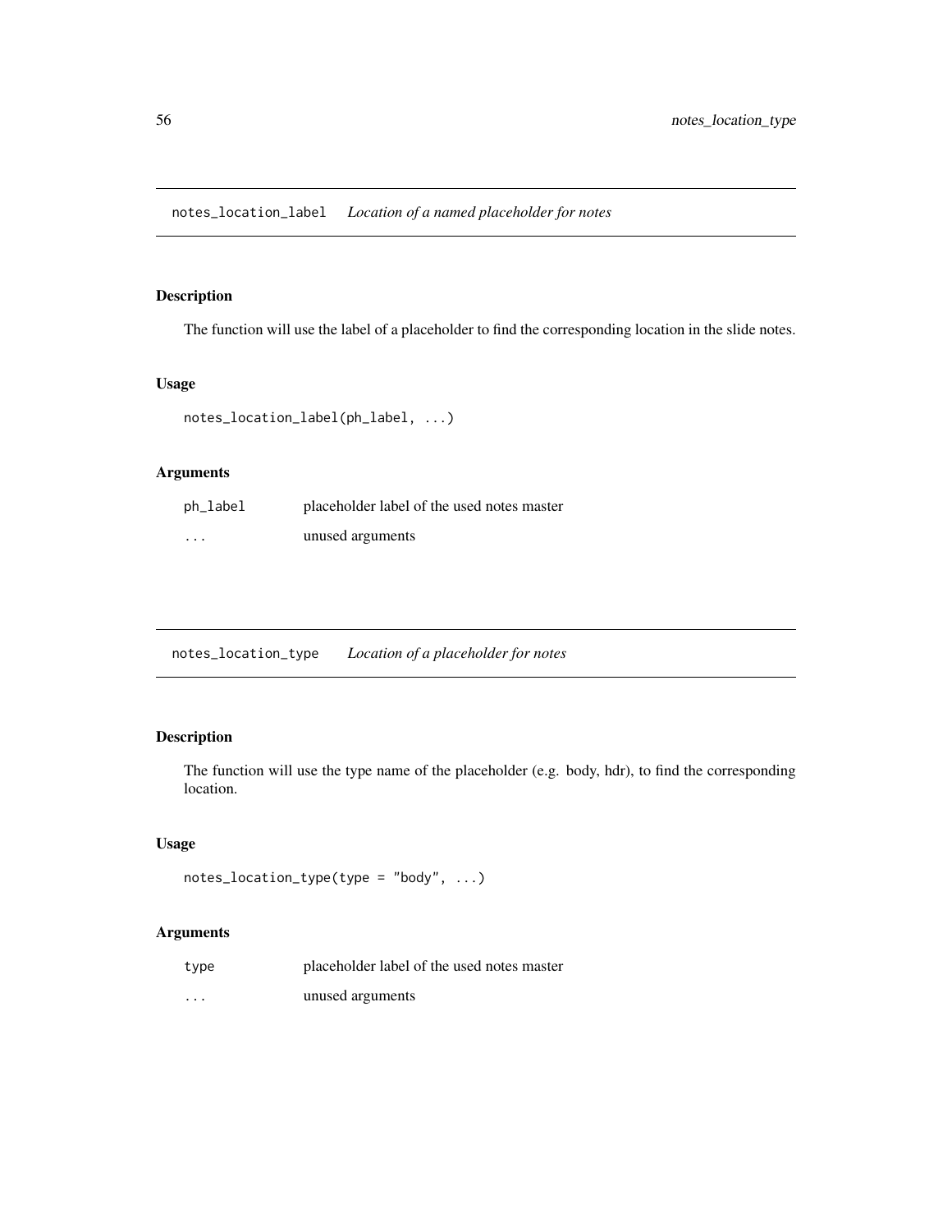## notes_location_label *Location of a named placeholder for notes*

### Description

The function will use the label of a placeholder to find the corresponding location in the slide notes.

### Usage

```
notes_location_label(ph_label, ...)
```

### Arguments

| | |
|---|---|
| ph_label | placeholder label of the used notes master |
| ... | unused arguments |

## notes_location_type *Location of a placeholder for notes*

### Description

The function will use the type name of the placeholder (e.g. body, hdr), to find the corresponding location.

### Usage

```
notes_location_type(type = "body", ...)
```

### Arguments

| | |
|---|---|
| type | placeholder label of the used notes master |
| ... | unused arguments |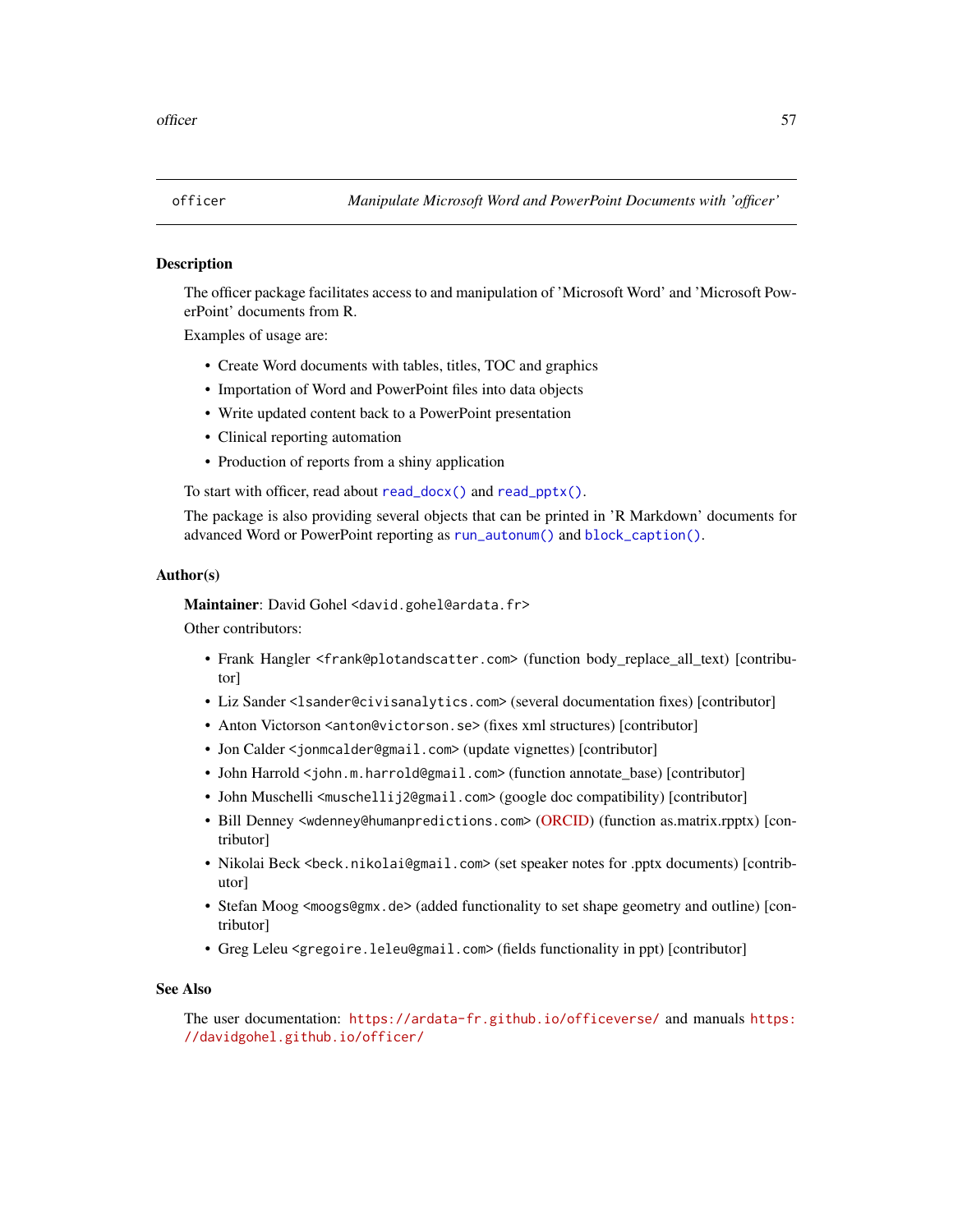officer *Manipulate Microsoft Word and PowerPoint Documents with 'officer'*

## Description

The officer package facilitates access to and manipulation of 'Microsoft Word' and 'Microsoft PowerPoint' documents from R.

Examples of usage are:

- Create Word documents with tables, titles, TOC and graphics
- Importation of Word and PowerPoint files into data objects
- Write updated content back to a PowerPoint presentation
- Clinical reporting automation
- Production of reports from a shiny application

To start with officer, read about `read_docx()` and `read_pptx()`.

The package is also providing several objects that can be printed in 'R Markdown' documents for advanced Word or PowerPoint reporting as `run_autonum()` and `block_caption()`.

## Author(s)

**Maintainer**: David Gohel <david.gohel@ardata.fr>

Other contributors:

- Frank Hangler <frank@plotandscatter.com> (function body_replace_all_text) [contributor]
- Liz Sander <lsander@civisanalytics.com> (several documentation fixes) [contributor]
- Anton Victorson <anton@victorson.se> (fixes xml structures) [contributor]
- Jon Calder <jonmcalder@gmail.com> (update vignettes) [contributor]
- John Harrold <john.m.harrold@gmail.com> (function annotate_base) [contributor]
- John Muschelli <muschellij2@gmail.com> (google doc compatibility) [contributor]
- Bill Denney <wdenney@humanpredictions.com> (ORCID) (function as.matrix.rpptx) [contributor]
- Nikolai Beck <beck.nikolai@gmail.com> (set speaker notes for .pptx documents) [contributor]
- Stefan Moog <moogs@gmx.de> (added functionality to set shape geometry and outline) [contributor]
- Greg Leleu <gregoire.leleu@gmail.com> (fields functionality in ppt) [contributor]

## See Also

The user documentation: https://ardata-fr.github.io/officeverse/ and manuals https://davidgohel.github.io/officer/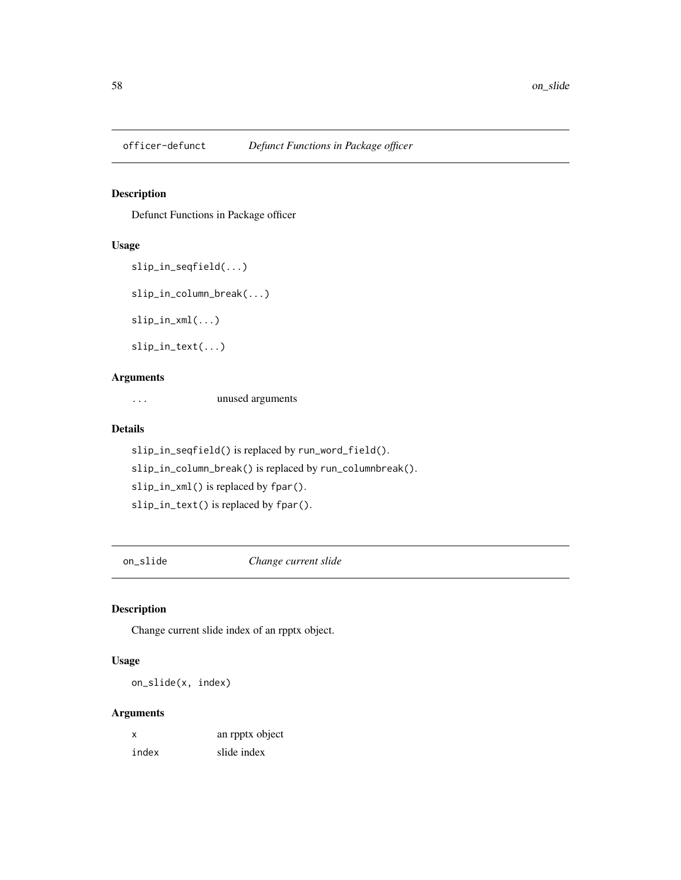## officer-defunct — *Defunct Functions in Package officer*

### Description

Defunct Functions in Package officer

### Usage

```
slip_in_seqfield(...)

slip_in_column_break(...)

slip_in_xml(...)

slip_in_text(...)
```

### Arguments

| | |
|---|---|
| `...` | unused arguments |

### Details

`slip_in_seqfield()` is replaced by `run_word_field()`.

`slip_in_column_break()` is replaced by `run_columnbreak()`.

`slip_in_xml()` is replaced by `fpar()`.

`slip_in_text()` is replaced by `fpar()`.

## on_slide — *Change current slide*

### Description

Change current slide index of an rpptx object.

### Usage

```
on_slide(x, index)
```

### Arguments

| | |
|---|---|
| `x` | an rpptx object |
| `index` | slide index |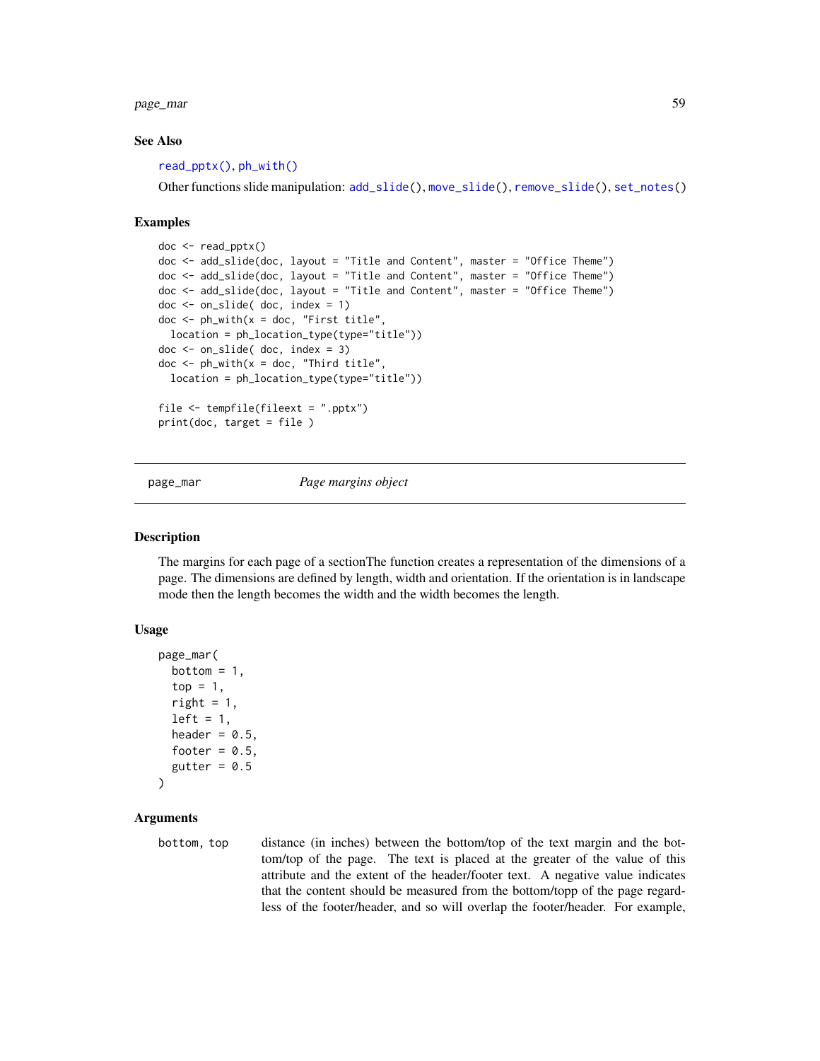## See Also

read_pptx(), ph_with()

Other functions slide manipulation: add_slide(), move_slide(), remove_slide(), set_notes()

## Examples

```
doc <- read_pptx()
doc <- add_slide(doc, layout = "Title and Content", master = "Office Theme")
doc <- add_slide(doc, layout = "Title and Content", master = "Office Theme")
doc <- add_slide(doc, layout = "Title and Content", master = "Office Theme")
doc <- on_slide( doc, index = 1)
doc <- ph_with(x = doc, "First title",
  location = ph_location_type(type="title"))
doc <- on_slide( doc, index = 3)
doc <- ph_with(x = doc, "Third title",
  location = ph_location_type(type="title"))

file <- tempfile(fileext = ".pptx")
print(doc, target = file )
```

---

# page_mar — *Page margins object*

## Description

The margins for each page of a sectionThe function creates a representation of the dimensions of a page. The dimensions are defined by length, width and orientation. If the orientation is in landscape mode then the length becomes the width and the width becomes the length.

## Usage

```
page_mar(
  bottom = 1,
  top = 1,
  right = 1,
  left = 1,
  header = 0.5,
  footer = 0.5,
  gutter = 0.5
)
```

## Arguments

| | |
|---|---|
| bottom, top | distance (in inches) between the bottom/top of the text margin and the bottom/top of the page. The text is placed at the greater of the value of this attribute and the extent of the header/footer text. A negative value indicates that the content should be measured from the bottom/topp of the page regardless of the footer/header, and so will overlap the footer/header. For example, |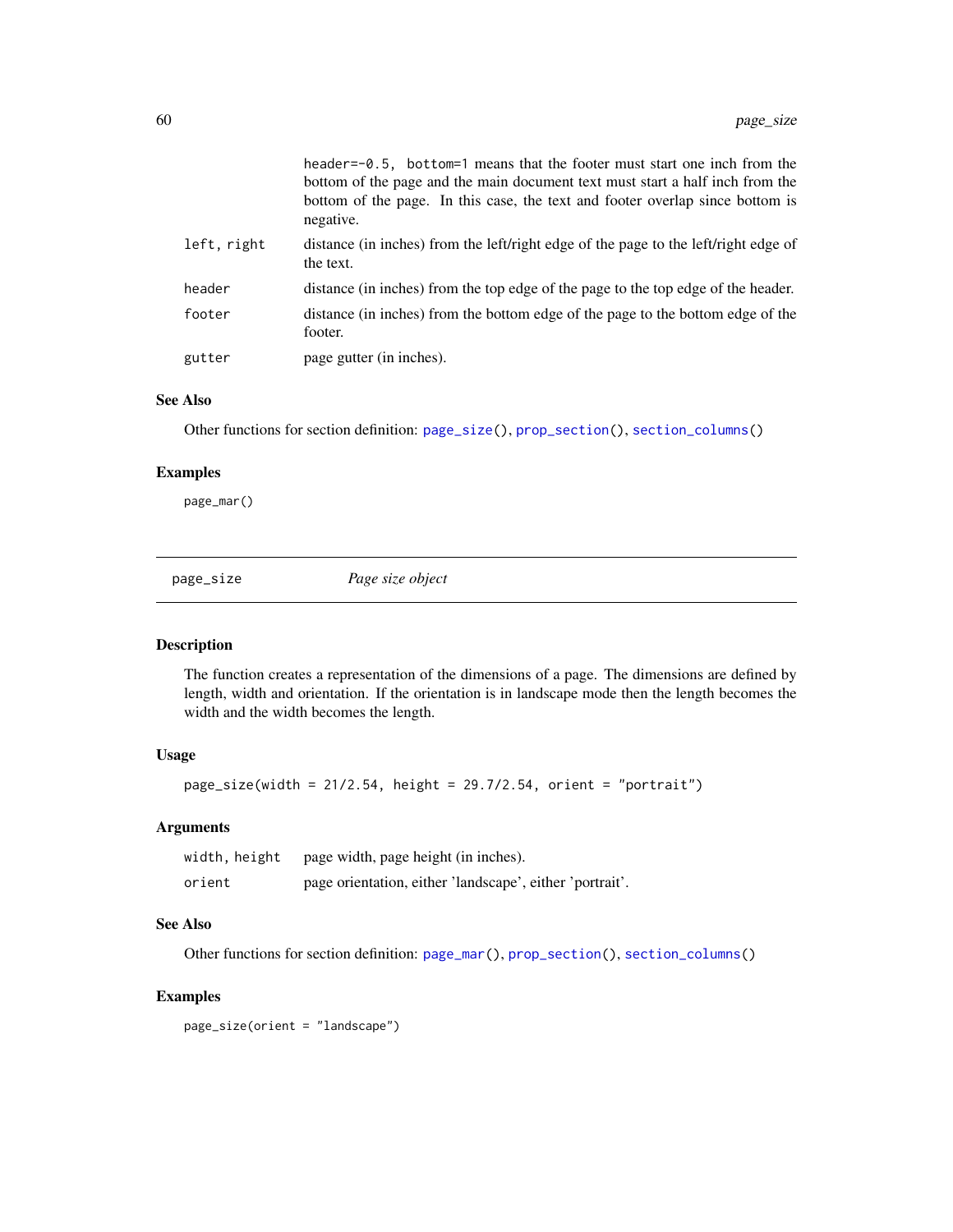header=-0.5, bottom=1 means that the footer must start one inch from the bottom of the page and the main document text must start a half inch from the bottom of the page. In this case, the text and footer overlap since bottom is negative.

| | |
|---|---|
| `left, right` | distance (in inches) from the left/right edge of the page to the left/right edge of the text. |
| `header` | distance (in inches) from the top edge of the page to the top edge of the header. |
| `footer` | distance (in inches) from the bottom edge of the page to the bottom edge of the footer. |
| `gutter` | page gutter (in inches). |

### See Also

Other functions for section definition: `page_size()`, `prop_section()`, `section_columns()`

### Examples

```
page_mar()
```

---

## page_size *Page size object*

---

### Description

The function creates a representation of the dimensions of a page. The dimensions are defined by length, width and orientation. If the orientation is in landscape mode then the length becomes the width and the width becomes the length.

### Usage

```
page_size(width = 21/2.54, height = 29.7/2.54, orient = "portrait")
```

### Arguments

| | |
|---|---|
| `width, height` | page width, page height (in inches). |
| `orient` | page orientation, either 'landscape', either 'portrait'. |

### See Also

Other functions for section definition: `page_mar()`, `prop_section()`, `section_columns()`

### Examples

```
page_size(orient = "landscape")
```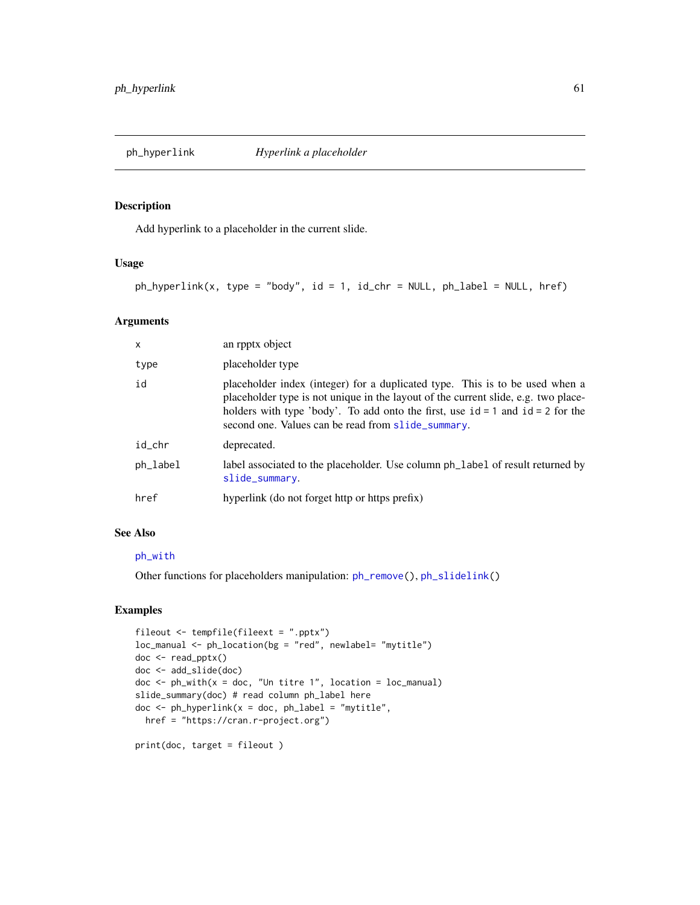# ph_hyperlink *Hyperlink a placeholder*

## Description

Add hyperlink to a placeholder in the current slide.

## Usage

```
ph_hyperlink(x, type = "body", id = 1, id_chr = NULL, ph_label = NULL, href)
```

## Arguments

| | |
|---|---|
| x | an rpptx object |
| type | placeholder type |
| id | placeholder index (integer) for a duplicated type. This is to be used when a placeholder type is not unique in the layout of the current slide, e.g. two placeholders with type 'body'. To add onto the first, use `id = 1` and `id = 2` for the second one. Values can be read from `slide_summary`. |
| id_chr | deprecated. |
| ph_label | label associated to the placeholder. Use column `ph_label` of result returned by `slide_summary`. |
| href | hyperlink (do not forget http or https prefix) |

## See Also

`ph_with`

Other functions for placeholders manipulation: `ph_remove()`, `ph_slidelink()`

## Examples

```
fileout <- tempfile(fileext = ".pptx")
loc_manual <- ph_location(bg = "red", newlabel= "mytitle")
doc <- read_pptx()
doc <- add_slide(doc)
doc <- ph_with(x = doc, "Un titre 1", location = loc_manual)
slide_summary(doc) # read column ph_label here
doc <- ph_hyperlink(x = doc, ph_label = "mytitle",
  href = "https://cran.r-project.org")

print(doc, target = fileout )
```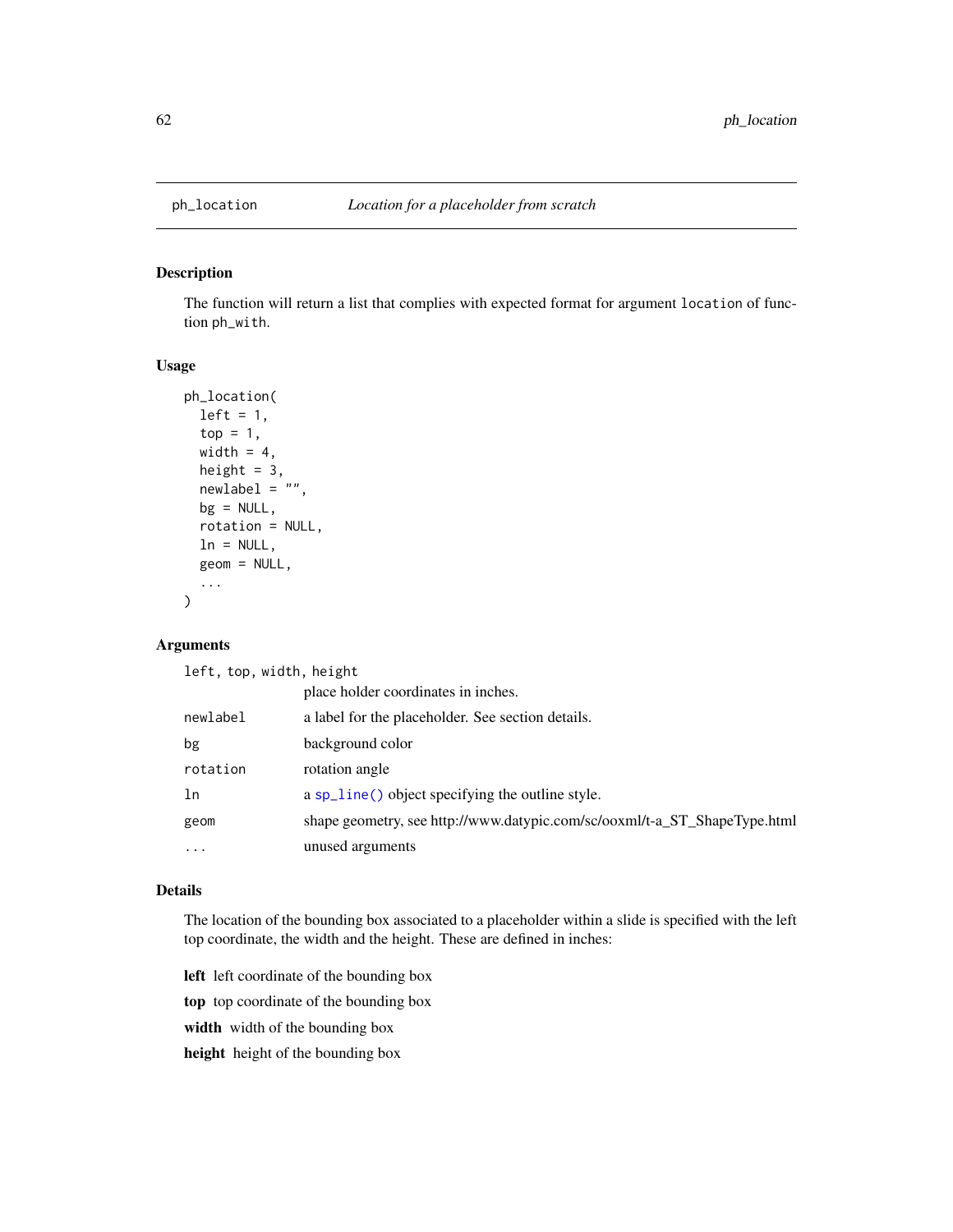## ph_location — *Location for a placeholder from scratch*

### Description

The function will return a list that complies with expected format for argument `location` of function `ph_with`.

### Usage

```
ph_location(
  left = 1,
  top = 1,
  width = 4,
  height = 3,
  newlabel = "",
  bg = NULL,
  rotation = NULL,
  ln = NULL,
  geom = NULL,
  ...
)
```

### Arguments

| Argument | Description |
|---|---|
| `left, top, width, height` | place holder coordinates in inches. |
| `newlabel` | a label for the placeholder. See section details. |
| `bg` | background color |
| `rotation` | rotation angle |
| `ln` | a `sp_line()` object specifying the outline style. |
| `geom` | shape geometry, see http://www.datypic.com/sc/ooxml/t-a_ST_ShapeType.html |
| `...` | unused arguments |

### Details

The location of the bounding box associated to a placeholder within a slide is specified with the left top coordinate, the width and the height. These are defined in inches:

**left** left coordinate of the bounding box

**top** top coordinate of the bounding box

**width** width of the bounding box

**height** height of the bounding box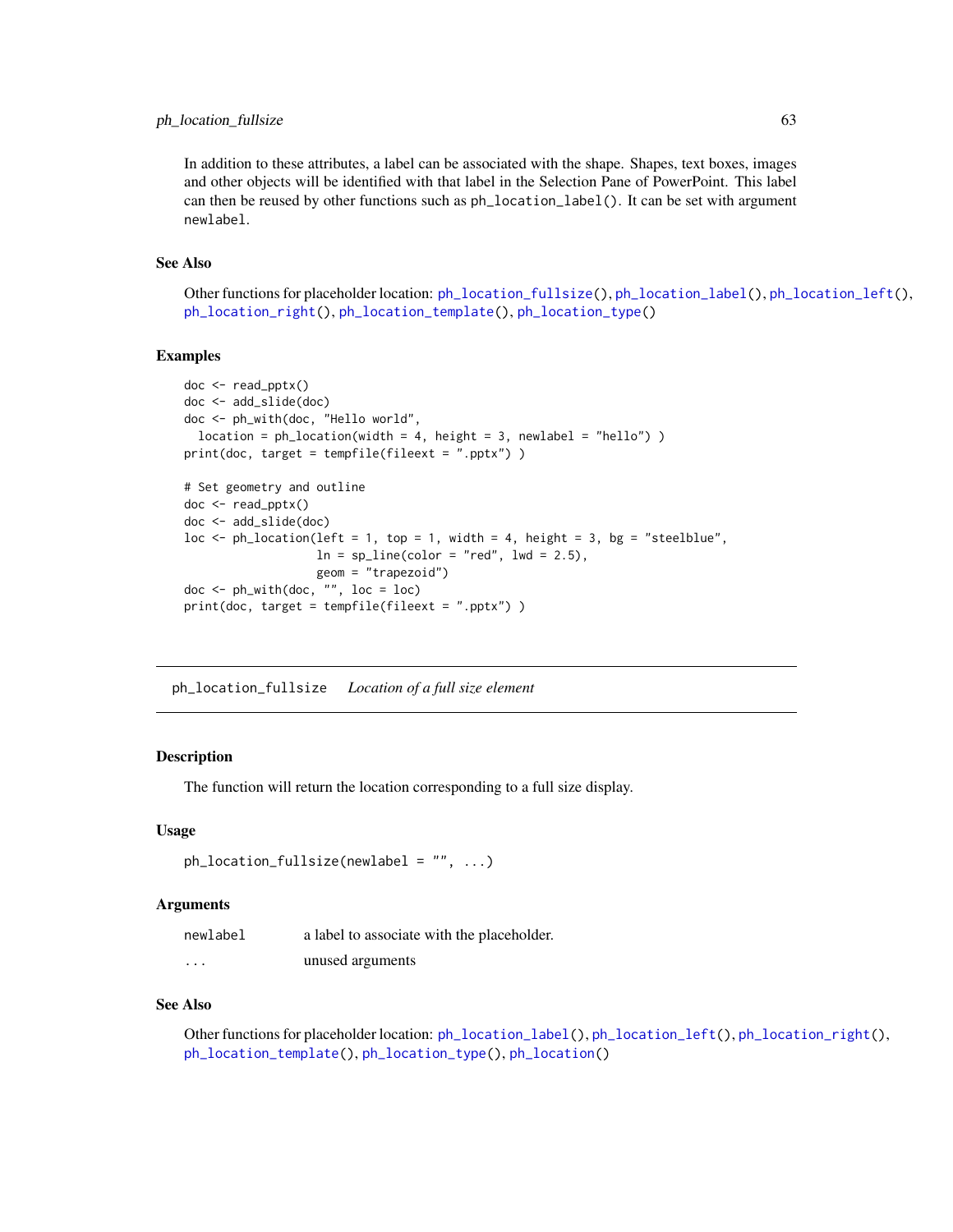In addition to these attributes, a label can be associated with the shape. Shapes, text boxes, images and other objects will be identified with that label in the Selection Pane of PowerPoint. This label can then be reused by other functions such as `ph_location_label()`. It can be set with argument `newlabel`.

### See Also

Other functions for placeholder location: `ph_location_fullsize()`, `ph_location_label()`, `ph_location_left()`, `ph_location_right()`, `ph_location_template()`, `ph_location_type()`

### Examples

```
doc <- read_pptx()
doc <- add_slide(doc)
doc <- ph_with(doc, "Hello world",
  location = ph_location(width = 4, height = 3, newlabel = "hello") )
print(doc, target = tempfile(fileext = ".pptx") )

# Set geometry and outline
doc <- read_pptx()
doc <- add_slide(doc)
loc <- ph_location(left = 1, top = 1, width = 4, height = 3, bg = "steelblue",
                   ln = sp_line(color = "red", lwd = 2.5),
                   geom = "trapezoid")
doc <- ph_with(doc, "", loc = loc)
print(doc, target = tempfile(fileext = ".pptx") )
```

---

## ph_location_fullsize    *Location of a full size element*

---

### Description

The function will return the location corresponding to a full size display.

### Usage

```
ph_location_fullsize(newlabel = "", ...)
```

### Arguments

| | |
|---|---|
| `newlabel` | a label to associate with the placeholder. |
| `...` | unused arguments |

### See Also

Other functions for placeholder location: `ph_location_label()`, `ph_location_left()`, `ph_location_right()`, `ph_location_template()`, `ph_location_type()`, `ph_location()`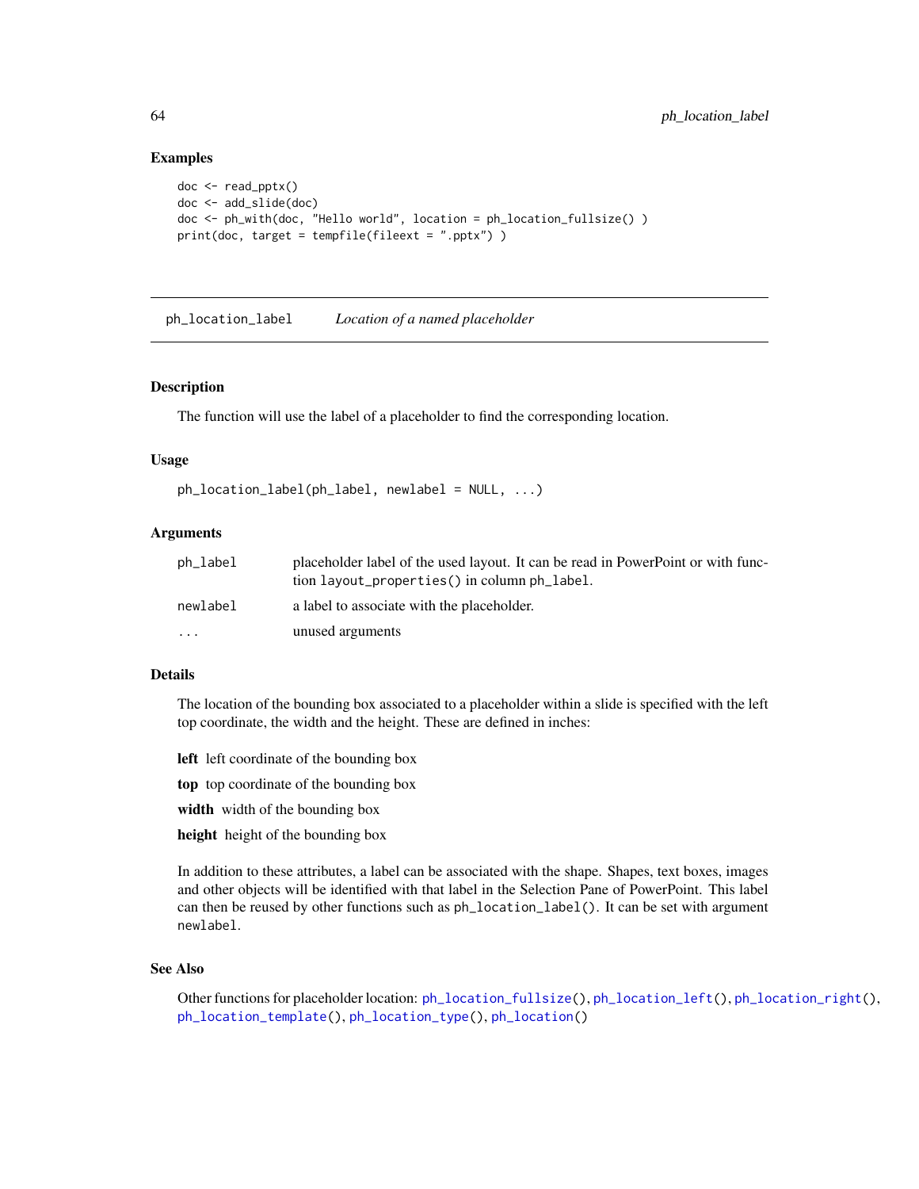## Examples

```
doc <- read_pptx()
doc <- add_slide(doc)
doc <- ph_with(doc, "Hello world", location = ph_location_fullsize() )
print(doc, target = tempfile(fileext = ".pptx") )
```

---

## ph_location_label — *Location of a named placeholder*

### Description

The function will use the label of a placeholder to find the corresponding location.

### Usage

```
ph_location_label(ph_label, newlabel = NULL, ...)
```

### Arguments

| | |
|---|---|
| `ph_label` | placeholder label of the used layout. It can be read in PowerPoint or with function `layout_properties()` in column `ph_label`. |
| `newlabel` | a label to associate with the placeholder. |
| `...` | unused arguments |

### Details

The location of the bounding box associated to a placeholder within a slide is specified with the left top coordinate, the width and the height. These are defined in inches:

**left** left coordinate of the bounding box

**top** top coordinate of the bounding box

**width** width of the bounding box

**height** height of the bounding box

In addition to these attributes, a label can be associated with the shape. Shapes, text boxes, images and other objects will be identified with that label in the Selection Pane of PowerPoint. This label can then be reused by other functions such as `ph_location_label()`. It can be set with argument `newlabel`.

### See Also

Other functions for placeholder location: `ph_location_fullsize()`, `ph_location_left()`, `ph_location_right()`, `ph_location_template()`, `ph_location_type()`, `ph_location()`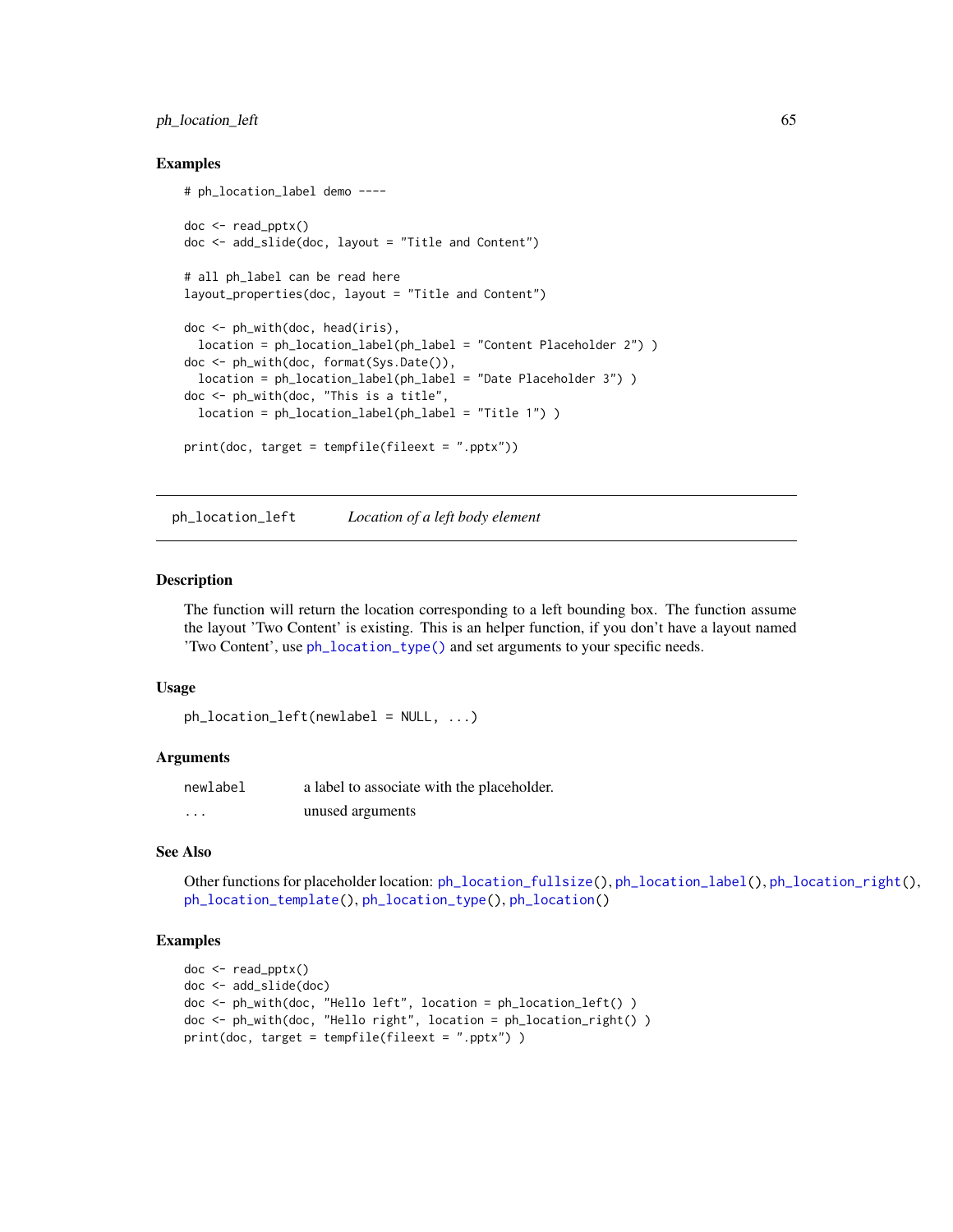### Examples

```
# ph_location_label demo ----

doc <- read_pptx()
doc <- add_slide(doc, layout = "Title and Content")

# all ph_label can be read here
layout_properties(doc, layout = "Title and Content")

doc <- ph_with(doc, head(iris),
  location = ph_location_label(ph_label = "Content Placeholder 2") )
doc <- ph_with(doc, format(Sys.Date()),
  location = ph_location_label(ph_label = "Date Placeholder 3") )
doc <- ph_with(doc, "This is a title",
  location = ph_location_label(ph_label = "Title 1") )

print(doc, target = tempfile(fileext = ".pptx"))
```

---

## ph_location_left — *Location of a left body element*

### Description

The function will return the location corresponding to a left bounding box. The function assume the layout 'Two Content' is existing. This is an helper function, if you don't have a layout named 'Two Content', use `ph_location_type()` and set arguments to your specific needs.

### Usage

```
ph_location_left(newlabel = NULL, ...)
```

### Arguments

| | |
|---|---|
| `newlabel` | a label to associate with the placeholder. |
| `...` | unused arguments |

### See Also

Other functions for placeholder location: `ph_location_fullsize()`, `ph_location_label()`, `ph_location_right()`, `ph_location_template()`, `ph_location_type()`, `ph_location()`

### Examples

```
doc <- read_pptx()
doc <- add_slide(doc)
doc <- ph_with(doc, "Hello left", location = ph_location_left() )
doc <- ph_with(doc, "Hello right", location = ph_location_right() )
print(doc, target = tempfile(fileext = ".pptx") )
```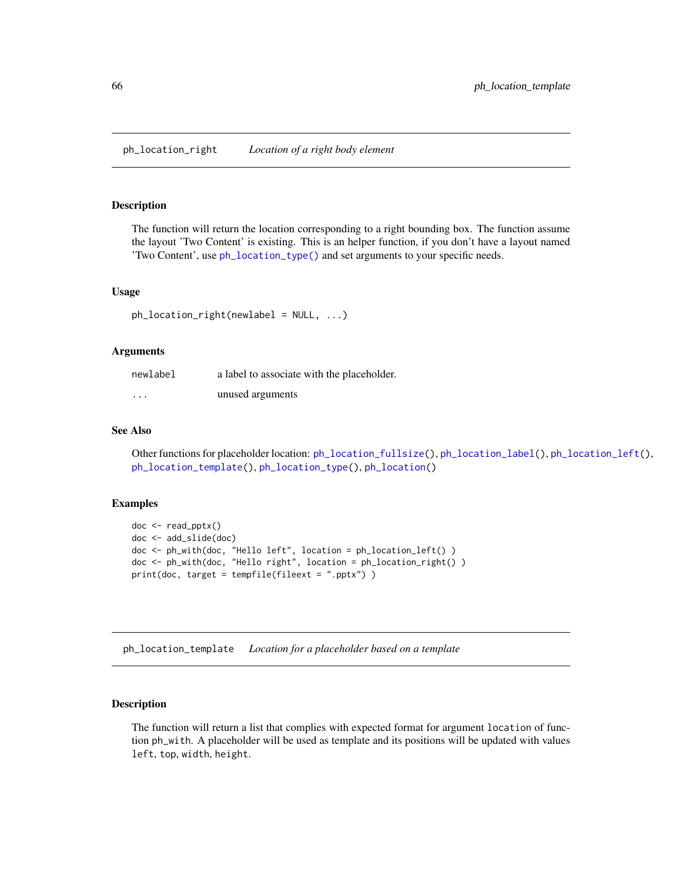## ph_location_right *Location of a right body element*

### Description

The function will return the location corresponding to a right bounding box. The function assume the layout 'Two Content' is existing. This is an helper function, if you don't have a layout named 'Two Content', use `ph_location_type()` and set arguments to your specific needs.

### Usage

```
ph_location_right(newlabel = NULL, ...)
```

### Arguments

| | |
|---|---|
| `newlabel` | a label to associate with the placeholder. |
| `...` | unused arguments |

### See Also

Other functions for placeholder location: `ph_location_fullsize()`, `ph_location_label()`, `ph_location_left()`, `ph_location_template()`, `ph_location_type()`, `ph_location()`

### Examples

```
doc <- read_pptx()
doc <- add_slide(doc)
doc <- ph_with(doc, "Hello left", location = ph_location_left() )
doc <- ph_with(doc, "Hello right", location = ph_location_right() )
print(doc, target = tempfile(fileext = ".pptx") )
```

## ph_location_template *Location for a placeholder based on a template*

### Description

The function will return a list that complies with expected format for argument `location` of function `ph_with`. A placeholder will be used as template and its positions will be updated with values `left`, `top`, `width`, `height`.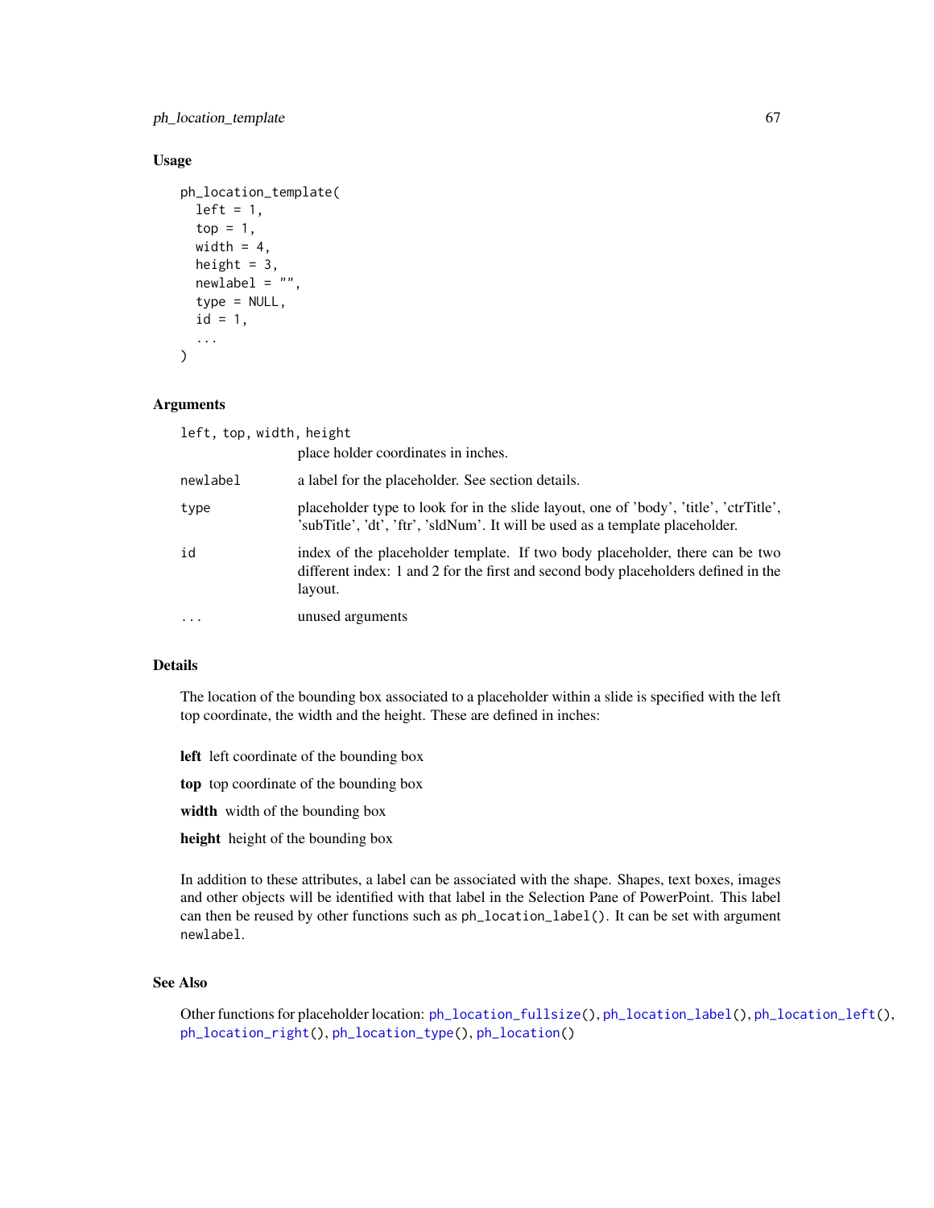### Usage

```
ph_location_template(
  left = 1,
  top = 1,
  width = 4,
  height = 3,
  newlabel = "",
  type = NULL,
  id = 1,
  ...
)
```

### Arguments

| | |
|---|---|
| `left, top, width, height` | place holder coordinates in inches. |
| `newlabel` | a label for the placeholder. See section details. |
| `type` | placeholder type to look for in the slide layout, one of 'body', 'title', 'ctrTitle', 'subTitle', 'dt', 'ftr', 'sldNum'. It will be used as a template placeholder. |
| `id` | index of the placeholder template. If two body placeholder, there can be two different index: 1 and 2 for the first and second body placeholders defined in the layout. |
| `...` | unused arguments |

### Details

The location of the bounding box associated to a placeholder within a slide is specified with the left top coordinate, the width and the height. These are defined in inches:

**left** left coordinate of the bounding box

**top** top coordinate of the bounding box

**width** width of the bounding box

**height** height of the bounding box

In addition to these attributes, a label can be associated with the shape. Shapes, text boxes, images and other objects will be identified with that label in the Selection Pane of PowerPoint. This label can then be reused by other functions such as `ph_location_label()`. It can be set with argument `newlabel`.

### See Also

Other functions for placeholder location: `ph_location_fullsize()`, `ph_location_label()`, `ph_location_left()`, `ph_location_right()`, `ph_location_type()`, `ph_location()`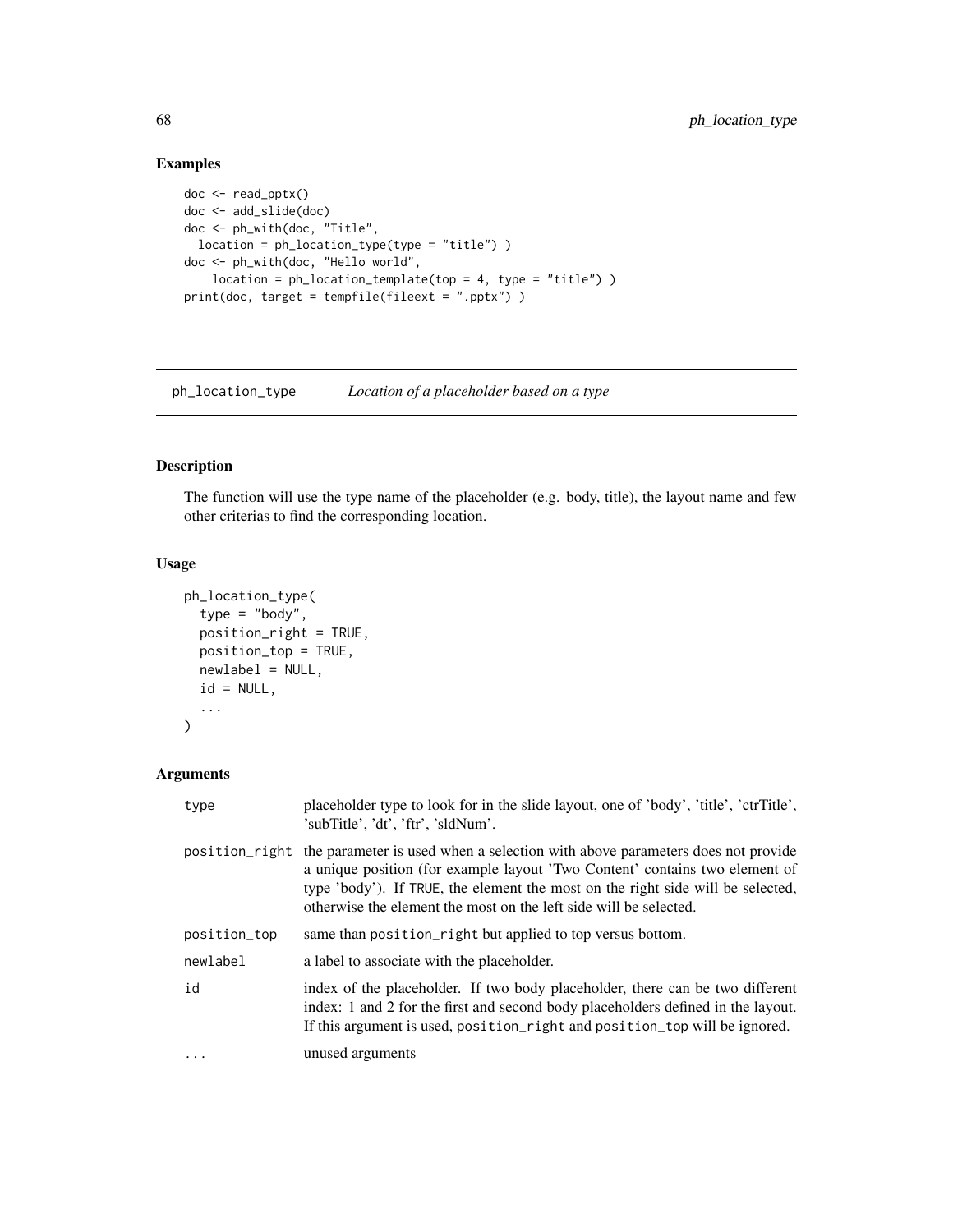## Examples

```
doc <- read_pptx()
doc <- add_slide(doc)
doc <- ph_with(doc, "Title",
  location = ph_location_type(type = "title") )
doc <- ph_with(doc, "Hello world",
    location = ph_location_template(top = 4, type = "title") )
print(doc, target = tempfile(fileext = ".pptx") )
```

---

# ph_location_type    *Location of a placeholder based on a type*

---

## Description

The function will use the type name of the placeholder (e.g. body, title), the layout name and few other criterias to find the corresponding location.

## Usage

```
ph_location_type(
  type = "body",
  position_right = TRUE,
  position_top = TRUE,
  newlabel = NULL,
  id = NULL,
  ...
)
```

## Arguments

| | |
|---|---|
| type | placeholder type to look for in the slide layout, one of 'body', 'title', 'ctrTitle', 'subTitle', 'dt', 'ftr', 'sldNum'. |
| position_right | the parameter is used when a selection with above parameters does not provide a unique position (for example layout 'Two Content' contains two element of type 'body'). If TRUE, the element the most on the right side will be selected, otherwise the element the most on the left side will be selected. |
| position_top | same than position_right but applied to top versus bottom. |
| newlabel | a label to associate with the placeholder. |
| id | index of the placeholder. If two body placeholder, there can be two different index: 1 and 2 for the first and second body placeholders defined in the layout. If this argument is used, position_right and position_top will be ignored. |
| ... | unused arguments |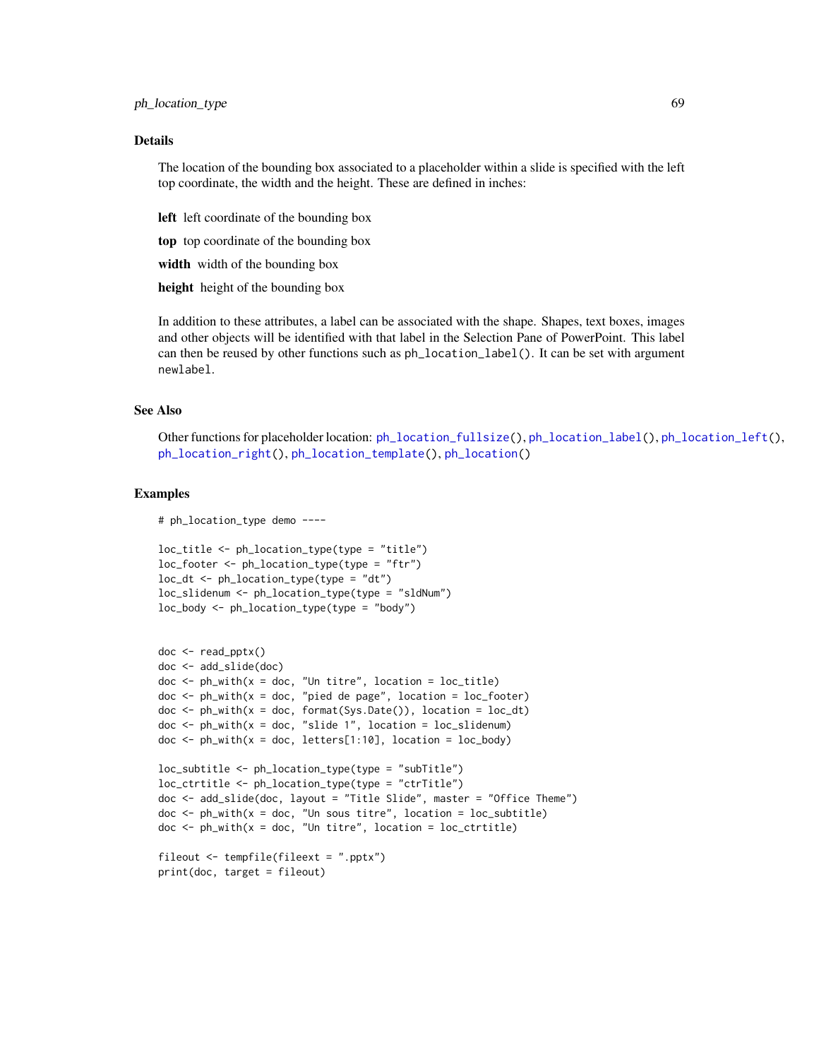## Details

The location of the bounding box associated to a placeholder within a slide is specified with the left top coordinate, the width and the height. These are defined in inches:

**left** left coordinate of the bounding box

**top** top coordinate of the bounding box

**width** width of the bounding box

**height** height of the bounding box

In addition to these attributes, a label can be associated with the shape. Shapes, text boxes, images and other objects will be identified with that label in the Selection Pane of PowerPoint. This label can then be reused by other functions such as `ph_location_label()`. It can be set with argument `newlabel`.

## See Also

Other functions for placeholder location: `ph_location_fullsize()`, `ph_location_label()`, `ph_location_left()`, `ph_location_right()`, `ph_location_template()`, `ph_location()`

## Examples

```
# ph_location_type demo ----

loc_title <- ph_location_type(type = "title")
loc_footer <- ph_location_type(type = "ftr")
loc_dt <- ph_location_type(type = "dt")
loc_slidenum <- ph_location_type(type = "sldNum")
loc_body <- ph_location_type(type = "body")


doc <- read_pptx()
doc <- add_slide(doc)
doc <- ph_with(x = doc, "Un titre", location = loc_title)
doc <- ph_with(x = doc, "pied de page", location = loc_footer)
doc <- ph_with(x = doc, format(Sys.Date()), location = loc_dt)
doc <- ph_with(x = doc, "slide 1", location = loc_slidenum)
doc <- ph_with(x = doc, letters[1:10], location = loc_body)

loc_subtitle <- ph_location_type(type = "subTitle")
loc_ctrtitle <- ph_location_type(type = "ctrTitle")
doc <- add_slide(doc, layout = "Title Slide", master = "Office Theme")
doc <- ph_with(x = doc, "Un sous titre", location = loc_subtitle)
doc <- ph_with(x = doc, "Un titre", location = loc_ctrtitle)

fileout <- tempfile(fileext = ".pptx")
print(doc, target = fileout)
```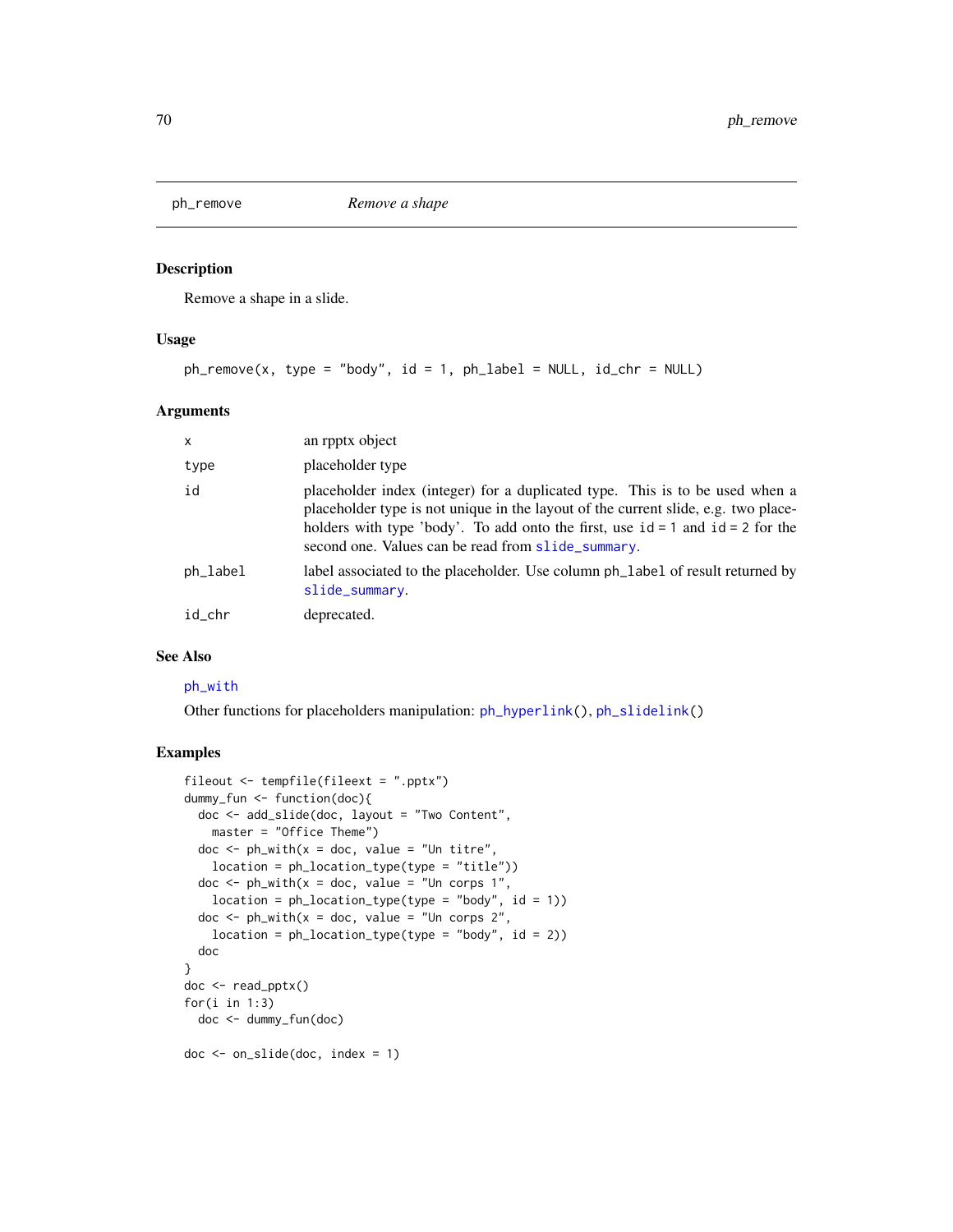# ph_remove — *Remove a shape*

## Description

Remove a shape in a slide.

## Usage

```
ph_remove(x, type = "body", id = 1, ph_label = NULL, id_chr = NULL)
```

## Arguments

| | |
|---|---|
| x | an rpptx object |
| type | placeholder type |
| id | placeholder index (integer) for a duplicated type. This is to be used when a placeholder type is not unique in the layout of the current slide, e.g. two placeholders with type 'body'. To add onto the first, use `id = 1` and `id = 2` for the second one. Values can be read from `slide_summary`. |
| ph_label | label associated to the placeholder. Use column `ph_label` of result returned by `slide_summary`. |
| id_chr | deprecated. |

## See Also

`ph_with`

Other functions for placeholders manipulation: `ph_hyperlink()`, `ph_slidelink()`

## Examples

```
fileout <- tempfile(fileext = ".pptx")
dummy_fun <- function(doc){
  doc <- add_slide(doc, layout = "Two Content",
    master = "Office Theme")
  doc <- ph_with(x = doc, value = "Un titre",
    location = ph_location_type(type = "title"))
  doc <- ph_with(x = doc, value = "Un corps 1",
    location = ph_location_type(type = "body", id = 1))
  doc <- ph_with(x = doc, value = "Un corps 2",
    location = ph_location_type(type = "body", id = 2))
  doc
}
doc <- read_pptx()
for(i in 1:3)
  doc <- dummy_fun(doc)

doc <- on_slide(doc, index = 1)
```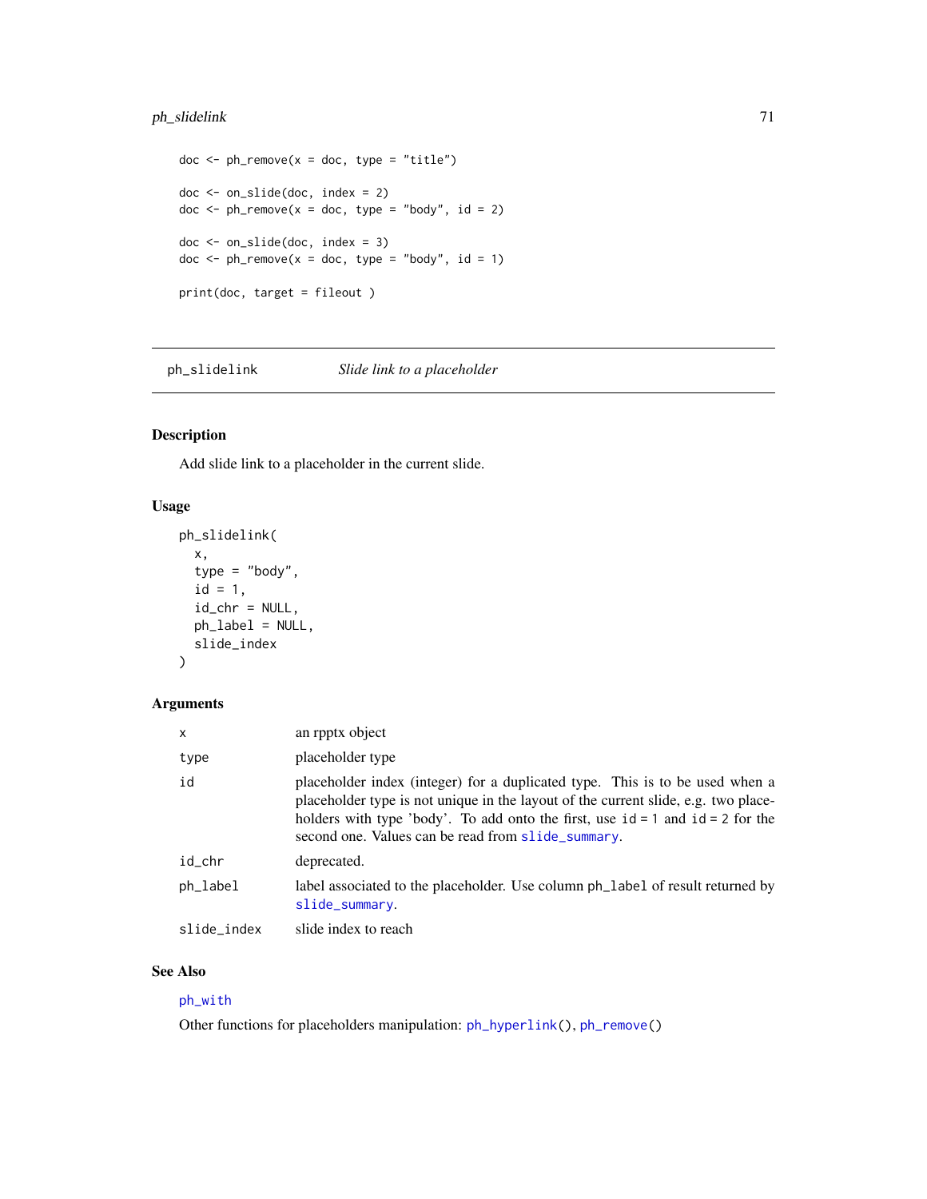```
doc <- ph_remove(x = doc, type = "title")

doc <- on_slide(doc, index = 2)
doc <- ph_remove(x = doc, type = "body", id = 2)

doc <- on_slide(doc, index = 3)
doc <- ph_remove(x = doc, type = "body", id = 1)

print(doc, target = fileout )
```

---

## ph_slidelink    *Slide link to a placeholder*

---

### Description

Add slide link to a placeholder in the current slide.

### Usage

```
ph_slidelink(
  x,
  type = "body",
  id = 1,
  id_chr = NULL,
  ph_label = NULL,
  slide_index
)
```

### Arguments

| | |
|---|---|
| x | an rpptx object |
| type | placeholder type |
| id | placeholder index (integer) for a duplicated type. This is to be used when a placeholder type is not unique in the layout of the current slide, e.g. two placeholders with type 'body'. To add onto the first, use id = 1 and id = 2 for the second one. Values can be read from slide_summary. |
| id_chr | deprecated. |
| ph_label | label associated to the placeholder. Use column ph_label of result returned by slide_summary. |
| slide_index | slide index to reach |

### See Also

ph_with

Other functions for placeholders manipulation: ph_hyperlink(), ph_remove()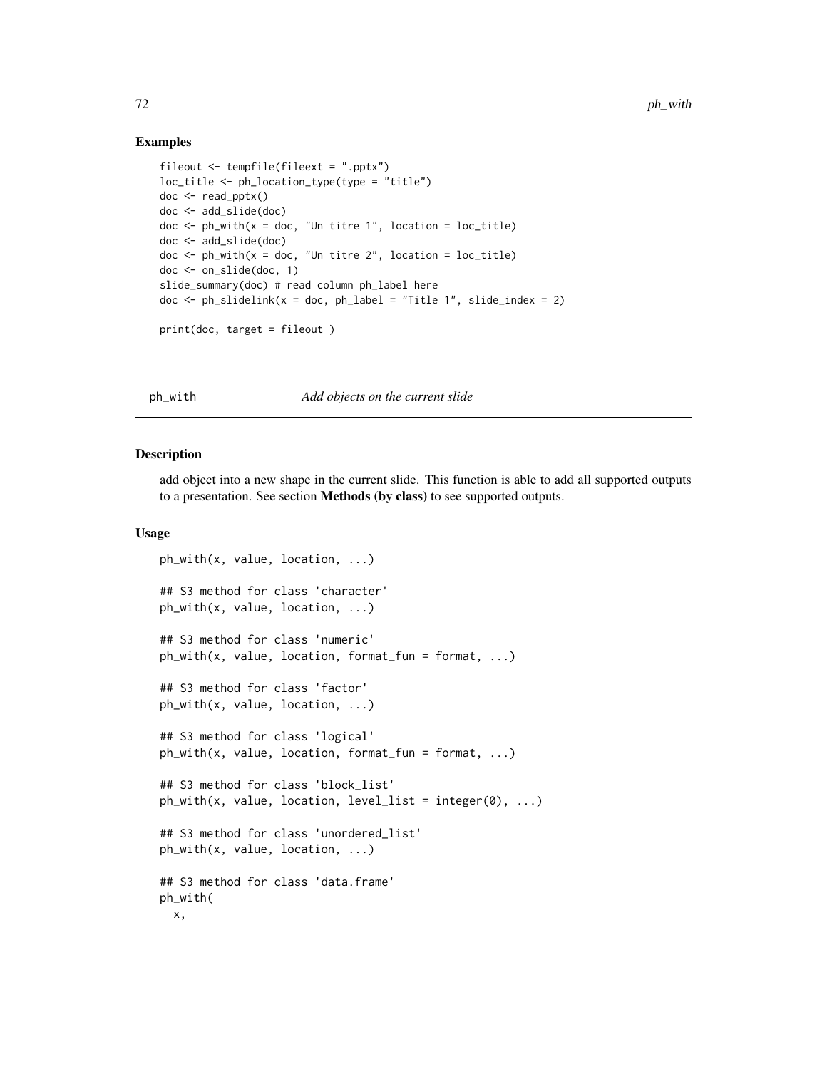## Examples

```
fileout <- tempfile(fileext = ".pptx")
loc_title <- ph_location_type(type = "title")
doc <- read_pptx()
doc <- add_slide(doc)
doc <- ph_with(x = doc, "Un titre 1", location = loc_title)
doc <- add_slide(doc)
doc <- ph_with(x = doc, "Un titre 2", location = loc_title)
doc <- on_slide(doc, 1)
slide_summary(doc) # read column ph_label here
doc <- ph_slidelink(x = doc, ph_label = "Title 1", slide_index = 2)

print(doc, target = fileout )
```

---

# ph_with — *Add objects on the current slide*

---

## Description

add object into a new shape in the current slide. This function is able to add all supported outputs to a presentation. See section **Methods (by class)** to see supported outputs.

## Usage

```
ph_with(x, value, location, ...)

## S3 method for class 'character'
ph_with(x, value, location, ...)

## S3 method for class 'numeric'
ph_with(x, value, location, format_fun = format, ...)

## S3 method for class 'factor'
ph_with(x, value, location, ...)

## S3 method for class 'logical'
ph_with(x, value, location, format_fun = format, ...)

## S3 method for class 'block_list'
ph_with(x, value, location, level_list = integer(0), ...)

## S3 method for class 'unordered_list'
ph_with(x, value, location, ...)

## S3 method for class 'data.frame'
ph_with(
  x,
```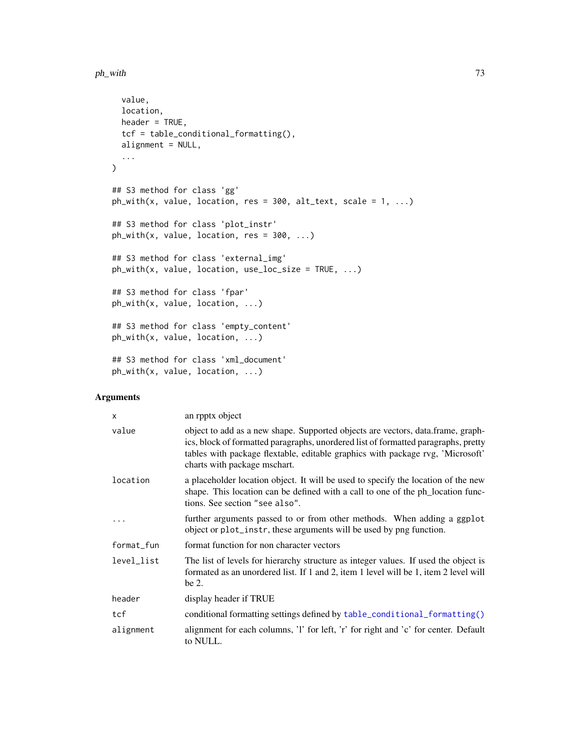```
  value,
  location,
  header = TRUE,
  tcf = table_conditional_formatting(),
  alignment = NULL,
  ...
)

## S3 method for class 'gg'
ph_with(x, value, location, res = 300, alt_text, scale = 1, ...)

## S3 method for class 'plot_instr'
ph_with(x, value, location, res = 300, ...)

## S3 method for class 'external_img'
ph_with(x, value, location, use_loc_size = TRUE, ...)

## S3 method for class 'fpar'
ph_with(x, value, location, ...)

## S3 method for class 'empty_content'
ph_with(x, value, location, ...)

## S3 method for class 'xml_document'
ph_with(x, value, location, ...)
```

## Arguments

| | |
|---|---|
| `x` | an rpptx object |
| `value` | object to add as a new shape. Supported objects are vectors, data.frame, graphics, block of formatted paragraphs, unordered list of formatted paragraphs, pretty tables with package flextable, editable graphics with package rvg, 'Microsoft' charts with package mschart. |
| `location` | a placeholder location object. It will be used to specify the location of the new shape. This location can be defined with a call to one of the ph_location functions. See section "see also". |
| `...` | further arguments passed to or from other methods. When adding a ggplot object or `plot_instr`, these arguments will be used by png function. |
| `format_fun` | format function for non character vectors |
| `level_list` | The list of levels for hierarchy structure as integer values. If used the object is formated as an unordered list. If 1 and 2, item 1 level will be 1, item 2 level will be 2. |
| `header` | display header if TRUE |
| `tcf` | conditional formatting settings defined by `table_conditional_formatting()` |
| `alignment` | alignment for each columns, 'l' for left, 'r' for right and 'c' for center. Default to NULL. |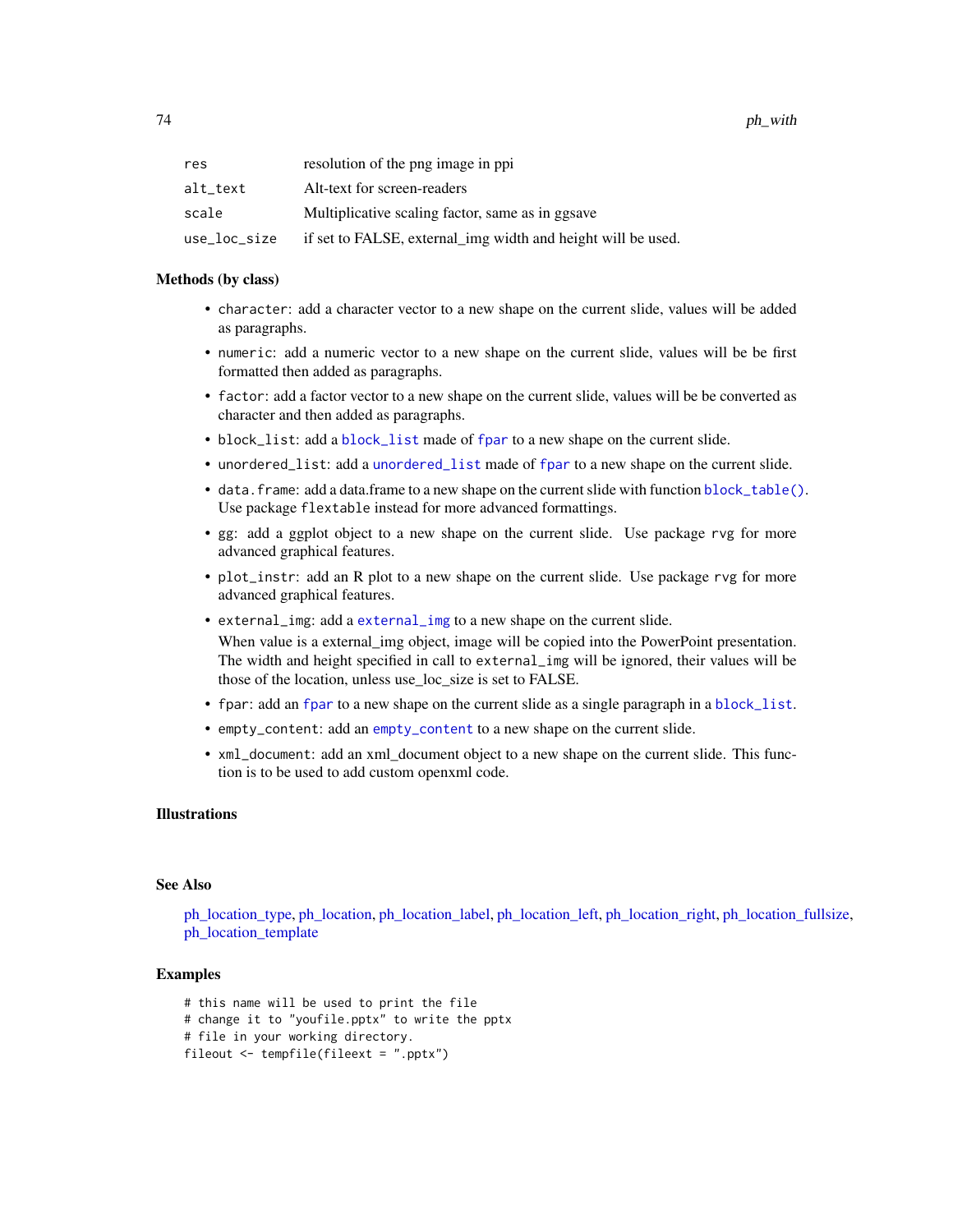| | |
|---|---|
| res | resolution of the png image in ppi |
| alt_text | Alt-text for screen-readers |
| scale | Multiplicative scaling factor, same as in ggsave |
| use_loc_size | if set to FALSE, external_img width and height will be used. |

### Methods (by class)

- `character`: add a character vector to a new shape on the current slide, values will be added as paragraphs.
- `numeric`: add a numeric vector to a new shape on the current slide, values will be be first formatted then added as paragraphs.
- `factor`: add a factor vector to a new shape on the current slide, values will be be converted as character and then added as paragraphs.
- `block_list`: add a `block_list` made of `fpar` to a new shape on the current slide.
- `unordered_list`: add a `unordered_list` made of `fpar` to a new shape on the current slide.
- `data.frame`: add a data.frame to a new shape on the current slide with function `block_table()`. Use package `flextable` instead for more advanced formattings.
- `gg`: add a ggplot object to a new shape on the current slide. Use package `rvg` for more advanced graphical features.
- `plot_instr`: add an R plot to a new shape on the current slide. Use package `rvg` for more advanced graphical features.
- `external_img`: add a `external_img` to a new shape on the current slide.
  When value is a external_img object, image will be copied into the PowerPoint presentation. The width and height specified in call to `external_img` will be ignored, their values will be those of the location, unless use_loc_size is set to FALSE.
- `fpar`: add an `fpar` to a new shape on the current slide as a single paragraph in a `block_list`.
- `empty_content`: add an `empty_content` to a new shape on the current slide.
- `xml_document`: add an xml_document object to a new shape on the current slide. This function is to be used to add custom openxml code.

### Illustrations

### See Also

ph_location_type, ph_location, ph_location_label, ph_location_left, ph_location_right, ph_location_fullsize, ph_location_template

### Examples

```
# this name will be used to print the file
# change it to "youfile.pptx" to write the pptx
# file in your working directory.
fileout <- tempfile(fileext = ".pptx")
```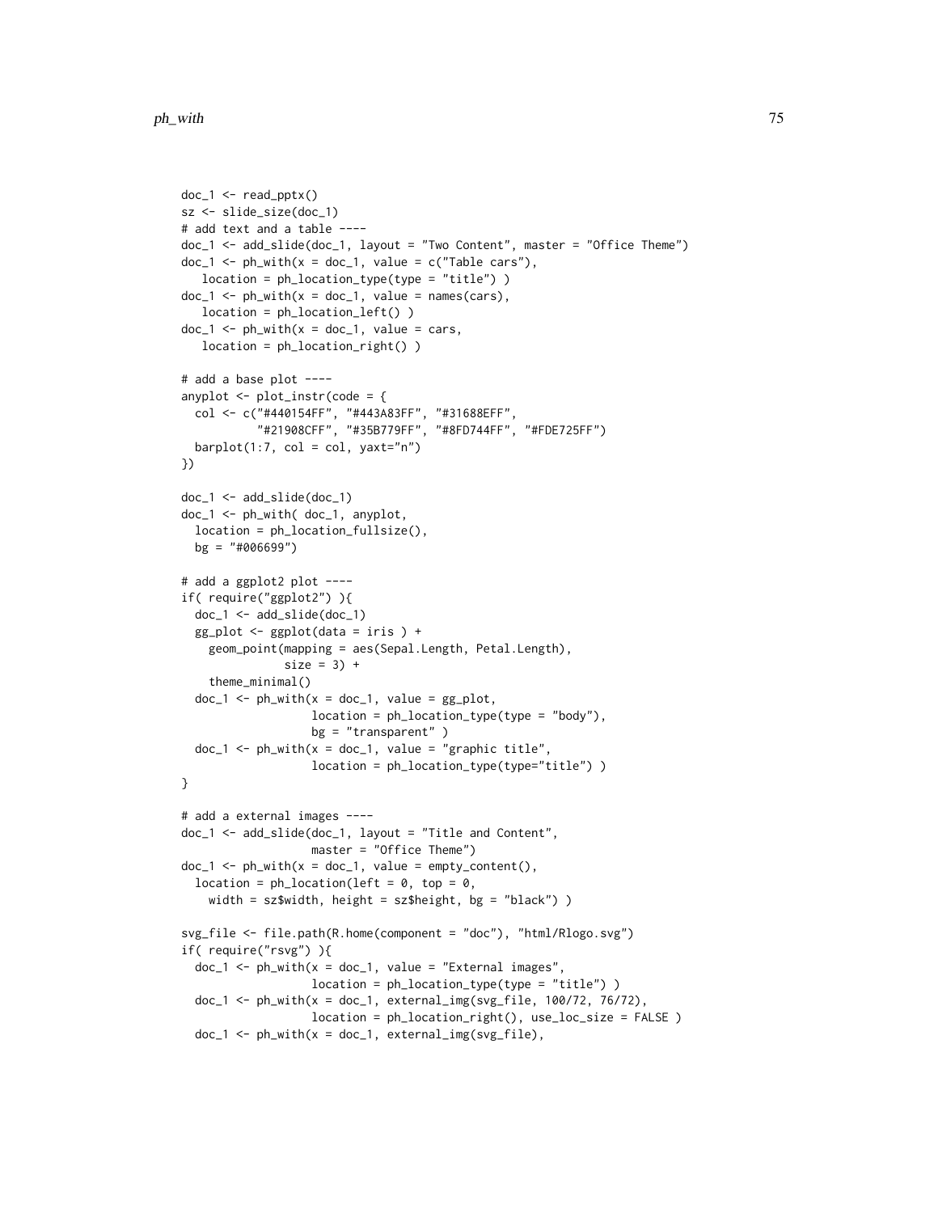```
doc_1 <- read_pptx()
sz <- slide_size(doc_1)
# add text and a table ----
doc_1 <- add_slide(doc_1, layout = "Two Content", master = "Office Theme")
doc_1 <- ph_with(x = doc_1, value = c("Table cars"),
   location = ph_location_type(type = "title") )
doc_1 <- ph_with(x = doc_1, value = names(cars),
   location = ph_location_left() )
doc_1 <- ph_with(x = doc_1, value = cars,
   location = ph_location_right() )

# add a base plot ----
anyplot <- plot_instr(code = {
  col <- c("#440154FF", "#443A83FF", "#31688EFF",
           "#21908CFF", "#35B779FF", "#8FD744FF", "#FDE725FF")
  barplot(1:7, col = col, yaxt="n")
})

doc_1 <- add_slide(doc_1)
doc_1 <- ph_with( doc_1, anyplot,
  location = ph_location_fullsize(),
  bg = "#006699")

# add a ggplot2 plot ----
if( require("ggplot2") ){
  doc_1 <- add_slide(doc_1)
  gg_plot <- ggplot(data = iris ) +
    geom_point(mapping = aes(Sepal.Length, Petal.Length),
               size = 3) +
    theme_minimal()
  doc_1 <- ph_with(x = doc_1, value = gg_plot,
                   location = ph_location_type(type = "body"),
                   bg = "transparent" )
  doc_1 <- ph_with(x = doc_1, value = "graphic title",
                   location = ph_location_type(type="title") )
}

# add a external images ----
doc_1 <- add_slide(doc_1, layout = "Title and Content",
                   master = "Office Theme")
doc_1 <- ph_with(x = doc_1, value = empty_content(),
  location = ph_location(left = 0, top = 0,
    width = sz$width, height = sz$height, bg = "black") )

svg_file <- file.path(R.home(component = "doc"), "html/Rlogo.svg")
if( require("rsvg") ){
  doc_1 <- ph_with(x = doc_1, value = "External images",
                   location = ph_location_type(type = "title") )
  doc_1 <- ph_with(x = doc_1, external_img(svg_file, 100/72, 76/72),
                   location = ph_location_right(), use_loc_size = FALSE )
  doc_1 <- ph_with(x = doc_1, external_img(svg_file),
```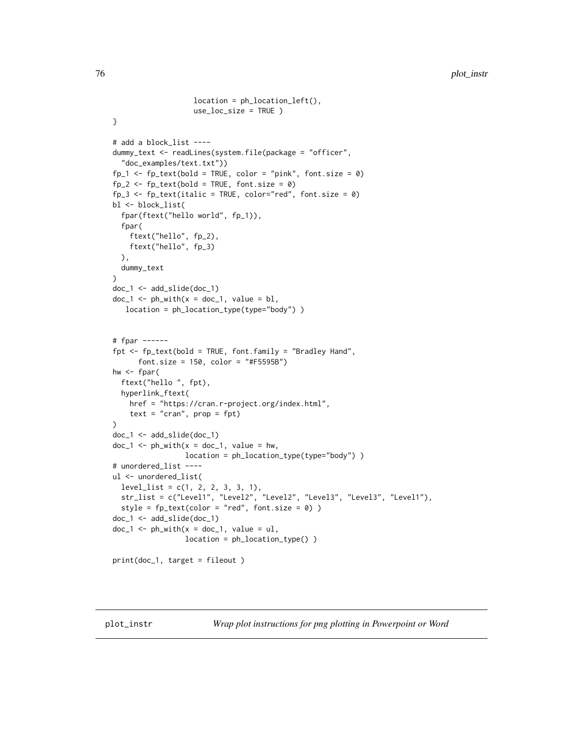```
                    location = ph_location_left(),
                    use_loc_size = TRUE )
}

# add a block_list ----
dummy_text <- readLines(system.file(package = "officer",
  "doc_examples/text.txt"))
fp_1 <- fp_text(bold = TRUE, color = "pink", font.size = 0)
fp_2 <- fp_text(bold = TRUE, font.size = 0)
fp_3 <- fp_text(italic = TRUE, color="red", font.size = 0)
bl <- block_list(
  fpar(ftext("hello world", fp_1)),
  fpar(
    ftext("hello", fp_2),
    ftext("hello", fp_3)
  ),
  dummy_text
)
doc_1 <- add_slide(doc_1)
doc_1 <- ph_with(x = doc_1, value = bl,
   location = ph_location_type(type="body") )


# fpar ------
fpt <- fp_text(bold = TRUE, font.family = "Bradley Hand",
      font.size = 150, color = "#F5595B")
hw <- fpar(
  ftext("hello ", fpt),
  hyperlink_ftext(
    href = "https://cran.r-project.org/index.html",
    text = "cran", prop = fpt)
)
doc_1 <- add_slide(doc_1)
doc_1 <- ph_with(x = doc_1, value = hw,
                 location = ph_location_type(type="body") )
# unordered_list ----
ul <- unordered_list(
  level_list = c(1, 2, 2, 3, 3, 1),
  str_list = c("Level1", "Level2", "Level2", "Level3", "Level3", "Level1"),
  style = fp_text(color = "red", font.size = 0) )
doc_1 <- add_slide(doc_1)
doc_1 <- ph_with(x = doc_1, value = ul,
                 location = ph_location_type() )

print(doc_1, target = fileout )
```

---

## plot_instr — *Wrap plot instructions for png plotting in Powerpoint or Word*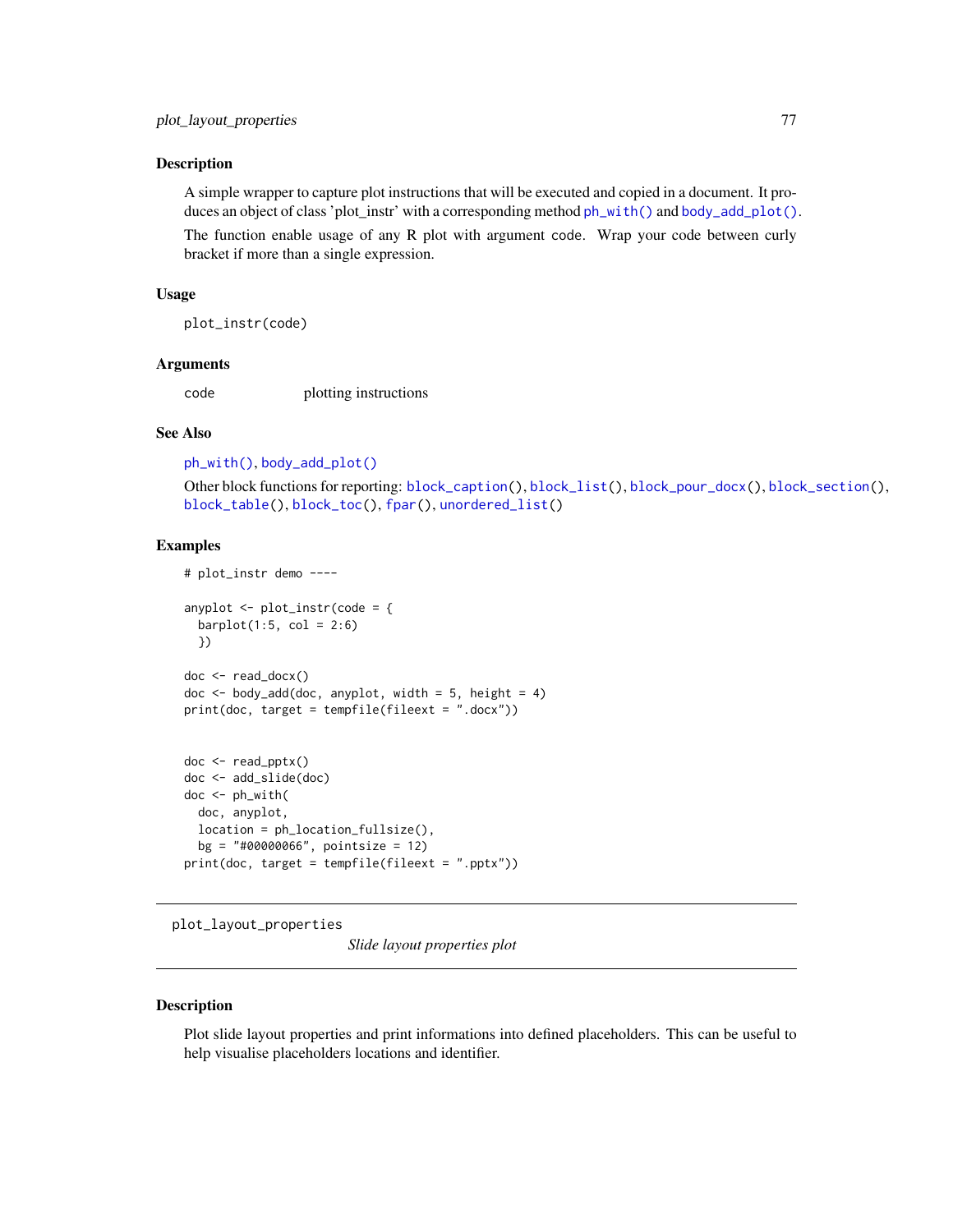### Description

A simple wrapper to capture plot instructions that will be executed and copied in a document. It produces an object of class 'plot_instr' with a corresponding method `ph_with()` and `body_add_plot()`.

The function enable usage of any R plot with argument `code`. Wrap your code between curly bracket if more than a single expression.

### Usage

```
plot_instr(code)
```

### Arguments

| | |
|---|---|
| `code` | plotting instructions |

### See Also

`ph_with()`, `body_add_plot()`

Other block functions for reporting: `block_caption()`, `block_list()`, `block_pour_docx()`, `block_section()`, `block_table()`, `block_toc()`, `fpar()`, `unordered_list()`

### Examples

```
# plot_instr demo ----

anyplot <- plot_instr(code = {
  barplot(1:5, col = 2:6)
  })

doc <- read_docx()
doc <- body_add(doc, anyplot, width = 5, height = 4)
print(doc, target = tempfile(fileext = ".docx"))


doc <- read_pptx()
doc <- add_slide(doc)
doc <- ph_with(
  doc, anyplot,
  location = ph_location_fullsize(),
  bg = "#00000066", pointsize = 12)
print(doc, target = tempfile(fileext = ".pptx"))
```

---

## plot_layout_properties

*Slide layout properties plot*

---

### Description

Plot slide layout properties and print informations into defined placeholders. This can be useful to help visualise placeholders locations and identifier.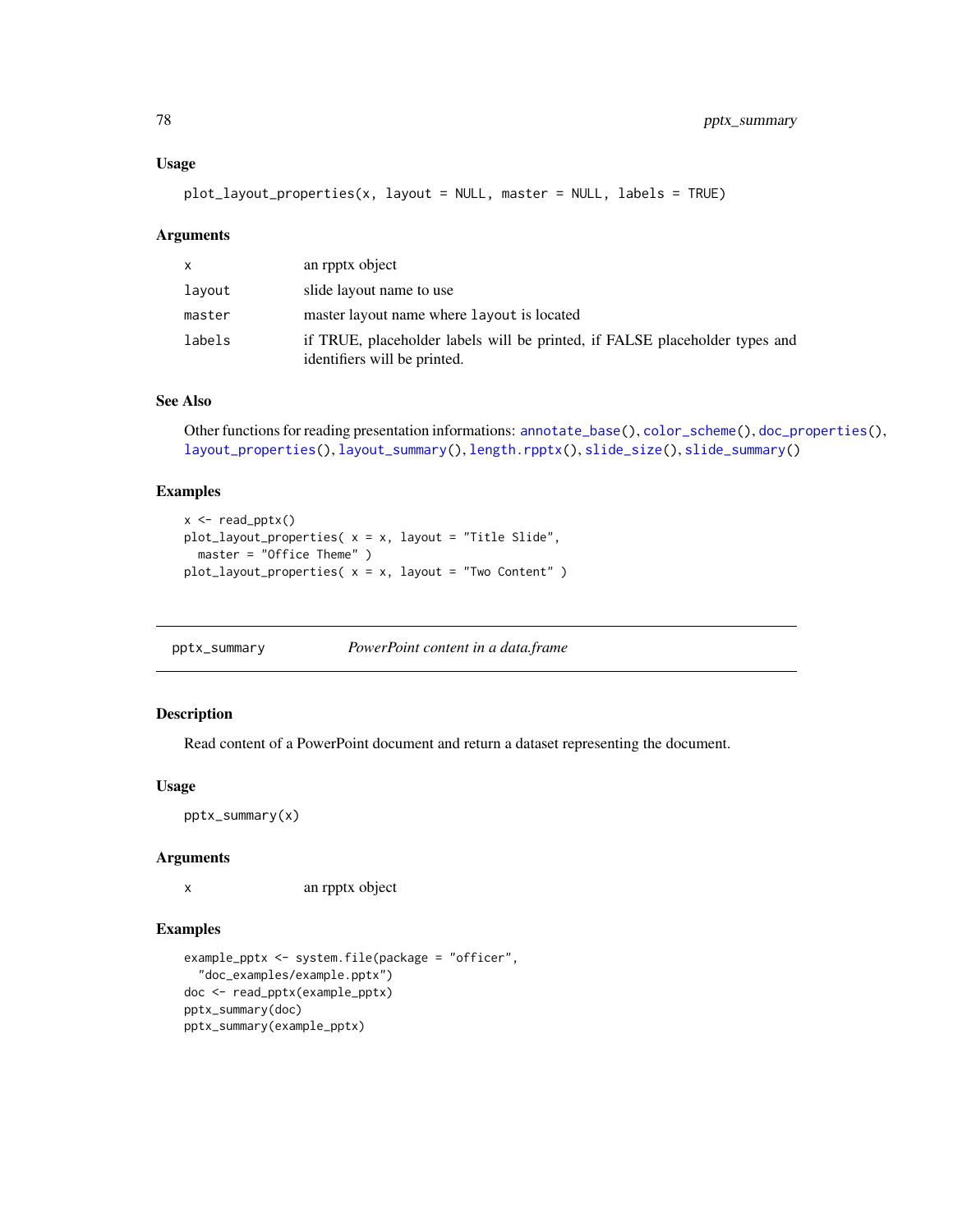### Usage

```
plot_layout_properties(x, layout = NULL, master = NULL, labels = TRUE)
```

### Arguments

| | |
|---|---|
| x | an rpptx object |
| layout | slide layout name to use |
| master | master layout name where layout is located |
| labels | if TRUE, placeholder labels will be printed, if FALSE placeholder types and identifiers will be printed. |

### See Also

Other functions for reading presentation informations: annotate_base(), color_scheme(), doc_properties(), layout_properties(), layout_summary(), length.rpptx(), slide_size(), slide_summary()

### Examples

```
x <- read_pptx()
plot_layout_properties( x = x, layout = "Title Slide",
  master = "Office Theme" )
plot_layout_properties( x = x, layout = "Two Content" )
```

---

## pptx_summary — *PowerPoint content in a data.frame*

---

### Description

Read content of a PowerPoint document and return a dataset representing the document.

### Usage

```
pptx_summary(x)
```

### Arguments

| | |
|---|---|
| x | an rpptx object |

### Examples

```
example_pptx <- system.file(package = "officer",
  "doc_examples/example.pptx")
doc <- read_pptx(example_pptx)
pptx_summary(doc)
pptx_summary(example_pptx)
```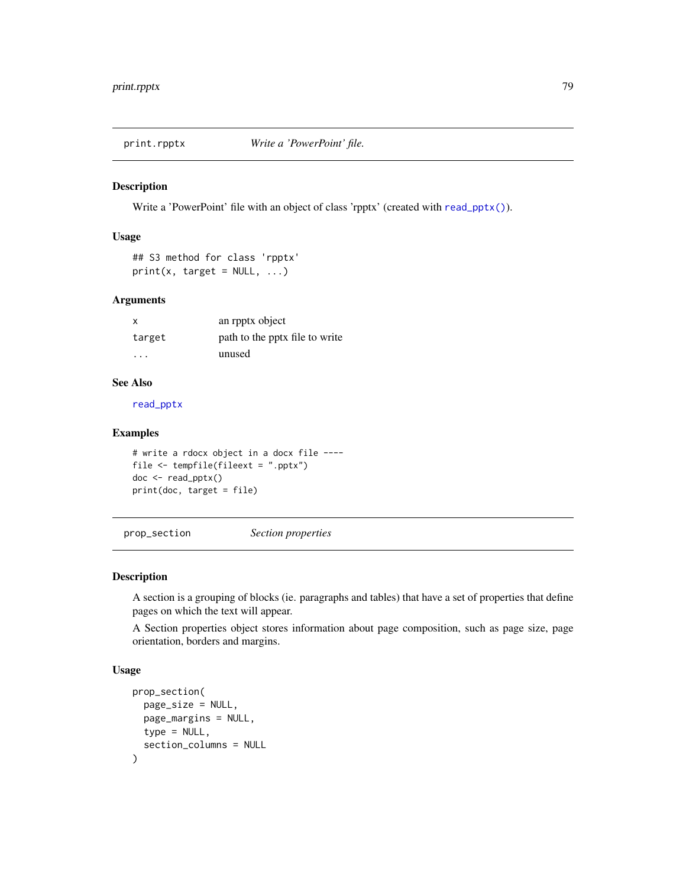## print.rpptx — *Write a 'PowerPoint' file.*

### Description

Write a 'PowerPoint' file with an object of class 'rpptx' (created with `read_pptx()`).

### Usage

```
## S3 method for class 'rpptx'
print(x, target = NULL, ...)
```

### Arguments

| | |
|---|---|
| `x` | an rpptx object |
| `target` | path to the pptx file to write |
| `...` | unused |

### See Also

`read_pptx`

### Examples

```
# write a rdocx object in a docx file ----
file <- tempfile(fileext = ".pptx")
doc <- read_pptx()
print(doc, target = file)
```

## prop_section — *Section properties*

### Description

A section is a grouping of blocks (ie. paragraphs and tables) that have a set of properties that define pages on which the text will appear.

A Section properties object stores information about page composition, such as page size, page orientation, borders and margins.

### Usage

```
prop_section(
  page_size = NULL,
  page_margins = NULL,
  type = NULL,
  section_columns = NULL
)
```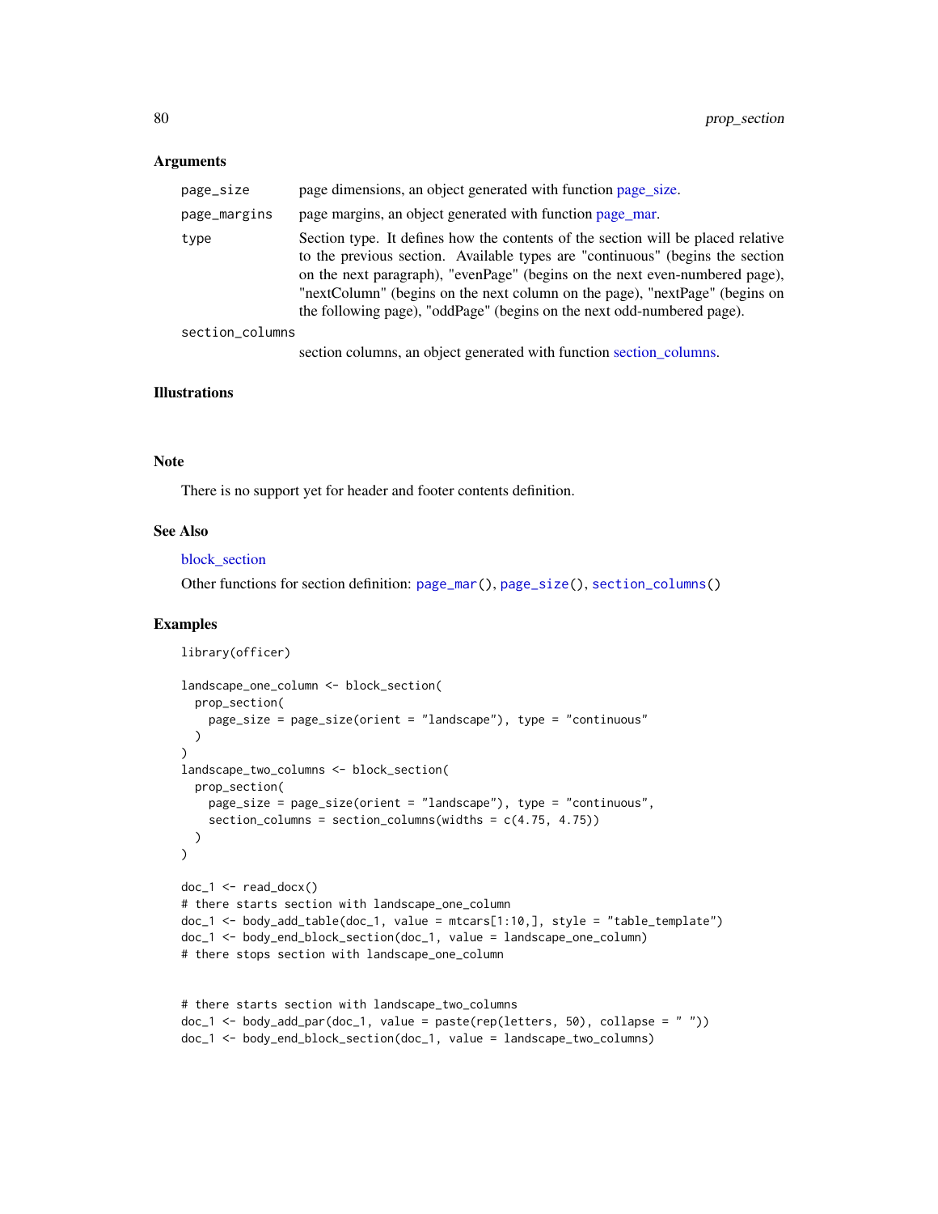### Arguments

| | |
|---|---|
| `page_size` | page dimensions, an object generated with function page_size. |
| `page_margins` | page margins, an object generated with function page_mar. |
| `type` | Section type. It defines how the contents of the section will be placed relative to the previous section. Available types are "continuous" (begins the section on the next paragraph), "evenPage" (begins on the next even-numbered page), "nextColumn" (begins on the next column on the page), "nextPage" (begins on the following page), "oddPage" (begins on the next odd-numbered page). |
| `section_columns` | section columns, an object generated with function section_columns. |

### Illustrations

### Note

There is no support yet for header and footer contents definition.

### See Also

block_section

Other functions for section definition: `page_mar()`, `page_size()`, `section_columns()`

### Examples

```
library(officer)

landscape_one_column <- block_section(
  prop_section(
    page_size = page_size(orient = "landscape"), type = "continuous"
  )
)
landscape_two_columns <- block_section(
  prop_section(
    page_size = page_size(orient = "landscape"), type = "continuous",
    section_columns = section_columns(widths = c(4.75, 4.75))
  )
)

doc_1 <- read_docx()
# there starts section with landscape_one_column
doc_1 <- body_add_table(doc_1, value = mtcars[1:10,], style = "table_template")
doc_1 <- body_end_block_section(doc_1, value = landscape_one_column)
# there stops section with landscape_one_column


# there starts section with landscape_two_columns
doc_1 <- body_add_par(doc_1, value = paste(rep(letters, 50), collapse = " "))
doc_1 <- body_end_block_section(doc_1, value = landscape_two_columns)
```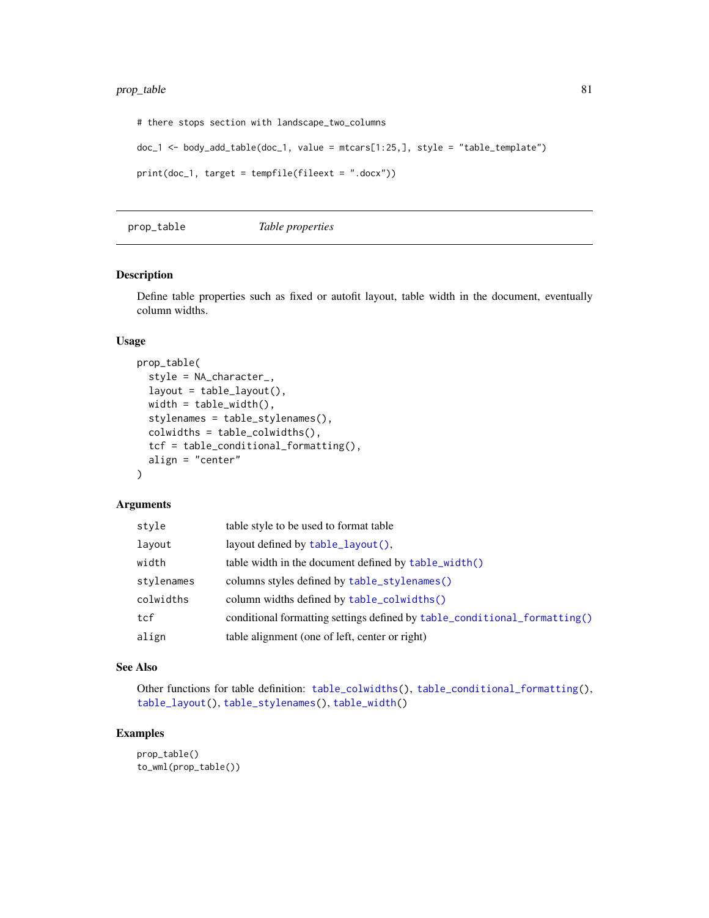```
# there stops section with landscape_two_columns

doc_1 <- body_add_table(doc_1, value = mtcars[1:25,], style = "table_template")

print(doc_1, target = tempfile(fileext = ".docx"))
```

---

prop_table *Table properties*

---

## Description

Define table properties such as fixed or autofit layout, table width in the document, eventually column widths.

## Usage

```
prop_table(
  style = NA_character_,
  layout = table_layout(),
  width = table_width(),
  stylenames = table_stylenames(),
  colwidths = table_colwidths(),
  tcf = table_conditional_formatting(),
  align = "center"
)
```

## Arguments

| | |
|---|---|
| style | table style to be used to format table |
| layout | layout defined by table_layout(), |
| width | table width in the document defined by table_width() |
| stylenames | columns styles defined by table_stylenames() |
| colwidths | column widths defined by table_colwidths() |
| tcf | conditional formatting settings defined by table_conditional_formatting() |
| align | table alignment (one of left, center or right) |

## See Also

Other functions for table definition: table_colwidths(), table_conditional_formatting(), table_layout(), table_stylenames(), table_width()

## Examples

```
prop_table()
to_wml(prop_table())
```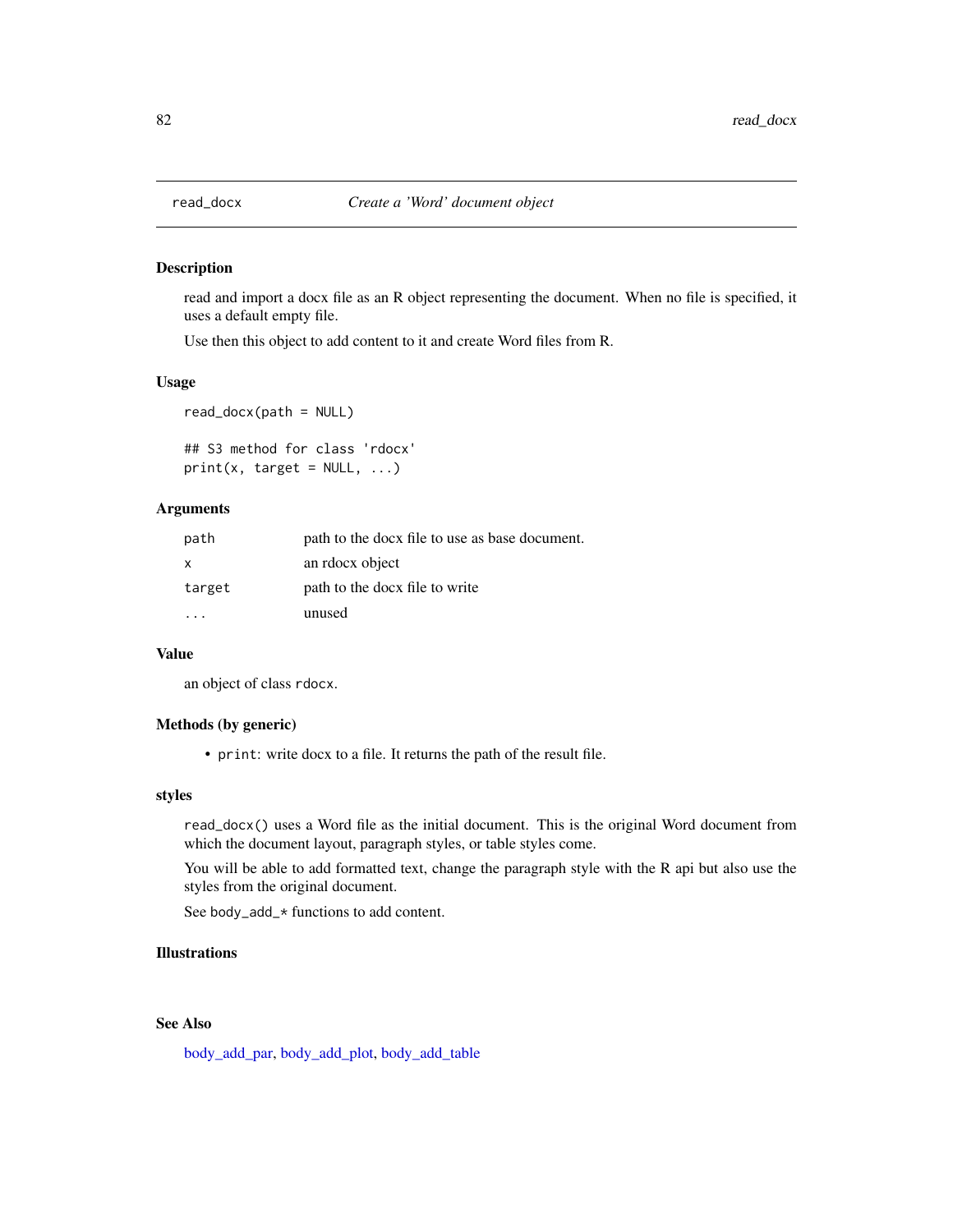# read_docx — *Create a 'Word' document object*

## Description

read and import a docx file as an R object representing the document. When no file is specified, it uses a default empty file.

Use then this object to add content to it and create Word files from R.

## Usage

```
read_docx(path = NULL)

## S3 method for class 'rdocx'
print(x, target = NULL, ...)
```

## Arguments

| | |
|---|---|
| path | path to the docx file to use as base document. |
| x | an rdocx object |
| target | path to the docx file to write |
| ... | unused |

## Value

an object of class `rdocx`.

## Methods (by generic)

- `print`: write docx to a file. It returns the path of the result file.

## styles

`read_docx()` uses a Word file as the initial document. This is the original Word document from which the document layout, paragraph styles, or table styles come.

You will be able to add formatted text, change the paragraph style with the R api but also use the styles from the original document.

See `body_add_*` functions to add content.

## Illustrations

## See Also

body_add_par, body_add_plot, body_add_table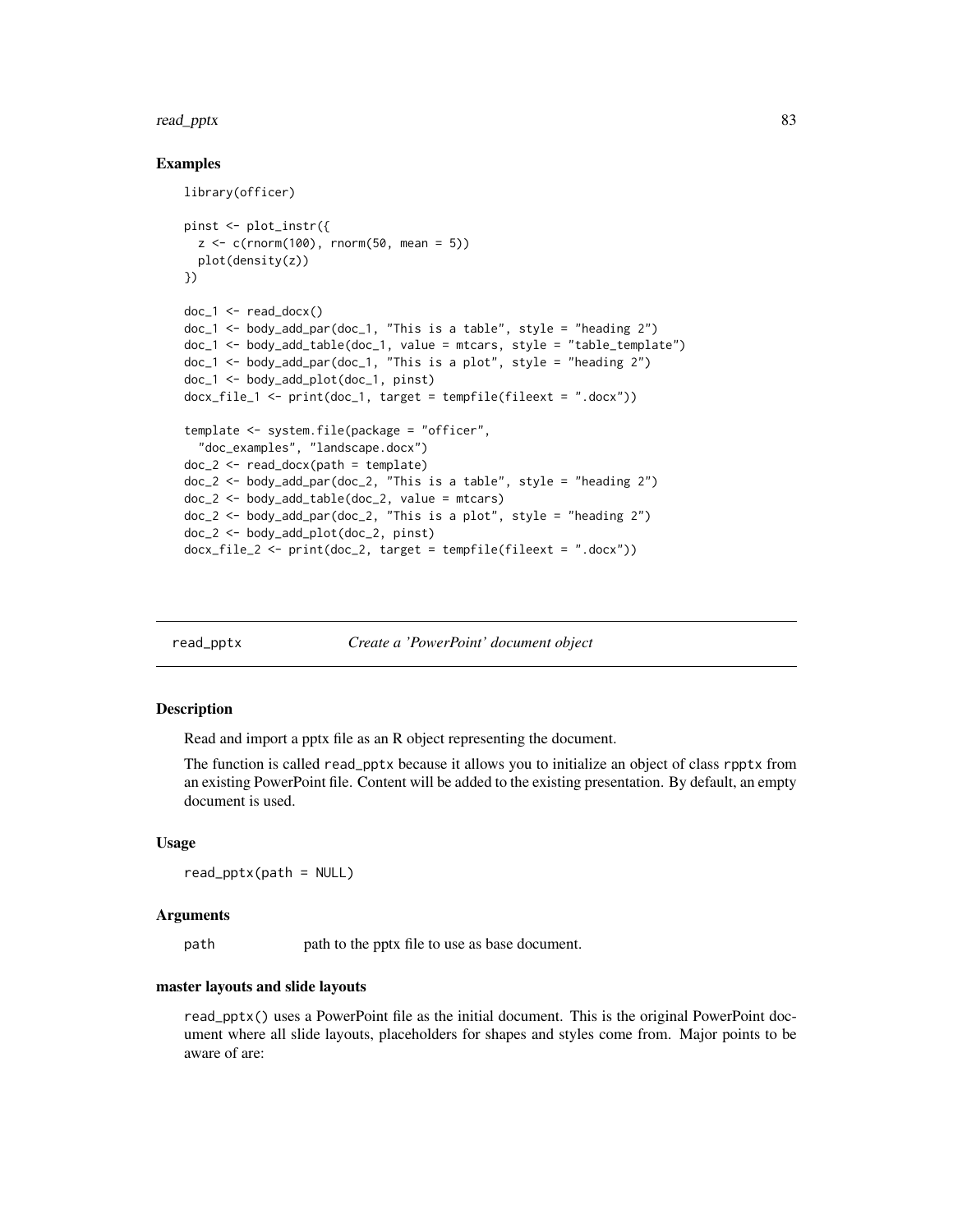### Examples

```
library(officer)

pinst <- plot_instr({
  z <- c(rnorm(100), rnorm(50, mean = 5))
  plot(density(z))
})

doc_1 <- read_docx()
doc_1 <- body_add_par(doc_1, "This is a table", style = "heading 2")
doc_1 <- body_add_table(doc_1, value = mtcars, style = "table_template")
doc_1 <- body_add_par(doc_1, "This is a plot", style = "heading 2")
doc_1 <- body_add_plot(doc_1, pinst)
docx_file_1 <- print(doc_1, target = tempfile(fileext = ".docx"))

template <- system.file(package = "officer",
  "doc_examples", "landscape.docx")
doc_2 <- read_docx(path = template)
doc_2 <- body_add_par(doc_2, "This is a table", style = "heading 2")
doc_2 <- body_add_table(doc_2, value = mtcars)
doc_2 <- body_add_par(doc_2, "This is a plot", style = "heading 2")
doc_2 <- body_add_plot(doc_2, pinst)
docx_file_2 <- print(doc_2, target = tempfile(fileext = ".docx"))
```

---

## read_pptx *Create a 'PowerPoint' document object*

---

### Description

Read and import a pptx file as an R object representing the document.

The function is called `read_pptx` because it allows you to initialize an object of class `rpptx` from an existing PowerPoint file. Content will be added to the existing presentation. By default, an empty document is used.

### Usage

```
read_pptx(path = NULL)
```

### Arguments

| | |
|---|---|
| `path` | path to the pptx file to use as base document. |

### master layouts and slide layouts

`read_pptx()` uses a PowerPoint file as the initial document. This is the original PowerPoint document where all slide layouts, placeholders for shapes and styles come from. Major points to be aware of are: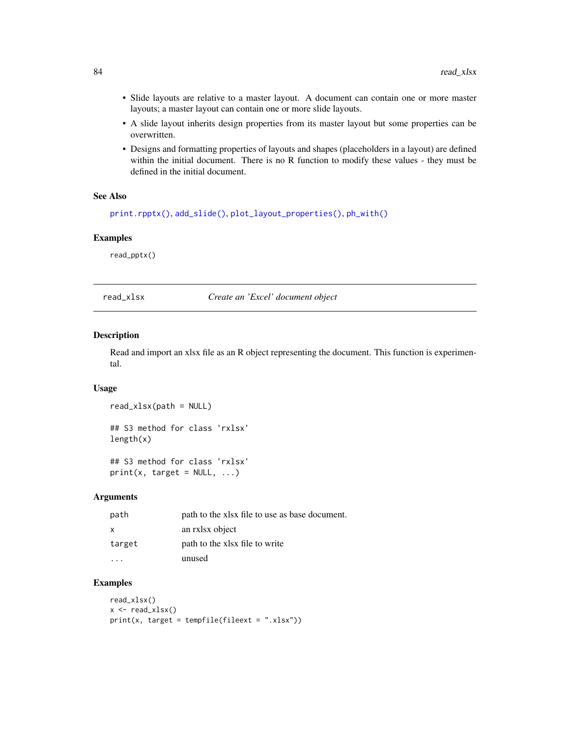- Slide layouts are relative to a master layout. A document can contain one or more master layouts; a master layout can contain one or more slide layouts.
- A slide layout inherits design properties from its master layout but some properties can be overwritten.
- Designs and formatting properties of layouts and shapes (placeholders in a layout) are defined within the initial document. There is no R function to modify these values - they must be defined in the initial document.

### See Also

print.rpptx(), add_slide(), plot_layout_properties(), ph_with()

### Examples

```
read_pptx()
```

---

## read_xlsx — *Create an 'Excel' document object*

### Description

Read and import an xlsx file as an R object representing the document. This function is experimental.

### Usage

```
read_xlsx(path = NULL)

## S3 method for class 'rxlsx'
length(x)

## S3 method for class 'rxlsx'
print(x, target = NULL, ...)
```

### Arguments

| | |
|---|---|
| path | path to the xlsx file to use as base document. |
| x | an rxlsx object |
| target | path to the xlsx file to write |
| ... | unused |

### Examples

```
read_xlsx()
x <- read_xlsx()
print(x, target = tempfile(fileext = ".xlsx"))
```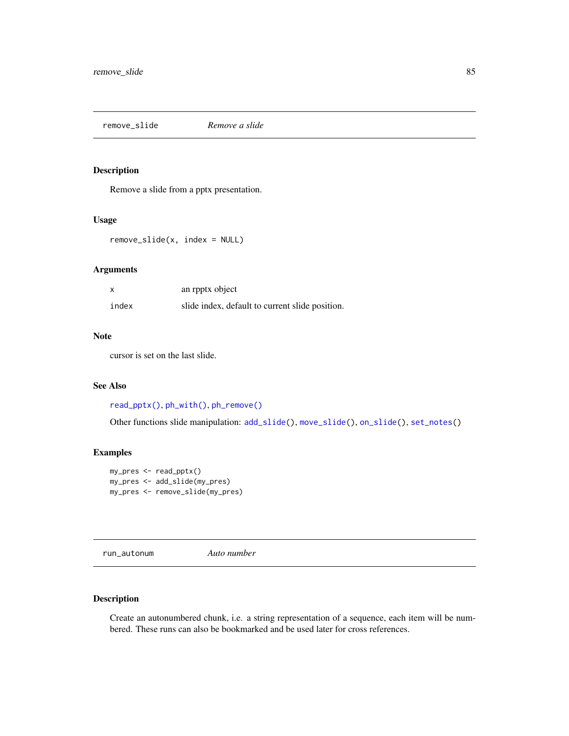## remove_slide — *Remove a slide*

### Description

Remove a slide from a pptx presentation.

### Usage

```
remove_slide(x, index = NULL)
```

### Arguments

| | |
|---|---|
| x | an rpptx object |
| index | slide index, default to current slide position. |

### Note

cursor is set on the last slide.

### See Also

read_pptx(), ph_with(), ph_remove()

Other functions slide manipulation: add_slide(), move_slide(), on_slide(), set_notes()

### Examples

```
my_pres <- read_pptx()
my_pres <- add_slide(my_pres)
my_pres <- remove_slide(my_pres)
```

## run_autonum — *Auto number*

### Description

Create an autonumbered chunk, i.e. a string representation of a sequence, each item will be numbered. These runs can also be bookmarked and be used later for cross references.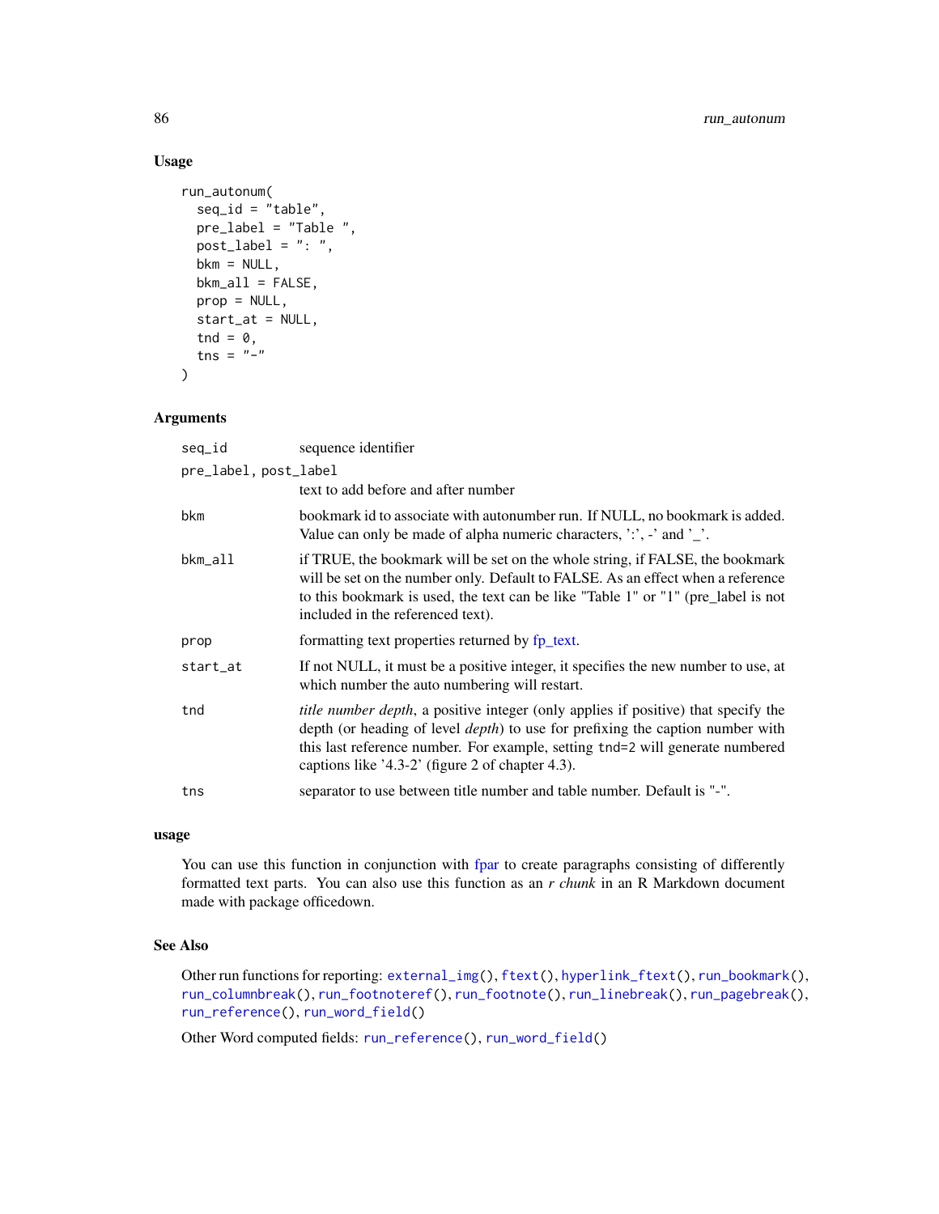### Usage

```
run_autonum(
  seq_id = "table",
  pre_label = "Table ",
  post_label = ": ",
  bkm = NULL,
  bkm_all = FALSE,
  prop = NULL,
  start_at = NULL,
  tnd = 0,
  tns = "-"
)
```

### Arguments

| | |
|---|---|
| seq_id | sequence identifier |
| pre_label, post_label | text to add before and after number |
| bkm | bookmark id to associate with autonumber run. If NULL, no bookmark is added. Value can only be made of alpha numeric characters, ':', -' and '_'. |
| bkm_all | if TRUE, the bookmark will be set on the whole string, if FALSE, the bookmark will be set on the number only. Default to FALSE. As an effect when a reference to this bookmark is used, the text can be like "Table 1" or "1" (pre_label is not included in the referenced text). |
| prop | formatting text properties returned by fp_text. |
| start_at | If not NULL, it must be a positive integer, it specifies the new number to use, at which number the auto numbering will restart. |
| tnd | *title number depth*, a positive integer (only applies if positive) that specify the depth (or heading of level *depth*) to use for prefixing the caption number with this last reference number. For example, setting `tnd=2` will generate numbered captions like '4.3-2' (figure 2 of chapter 4.3). |
| tns | separator to use between title number and table number. Default is "-". |

### usage

You can use this function in conjunction with fpar to create paragraphs consisting of differently formatted text parts. You can also use this function as an *r chunk* in an R Markdown document made with package officedown.

### See Also

Other run functions for reporting: `external_img()`, `ftext()`, `hyperlink_ftext()`, `run_bookmark()`, `run_columnbreak()`, `run_footnoteref()`, `run_footnote()`, `run_linebreak()`, `run_pagebreak()`, `run_reference()`, `run_word_field()`

Other Word computed fields: `run_reference()`, `run_word_field()`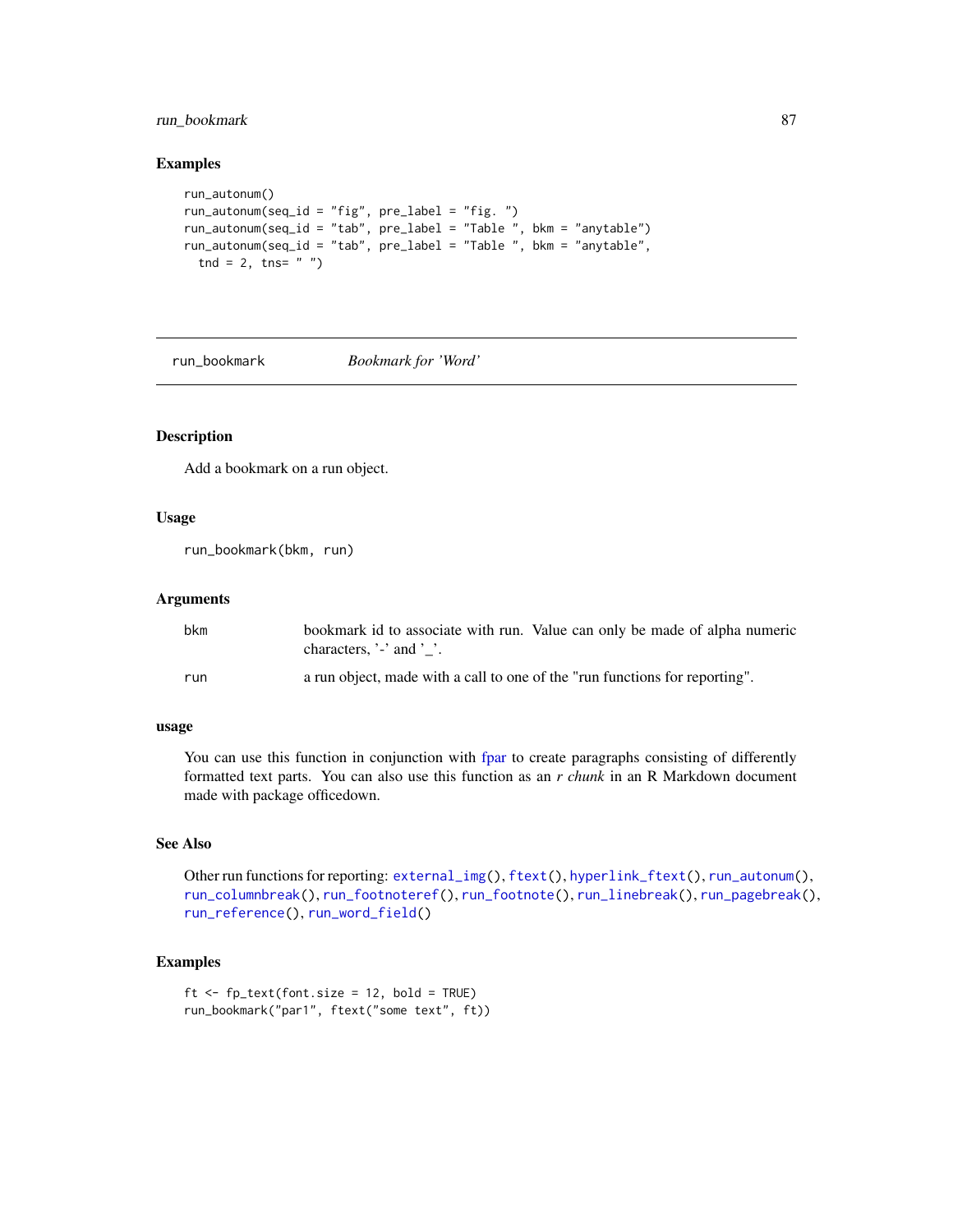### Examples

```
run_autonum()
run_autonum(seq_id = "fig", pre_label = "fig. ")
run_autonum(seq_id = "tab", pre_label = "Table ", bkm = "anytable")
run_autonum(seq_id = "tab", pre_label = "Table ", bkm = "anytable",
  tnd = 2, tns= " ")
```

---

## run_bookmark — *Bookmark for 'Word'*

### Description

Add a bookmark on a run object.

### Usage

```
run_bookmark(bkm, run)
```

### Arguments

| | |
|---|---|
| bkm | bookmark id to associate with run. Value can only be made of alpha numeric characters, '-' and '_'. |
| run | a run object, made with a call to one of the "run functions for reporting". |

### usage

You can use this function in conjunction with fpar to create paragraphs consisting of differently formatted text parts. You can also use this function as an *r chunk* in an R Markdown document made with package officedown.

### See Also

Other run functions for reporting: `external_img()`, `ftext()`, `hyperlink_ftext()`, `run_autonum()`, `run_columnbreak()`, `run_footnoteref()`, `run_footnote()`, `run_linebreak()`, `run_pagebreak()`, `run_reference()`, `run_word_field()`

### Examples

```
ft <- fp_text(font.size = 12, bold = TRUE)
run_bookmark("par1", ftext("some text", ft))
```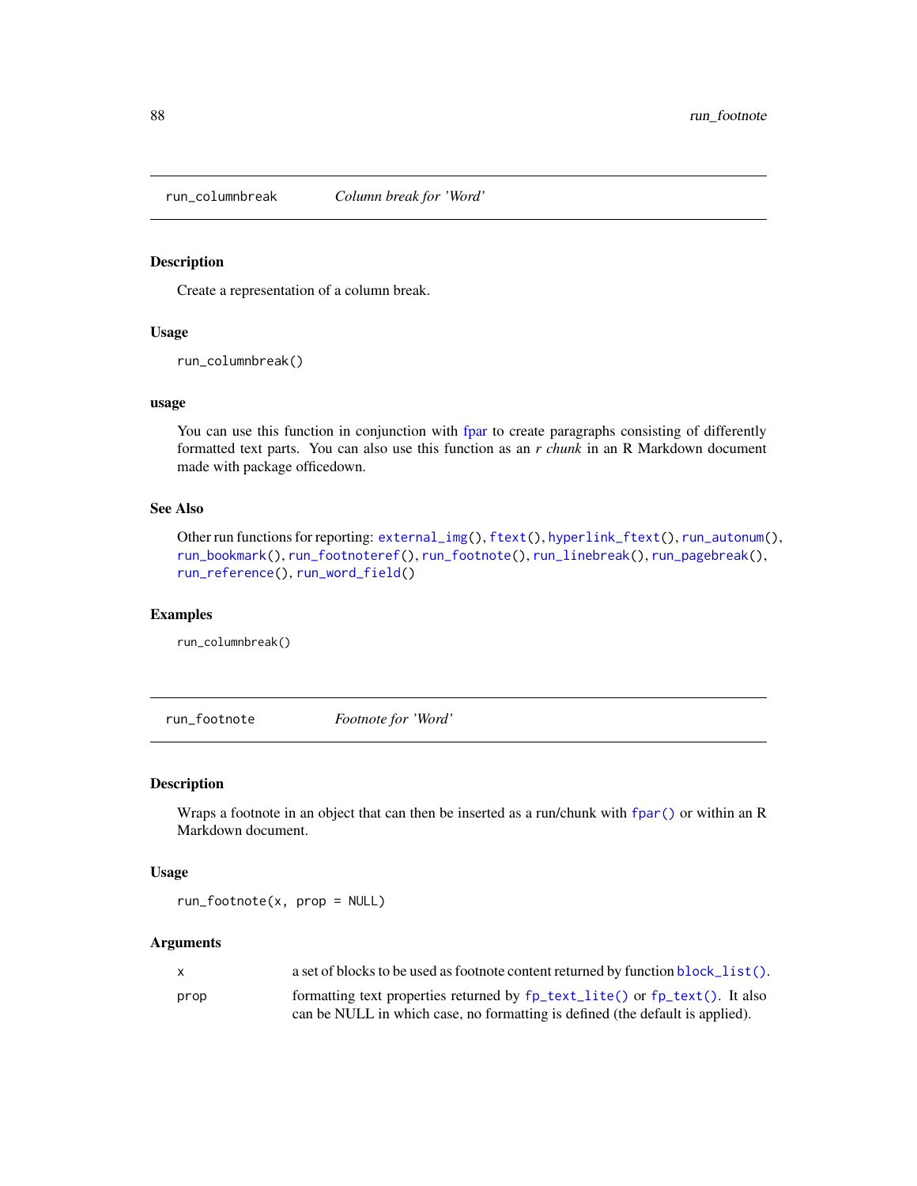## run_columnbreak — *Column break for 'Word'*

### Description

Create a representation of a column break.

### Usage

```
run_columnbreak()
```

### usage

You can use this function in conjunction with fpar to create paragraphs consisting of differently formatted text parts. You can also use this function as an *r chunk* in an R Markdown document made with package officedown.

### See Also

Other run functions for reporting: `external_img()`, `ftext()`, `hyperlink_ftext()`, `run_autonum()`, `run_bookmark()`, `run_footnoteref()`, `run_footnote()`, `run_linebreak()`, `run_pagebreak()`, `run_reference()`, `run_word_field()`

### Examples

```
run_columnbreak()
```

## run_footnote — *Footnote for 'Word'*

### Description

Wraps a footnote in an object that can then be inserted as a run/chunk with `fpar()` or within an R Markdown document.

### Usage

```
run_footnote(x, prop = NULL)
```

### Arguments

| | |
|---|---|
| x | a set of blocks to be used as footnote content returned by function `block_list()`. |
| prop | formatting text properties returned by `fp_text_lite()` or `fp_text()`. It also can be NULL in which case, no formatting is defined (the default is applied). |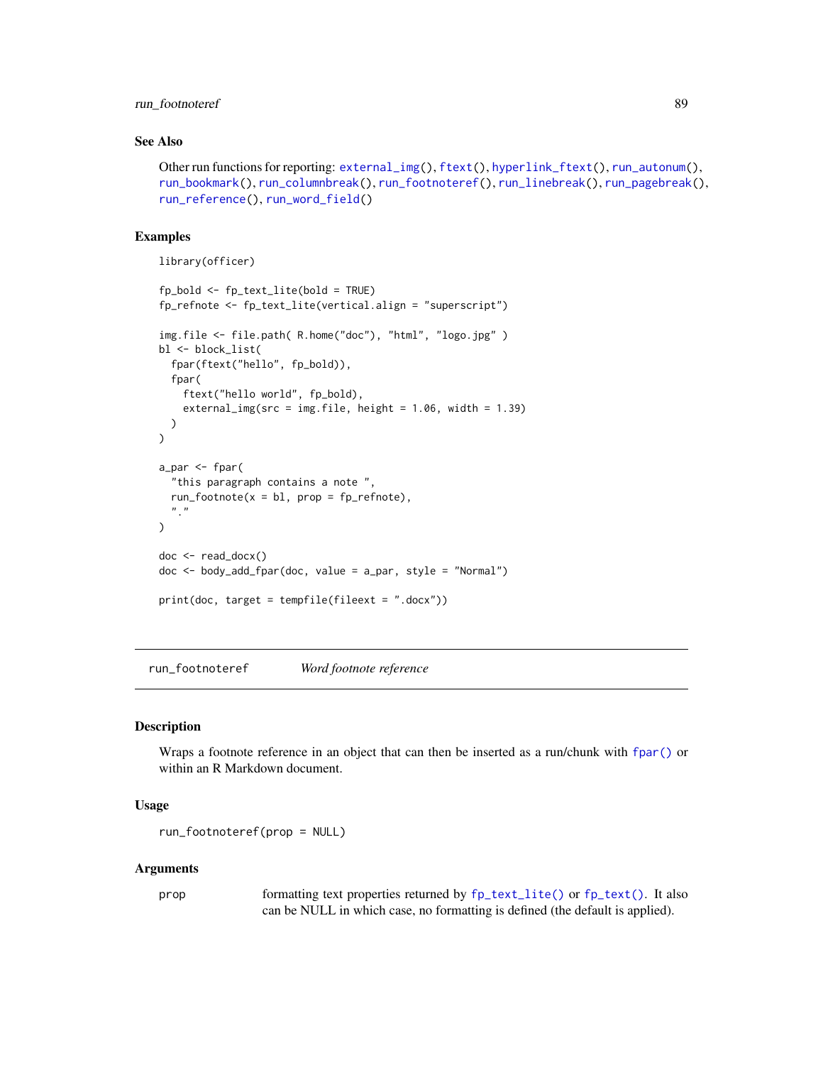### See Also

Other run functions for reporting: external_img(), ftext(), hyperlink_ftext(), run_autonum(), run_bookmark(), run_columnbreak(), run_footnoteref(), run_linebreak(), run_pagebreak(), run_reference(), run_word_field()

### Examples

```
library(officer)

fp_bold <- fp_text_lite(bold = TRUE)
fp_refnote <- fp_text_lite(vertical.align = "superscript")

img.file <- file.path( R.home("doc"), "html", "logo.jpg" )
bl <- block_list(
  fpar(ftext("hello", fp_bold)),
  fpar(
    ftext("hello world", fp_bold),
    external_img(src = img.file, height = 1.06, width = 1.39)
  )
)

a_par <- fpar(
  "this paragraph contains a note ",
  run_footnote(x = bl, prop = fp_refnote),
  "."
)

doc <- read_docx()
doc <- body_add_fpar(doc, value = a_par, style = "Normal")

print(doc, target = tempfile(fileext = ".docx"))
```

---

## run_footnoteref — *Word footnote reference*

### Description

Wraps a footnote reference in an object that can then be inserted as a run/chunk with fpar() or within an R Markdown document.

### Usage

```
run_footnoteref(prop = NULL)
```

### Arguments

| | |
|---|---|
| prop | formatting text properties returned by fp_text_lite() or fp_text(). It also can be NULL in which case, no formatting is defined (the default is applied). |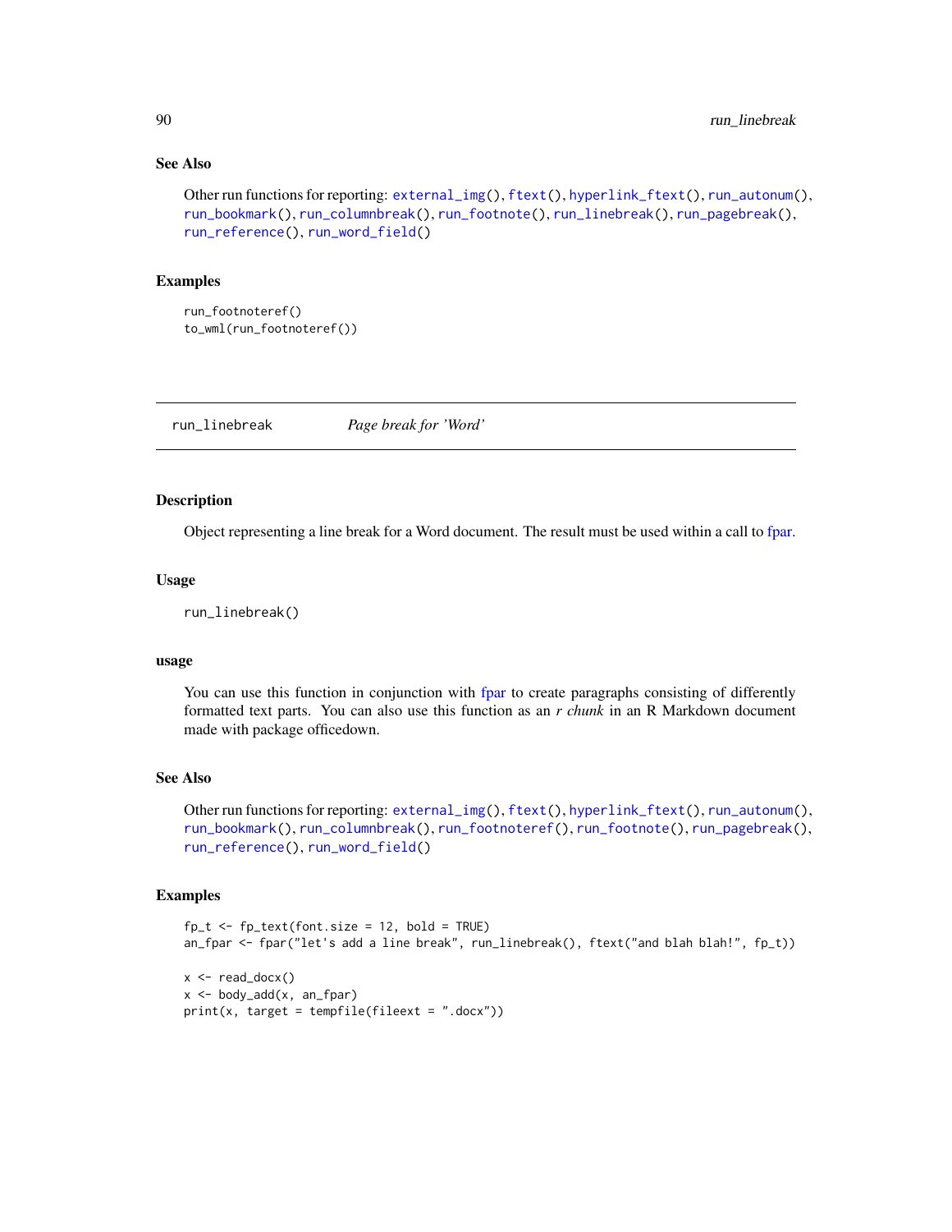### See Also

Other run functions for reporting: external_img(), ftext(), hyperlink_ftext(), run_autonum(), run_bookmark(), run_columnbreak(), run_footnote(), run_linebreak(), run_pagebreak(), run_reference(), run_word_field()

### Examples

```
run_footnoteref()
to_wml(run_footnoteref())
```

---

## run_linebreak — *Page break for 'Word'*

---

### Description

Object representing a line break for a Word document. The result must be used within a call to fpar.

### Usage

```
run_linebreak()
```

### usage

You can use this function in conjunction with fpar to create paragraphs consisting of differently formatted text parts. You can also use this function as an *r chunk* in an R Markdown document made with package officedown.

### See Also

Other run functions for reporting: external_img(), ftext(), hyperlink_ftext(), run_autonum(), run_bookmark(), run_columnbreak(), run_footnoteref(), run_footnote(), run_pagebreak(), run_reference(), run_word_field()

### Examples

```
fp_t <- fp_text(font.size = 12, bold = TRUE)
an_fpar <- fpar("let's add a line break", run_linebreak(), ftext("and blah blah!", fp_t))

x <- read_docx()
x <- body_add(x, an_fpar)
print(x, target = tempfile(fileext = ".docx"))
```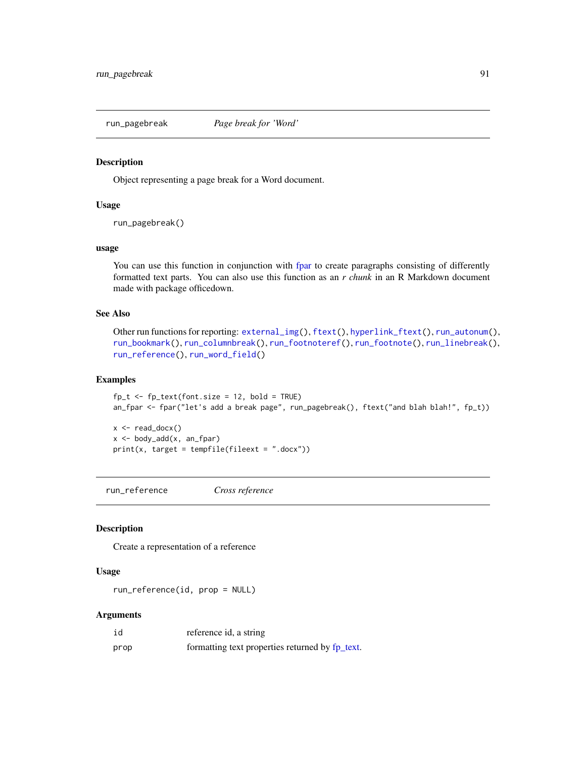## run_pagebreak — *Page break for 'Word'*

### Description

Object representing a page break for a Word document.

### Usage

```
run_pagebreak()
```

### usage

You can use this function in conjunction with fpar to create paragraphs consisting of differently formatted text parts. You can also use this function as an *r chunk* in an R Markdown document made with package officedown.

### See Also

Other run functions for reporting: `external_img()`, `ftext()`, `hyperlink_ftext()`, `run_autonum()`, `run_bookmark()`, `run_columnbreak()`, `run_footnoteref()`, `run_footnote()`, `run_linebreak()`, `run_reference()`, `run_word_field()`

### Examples

```
fp_t <- fp_text(font.size = 12, bold = TRUE)
an_fpar <- fpar("let's add a break page", run_pagebreak(), ftext("and blah blah!", fp_t))

x <- read_docx()
x <- body_add(x, an_fpar)
print(x, target = tempfile(fileext = ".docx"))
```

## run_reference — *Cross reference*

### Description

Create a representation of a reference

### Usage

```
run_reference(id, prop = NULL)
```

### Arguments

| | |
|---|---|
| id | reference id, a string |
| prop | formatting text properties returned by fp_text. |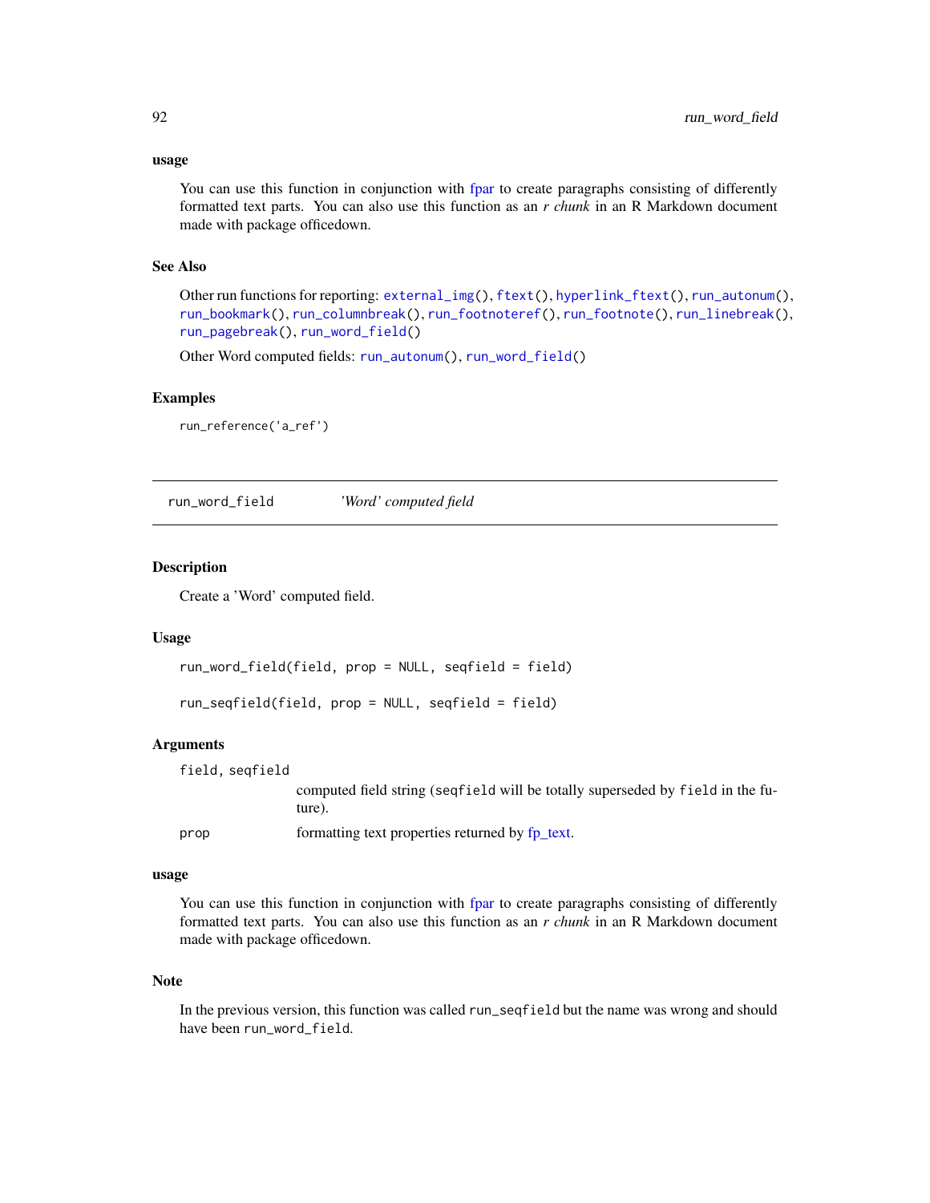### usage

You can use this function in conjunction with fpar to create paragraphs consisting of differently formatted text parts. You can also use this function as an *r chunk* in an R Markdown document made with package officedown.

### See Also

Other run functions for reporting: `external_img()`, `ftext()`, `hyperlink_ftext()`, `run_autonum()`, `run_bookmark()`, `run_columnbreak()`, `run_footnoteref()`, `run_footnote()`, `run_linebreak()`, `run_pagebreak()`, `run_word_field()`

Other Word computed fields: `run_autonum()`, `run_word_field()`

### Examples

```
run_reference('a_ref')
```

---

## run_word_field — *'Word' computed field*

### Description

Create a 'Word' computed field.

### Usage

```
run_word_field(field, prop = NULL, seqfield = field)

run_seqfield(field, prop = NULL, seqfield = field)
```

### Arguments

| | |
|---|---|
| `field, seqfield` | computed field string (`seqfield` will be totally superseded by `field` in the future). |
| `prop` | formatting text properties returned by fp_text. |

### usage

You can use this function in conjunction with fpar to create paragraphs consisting of differently formatted text parts. You can also use this function as an *r chunk* in an R Markdown document made with package officedown.

### Note

In the previous version, this function was called `run_seqfield` but the name was wrong and should have been `run_word_field`.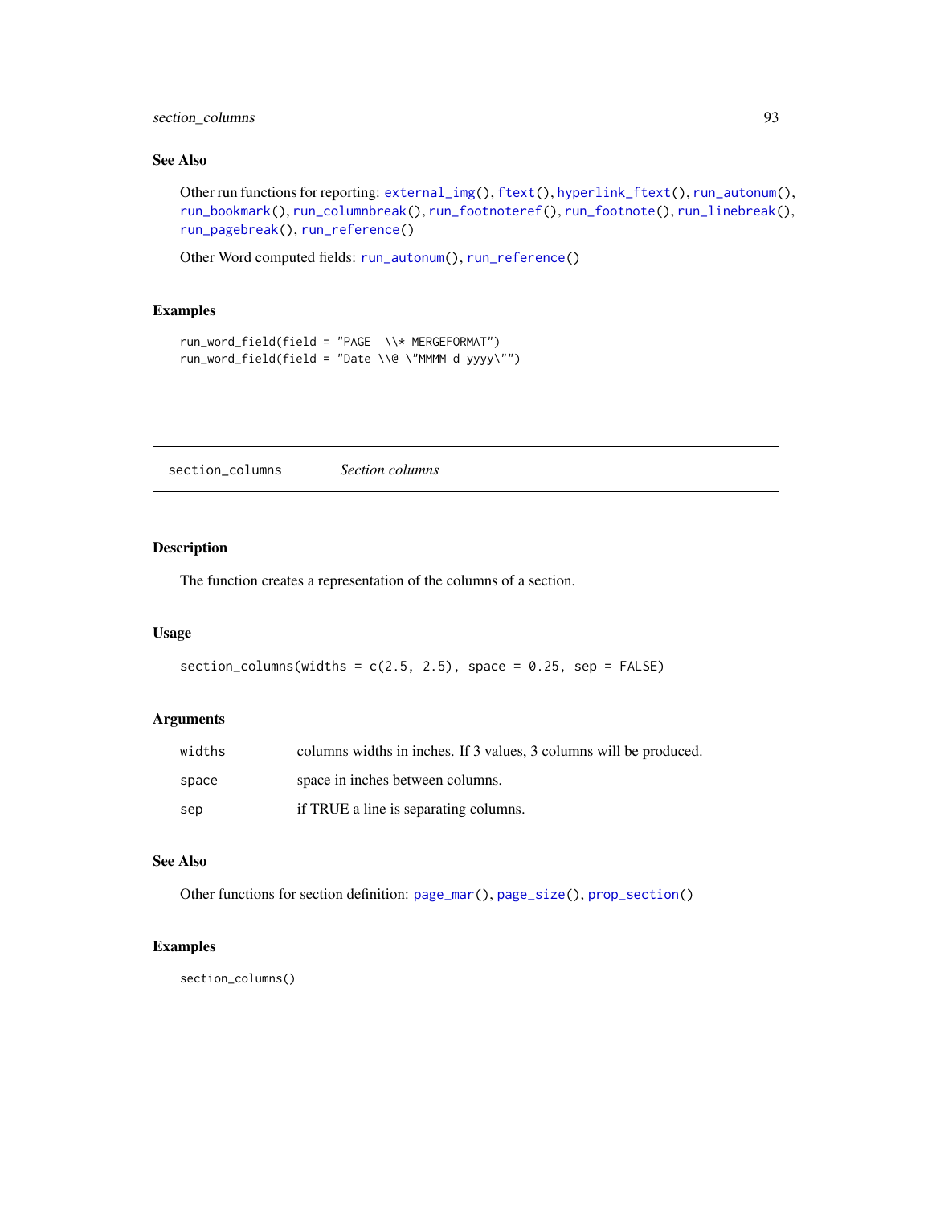### See Also

Other run functions for reporting: external_img(), ftext(), hyperlink_ftext(), run_autonum(), run_bookmark(), run_columnbreak(), run_footnoteref(), run_footnote(), run_linebreak(), run_pagebreak(), run_reference()

Other Word computed fields: run_autonum(), run_reference()

### Examples

```
run_word_field(field = "PAGE  \\* MERGEFORMAT")
run_word_field(field = "Date \\@ \"MMMM d yyyy\"")
```

---

## section_columns    *Section columns*

---

### Description

The function creates a representation of the columns of a section.

### Usage

```
section_columns(widths = c(2.5, 2.5), space = 0.25, sep = FALSE)
```

### Arguments

| | |
|---|---|
| widths | columns widths in inches. If 3 values, 3 columns will be produced. |
| space | space in inches between columns. |
| sep | if TRUE a line is separating columns. |

### See Also

Other functions for section definition: page_mar(), page_size(), prop_section()

### Examples

```
section_columns()
```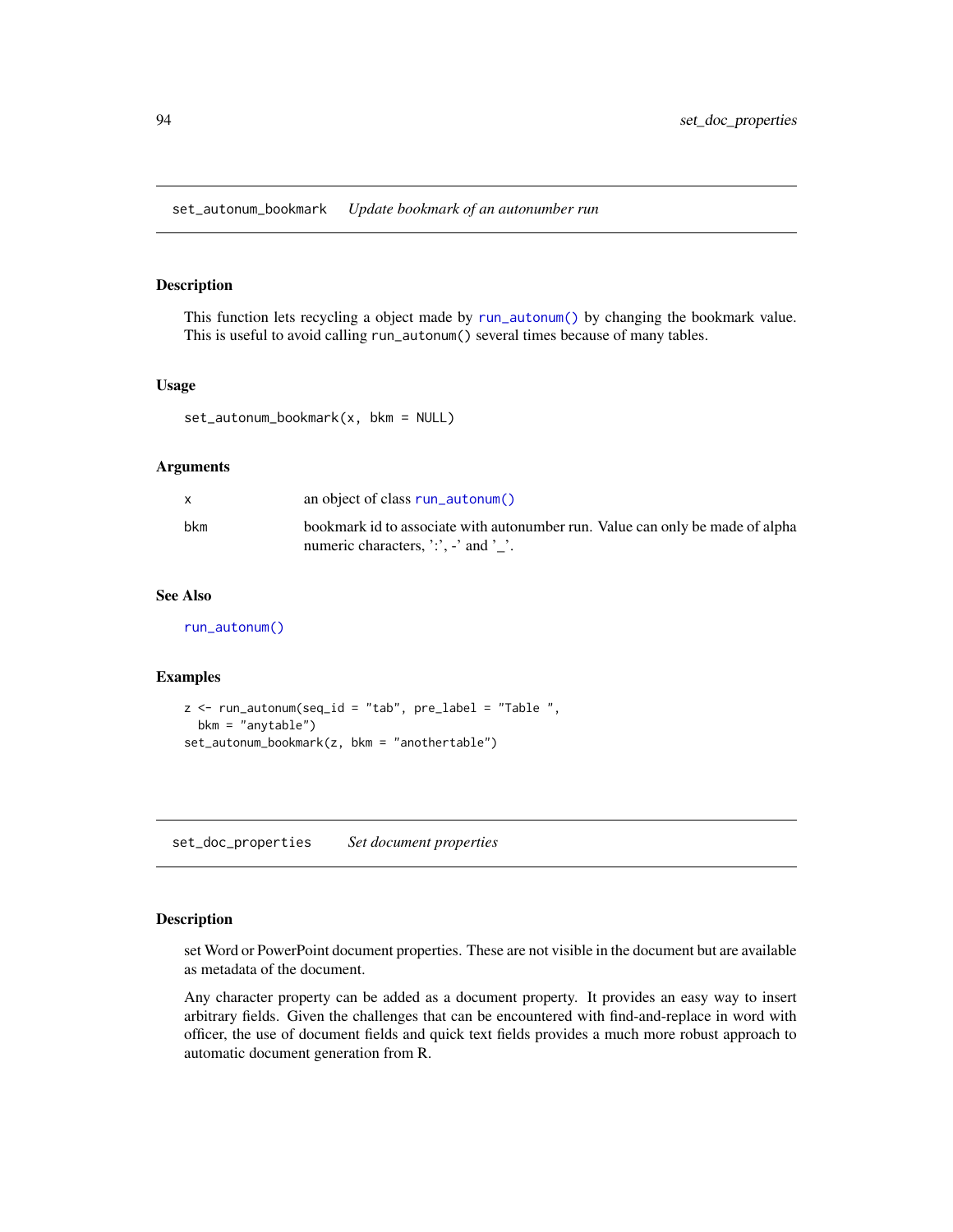## set_autonum_bookmark *Update bookmark of an autonumber run*

### Description

This function lets recycling a object made by run_autonum() by changing the bookmark value. This is useful to avoid calling run_autonum() several times because of many tables.

### Usage

```
set_autonum_bookmark(x, bkm = NULL)
```

### Arguments

| | |
|---|---|
| x | an object of class run_autonum() |
| bkm | bookmark id to associate with autonumber run. Value can only be made of alpha numeric characters, ':', -' and '_'. |

### See Also

run_autonum()

### Examples

```
z <- run_autonum(seq_id = "tab", pre_label = "Table ",
  bkm = "anytable")
set_autonum_bookmark(z, bkm = "anothertable")
```

## set_doc_properties *Set document properties*

### Description

set Word or PowerPoint document properties. These are not visible in the document but are available as metadata of the document.

Any character property can be added as a document property. It provides an easy way to insert arbitrary fields. Given the challenges that can be encountered with find-and-replace in word with officer, the use of document fields and quick text fields provides a much more robust approach to automatic document generation from R.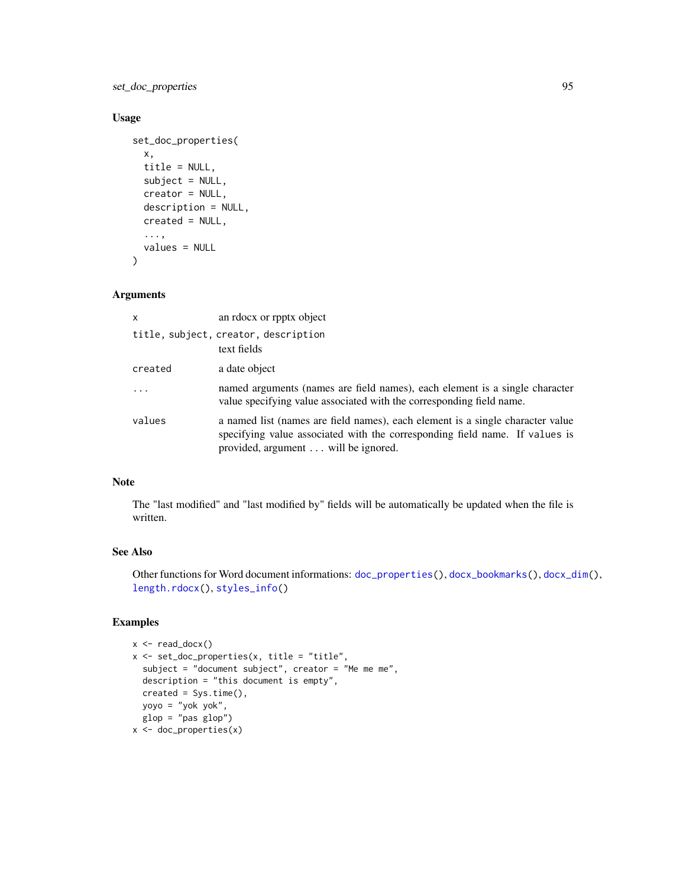### Usage

```
set_doc_properties(
  x,
  title = NULL,
  subject = NULL,
  creator = NULL,
  description = NULL,
  created = NULL,
  ...,
  values = NULL
)
```

### Arguments

| | |
|---|---|
| `x` | an rdocx or rpptx object |
| `title, subject, creator, description` | text fields |
| `created` | a date object |
| `...` | named arguments (names are field names), each element is a single character value specifying value associated with the corresponding field name. |
| `values` | a named list (names are field names), each element is a single character value specifying value associated with the corresponding field name. If `values` is provided, argument `...` will be ignored. |

### Note

The "last modified" and "last modified by" fields will be automatically be updated when the file is written.

### See Also

Other functions for Word document informations: `doc_properties()`, `docx_bookmarks()`, `docx_dim()`, `length.rdocx()`, `styles_info()`

### Examples

```
x <- read_docx()
x <- set_doc_properties(x, title = "title",
  subject = "document subject", creator = "Me me me",
  description = "this document is empty",
  created = Sys.time(),
  yoyo = "yok yok",
  glop = "pas glop")
x <- doc_properties(x)
```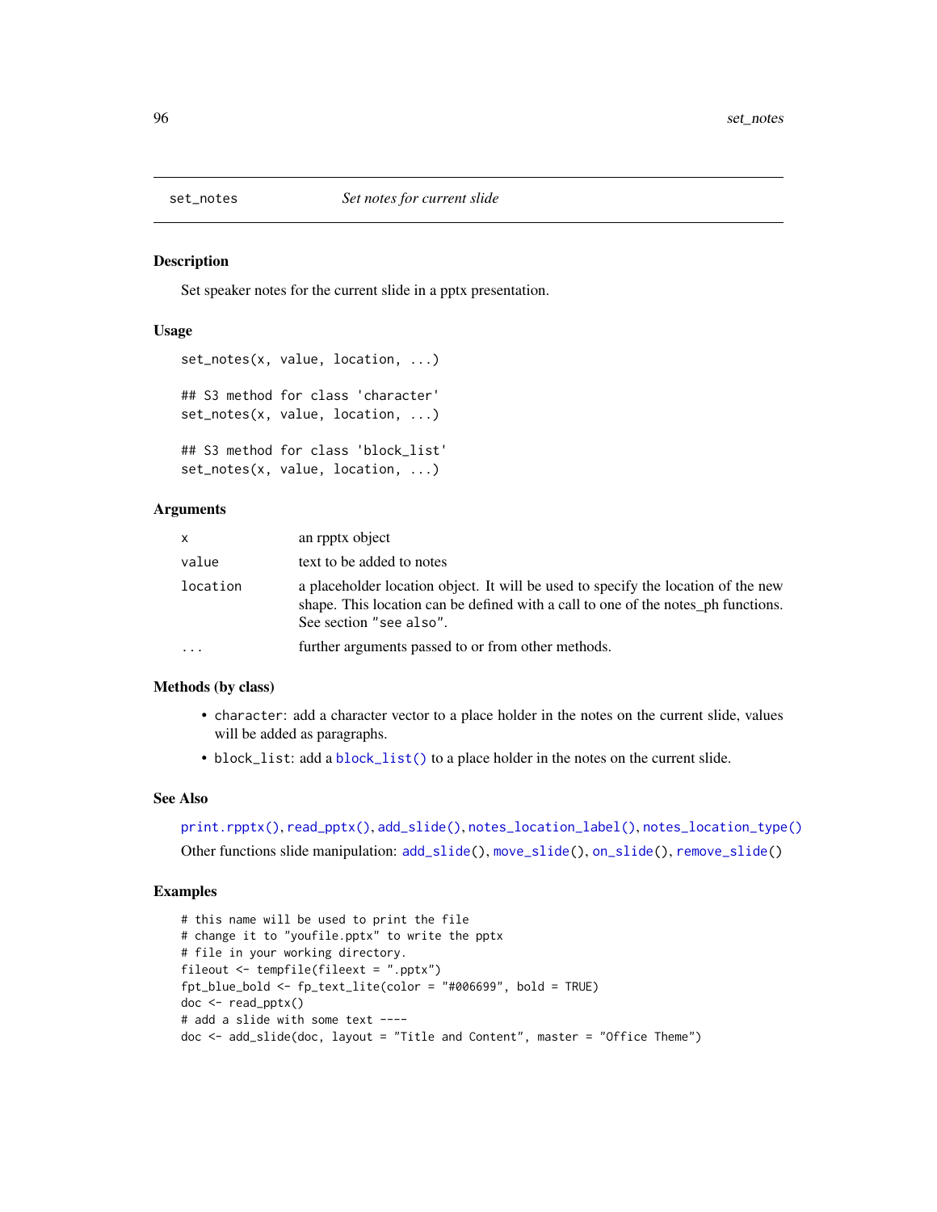## set_notes *Set notes for current slide*

### Description

Set speaker notes for the current slide in a pptx presentation.

### Usage

```
set_notes(x, value, location, ...)

## S3 method for class 'character'
set_notes(x, value, location, ...)

## S3 method for class 'block_list'
set_notes(x, value, location, ...)
```

### Arguments

| | |
|---|---|
| `x` | an rpptx object |
| `value` | text to be added to notes |
| `location` | a placeholder location object. It will be used to specify the location of the new shape. This location can be defined with a call to one of the notes_ph functions. See section "see also". |
| `...` | further arguments passed to or from other methods. |

### Methods (by class)

- `character`: add a character vector to a place holder in the notes on the current slide, values will be added as paragraphs.
- `block_list`: add a `block_list()` to a place holder in the notes on the current slide.

### See Also

`print.rpptx()`, `read_pptx()`, `add_slide()`, `notes_location_label()`, `notes_location_type()`

Other functions slide manipulation: `add_slide()`, `move_slide()`, `on_slide()`, `remove_slide()`

### Examples

```
# this name will be used to print the file
# change it to "youfile.pptx" to write the pptx
# file in your working directory.
fileout <- tempfile(fileext = ".pptx")
fpt_blue_bold <- fp_text_lite(color = "#006699", bold = TRUE)
doc <- read_pptx()
# add a slide with some text ----
doc <- add_slide(doc, layout = "Title and Content", master = "Office Theme")
```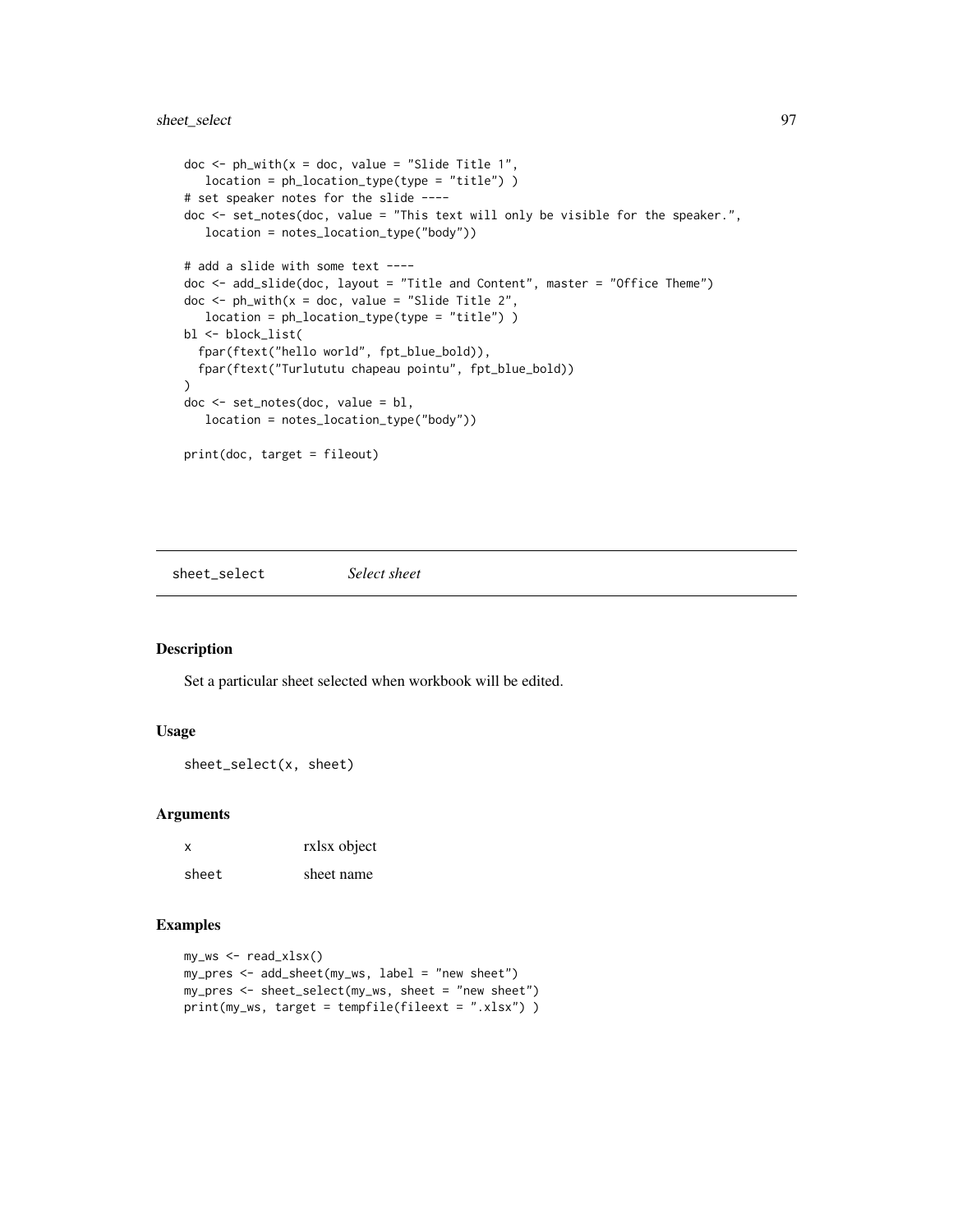```
doc <- ph_with(x = doc, value = "Slide Title 1",
   location = ph_location_type(type = "title") )
# set speaker notes for the slide ----
doc <- set_notes(doc, value = "This text will only be visible for the speaker.",
   location = notes_location_type("body"))

# add a slide with some text ----
doc <- add_slide(doc, layout = "Title and Content", master = "Office Theme")
doc <- ph_with(x = doc, value = "Slide Title 2",
   location = ph_location_type(type = "title") )
bl <- block_list(
  fpar(ftext("hello world", fpt_blue_bold)),
  fpar(ftext("Turlututu chapeau pointu", fpt_blue_bold))
)
doc <- set_notes(doc, value = bl,
   location = notes_location_type("body"))

print(doc, target = fileout)
```

## sheet_select *Select sheet*

### Description

Set a particular sheet selected when workbook will be edited.

### Usage

```
sheet_select(x, sheet)
```

### Arguments

| | |
|---|---|
| x | rxlsx object |
| sheet | sheet name |

### Examples

```
my_ws <- read_xlsx()
my_pres <- add_sheet(my_ws, label = "new sheet")
my_pres <- sheet_select(my_ws, sheet = "new sheet")
print(my_ws, target = tempfile(fileext = ".xlsx") )
```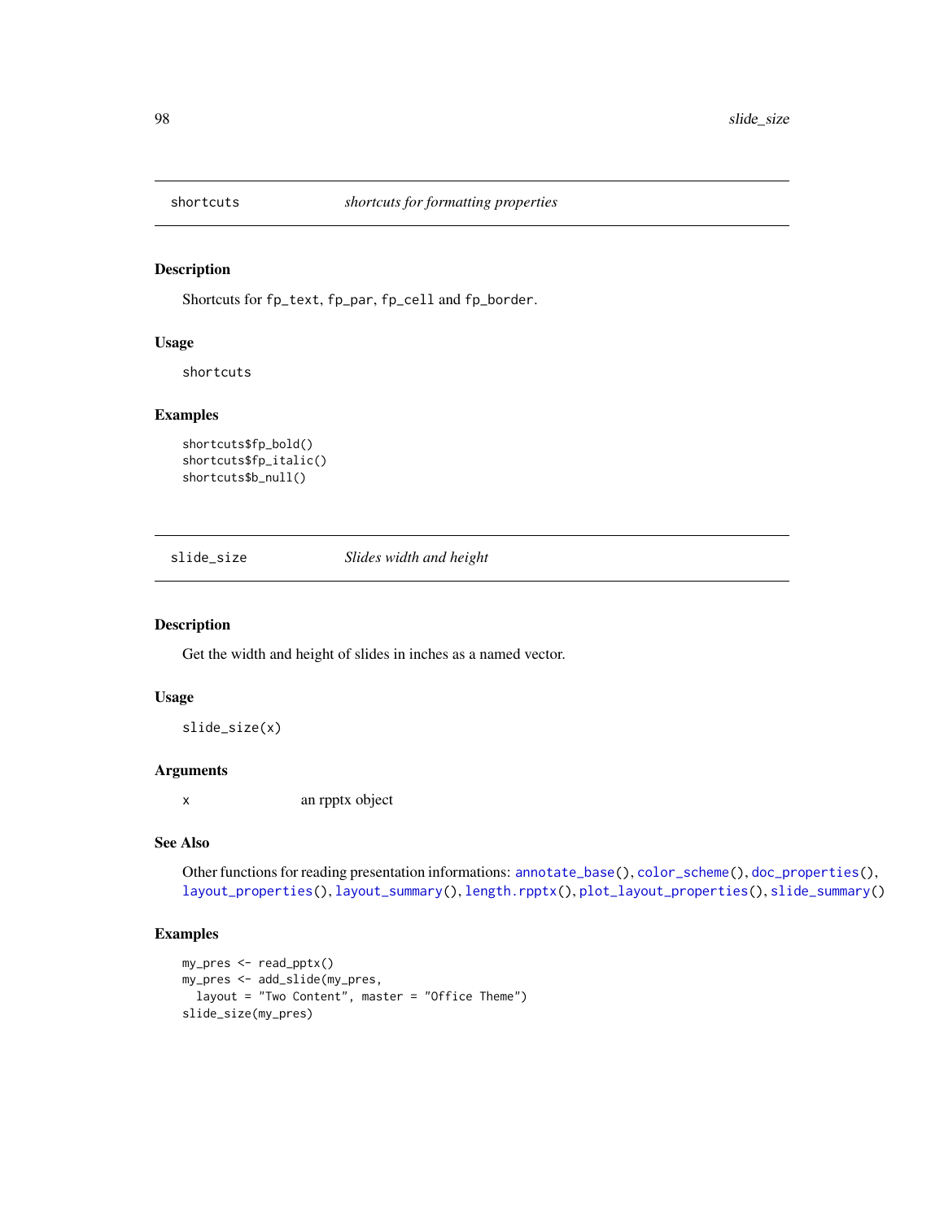## shortcuts — *shortcuts for formatting properties*

### Description

Shortcuts for fp_text, fp_par, fp_cell and fp_border.

### Usage

```
shortcuts
```

### Examples

```
shortcuts$fp_bold()
shortcuts$fp_italic()
shortcuts$b_null()
```

## slide_size — *Slides width and height*

### Description

Get the width and height of slides in inches as a named vector.

### Usage

```
slide_size(x)
```

### Arguments

| | |
|---|---|
| x | an rpptx object |

### See Also

Other functions for reading presentation informations: annotate_base(), color_scheme(), doc_properties(), layout_properties(), layout_summary(), length.rpptx(), plot_layout_properties(), slide_summary()

### Examples

```
my_pres <- read_pptx()
my_pres <- add_slide(my_pres,
  layout = "Two Content", master = "Office Theme")
slide_size(my_pres)
```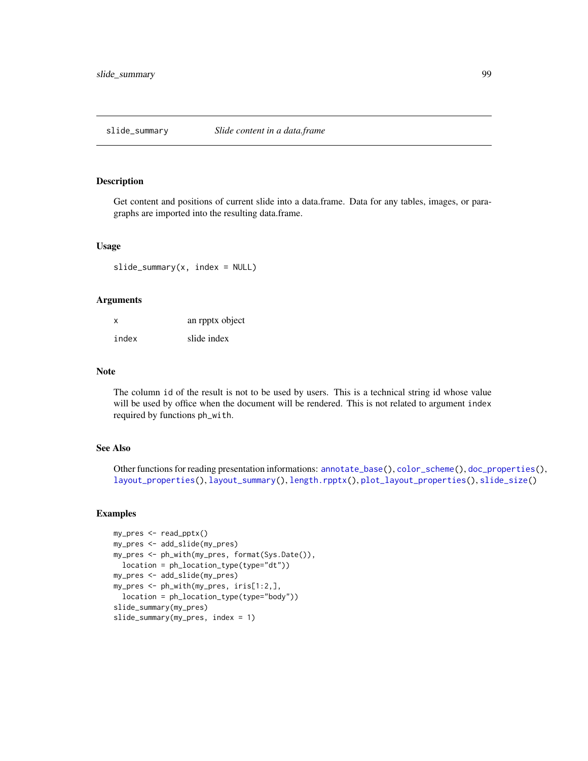## slide_summary — *Slide content in a data.frame*

### Description

Get content and positions of current slide into a data.frame. Data for any tables, images, or paragraphs are imported into the resulting data.frame.

### Usage

```
slide_summary(x, index = NULL)
```

### Arguments

| | |
|---|---|
| x | an rpptx object |
| index | slide index |

### Note

The column id of the result is not to be used by users. This is a technical string id whose value will be used by office when the document will be rendered. This is not related to argument index required by functions ph_with.

### See Also

Other functions for reading presentation informations: annotate_base(), color_scheme(), doc_properties(), layout_properties(), layout_summary(), length.rpptx(), plot_layout_properties(), slide_size()

### Examples

```
my_pres <- read_pptx()
my_pres <- add_slide(my_pres)
my_pres <- ph_with(my_pres, format(Sys.Date()),
  location = ph_location_type(type="dt"))
my_pres <- add_slide(my_pres)
my_pres <- ph_with(my_pres, iris[1:2,],
  location = ph_location_type(type="body"))
slide_summary(my_pres)
slide_summary(my_pres, index = 1)
```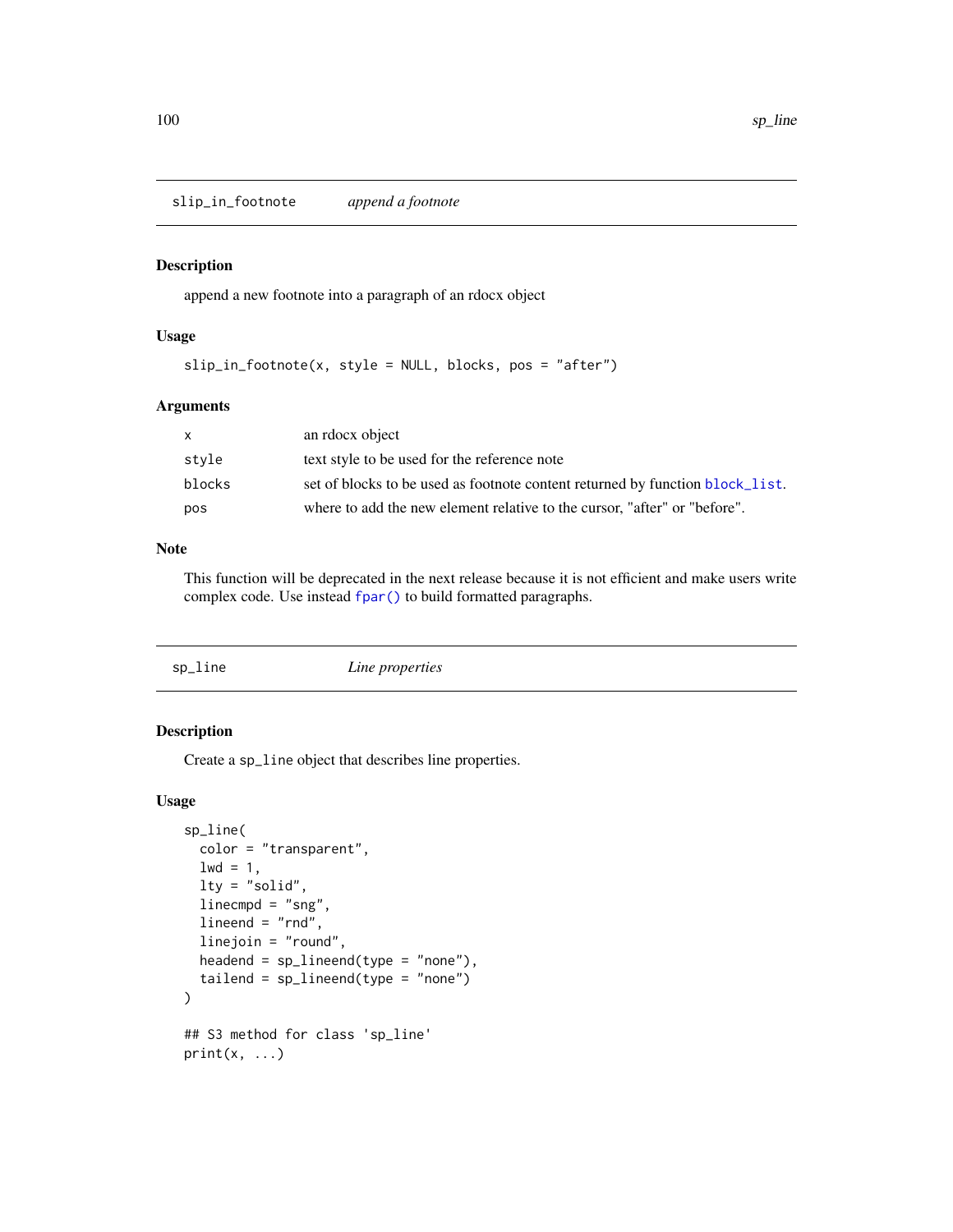## slip_in_footnote — *append a footnote*

### Description

append a new footnote into a paragraph of an rdocx object

### Usage

```
slip_in_footnote(x, style = NULL, blocks, pos = "after")
```

### Arguments

| | |
|---|---|
| x | an rdocx object |
| style | text style to be used for the reference note |
| blocks | set of blocks to be used as footnote content returned by function block_list. |
| pos | where to add the new element relative to the cursor, "after" or "before". |

### Note

This function will be deprecated in the next release because it is not efficient and make users write complex code. Use instead fpar() to build formatted paragraphs.

## sp_line — *Line properties*

### Description

Create a sp_line object that describes line properties.

### Usage

```
sp_line(
  color = "transparent",
  lwd = 1,
  lty = "solid",
  linecmpd = "sng",
  lineend = "rnd",
  linejoin = "round",
  headend = sp_lineend(type = "none"),
  tailend = sp_lineend(type = "none")
)

## S3 method for class 'sp_line'
print(x, ...)
```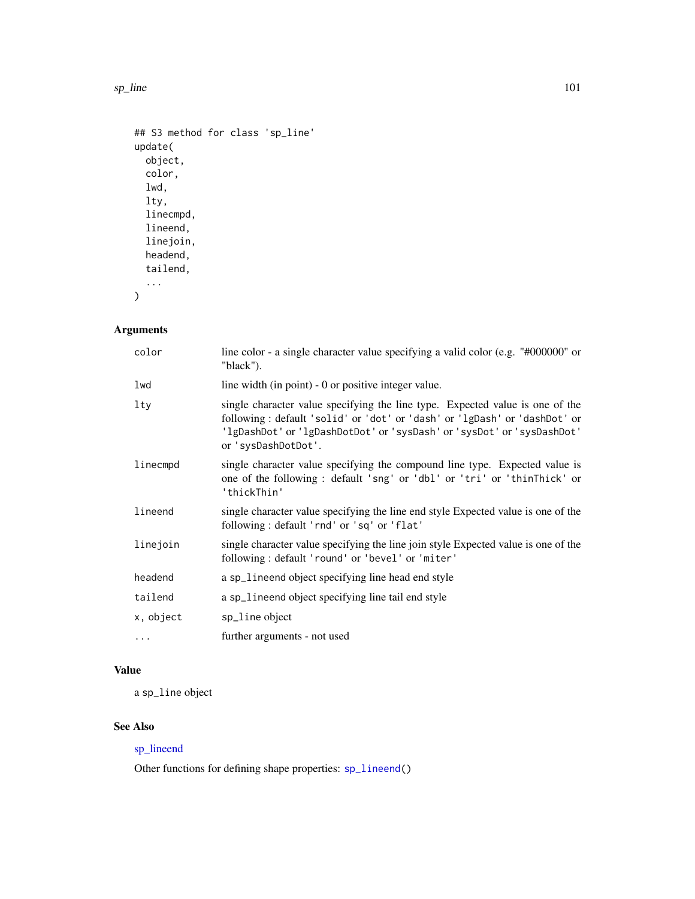```
## S3 method for class 'sp_line'
update(
  object,
  color,
  lwd,
  lty,
  linecmpd,
  lineend,
  linejoin,
  headend,
  tailend,
  ...
)
```

## Arguments

| | |
|---|---|
| `color` | line color - a single character value specifying a valid color (e.g. "#000000" or "black"). |
| `lwd` | line width (in point) - 0 or positive integer value. |
| `lty` | single character value specifying the line type. Expected value is one of the following : default `'solid'` or `'dot'` or `'dash'` or `'lgDash'` or `'dashDot'` or `'lgDashDot'` or `'lgDashDotDot'` or `'sysDash'` or `'sysDot'` or `'sysDashDot'` or `'sysDashDotDot'`. |
| `linecmpd` | single character value specifying the compound line type. Expected value is one of the following : default `'sng'` or `'dbl'` or `'tri'` or `'thinThick'` or `'thickThin'` |
| `lineend` | single character value specifying the line end style Expected value is one of the following : default `'rnd'` or `'sq'` or `'flat'` |
| `linejoin` | single character value specifying the line join style Expected value is one of the following : default `'round'` or `'bevel'` or `'miter'` |
| `headend` | a `sp_lineend` object specifying line head end style |
| `tailend` | a `sp_lineend` object specifying line tail end style |
| `x, object` | `sp_line` object |
| `...` | further arguments - not used |

## Value

a `sp_line` object

## See Also

sp_lineend

Other functions for defining shape properties: `sp_lineend()`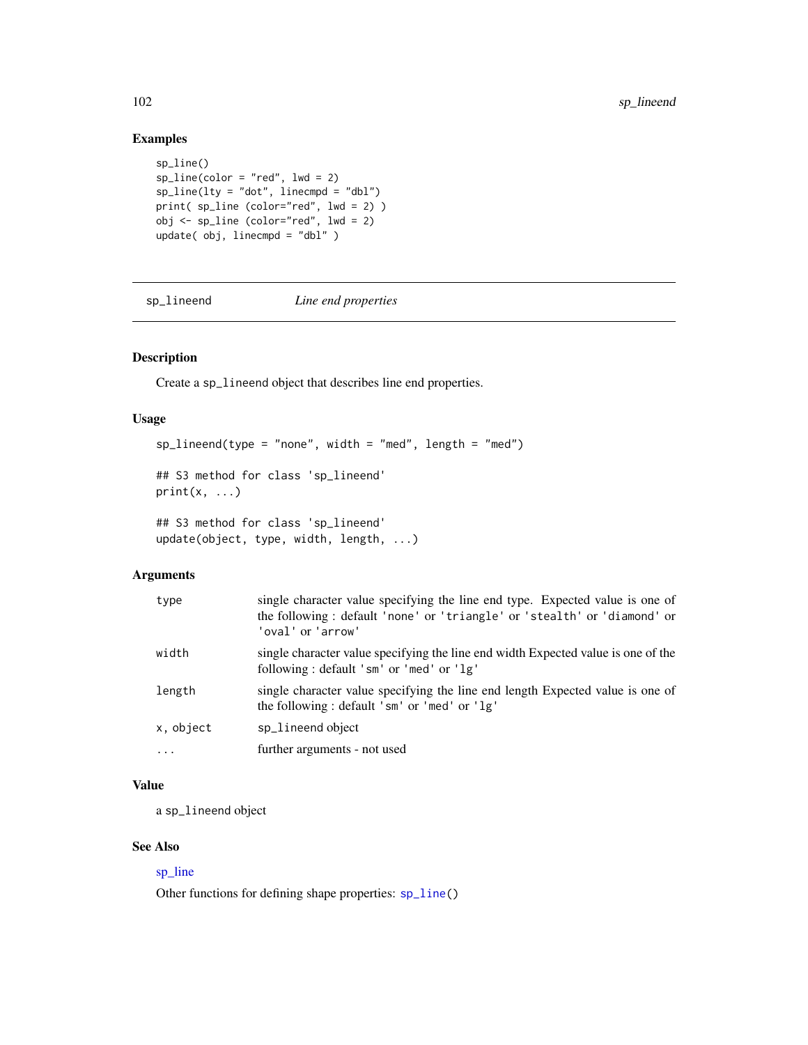## Examples

```
sp_line()
sp_line(color = "red", lwd = 2)
sp_line(lty = "dot", linecmpd = "dbl")
print( sp_line (color="red", lwd = 2) )
obj <- sp_line (color="red", lwd = 2)
update( obj, linecmpd = "dbl" )
```

---

# sp_lineend — *Line end properties*

---

## Description

Create a sp_lineend object that describes line end properties.

## Usage

```
sp_lineend(type = "none", width = "med", length = "med")

## S3 method for class 'sp_lineend'
print(x, ...)

## S3 method for class 'sp_lineend'
update(object, type, width, length, ...)
```

## Arguments

| | |
|---|---|
| type | single character value specifying the line end type. Expected value is one of the following : default 'none' or 'triangle' or 'stealth' or 'diamond' or 'oval' or 'arrow' |
| width | single character value specifying the line end width Expected value is one of the following : default 'sm' or 'med' or 'lg' |
| length | single character value specifying the line end length Expected value is one of the following : default 'sm' or 'med' or 'lg' |
| x, object | sp_lineend object |
| ... | further arguments - not used |

## Value

a sp_lineend object

## See Also

sp_line

Other functions for defining shape properties: `sp_line()`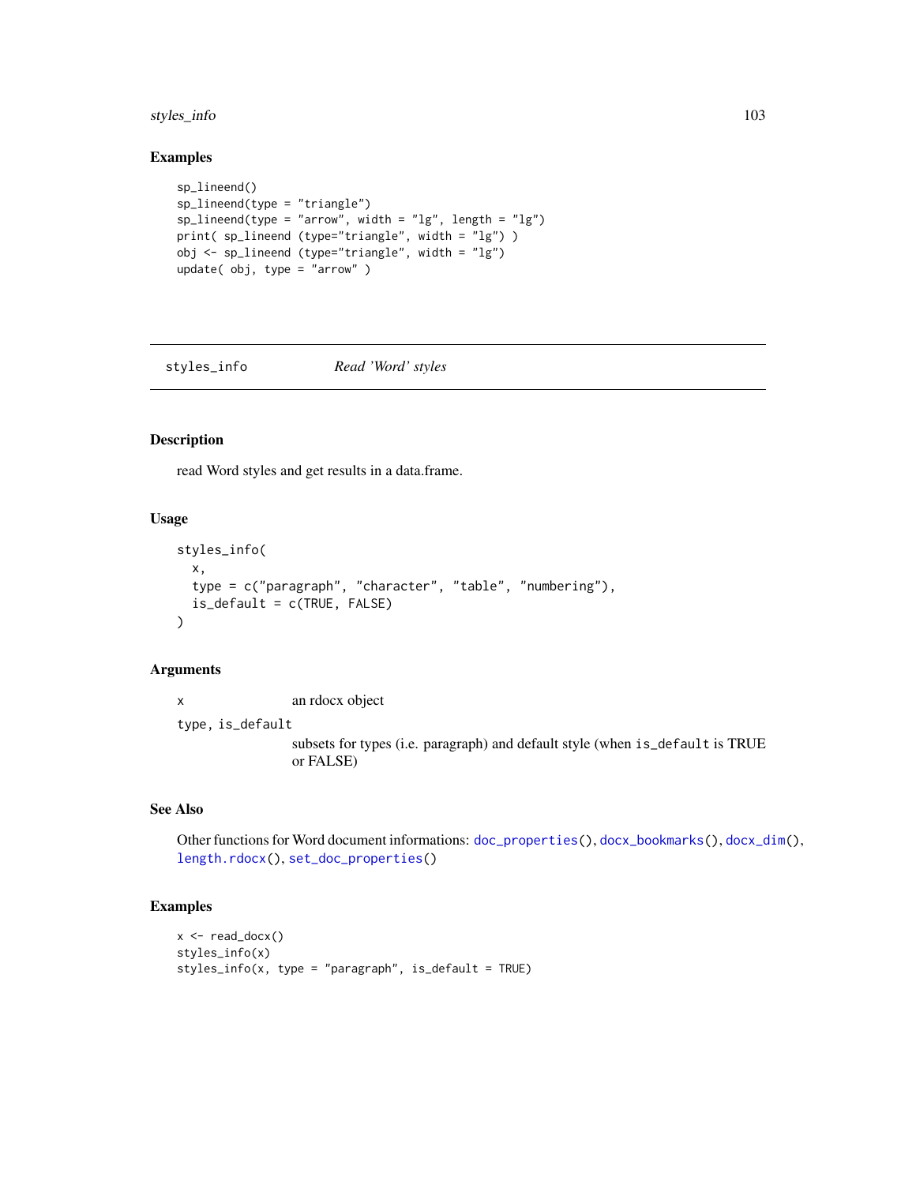## Examples

```
sp_lineend()
sp_lineend(type = "triangle")
sp_lineend(type = "arrow", width = "lg", length = "lg")
print( sp_lineend (type="triangle", width = "lg") )
obj <- sp_lineend (type="triangle", width = "lg")
update( obj, type = "arrow" )
```

---

# styles_info    *Read 'Word' styles*

---

## Description

read Word styles and get results in a data.frame.

## Usage

```
styles_info(
  x,
  type = c("paragraph", "character", "table", "numbering"),
  is_default = c(TRUE, FALSE)
)
```

## Arguments

| | |
|---|---|
| `x` | an rdocx object |
| `type, is_default` | subsets for types (i.e. paragraph) and default style (when `is_default` is TRUE or FALSE) |

## See Also

Other functions for Word document informations: `doc_properties()`, `docx_bookmarks()`, `docx_dim()`, `length.rdocx()`, `set_doc_properties()`

## Examples

```
x <- read_docx()
styles_info(x)
styles_info(x, type = "paragraph", is_default = TRUE)
```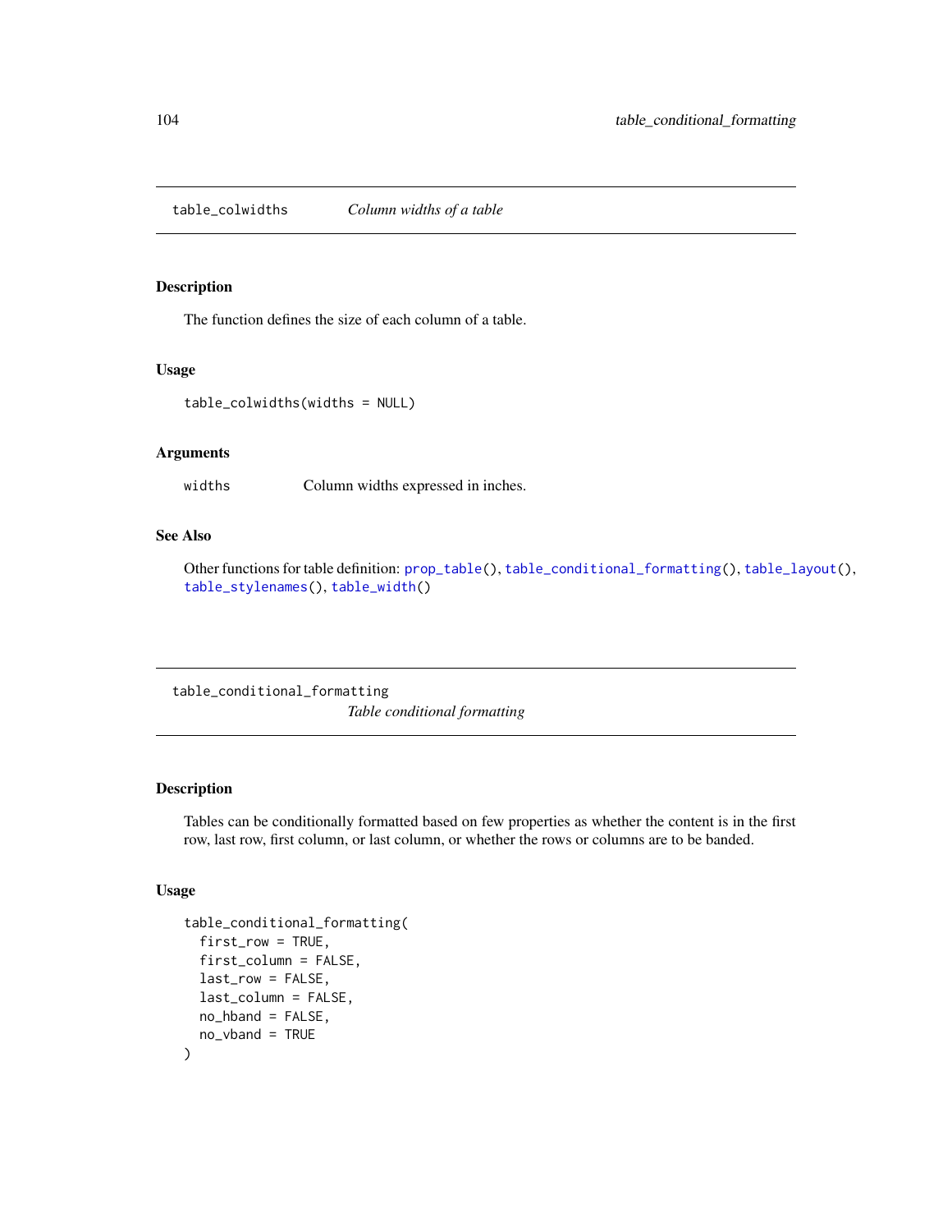## table_colwidths *Column widths of a table*

### Description

The function defines the size of each column of a table.

### Usage

```
table_colwidths(widths = NULL)
```

### Arguments

widths Column widths expressed in inches.

### See Also

Other functions for table definition: prop_table(), table_conditional_formatting(), table_layout(), table_stylenames(), table_width()

## table_conditional_formatting *Table conditional formatting*

### Description

Tables can be conditionally formatted based on few properties as whether the content is in the first row, last row, first column, or last column, or whether the rows or columns are to be banded.

### Usage

```
table_conditional_formatting(
  first_row = TRUE,
  first_column = FALSE,
  last_row = FALSE,
  last_column = FALSE,
  no_hband = FALSE,
  no_vband = TRUE
)
```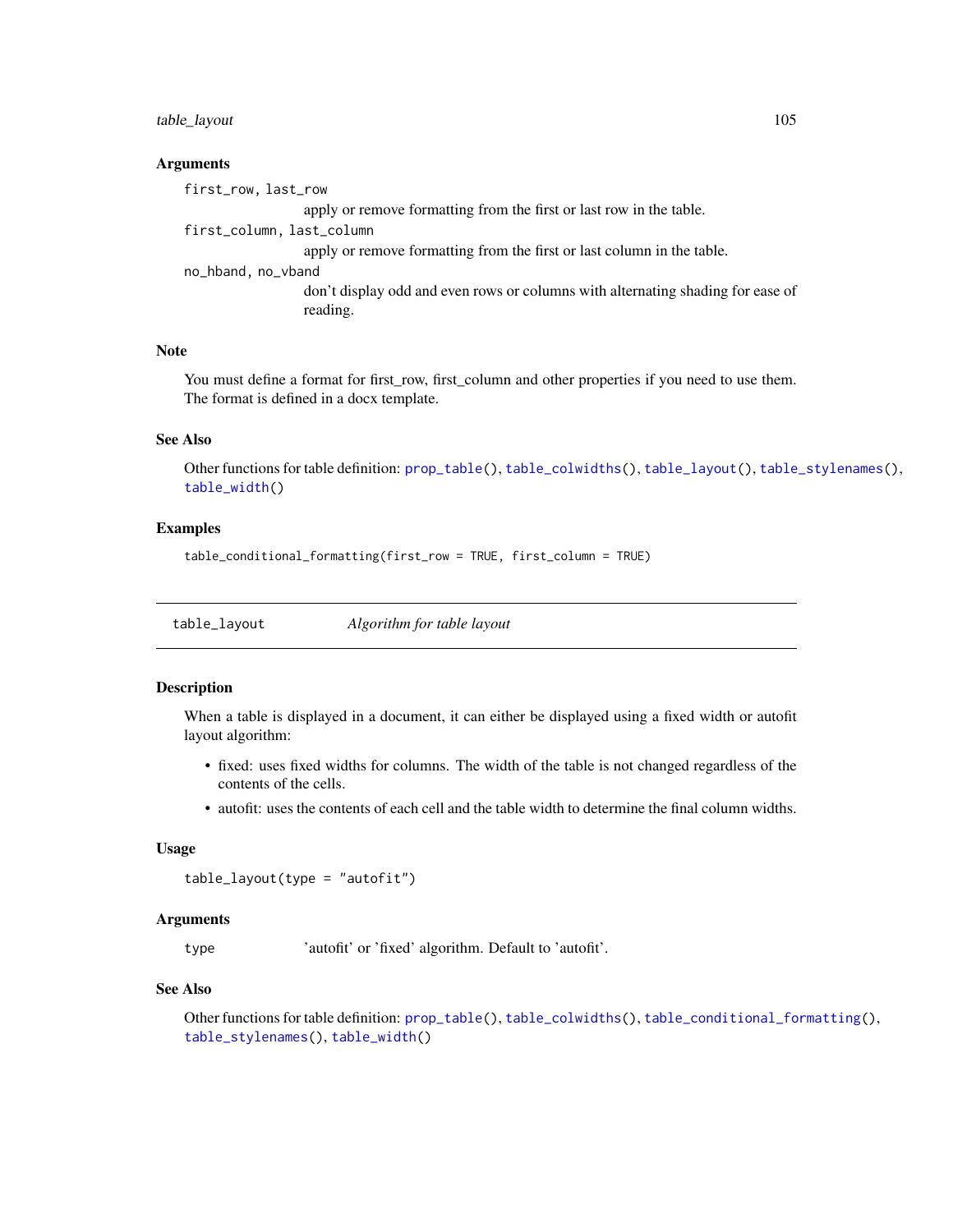### Arguments

`first_row, last_row`
: apply or remove formatting from the first or last row in the table.

`first_column, last_column`
: apply or remove formatting from the first or last column in the table.

`no_hband, no_vband`
: don't display odd and even rows or columns with alternating shading for ease of reading.

### Note

You must define a format for first_row, first_column and other properties if you need to use them. The format is defined in a docx template.

### See Also

Other functions for table definition: `prop_table()`, `table_colwidths()`, `table_layout()`, `table_stylenames()`, `table_width()`

### Examples

```
table_conditional_formatting(first_row = TRUE, first_column = TRUE)
```

---

## table_layout &nbsp;&nbsp;&nbsp; *Algorithm for table layout*

---

### Description

When a table is displayed in a document, it can either be displayed using a fixed width or autofit layout algorithm:

- fixed: uses fixed widths for columns. The width of the table is not changed regardless of the contents of the cells.
- autofit: uses the contents of each cell and the table width to determine the final column widths.

### Usage

```
table_layout(type = "autofit")
```

### Arguments

`type`
: 'autofit' or 'fixed' algorithm. Default to 'autofit'.

### See Also

Other functions for table definition: `prop_table()`, `table_colwidths()`, `table_conditional_formatting()`, `table_stylenames()`, `table_width()`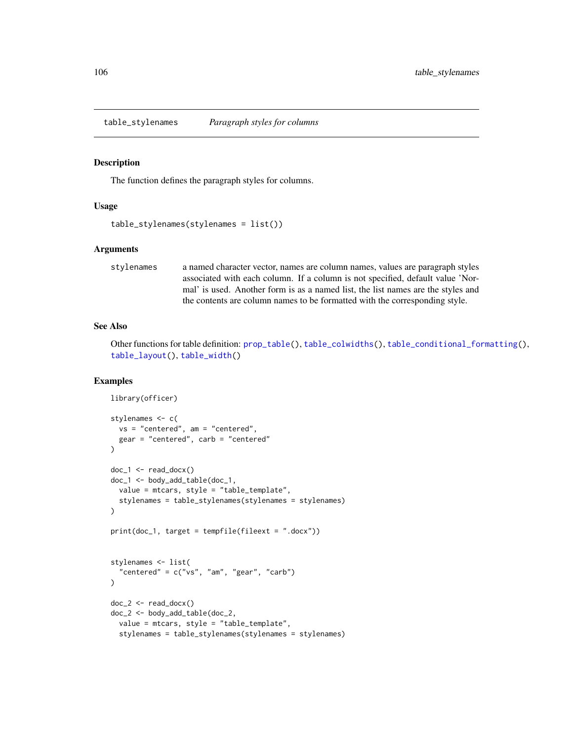## table_stylenames — *Paragraph styles for columns*

### Description

The function defines the paragraph styles for columns.

### Usage

```
table_stylenames(stylenames = list())
```

### Arguments

| | |
|---|---|
| stylenames | a named character vector, names are column names, values are paragraph styles associated with each column. If a column is not specified, default value 'Normal' is used. Another form is as a named list, the list names are the styles and the contents are column names to be formatted with the corresponding style. |

### See Also

Other functions for table definition: `prop_table()`, `table_colwidths()`, `table_conditional_formatting()`, `table_layout()`, `table_width()`

### Examples

```
library(officer)

stylenames <- c(
  vs = "centered", am = "centered",
  gear = "centered", carb = "centered"
)

doc_1 <- read_docx()
doc_1 <- body_add_table(doc_1,
  value = mtcars, style = "table_template",
  stylenames = table_stylenames(stylenames = stylenames)
)

print(doc_1, target = tempfile(fileext = ".docx"))


stylenames <- list(
  "centered" = c("vs", "am", "gear", "carb")
)

doc_2 <- read_docx()
doc_2 <- body_add_table(doc_2,
  value = mtcars, style = "table_template",
  stylenames = table_stylenames(stylenames = stylenames)
```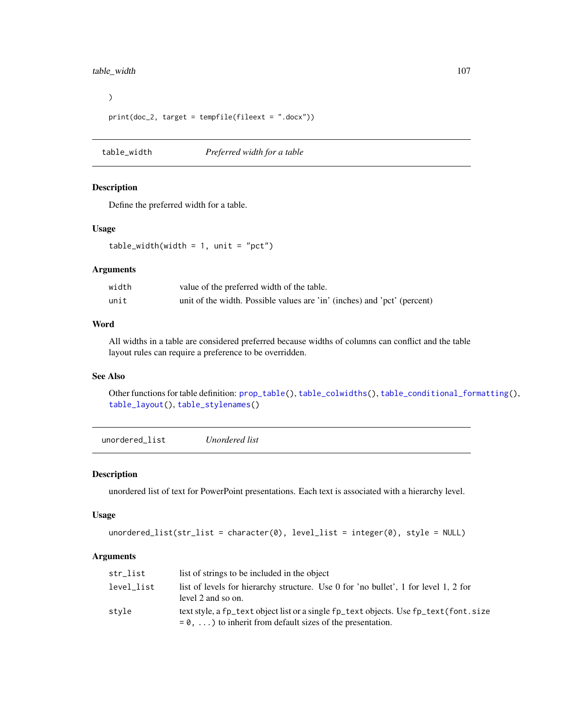```
)

print(doc_2, target = tempfile(fileext = ".docx"))
```

## table_width — *Preferred width for a table*

### Description

Define the preferred width for a table.

### Usage

```
table_width(width = 1, unit = "pct")
```

### Arguments

| | |
|---|---|
| `width` | value of the preferred width of the table. |
| `unit` | unit of the width. Possible values are 'in' (inches) and 'pct' (percent) |

### Word

All widths in a table are considered preferred because widths of columns can conflict and the table layout rules can require a preference to be overridden.

### See Also

Other functions for table definition: `prop_table()`, `table_colwidths()`, `table_conditional_formatting()`, `table_layout()`, `table_stylenames()`

## unordered_list — *Unordered list*

### Description

unordered list of text for PowerPoint presentations. Each text is associated with a hierarchy level.

### Usage

```
unordered_list(str_list = character(0), level_list = integer(0), style = NULL)
```

### Arguments

| | |
|---|---|
| `str_list` | list of strings to be included in the object |
| `level_list` | list of levels for hierarchy structure. Use 0 for 'no bullet', 1 for level 1, 2 for level 2 and so on. |
| `style` | text style, a `fp_text` object list or a single `fp_text` objects. Use `fp_text(font.size = 0, ...)` to inherit from default sizes of the presentation. |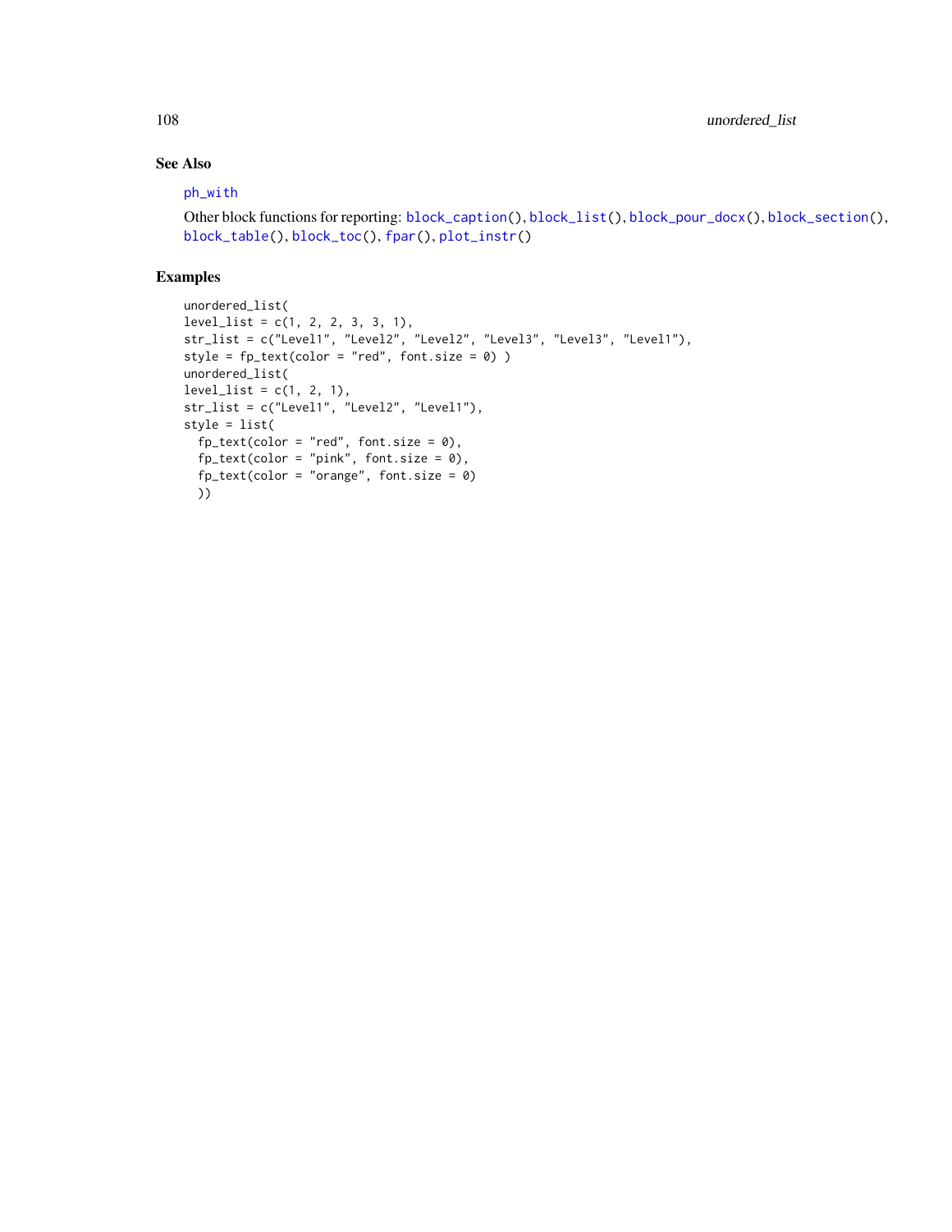### See Also

ph_with

Other block functions for reporting: block_caption(), block_list(), block_pour_docx(), block_section(), block_table(), block_toc(), fpar(), plot_instr()

### Examples

```
unordered_list(
level_list = c(1, 2, 2, 3, 3, 1),
str_list = c("Level1", "Level2", "Level2", "Level3", "Level3", "Level1"),
style = fp_text(color = "red", font.size = 0) )
unordered_list(
level_list = c(1, 2, 1),
str_list = c("Level1", "Level2", "Level1"),
style = list(
  fp_text(color = "red", font.size = 0),
  fp_text(color = "pink", font.size = 0),
  fp_text(color = "orange", font.size = 0)
  ))
```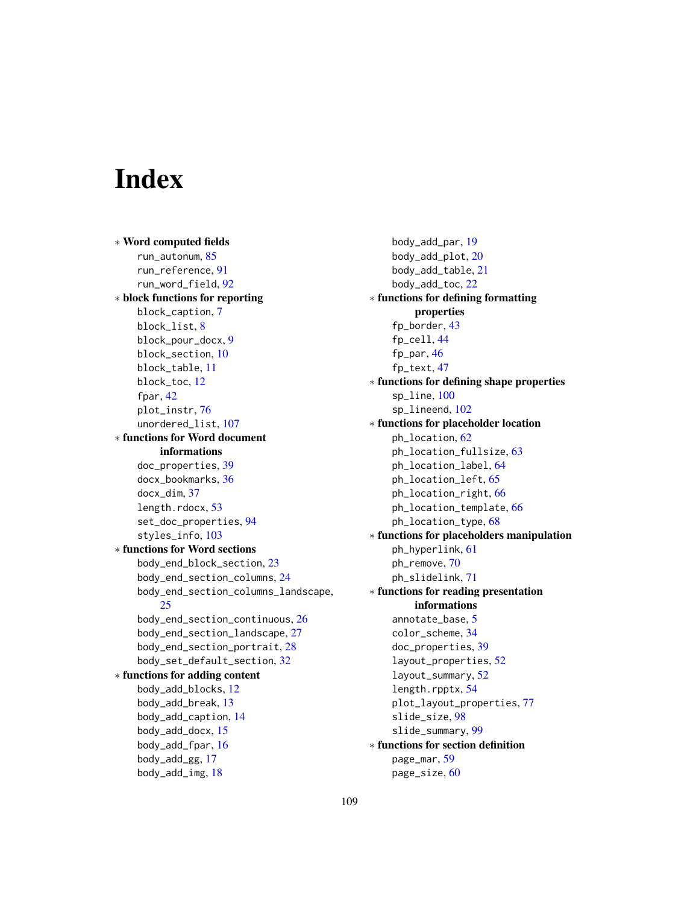# Index

∗ **Word computed fields**
- run_autonum, 85
- run_reference, 91
- run_word_field, 92

∗ **block functions for reporting**
- block_caption, 7
- block_list, 8
- block_pour_docx, 9
- block_section, 10
- block_table, 11
- block_toc, 12
- fpar, 42
- plot_instr, 76
- unordered_list, 107

∗ **functions for Word document informations**
- doc_properties, 39
- docx_bookmarks, 36
- docx_dim, 37
- length.rdocx, 53
- set_doc_properties, 94
- styles_info, 103

∗ **functions for Word sections**
- body_end_block_section, 23
- body_end_section_columns, 24
- body_end_section_columns_landscape, 25
- body_end_section_continuous, 26
- body_end_section_landscape, 27
- body_end_section_portrait, 28
- body_set_default_section, 32

∗ **functions for adding content**
- body_add_blocks, 12
- body_add_break, 13
- body_add_caption, 14
- body_add_docx, 15
- body_add_fpar, 16
- body_add_gg, 17
- body_add_img, 18
- body_add_par, 19
- body_add_plot, 20
- body_add_table, 21
- body_add_toc, 22

∗ **functions for defining formatting properties**
- fp_border, 43
- fp_cell, 44
- fp_par, 46
- fp_text, 47

∗ **functions for defining shape properties**
- sp_line, 100
- sp_lineend, 102

∗ **functions for placeholder location**
- ph_location, 62
- ph_location_fullsize, 63
- ph_location_label, 64
- ph_location_left, 65
- ph_location_right, 66
- ph_location_template, 66
- ph_location_type, 68

∗ **functions for placeholders manipulation**
- ph_hyperlink, 61
- ph_remove, 70
- ph_slidelink, 71

∗ **functions for reading presentation informations**
- annotate_base, 5
- color_scheme, 34
- doc_properties, 39
- layout_properties, 52
- layout_summary, 52
- length.rpptx, 54
- plot_layout_properties, 77
- slide_size, 98
- slide_summary, 99

∗ **functions for section definition**
- page_mar, 59
- page_size, 60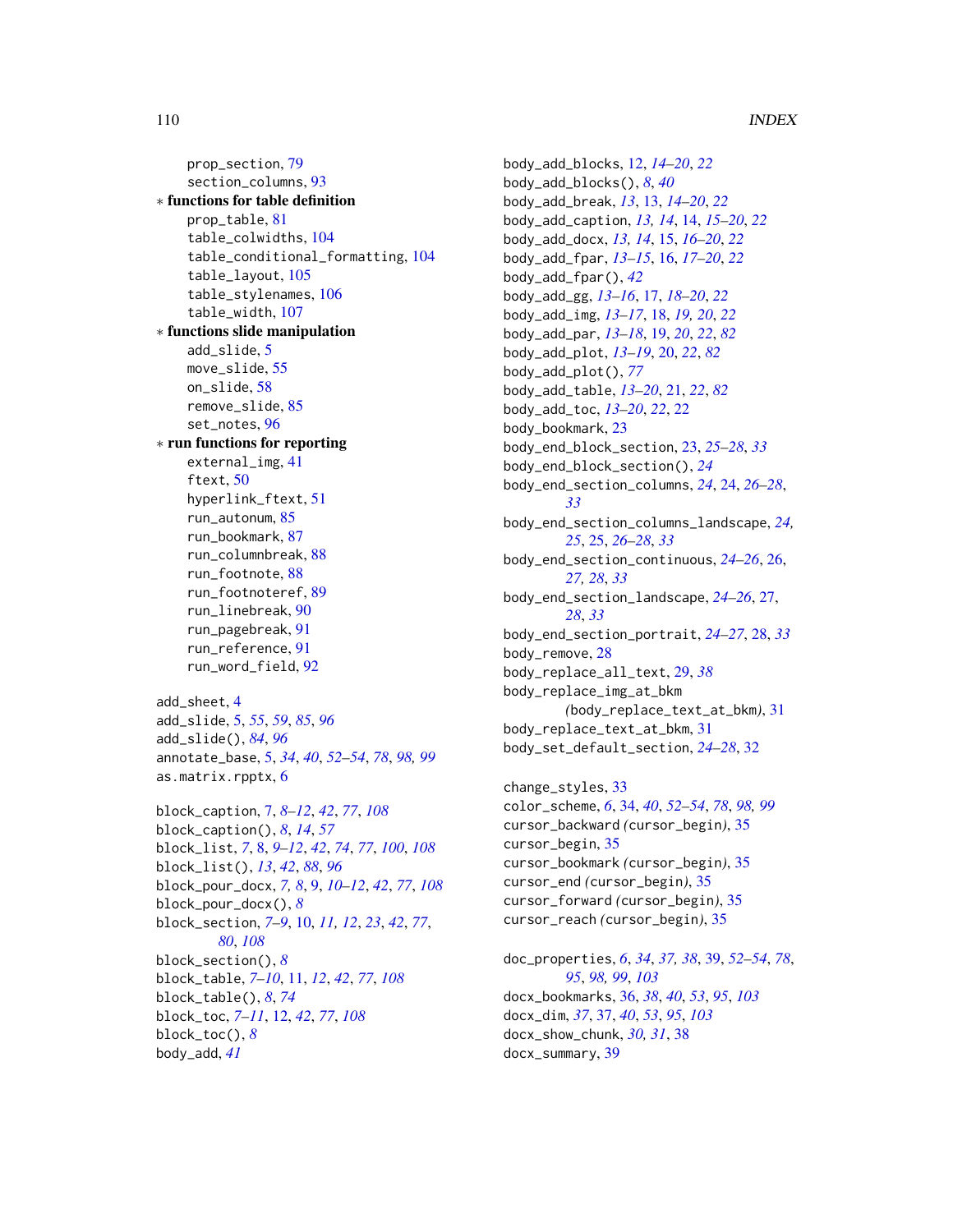prop_section, 79
section_columns, 93

∗ **functions for table definition**
prop_table, 81
table_colwidths, 104
table_conditional_formatting, 104
table_layout, 105
table_stylenames, 106
table_width, 107

∗ **functions slide manipulation**
add_slide, 5
move_slide, 55
on_slide, 58
remove_slide, 85
set_notes, 96

∗ **run functions for reporting**
external_img, 41
ftext, 50
hyperlink_ftext, 51
run_autonum, 85
run_bookmark, 87
run_columnbreak, 88
run_footnote, 88
run_footnoteref, 89
run_linebreak, 90
run_pagebreak, 91
run_reference, 91
run_word_field, 92

add_sheet, 4
add_slide, 5, *55*, *59*, *85*, *96*
add_slide(), *84*, *96*
annotate_base, 5, *34*, *40*, *52–54*, *78*, *98, 99*
as.matrix.rpptx, 6

block_caption, 7, *8–12*, *42*, *77*, *108*
block_caption(), *8*, *14*, *57*
block_list, *7*, 8, *9–12*, *42*, *74*, *77*, *100*, *108*
block_list(), *13*, *42*, *88*, *96*
block_pour_docx, *7, 8*, 9, *10–12*, *42*, *77*, *108*
block_pour_docx(), *8*
block_section, *7–9*, 10, *11, 12*, *23*, *42*, *77*, *80*, *108*
block_section(), *8*
block_table, *7–10*, 11, *12*, *42*, *77*, *108*
block_table(), *8*, *74*
block_toc, *7–11*, 12, *42*, *77*, *108*
block_toc(), *8*
body_add, *41*

body_add_blocks, 12, *14–20*, *22*
body_add_blocks(), *8*, *40*
body_add_break, *13*, 13, *14–20*, *22*
body_add_caption, *13, 14*, 14, *15–20*, *22*
body_add_docx, *13, 14*, 15, *16–20*, *22*
body_add_fpar, *13–15*, 16, *17–20*, *22*
body_add_fpar(), *42*
body_add_gg, *13–16*, 17, *18–20*, *22*
body_add_img, *13–17*, 18, *19, 20*, *22*
body_add_par, *13–18*, 19, *20*, *22*, *82*
body_add_plot, *13–19*, 20, *22*, *82*
body_add_plot(), *77*
body_add_table, *13–20*, 21, *22*, *82*
body_add_toc, *13–20*, *22*, 22
body_bookmark, 23
body_end_block_section, 23, *25–28*, *33*
body_end_block_section(), *24*
body_end_section_columns, *24*, 24, *26–28*, *33*
body_end_section_columns_landscape, *24, 25*, 25, *26–28*, *33*
body_end_section_continuous, *24–26*, 26, *27, 28*, *33*
body_end_section_landscape, *24–26*, 27, *28*, *33*
body_end_section_portrait, *24–27*, 28, *33*
body_remove, 28
body_replace_all_text, 29, *38*
body_replace_img_at_bkm (*body_replace_text_at_bkm*), 31
body_replace_text_at_bkm, 31
body_set_default_section, *24–28*, 32

change_styles, 33
color_scheme, *6*, 34, *40*, *52–54*, *78*, *98, 99*
cursor_backward (*cursor_begin*), 35
cursor_begin, 35
cursor_bookmark (*cursor_begin*), 35
cursor_end (*cursor_begin*), 35
cursor_forward (*cursor_begin*), 35
cursor_reach (*cursor_begin*), 35

doc_properties, *6*, *34*, *37, 38*, 39, *52–54*, *78*, *95*, *98, 99*, *103*
docx_bookmarks, 36, *38*, *40*, *53*, *95*, *103*
docx_dim, *37*, 37, *40*, *53*, *95*, *103*
docx_show_chunk, *30, 31*, 38
docx_summary, 39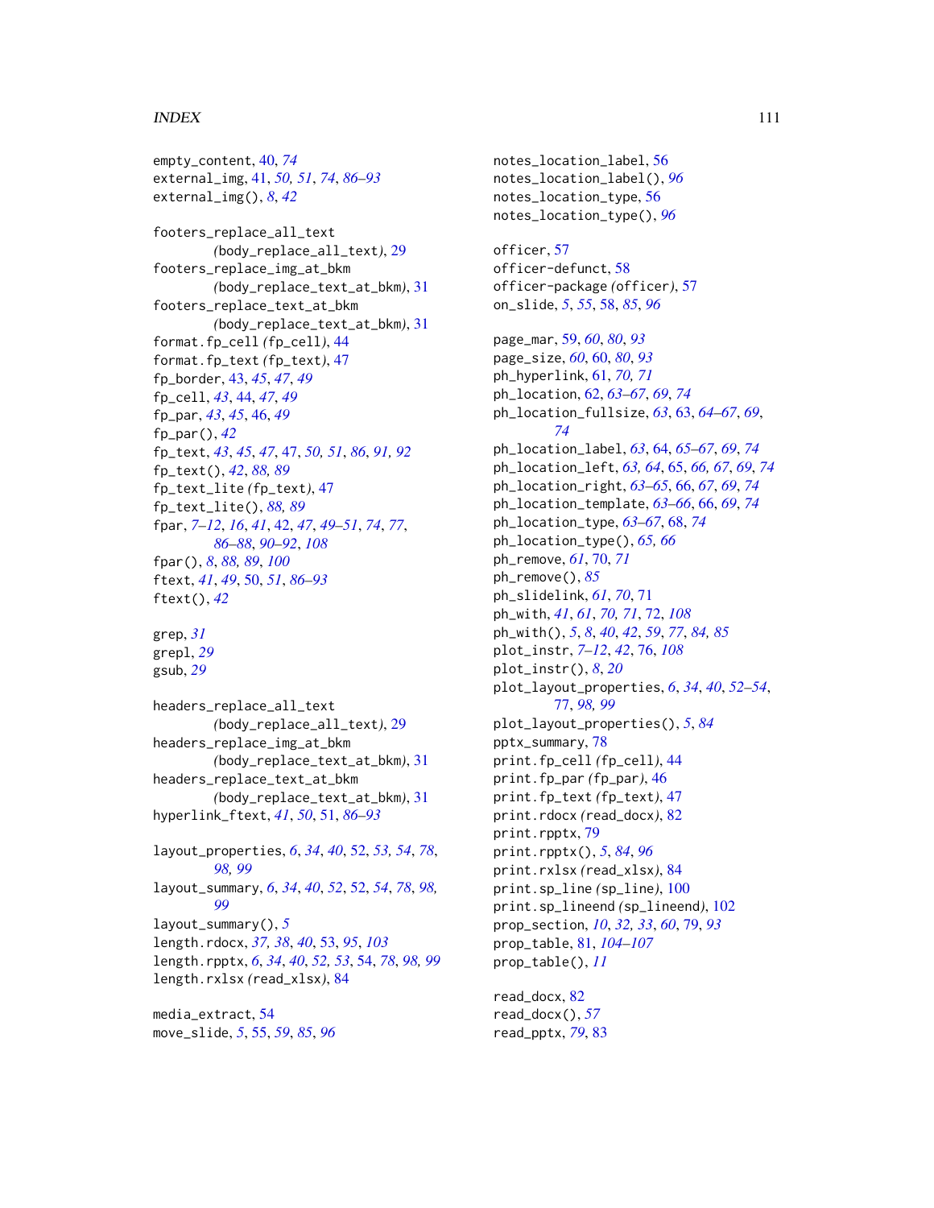empty_content, 40, *74*
external_img, 41, *50, 51*, *74*, *86–93*
external_img(), *8*, *42*

footers_replace_all_text
(body_replace_all_text), 29
footers_replace_img_at_bkm
(body_replace_text_at_bkm), 31
footers_replace_text_at_bkm
(body_replace_text_at_bkm), 31
format.fp_cell (fp_cell), 44
format.fp_text (fp_text), 47
fp_border, 43, *45*, *47*, *49*
fp_cell, *43*, 44, *47*, *49*
fp_par, *43*, *45*, 46, *49*
fp_par(), *42*
fp_text, *43*, *45*, *47*, 47, *50, 51*, *86*, *91, 92*
fp_text(), *42*, *88, 89*
fp_text_lite (fp_text), 47
fp_text_lite(), *88, 89*
fpar, *7–12*, *16*, *41*, 42, *47*, *49–51*, *74*, *77*, *86–88*, *90–92*, *108*
fpar(), *8*, *88, 89*, *100*
ftext, *41*, *49*, 50, *51*, *86–93*
ftext(), *42*

grep, *31*
grepl, *29*
gsub, *29*

headers_replace_all_text
(body_replace_all_text), 29
headers_replace_img_at_bkm
(body_replace_text_at_bkm), 31
headers_replace_text_at_bkm
(body_replace_text_at_bkm), 31
hyperlink_ftext, *41*, *50*, 51, *86–93*

layout_properties, *6*, *34*, *40*, 52, *53, 54*, *78*, *98, 99*
layout_summary, *6*, *34*, *40*, *52*, 52, *54*, *78*, *98, 99*
layout_summary(), *5*
length.rdocx, *37, 38*, *40*, 53, *95*, *103*
length.rpptx, *6*, *34*, *40*, *52, 53*, 54, *78*, *98, 99*
length.rxlsx (read_xlsx), 84

media_extract, 54
move_slide, *5*, 55, *59*, *85*, *96*

notes_location_label, 56
notes_location_label(), *96*
notes_location_type, 56
notes_location_type(), *96*

officer, 57
officer-defunct, 58
officer-package (officer), 57
on_slide, *5*, *55*, 58, *85*, *96*

page_mar, 59, *60*, *80*, *93*
page_size, *60*, 60, *80*, *93*
ph_hyperlink, 61, *70, 71*
ph_location, 62, *63–67*, *69*, *74*
ph_location_fullsize, *63*, 63, *64–67*, *69*, *74*
ph_location_label, *63*, 64, *65–67*, *69*, *74*
ph_location_left, *63, 64*, 65, *66, 67*, *69*, *74*
ph_location_right, *63–65*, 66, *67*, *69*, *74*
ph_location_template, *63–66*, 66, *69*, *74*
ph_location_type, *63–67*, 68, *74*
ph_location_type(), *65, 66*
ph_remove, *61*, 70, *71*
ph_remove(), *85*
ph_slidelink, *61*, *70*, 71
ph_with, *41*, *61*, *70, 71*, 72, *108*
ph_with(), *5*, *8*, *40*, *42*, *59*, *77*, *84, 85*
plot_instr, *7–12*, *42*, 76, *108*
plot_instr(), *8*, *20*
plot_layout_properties, *6*, *34*, *40*, *52–54*, 77, *98, 99*
plot_layout_properties(), *5*, *84*
pptx_summary, 78
print.fp_cell (fp_cell), 44
print.fp_par (fp_par), 46
print.fp_text (fp_text), 47
print.rdocx (read_docx), 82
print.rpptx, 79
print.rpptx(), *5*, *84*, *96*
print.rxlsx (read_xlsx), 84
print.sp_line (sp_line), 100
print.sp_lineend (sp_lineend), 102
prop_section, *10*, *32, 33*, *60*, 79, *93*
prop_table, 81, *104–107*
prop_table(), *11*

read_docx, 82
read_docx(), *57*
read_pptx, *79*, 83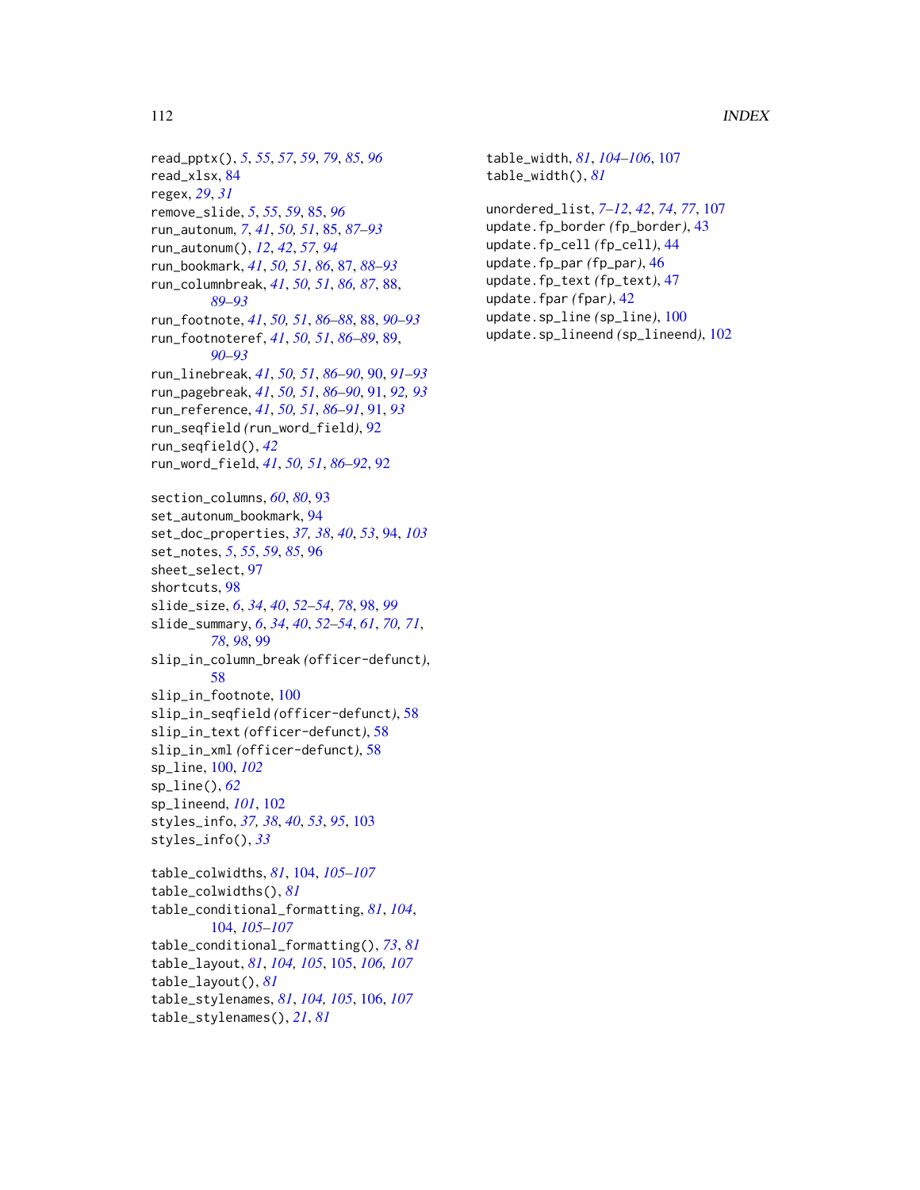read_pptx(), *5*, *55*, *57*, *59*, *79*, *85*, *96*
read_xlsx, 84
regex, *29*, *31*
remove_slide, *5*, *55*, *59*, 85, *96*
run_autonum, *7*, *41*, *50, 51*, 85, *87–93*
run_autonum(), *12*, *42*, *57*, *94*
run_bookmark, *41*, *50, 51*, *86*, 87, *88–93*
run_columnbreak, *41*, *50, 51*, *86, 87*, 88, *89–93*
run_footnote, *41*, *50, 51*, *86–88*, 88, *90–93*
run_footnoteref, *41*, *50, 51*, *86–89*, 89, *90–93*
run_linebreak, *41*, *50, 51*, *86–90*, 90, *91–93*
run_pagebreak, *41*, *50, 51*, *86–90*, 91, *92, 93*
run_reference, *41*, *50, 51*, *86–91*, 91, *93*
run_seqfield *(*run_word_field*)*, 92
run_seqfield(), *42*
run_word_field, *41*, *50, 51*, *86–92*, 92

section_columns, *60*, *80*, 93
set_autonum_bookmark, 94
set_doc_properties, *37, 38*, *40*, *53*, 94, *103*
set_notes, *5*, *55*, *59*, *85*, 96
sheet_select, 97
shortcuts, 98
slide_size, *6*, *34*, *40*, *52–54*, *78*, 98, *99*
slide_summary, *6*, *34*, *40*, *52–54*, *61*, *70, 71*, *78*, *98*, 99
slip_in_column_break *(*officer-defunct*)*, 58
slip_in_footnote, 100
slip_in_seqfield *(*officer-defunct*)*, 58
slip_in_text *(*officer-defunct*)*, 58
slip_in_xml *(*officer-defunct*)*, 58
sp_line, 100, *102*
sp_line(), *62*
sp_lineend, *101*, 102
styles_info, *37, 38*, *40*, *53*, *95*, 103
styles_info(), *33*

table_colwidths, *81*, 104, *105–107*
table_colwidths(), *81*
table_conditional_formatting, *81*, *104*, 104, *105–107*
table_conditional_formatting(), *73*, *81*
table_layout, *81*, *104, 105*, 105, *106, 107*
table_layout(), *81*
table_stylenames, *81*, *104, 105*, 106, *107*
table_stylenames(), *21*, *81*
table_width, *81*, *104–106*, 107
table_width(), *81*

unordered_list, *7–12*, *42*, *74*, *77*, 107
update.fp_border *(*fp_border*)*, 43
update.fp_cell *(*fp_cell*)*, 44
update.fp_par *(*fp_par*)*, 46
update.fp_text *(*fp_text*)*, 47
update.fpar *(*fpar*)*, 42
update.sp_line *(*sp_line*)*, 100
update.sp_lineend *(*sp_lineend*)*, 102